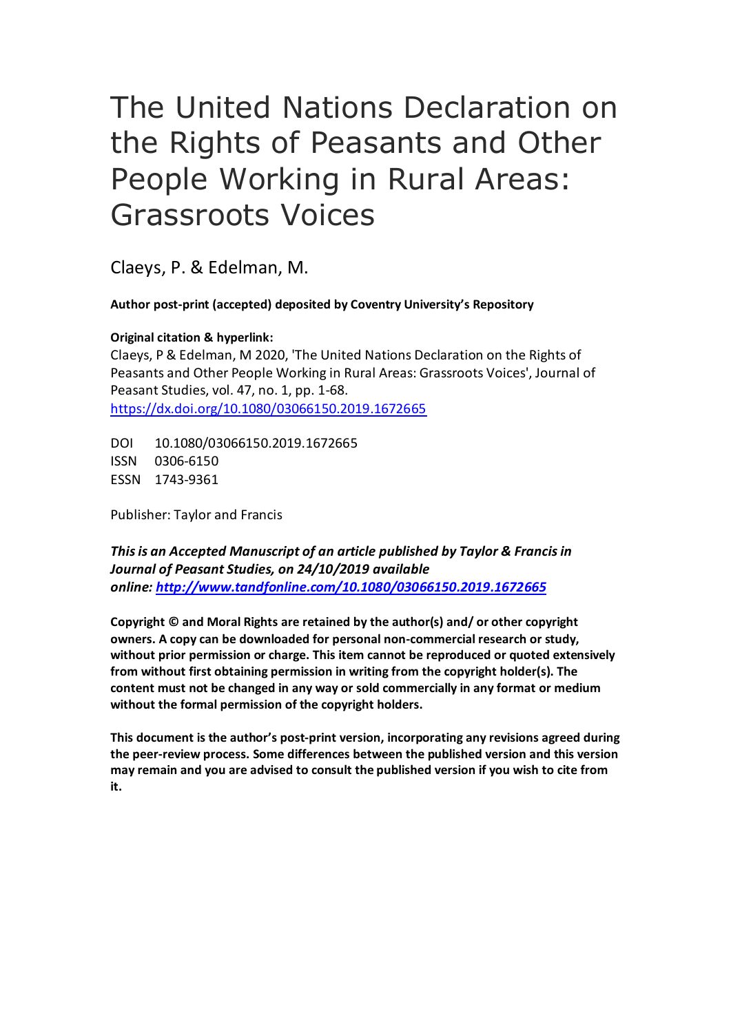# The United Nations Declaration on the Rights of Peasants and Other People Working in Rural Areas: Grassroots Voices

Claeys, P. & Edelman, M.

**Author post-print (accepted) deposited by Coventry University's Repository**

**Original citation & hyperlink:**

Claeys, P & Edelman, M 2020, 'The United Nations Declaration on the Rights of Peasants and Other People Working in Rural Areas: Grassroots Voices', Journal of Peasant Studies, vol. 47, no. 1, pp. 1-68.
https://dx.doi.org/10.1080/03066150.2019.1672665

DOI 10.1080/03066150.2019.1672665
ISSN 0306-6150
ESSN 1743-9361

Publisher: Taylor and Francis

***This is an Accepted Manuscript of an article published by Taylor & Francis in Journal of Peasant Studies, on 24/10/2019 available online: http://www.tandfonline.com/10.1080/03066150.2019.1672665***

**Copyright © and Moral Rights are retained by the author(s) and/ or other copyright owners. A copy can be downloaded for personal non-commercial research or study, without prior permission or charge. This item cannot be reproduced or quoted extensively from without first obtaining permission in writing from the copyright holder(s). The content must not be changed in any way or sold commercially in any format or medium without the formal permission of the copyright holders.**

**This document is the author's post-print version, incorporating any revisions agreed during the peer-review process. Some differences between the published version and this version may remain and you are advised to consult the published version if you wish to cite from it.**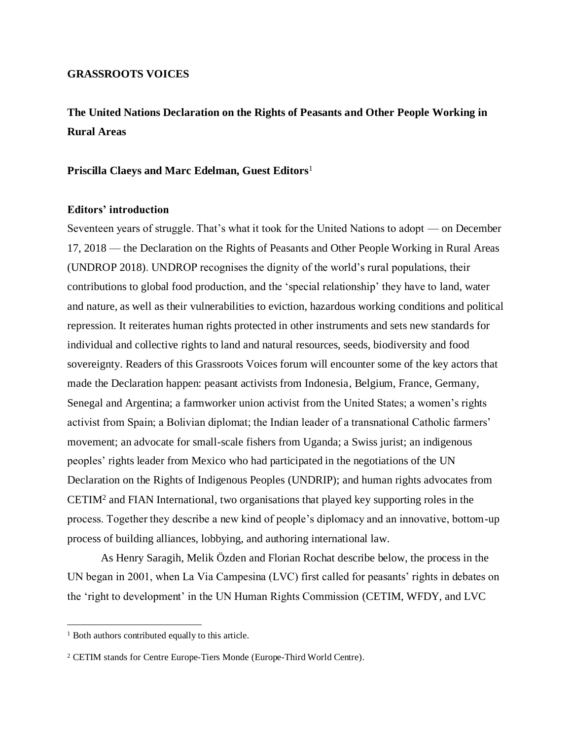**GRASSROOTS VOICES**

# The United Nations Declaration on the Rights of Peasants and Other People Working in Rural Areas

**Priscilla Claeys and Marc Edelman, Guest Editors**[1]

## Editors' introduction

Seventeen years of struggle. That's what it took for the United Nations to adopt — on December 17, 2018 — the Declaration on the Rights of Peasants and Other People Working in Rural Areas (UNDROP 2018). UNDROP recognises the dignity of the world's rural populations, their contributions to global food production, and the 'special relationship' they have to land, water and nature, as well as their vulnerabilities to eviction, hazardous working conditions and political repression. It reiterates human rights protected in other instruments and sets new standards for individual and collective rights to land and natural resources, seeds, biodiversity and food sovereignty. Readers of this Grassroots Voices forum will encounter some of the key actors that made the Declaration happen: peasant activists from Indonesia, Belgium, France, Germany, Senegal and Argentina; a farmworker union activist from the United States; a women's rights activist from Spain; a Bolivian diplomat; the Indian leader of a transnational Catholic farmers' movement; an advocate for small-scale fishers from Uganda; a Swiss jurist; an indigenous peoples' rights leader from Mexico who had participated in the negotiations of the UN Declaration on the Rights of Indigenous Peoples (UNDRIP); and human rights advocates from CETIM[2] and FIAN International, two organisations that played key supporting roles in the process. Together they describe a new kind of people's diplomacy and an innovative, bottom-up process of building alliances, lobbying, and authoring international law.

As Henry Saragih, Melik Özden and Florian Rochat describe below, the process in the UN began in 2001, when La Via Campesina (LVC) first called for peasants' rights in debates on the 'right to development' in the UN Human Rights Commission (CETIM, WFDY, and LVC

---

[1] Both authors contributed equally to this article.

[2] CETIM stands for Centre Europe-Tiers Monde (Europe-Third World Centre).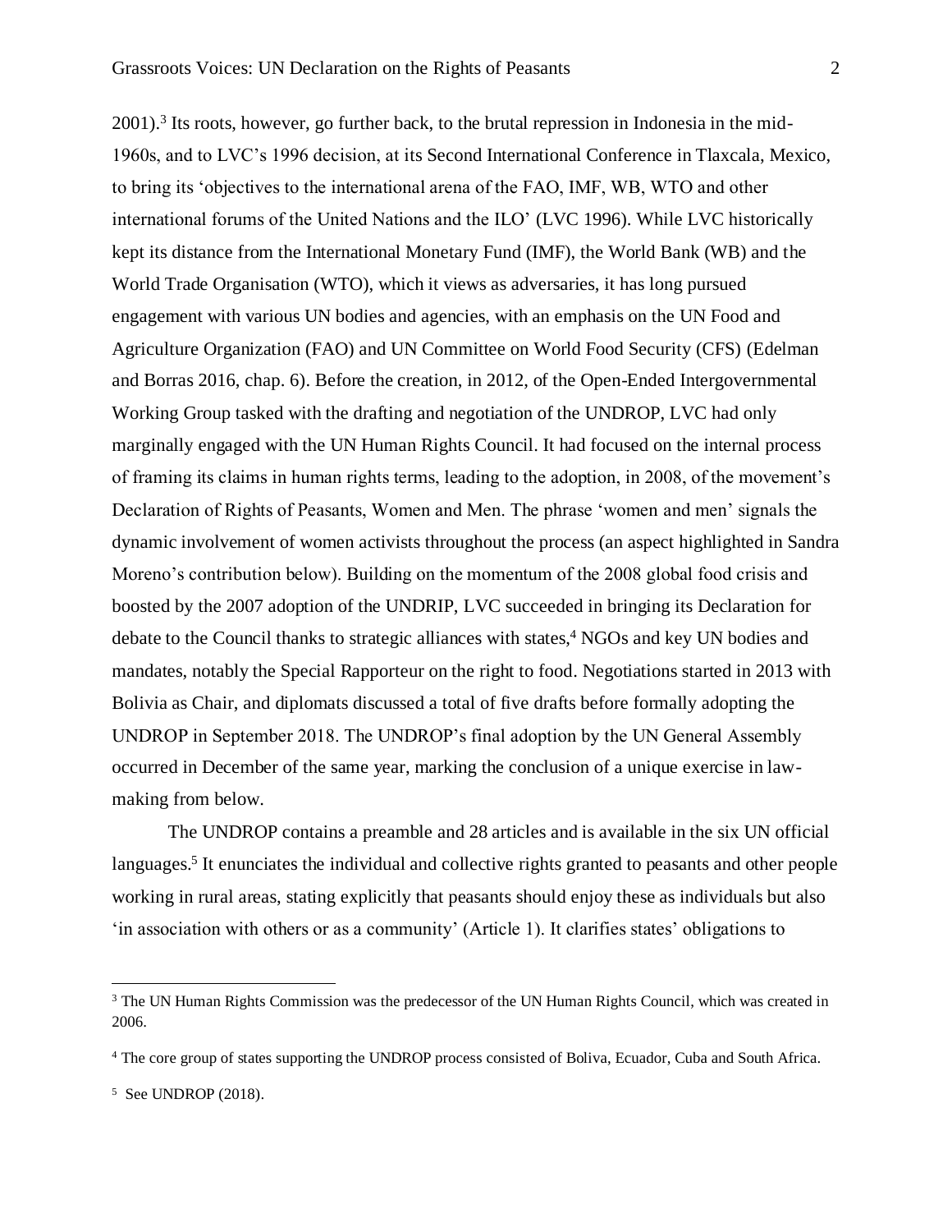2001).[3] Its roots, however, go further back, to the brutal repression in Indonesia in the mid-1960s, and to LVC's 1996 decision, at its Second International Conference in Tlaxcala, Mexico, to bring its 'objectives to the international arena of the FAO, IMF, WB, WTO and other international forums of the United Nations and the ILO' (LVC 1996). While LVC historically kept its distance from the International Monetary Fund (IMF), the World Bank (WB) and the World Trade Organisation (WTO), which it views as adversaries, it has long pursued engagement with various UN bodies and agencies, with an emphasis on the UN Food and Agriculture Organization (FAO) and UN Committee on World Food Security (CFS) (Edelman and Borras 2016, chap. 6). Before the creation, in 2012, of the Open-Ended Intergovernmental Working Group tasked with the drafting and negotiation of the UNDROP, LVC had only marginally engaged with the UN Human Rights Council. It had focused on the internal process of framing its claims in human rights terms, leading to the adoption, in 2008, of the movement's Declaration of Rights of Peasants, Women and Men. The phrase 'women and men' signals the dynamic involvement of women activists throughout the process (an aspect highlighted in Sandra Moreno's contribution below). Building on the momentum of the 2008 global food crisis and boosted by the 2007 adoption of the UNDRIP, LVC succeeded in bringing its Declaration for debate to the Council thanks to strategic alliances with states,[4] NGOs and key UN bodies and mandates, notably the Special Rapporteur on the right to food. Negotiations started in 2013 with Bolivia as Chair, and diplomats discussed a total of five drafts before formally adopting the UNDROP in September 2018. The UNDROP's final adoption by the UN General Assembly occurred in December of the same year, marking the conclusion of a unique exercise in law-making from below.

The UNDROP contains a preamble and 28 articles and is available in the six UN official languages.[5] It enunciates the individual and collective rights granted to peasants and other people working in rural areas, stating explicitly that peasants should enjoy these as individuals but also 'in association with others or as a community' (Article 1). It clarifies states' obligations to

---

[3] The UN Human Rights Commission was the predecessor of the UN Human Rights Council, which was created in 2006.

[4] The core group of states supporting the UNDROP process consisted of Boliva, Ecuador, Cuba and South Africa.

[5] See UNDROP (2018).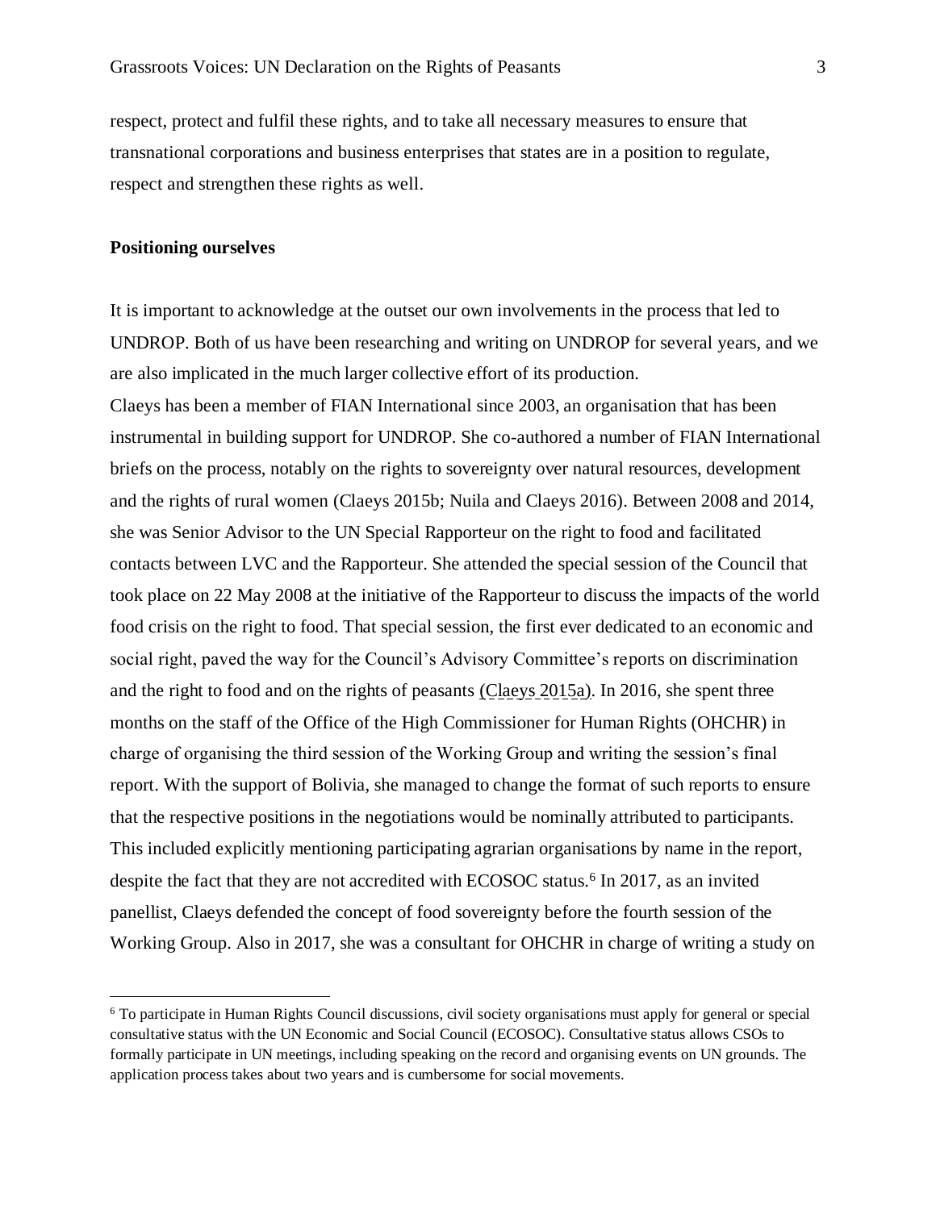respect, protect and fulfil these rights, and to take all necessary measures to ensure that transnational corporations and business enterprises that states are in a position to regulate, respect and strengthen these rights as well.

**Positioning ourselves**

It is important to acknowledge at the outset our own involvements in the process that led to UNDROP. Both of us have been researching and writing on UNDROP for several years, and we are also implicated in the much larger collective effort of its production.

Claeys has been a member of FIAN International since 2003, an organisation that has been instrumental in building support for UNDROP. She co-authored a number of FIAN International briefs on the process, notably on the rights to sovereignty over natural resources, development and the rights of rural women (Claeys 2015b; Nuila and Claeys 2016). Between 2008 and 2014, she was Senior Advisor to the UN Special Rapporteur on the right to food and facilitated contacts between LVC and the Rapporteur. She attended the special session of the Council that took place on 22 May 2008 at the initiative of the Rapporteur to discuss the impacts of the world food crisis on the right to food. That special session, the first ever dedicated to an economic and social right, paved the way for the Council's Advisory Committee's reports on discrimination and the right to food and on the rights of peasants (Claeys 2015a). In 2016, she spent three months on the staff of the Office of the High Commissioner for Human Rights (OHCHR) in charge of organising the third session of the Working Group and writing the session's final report. With the support of Bolivia, she managed to change the format of such reports to ensure that the respective positions in the negotiations would be nominally attributed to participants. This included explicitly mentioning participating agrarian organisations by name in the report, despite the fact that they are not accredited with ECOSOC status.[6] In 2017, as an invited panellist, Claeys defended the concept of food sovereignty before the fourth session of the Working Group. Also in 2017, she was a consultant for OHCHR in charge of writing a study on

[6] To participate in Human Rights Council discussions, civil society organisations must apply for general or special consultative status with the UN Economic and Social Council (ECOSOC). Consultative status allows CSOs to formally participate in UN meetings, including speaking on the record and organising events on UN grounds. The application process takes about two years and is cumbersome for social movements.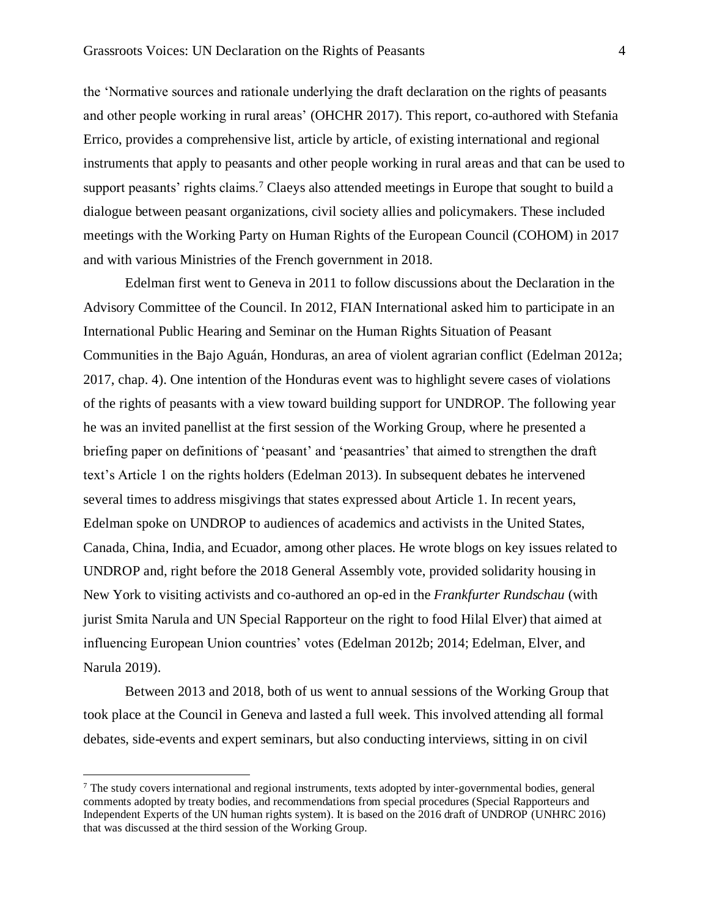the 'Normative sources and rationale underlying the draft declaration on the rights of peasants and other people working in rural areas' (OHCHR 2017). This report, co-authored with Stefania Errico, provides a comprehensive list, article by article, of existing international and regional instruments that apply to peasants and other people working in rural areas and that can be used to support peasants' rights claims.[7] Claeys also attended meetings in Europe that sought to build a dialogue between peasant organizations, civil society allies and policymakers. These included meetings with the Working Party on Human Rights of the European Council (COHOM) in 2017 and with various Ministries of the French government in 2018.

Edelman first went to Geneva in 2011 to follow discussions about the Declaration in the Advisory Committee of the Council. In 2012, FIAN International asked him to participate in an International Public Hearing and Seminar on the Human Rights Situation of Peasant Communities in the Bajo Aguán, Honduras, an area of violent agrarian conflict (Edelman 2012a; 2017, chap. 4). One intention of the Honduras event was to highlight severe cases of violations of the rights of peasants with a view toward building support for UNDROP. The following year he was an invited panellist at the first session of the Working Group, where he presented a briefing paper on definitions of 'peasant' and 'peasantries' that aimed to strengthen the draft text's Article 1 on the rights holders (Edelman 2013). In subsequent debates he intervened several times to address misgivings that states expressed about Article 1. In recent years, Edelman spoke on UNDROP to audiences of academics and activists in the United States, Canada, China, India, and Ecuador, among other places. He wrote blogs on key issues related to UNDROP and, right before the 2018 General Assembly vote, provided solidarity housing in New York to visiting activists and co-authored an op-ed in the *Frankfurter Rundschau* (with jurist Smita Narula and UN Special Rapporteur on the right to food Hilal Elver) that aimed at influencing European Union countries' votes (Edelman 2012b; 2014; Edelman, Elver, and Narula 2019).

Between 2013 and 2018, both of us went to annual sessions of the Working Group that took place at the Council in Geneva and lasted a full week. This involved attending all formal debates, side-events and expert seminars, but also conducting interviews, sitting in on civil

[7] The study covers international and regional instruments, texts adopted by inter-governmental bodies, general comments adopted by treaty bodies, and recommendations from special procedures (Special Rapporteurs and Independent Experts of the UN human rights system). It is based on the 2016 draft of UNDROP (UNHRC 2016) that was discussed at the third session of the Working Group.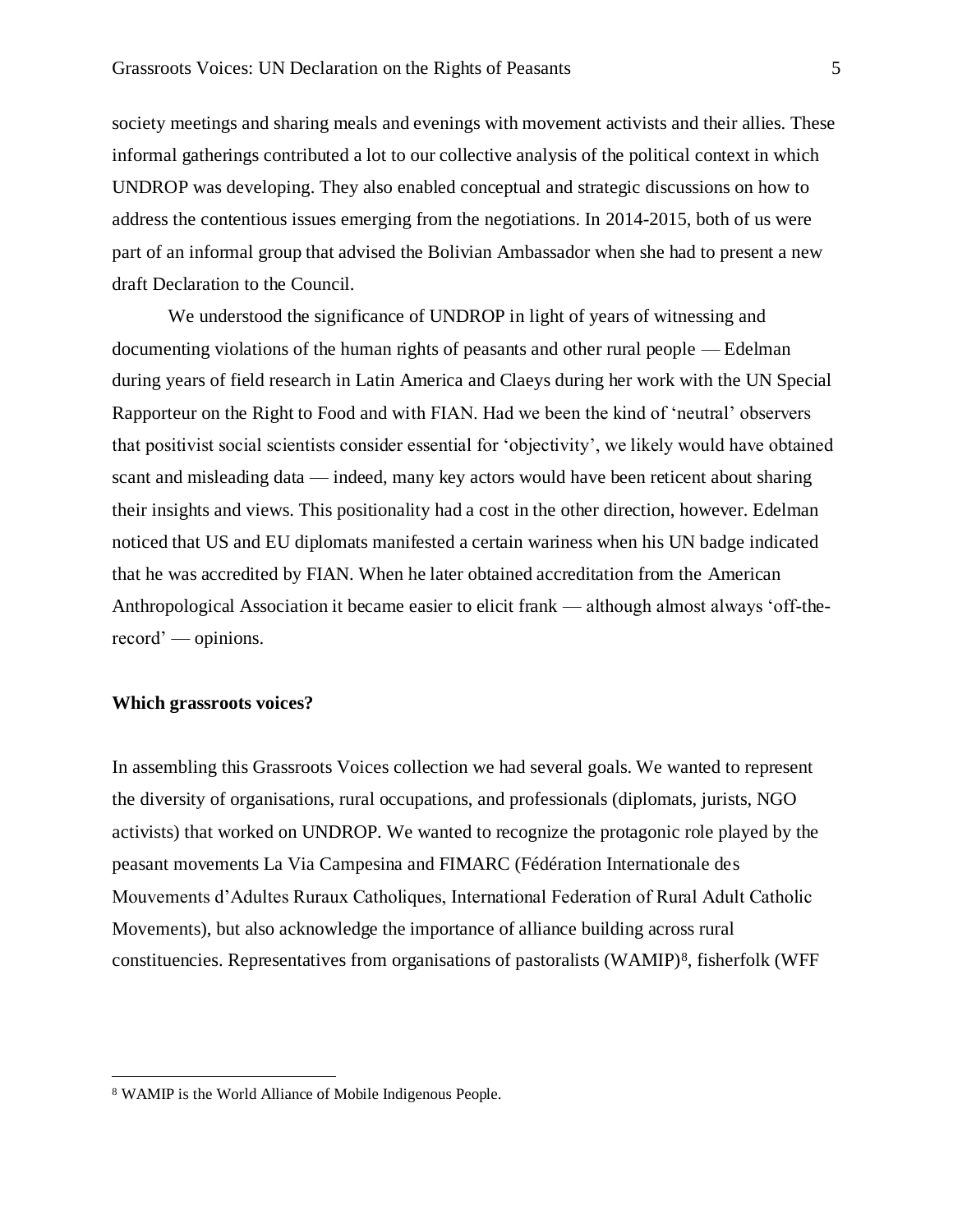society meetings and sharing meals and evenings with movement activists and their allies. These informal gatherings contributed a lot to our collective analysis of the political context in which UNDROP was developing. They also enabled conceptual and strategic discussions on how to address the contentious issues emerging from the negotiations. In 2014-2015, both of us were part of an informal group that advised the Bolivian Ambassador when she had to present a new draft Declaration to the Council.

We understood the significance of UNDROP in light of years of witnessing and documenting violations of the human rights of peasants and other rural people — Edelman during years of field research in Latin America and Claeys during her work with the UN Special Rapporteur on the Right to Food and with FIAN. Had we been the kind of 'neutral' observers that positivist social scientists consider essential for 'objectivity', we likely would have obtained scant and misleading data — indeed, many key actors would have been reticent about sharing their insights and views. This positionality had a cost in the other direction, however. Edelman noticed that US and EU diplomats manifested a certain wariness when his UN badge indicated that he was accredited by FIAN. When he later obtained accreditation from the American Anthropological Association it became easier to elicit frank — although almost always 'off-the-record' — opinions.

**Which grassroots voices?**

In assembling this Grassroots Voices collection we had several goals. We wanted to represent the diversity of organisations, rural occupations, and professionals (diplomats, jurists, NGO activists) that worked on UNDROP. We wanted to recognize the protagonic role played by the peasant movements La Via Campesina and FIMARC (Fédération Internationale des Mouvements d'Adultes Ruraux Catholiques, International Federation of Rural Adult Catholic Movements), but also acknowledge the importance of alliance building across rural constituencies. Representatives from organisations of pastoralists (WAMIP)[8], fisherfolk (WFF

[8] WAMIP is the World Alliance of Mobile Indigenous People.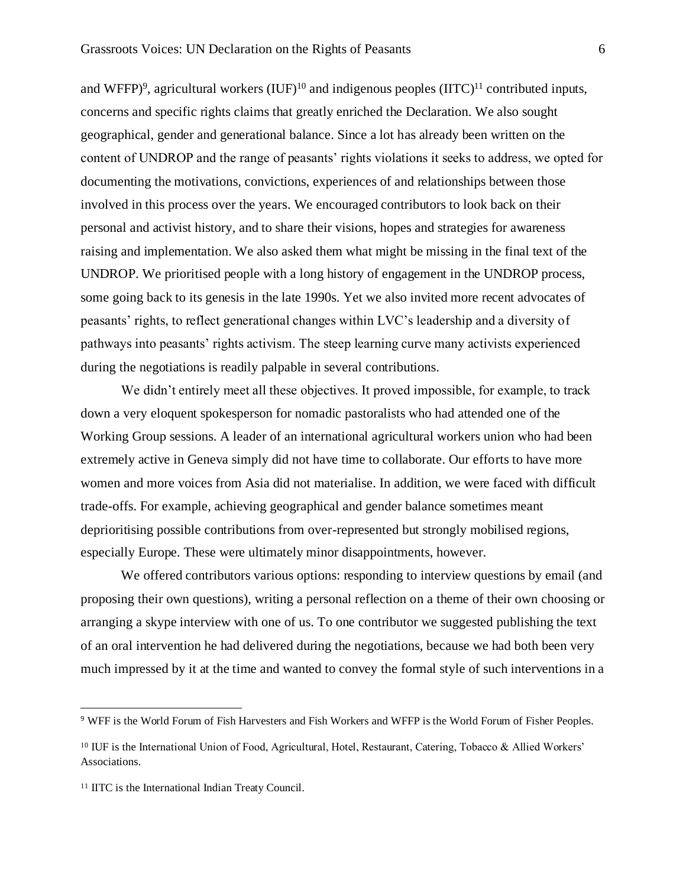and WFFP)[9], agricultural workers (IUF)[10] and indigenous peoples (IITC)[11] contributed inputs, concerns and specific rights claims that greatly enriched the Declaration. We also sought geographical, gender and generational balance. Since a lot has already been written on the content of UNDROP and the range of peasants' rights violations it seeks to address, we opted for documenting the motivations, convictions, experiences of and relationships between those involved in this process over the years. We encouraged contributors to look back on their personal and activist history, and to share their visions, hopes and strategies for awareness raising and implementation. We also asked them what might be missing in the final text of the UNDROP. We prioritised people with a long history of engagement in the UNDROP process, some going back to its genesis in the late 1990s. Yet we also invited more recent advocates of peasants' rights, to reflect generational changes within LVC's leadership and a diversity of pathways into peasants' rights activism. The steep learning curve many activists experienced during the negotiations is readily palpable in several contributions.

We didn't entirely meet all these objectives. It proved impossible, for example, to track down a very eloquent spokesperson for nomadic pastoralists who had attended one of the Working Group sessions. A leader of an international agricultural workers union who had been extremely active in Geneva simply did not have time to collaborate. Our efforts to have more women and more voices from Asia did not materialise. In addition, we were faced with difficult trade-offs. For example, achieving geographical and gender balance sometimes meant deprioritising possible contributions from over-represented but strongly mobilised regions, especially Europe. These were ultimately minor disappointments, however.

We offered contributors various options: responding to interview questions by email (and proposing their own questions), writing a personal reflection on a theme of their own choosing or arranging a skype interview with one of us. To one contributor we suggested publishing the text of an oral intervention he had delivered during the negotiations, because we had both been very much impressed by it at the time and wanted to convey the formal style of such interventions in a

[9] WFF is the World Forum of Fish Harvesters and Fish Workers and WFFP is the World Forum of Fisher Peoples.

[10] IUF is the International Union of Food, Agricultural, Hotel, Restaurant, Catering, Tobacco & Allied Workers' Associations.

[11] IITC is the International Indian Treaty Council.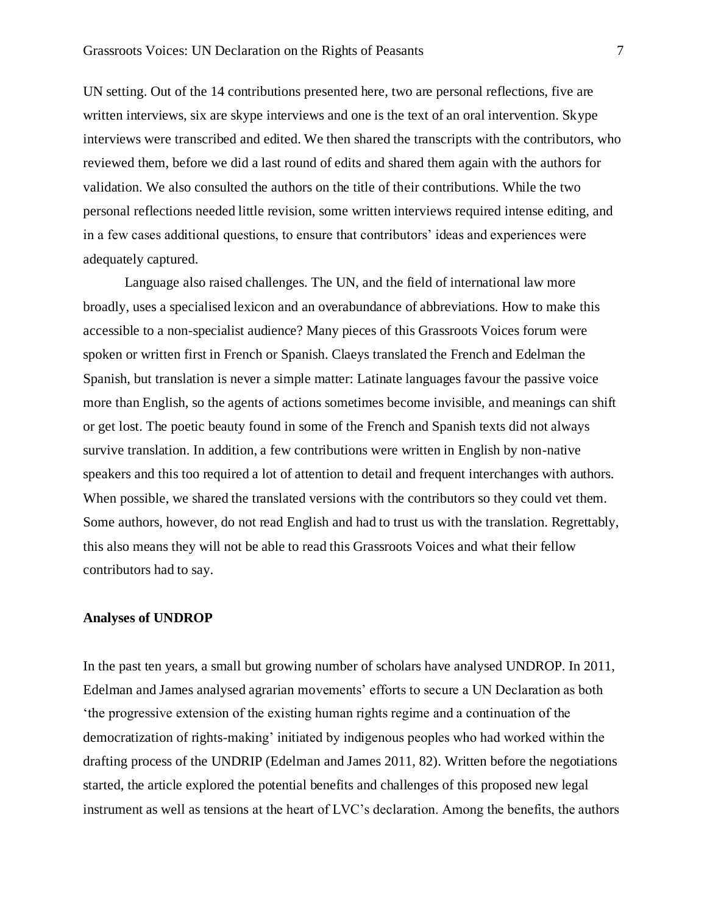UN setting. Out of the 14 contributions presented here, two are personal reflections, five are written interviews, six are skype interviews and one is the text of an oral intervention. Skype interviews were transcribed and edited. We then shared the transcripts with the contributors, who reviewed them, before we did a last round of edits and shared them again with the authors for validation. We also consulted the authors on the title of their contributions. While the two personal reflections needed little revision, some written interviews required intense editing, and in a few cases additional questions, to ensure that contributors' ideas and experiences were adequately captured.

Language also raised challenges. The UN, and the field of international law more broadly, uses a specialised lexicon and an overabundance of abbreviations. How to make this accessible to a non-specialist audience? Many pieces of this Grassroots Voices forum were spoken or written first in French or Spanish. Claeys translated the French and Edelman the Spanish, but translation is never a simple matter: Latinate languages favour the passive voice more than English, so the agents of actions sometimes become invisible, and meanings can shift or get lost. The poetic beauty found in some of the French and Spanish texts did not always survive translation. In addition, a few contributions were written in English by non-native speakers and this too required a lot of attention to detail and frequent interchanges with authors. When possible, we shared the translated versions with the contributors so they could vet them. Some authors, however, do not read English and had to trust us with the translation. Regrettably, this also means they will not be able to read this Grassroots Voices and what their fellow contributors had to say.

**Analyses of UNDROP**

In the past ten years, a small but growing number of scholars have analysed UNDROP. In 2011, Edelman and James analysed agrarian movements' efforts to secure a UN Declaration as both 'the progressive extension of the existing human rights regime and a continuation of the democratization of rights-making' initiated by indigenous peoples who had worked within the drafting process of the UNDRIP (Edelman and James 2011, 82). Written before the negotiations started, the article explored the potential benefits and challenges of this proposed new legal instrument as well as tensions at the heart of LVC's declaration. Among the benefits, the authors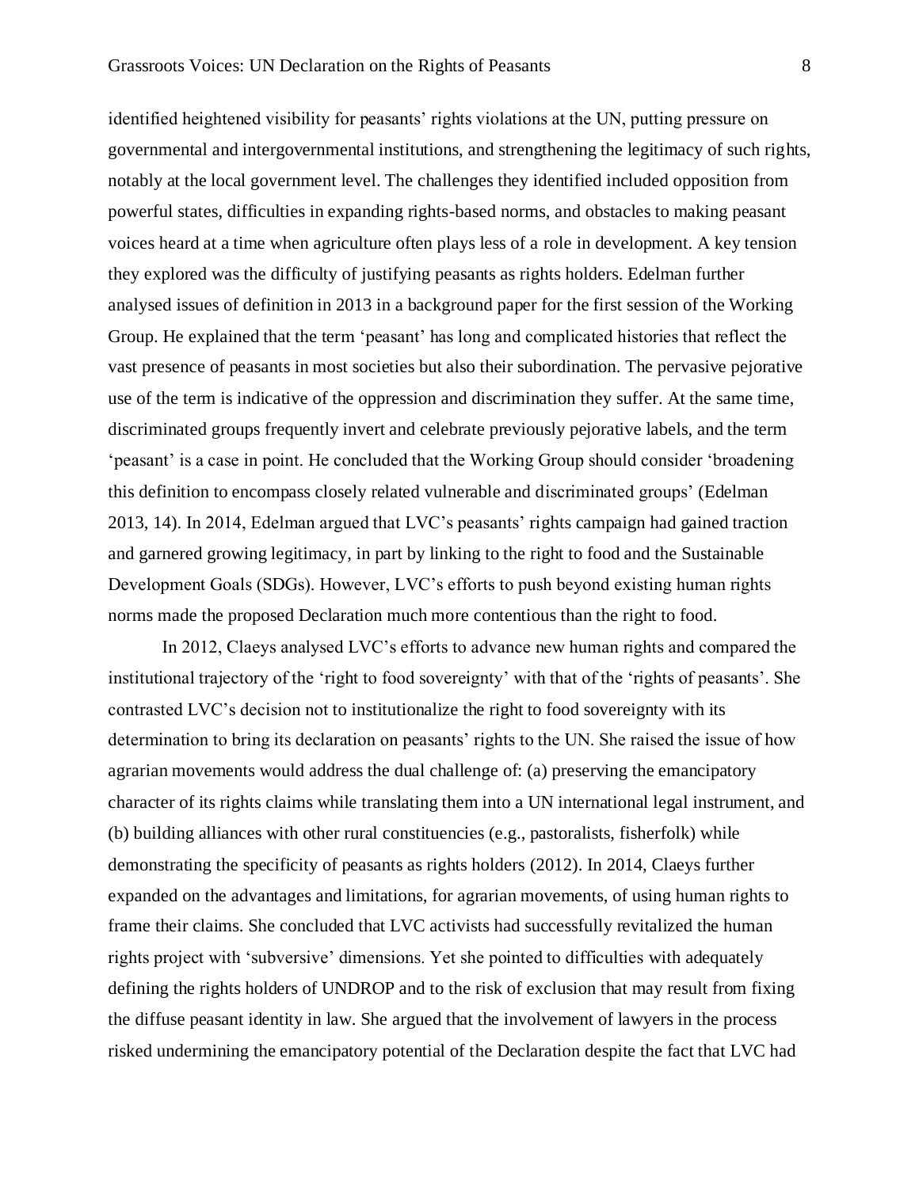identified heightened visibility for peasants' rights violations at the UN, putting pressure on governmental and intergovernmental institutions, and strengthening the legitimacy of such rights, notably at the local government level. The challenges they identified included opposition from powerful states, difficulties in expanding rights-based norms, and obstacles to making peasant voices heard at a time when agriculture often plays less of a role in development. A key tension they explored was the difficulty of justifying peasants as rights holders. Edelman further analysed issues of definition in 2013 in a background paper for the first session of the Working Group. He explained that the term 'peasant' has long and complicated histories that reflect the vast presence of peasants in most societies but also their subordination. The pervasive pejorative use of the term is indicative of the oppression and discrimination they suffer. At the same time, discriminated groups frequently invert and celebrate previously pejorative labels, and the term 'peasant' is a case in point. He concluded that the Working Group should consider 'broadening this definition to encompass closely related vulnerable and discriminated groups' (Edelman 2013, 14). In 2014, Edelman argued that LVC's peasants' rights campaign had gained traction and garnered growing legitimacy, in part by linking to the right to food and the Sustainable Development Goals (SDGs). However, LVC's efforts to push beyond existing human rights norms made the proposed Declaration much more contentious than the right to food.

In 2012, Claeys analysed LVC's efforts to advance new human rights and compared the institutional trajectory of the 'right to food sovereignty' with that of the 'rights of peasants'. She contrasted LVC's decision not to institutionalize the right to food sovereignty with its determination to bring its declaration on peasants' rights to the UN. She raised the issue of how agrarian movements would address the dual challenge of: (a) preserving the emancipatory character of its rights claims while translating them into a UN international legal instrument, and (b) building alliances with other rural constituencies (e.g., pastoralists, fisherfolk) while demonstrating the specificity of peasants as rights holders (2012). In 2014, Claeys further expanded on the advantages and limitations, for agrarian movements, of using human rights to frame their claims. She concluded that LVC activists had successfully revitalized the human rights project with 'subversive' dimensions. Yet she pointed to difficulties with adequately defining the rights holders of UNDROP and to the risk of exclusion that may result from fixing the diffuse peasant identity in law. She argued that the involvement of lawyers in the process risked undermining the emancipatory potential of the Declaration despite the fact that LVC had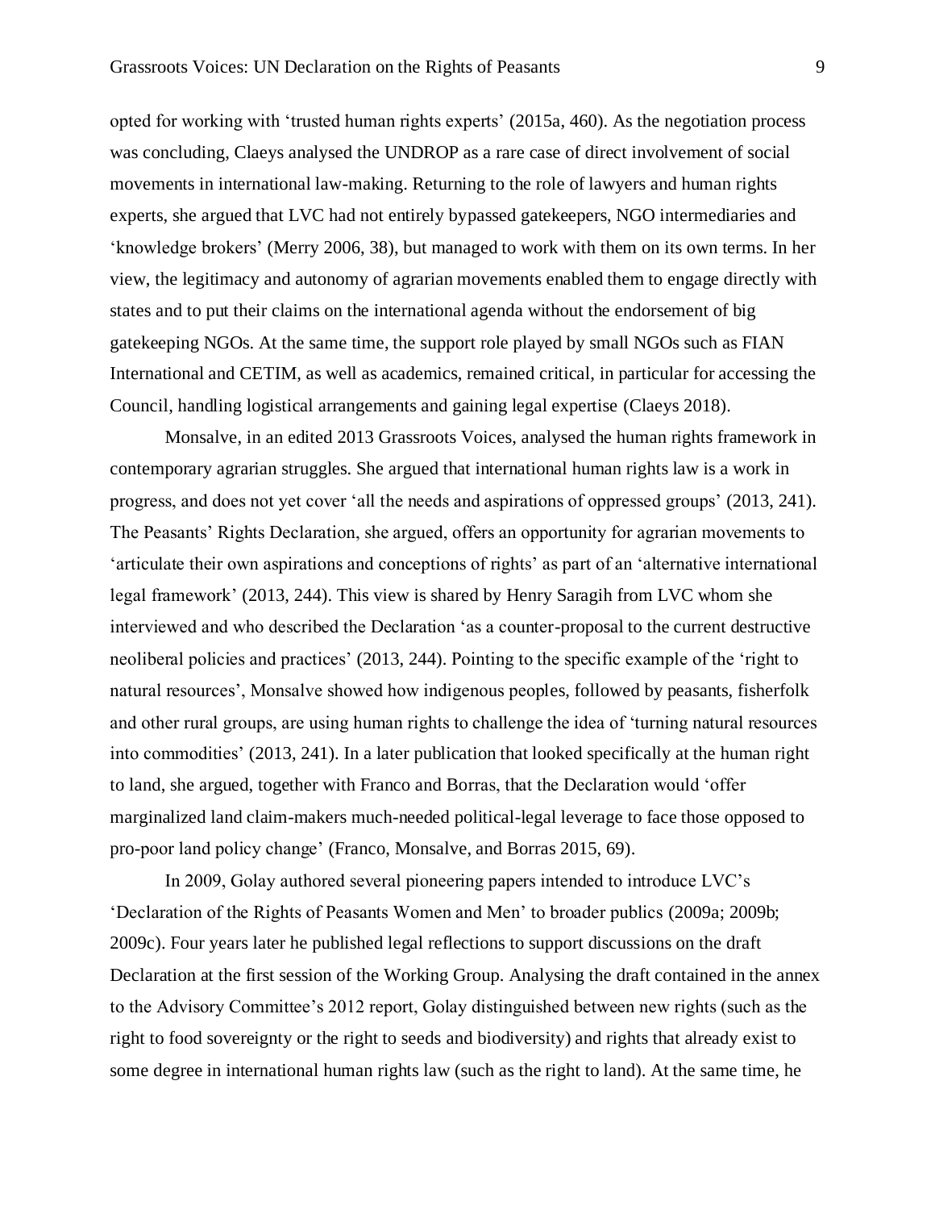opted for working with 'trusted human rights experts' (2015a, 460). As the negotiation process was concluding, Claeys analysed the UNDROP as a rare case of direct involvement of social movements in international law-making. Returning to the role of lawyers and human rights experts, she argued that LVC had not entirely bypassed gatekeepers, NGO intermediaries and 'knowledge brokers' (Merry 2006, 38), but managed to work with them on its own terms. In her view, the legitimacy and autonomy of agrarian movements enabled them to engage directly with states and to put their claims on the international agenda without the endorsement of big gatekeeping NGOs. At the same time, the support role played by small NGOs such as FIAN International and CETIM, as well as academics, remained critical, in particular for accessing the Council, handling logistical arrangements and gaining legal expertise (Claeys 2018).

Monsalve, in an edited 2013 Grassroots Voices, analysed the human rights framework in contemporary agrarian struggles. She argued that international human rights law is a work in progress, and does not yet cover 'all the needs and aspirations of oppressed groups' (2013, 241). The Peasants' Rights Declaration, she argued, offers an opportunity for agrarian movements to 'articulate their own aspirations and conceptions of rights' as part of an 'alternative international legal framework' (2013, 244). This view is shared by Henry Saragih from LVC whom she interviewed and who described the Declaration 'as a counter-proposal to the current destructive neoliberal policies and practices' (2013, 244). Pointing to the specific example of the 'right to natural resources', Monsalve showed how indigenous peoples, followed by peasants, fisherfolk and other rural groups, are using human rights to challenge the idea of 'turning natural resources into commodities' (2013, 241). In a later publication that looked specifically at the human right to land, she argued, together with Franco and Borras, that the Declaration would 'offer marginalized land claim-makers much-needed political-legal leverage to face those opposed to pro-poor land policy change' (Franco, Monsalve, and Borras 2015, 69).

In 2009, Golay authored several pioneering papers intended to introduce LVC's 'Declaration of the Rights of Peasants Women and Men' to broader publics (2009a; 2009b; 2009c). Four years later he published legal reflections to support discussions on the draft Declaration at the first session of the Working Group. Analysing the draft contained in the annex to the Advisory Committee's 2012 report, Golay distinguished between new rights (such as the right to food sovereignty or the right to seeds and biodiversity) and rights that already exist to some degree in international human rights law (such as the right to land). At the same time, he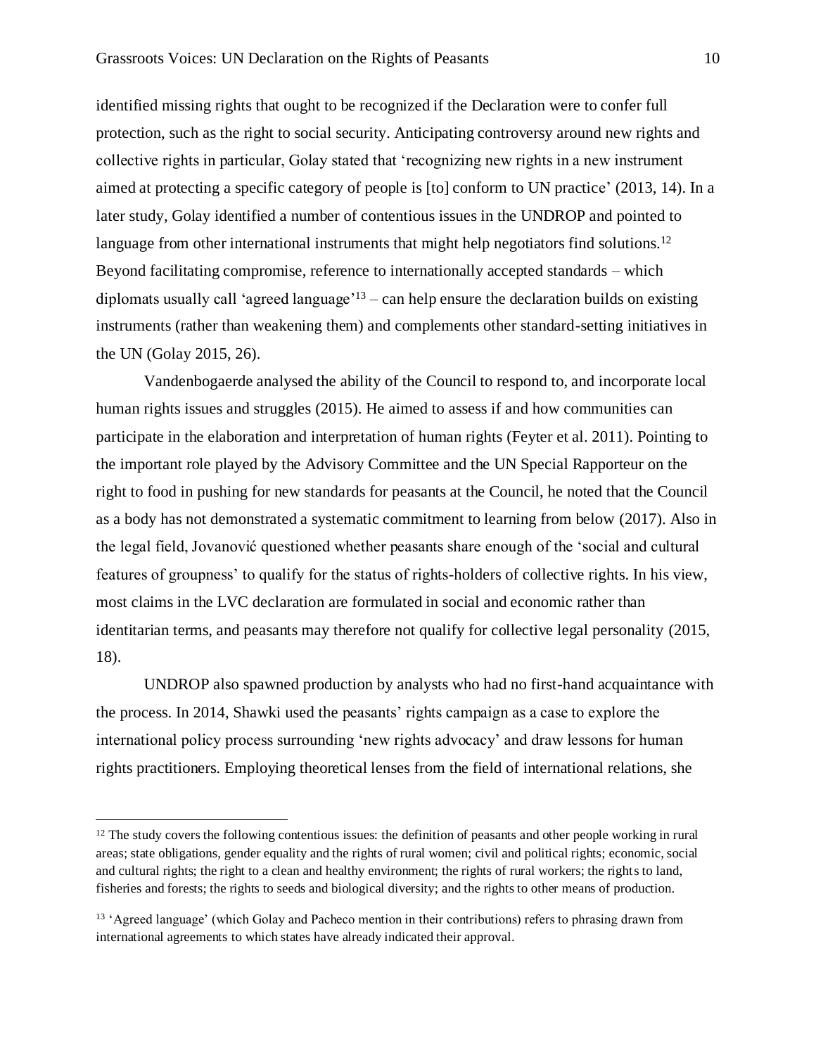identified missing rights that ought to be recognized if the Declaration were to confer full protection, such as the right to social security. Anticipating controversy around new rights and collective rights in particular, Golay stated that 'recognizing new rights in a new instrument aimed at protecting a specific category of people is [to] conform to UN practice' (2013, 14). In a later study, Golay identified a number of contentious issues in the UNDROP and pointed to language from other international instruments that might help negotiators find solutions.[12] Beyond facilitating compromise, reference to internationally accepted standards – which diplomats usually call 'agreed language'[13] – can help ensure the declaration builds on existing instruments (rather than weakening them) and complements other standard-setting initiatives in the UN (Golay 2015, 26).

Vandenbogaerde analysed the ability of the Council to respond to, and incorporate local human rights issues and struggles (2015). He aimed to assess if and how communities can participate in the elaboration and interpretation of human rights (Feyter et al. 2011). Pointing to the important role played by the Advisory Committee and the UN Special Rapporteur on the right to food in pushing for new standards for peasants at the Council, he noted that the Council as a body has not demonstrated a systematic commitment to learning from below (2017). Also in the legal field, Jovanović questioned whether peasants share enough of the 'social and cultural features of groupness' to qualify for the status of rights-holders of collective rights. In his view, most claims in the LVC declaration are formulated in social and economic rather than identitarian terms, and peasants may therefore not qualify for collective legal personality (2015, 18).

UNDROP also spawned production by analysts who had no first-hand acquaintance with the process. In 2014, Shawki used the peasants' rights campaign as a case to explore the international policy process surrounding 'new rights advocacy' and draw lessons for human rights practitioners. Employing theoretical lenses from the field of international relations, she

---

[12] The study covers the following contentious issues: the definition of peasants and other people working in rural areas; state obligations, gender equality and the rights of rural women; civil and political rights; economic, social and cultural rights; the right to a clean and healthy environment; the rights of rural workers; the rights to land, fisheries and forests; the rights to seeds and biological diversity; and the rights to other means of production.

[13] 'Agreed language' (which Golay and Pacheco mention in their contributions) refers to phrasing drawn from international agreements to which states have already indicated their approval.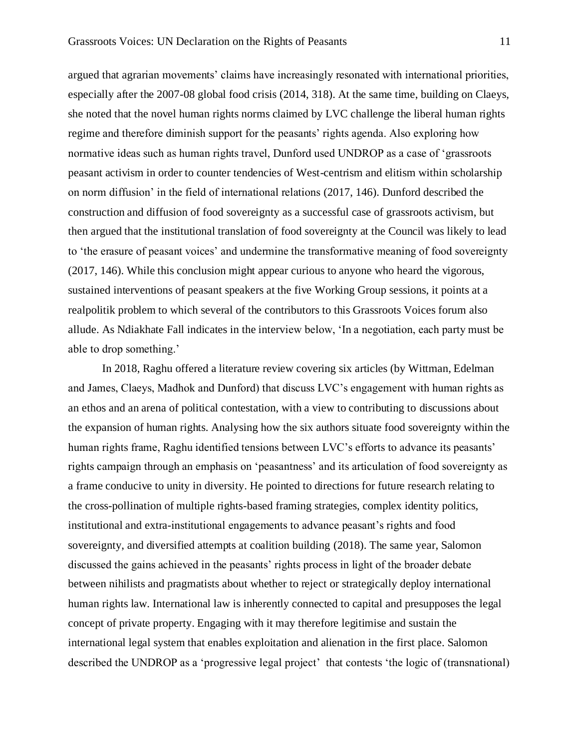argued that agrarian movements' claims have increasingly resonated with international priorities, especially after the 2007-08 global food crisis (2014, 318). At the same time, building on Claeys, she noted that the novel human rights norms claimed by LVC challenge the liberal human rights regime and therefore diminish support for the peasants' rights agenda. Also exploring how normative ideas such as human rights travel, Dunford used UNDROP as a case of 'grassroots peasant activism in order to counter tendencies of West-centrism and elitism within scholarship on norm diffusion' in the field of international relations (2017, 146). Dunford described the construction and diffusion of food sovereignty as a successful case of grassroots activism, but then argued that the institutional translation of food sovereignty at the Council was likely to lead to 'the erasure of peasant voices' and undermine the transformative meaning of food sovereignty (2017, 146). While this conclusion might appear curious to anyone who heard the vigorous, sustained interventions of peasant speakers at the five Working Group sessions, it points at a realpolitik problem to which several of the contributors to this Grassroots Voices forum also allude. As Ndiakhate Fall indicates in the interview below, 'In a negotiation, each party must be able to drop something.'

In 2018, Raghu offered a literature review covering six articles (by Wittman, Edelman and James, Claeys, Madhok and Dunford) that discuss LVC's engagement with human rights as an ethos and an arena of political contestation, with a view to contributing to discussions about the expansion of human rights. Analysing how the six authors situate food sovereignty within the human rights frame, Raghu identified tensions between LVC's efforts to advance its peasants' rights campaign through an emphasis on 'peasantness' and its articulation of food sovereignty as a frame conducive to unity in diversity. He pointed to directions for future research relating to the cross-pollination of multiple rights-based framing strategies, complex identity politics, institutional and extra-institutional engagements to advance peasant's rights and food sovereignty, and diversified attempts at coalition building (2018). The same year, Salomon discussed the gains achieved in the peasants' rights process in light of the broader debate between nihilists and pragmatists about whether to reject or strategically deploy international human rights law. International law is inherently connected to capital and presupposes the legal concept of private property. Engaging with it may therefore legitimise and sustain the international legal system that enables exploitation and alienation in the first place. Salomon described the UNDROP as a 'progressive legal project' that contests 'the logic of (transnational)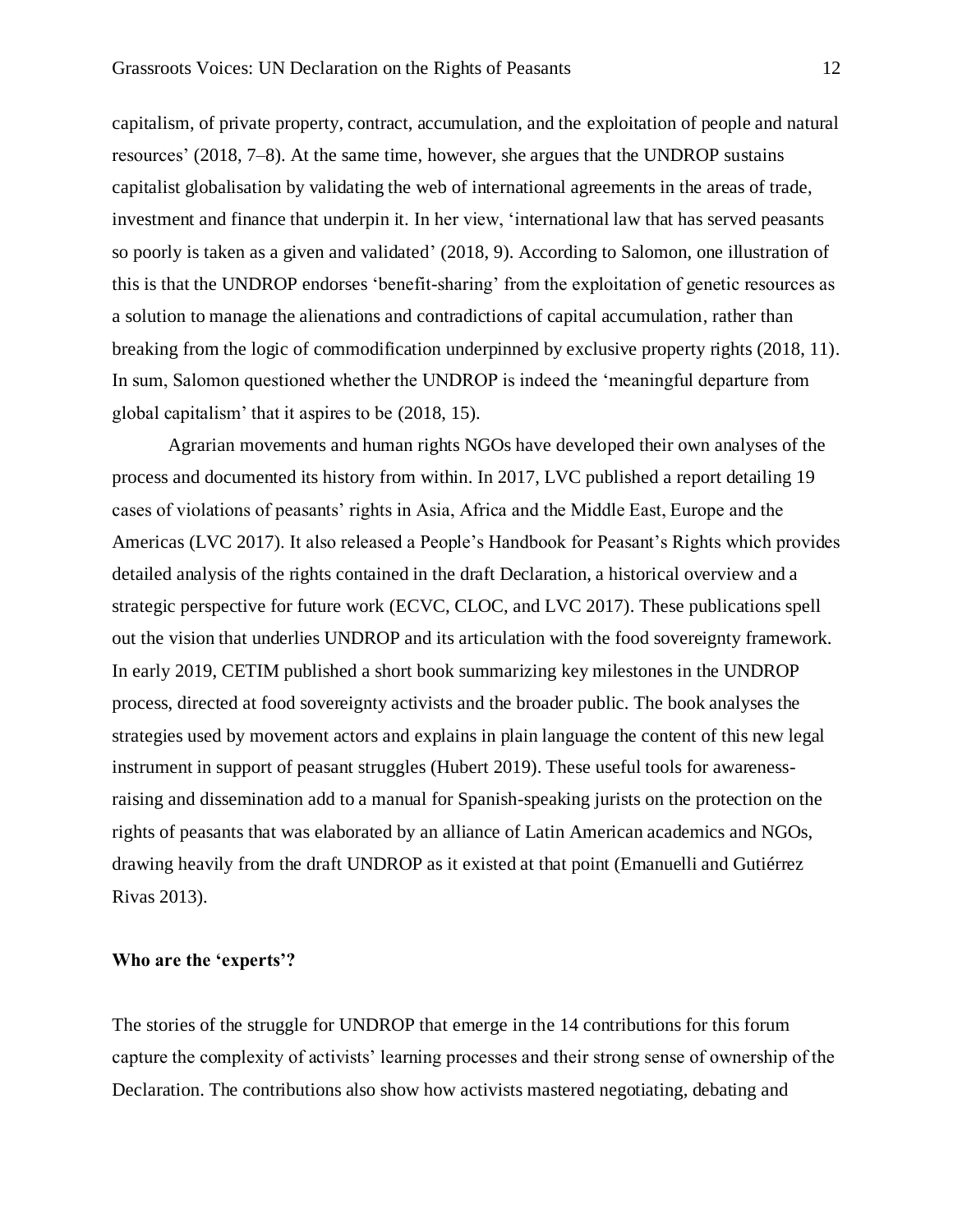capitalism, of private property, contract, accumulation, and the exploitation of people and natural resources' (2018, 7–8). At the same time, however, she argues that the UNDROP sustains capitalist globalisation by validating the web of international agreements in the areas of trade, investment and finance that underpin it. In her view, 'international law that has served peasants so poorly is taken as a given and validated' (2018, 9). According to Salomon, one illustration of this is that the UNDROP endorses 'benefit-sharing' from the exploitation of genetic resources as a solution to manage the alienations and contradictions of capital accumulation, rather than breaking from the logic of commodification underpinned by exclusive property rights (2018, 11). In sum, Salomon questioned whether the UNDROP is indeed the 'meaningful departure from global capitalism' that it aspires to be (2018, 15).

Agrarian movements and human rights NGOs have developed their own analyses of the process and documented its history from within. In 2017, LVC published a report detailing 19 cases of violations of peasants' rights in Asia, Africa and the Middle East, Europe and the Americas (LVC 2017). It also released a People's Handbook for Peasant's Rights which provides detailed analysis of the rights contained in the draft Declaration, a historical overview and a strategic perspective for future work (ECVC, CLOC, and LVC 2017). These publications spell out the vision that underlies UNDROP and its articulation with the food sovereignty framework. In early 2019, CETIM published a short book summarizing key milestones in the UNDROP process, directed at food sovereignty activists and the broader public. The book analyses the strategies used by movement actors and explains in plain language the content of this new legal instrument in support of peasant struggles (Hubert 2019). These useful tools for awareness-raising and dissemination add to a manual for Spanish-speaking jurists on the protection on the rights of peasants that was elaborated by an alliance of Latin American academics and NGOs, drawing heavily from the draft UNDROP as it existed at that point (Emanuelli and Gutiérrez Rivas 2013).

**Who are the 'experts'?**

The stories of the struggle for UNDROP that emerge in the 14 contributions for this forum capture the complexity of activists' learning processes and their strong sense of ownership of the Declaration. The contributions also show how activists mastered negotiating, debating and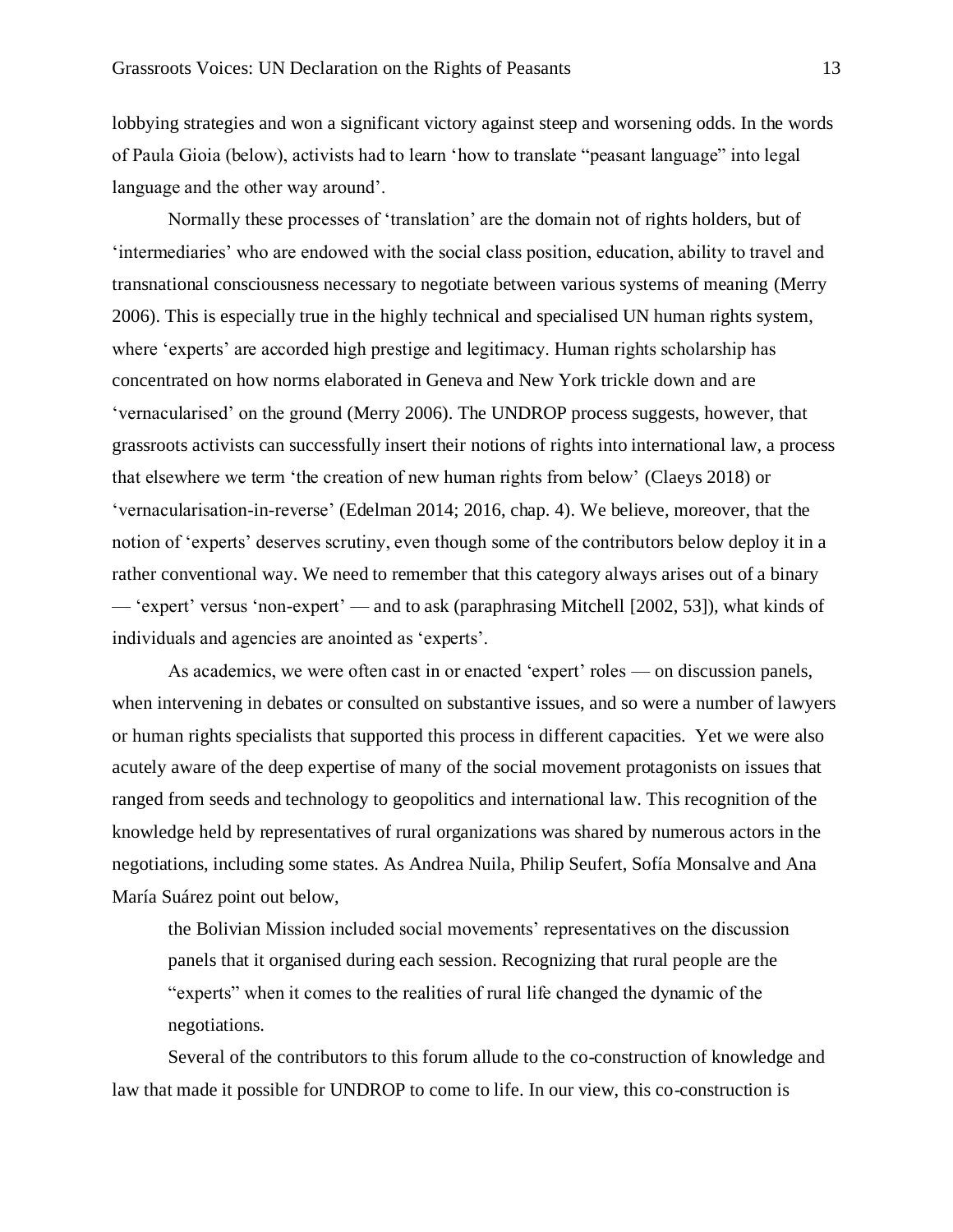lobbying strategies and won a significant victory against steep and worsening odds. In the words of Paula Gioia (below), activists had to learn 'how to translate "peasant language" into legal language and the other way around'.

Normally these processes of 'translation' are the domain not of rights holders, but of 'intermediaries' who are endowed with the social class position, education, ability to travel and transnational consciousness necessary to negotiate between various systems of meaning (Merry 2006). This is especially true in the highly technical and specialised UN human rights system, where 'experts' are accorded high prestige and legitimacy. Human rights scholarship has concentrated on how norms elaborated in Geneva and New York trickle down and are 'vernacularised' on the ground (Merry 2006). The UNDROP process suggests, however, that grassroots activists can successfully insert their notions of rights into international law, a process that elsewhere we term 'the creation of new human rights from below' (Claeys 2018) or 'vernacularisation-in-reverse' (Edelman 2014; 2016, chap. 4). We believe, moreover, that the notion of 'experts' deserves scrutiny, even though some of the contributors below deploy it in a rather conventional way. We need to remember that this category always arises out of a binary — 'expert' versus 'non-expert' — and to ask (paraphrasing Mitchell [2002, 53]), what kinds of individuals and agencies are anointed as 'experts'.

As academics, we were often cast in or enacted 'expert' roles — on discussion panels, when intervening in debates or consulted on substantive issues, and so were a number of lawyers or human rights specialists that supported this process in different capacities. Yet we were also acutely aware of the deep expertise of many of the social movement protagonists on issues that ranged from seeds and technology to geopolitics and international law. This recognition of the knowledge held by representatives of rural organizations was shared by numerous actors in the negotiations, including some states. As Andrea Nuila, Philip Seufert, Sofía Monsalve and Ana María Suárez point out below,

> the Bolivian Mission included social movements' representatives on the discussion panels that it organised during each session. Recognizing that rural people are the "experts" when it comes to the realities of rural life changed the dynamic of the negotiations.

Several of the contributors to this forum allude to the co-construction of knowledge and law that made it possible for UNDROP to come to life. In our view, this co-construction is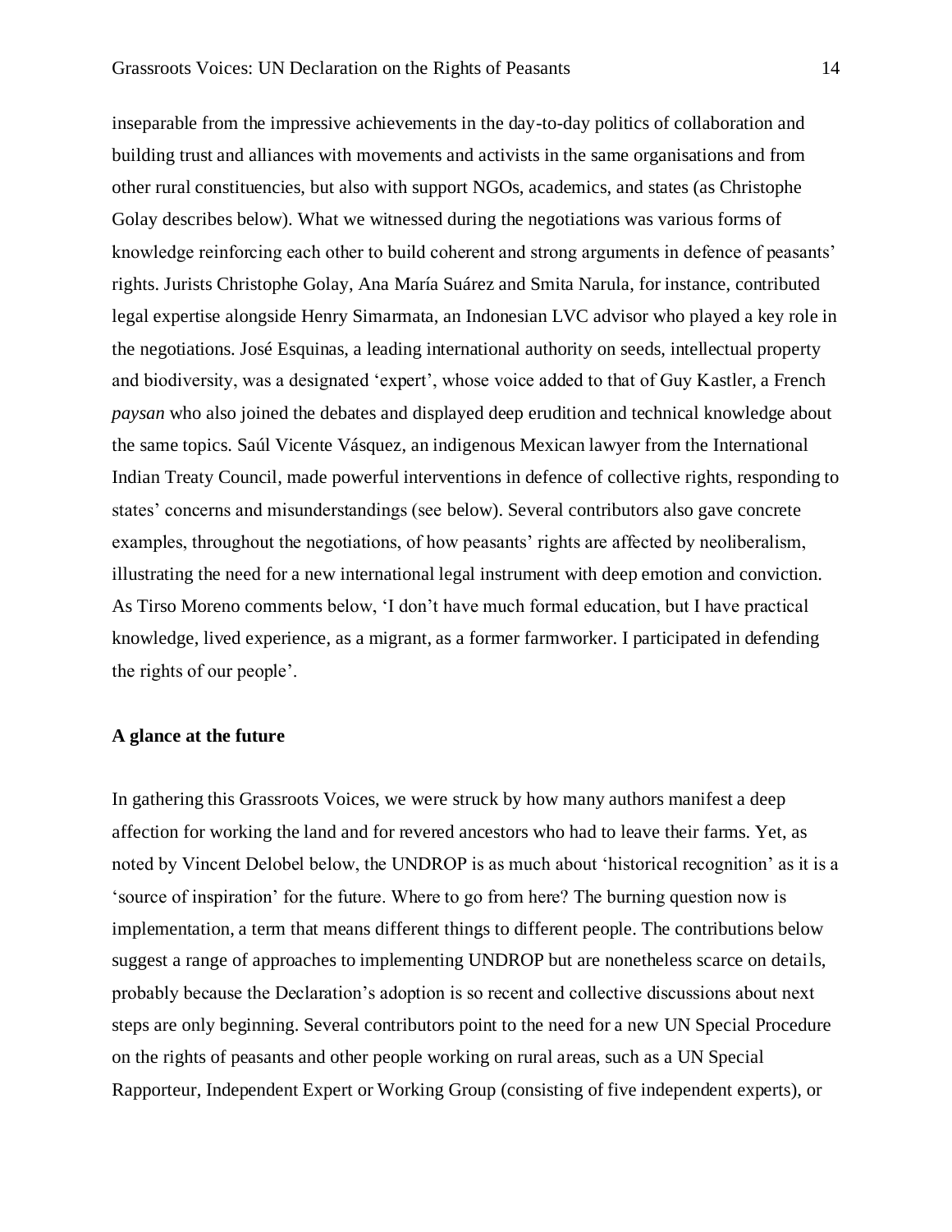inseparable from the impressive achievements in the day-to-day politics of collaboration and building trust and alliances with movements and activists in the same organisations and from other rural constituencies, but also with support NGOs, academics, and states (as Christophe Golay describes below). What we witnessed during the negotiations was various forms of knowledge reinforcing each other to build coherent and strong arguments in defence of peasants' rights. Jurists Christophe Golay, Ana María Suárez and Smita Narula, for instance, contributed legal expertise alongside Henry Simarmata, an Indonesian LVC advisor who played a key role in the negotiations. José Esquinas, a leading international authority on seeds, intellectual property and biodiversity, was a designated 'expert', whose voice added to that of Guy Kastler, a French *paysan* who also joined the debates and displayed deep erudition and technical knowledge about the same topics. Saúl Vicente Vásquez, an indigenous Mexican lawyer from the International Indian Treaty Council, made powerful interventions in defence of collective rights, responding to states' concerns and misunderstandings (see below). Several contributors also gave concrete examples, throughout the negotiations, of how peasants' rights are affected by neoliberalism, illustrating the need for a new international legal instrument with deep emotion and conviction. As Tirso Moreno comments below, 'I don't have much formal education, but I have practical knowledge, lived experience, as a migrant, as a former farmworker. I participated in defending the rights of our people'.

**A glance at the future**

In gathering this Grassroots Voices, we were struck by how many authors manifest a deep affection for working the land and for revered ancestors who had to leave their farms. Yet, as noted by Vincent Delobel below, the UNDROP is as much about 'historical recognition' as it is a 'source of inspiration' for the future. Where to go from here? The burning question now is implementation, a term that means different things to different people. The contributions below suggest a range of approaches to implementing UNDROP but are nonetheless scarce on details, probably because the Declaration's adoption is so recent and collective discussions about next steps are only beginning. Several contributors point to the need for a new UN Special Procedure on the rights of peasants and other people working on rural areas, such as a UN Special Rapporteur, Independent Expert or Working Group (consisting of five independent experts), or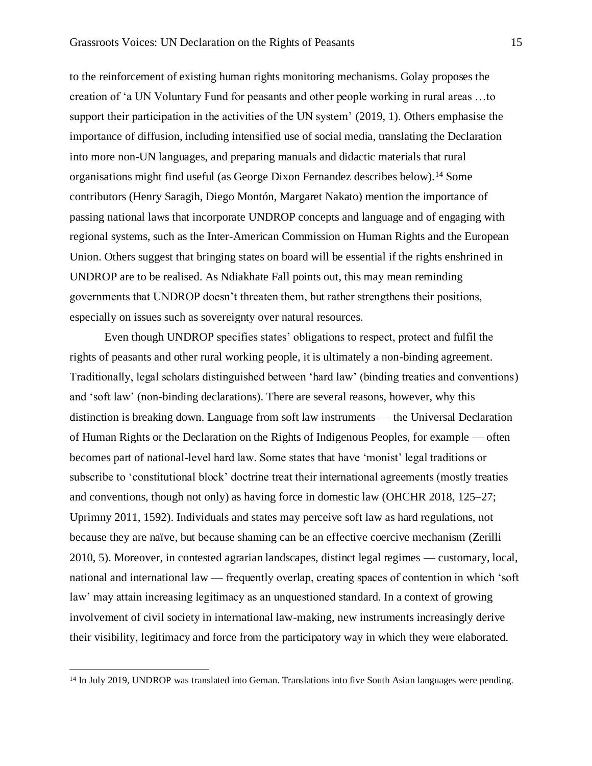to the reinforcement of existing human rights monitoring mechanisms. Golay proposes the creation of 'a UN Voluntary Fund for peasants and other people working in rural areas …to support their participation in the activities of the UN system' (2019, 1). Others emphasise the importance of diffusion, including intensified use of social media, translating the Declaration into more non-UN languages, and preparing manuals and didactic materials that rural organisations might find useful (as George Dixon Fernandez describes below).[14] Some contributors (Henry Saragih, Diego Montón, Margaret Nakato) mention the importance of passing national laws that incorporate UNDROP concepts and language and of engaging with regional systems, such as the Inter-American Commission on Human Rights and the European Union. Others suggest that bringing states on board will be essential if the rights enshrined in UNDROP are to be realised. As Ndiakhate Fall points out, this may mean reminding governments that UNDROP doesn't threaten them, but rather strengthens their positions, especially on issues such as sovereignty over natural resources.

Even though UNDROP specifies states' obligations to respect, protect and fulfil the rights of peasants and other rural working people, it is ultimately a non-binding agreement. Traditionally, legal scholars distinguished between 'hard law' (binding treaties and conventions) and 'soft law' (non-binding declarations). There are several reasons, however, why this distinction is breaking down. Language from soft law instruments — the Universal Declaration of Human Rights or the Declaration on the Rights of Indigenous Peoples, for example — often becomes part of national-level hard law. Some states that have 'monist' legal traditions or subscribe to 'constitutional block' doctrine treat their international agreements (mostly treaties and conventions, though not only) as having force in domestic law (OHCHR 2018, 125–27; Uprimny 2011, 1592). Individuals and states may perceive soft law as hard regulations, not because they are naïve, but because shaming can be an effective coercive mechanism (Zerilli 2010, 5). Moreover, in contested agrarian landscapes, distinct legal regimes — customary, local, national and international law — frequently overlap, creating spaces of contention in which 'soft law' may attain increasing legitimacy as an unquestioned standard. In a context of growing involvement of civil society in international law-making, new instruments increasingly derive their visibility, legitimacy and force from the participatory way in which they were elaborated.

[14] In July 2019, UNDROP was translated into Geman. Translations into five South Asian languages were pending.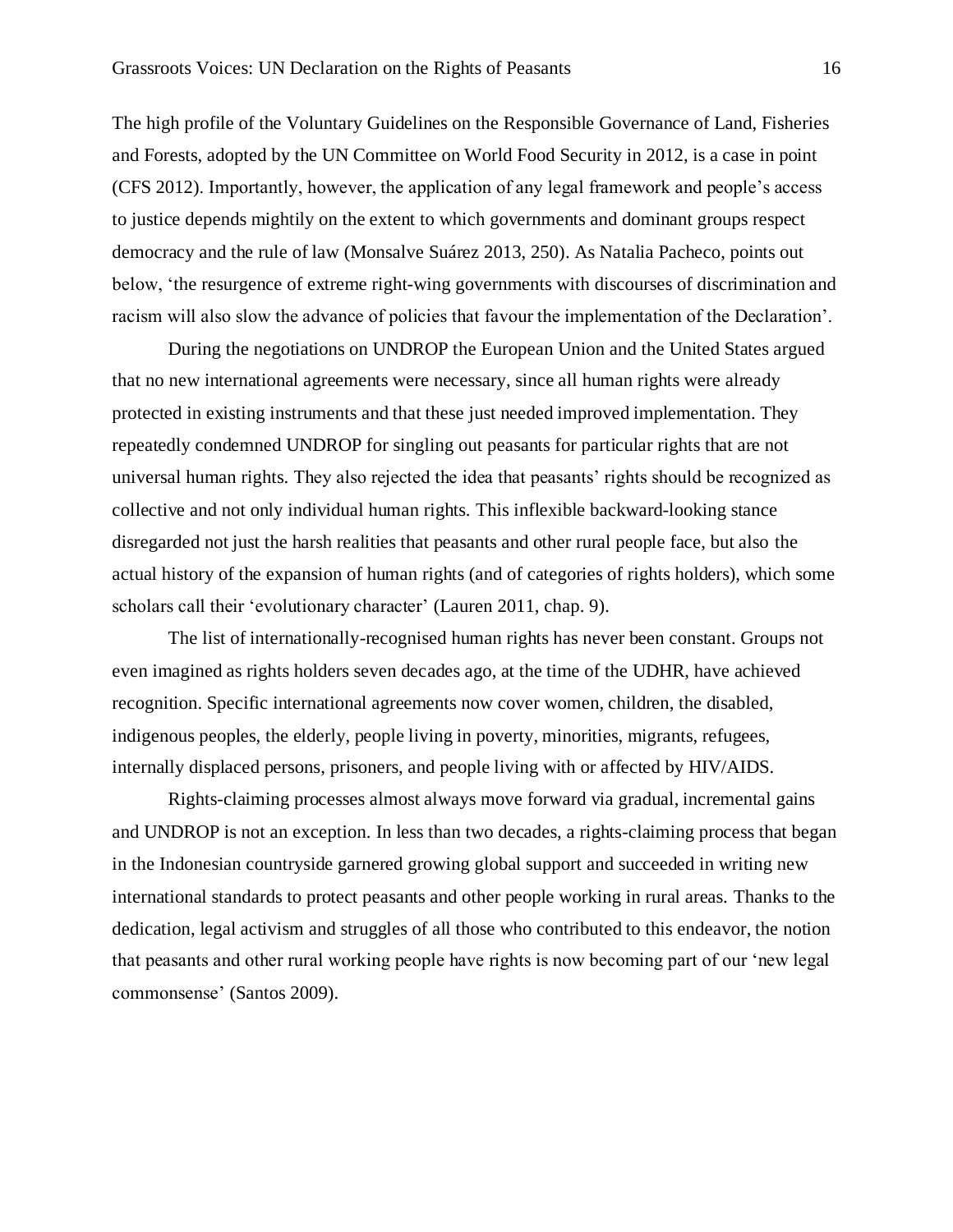The high profile of the Voluntary Guidelines on the Responsible Governance of Land, Fisheries and Forests, adopted by the UN Committee on World Food Security in 2012, is a case in point (CFS 2012). Importantly, however, the application of any legal framework and people's access to justice depends mightily on the extent to which governments and dominant groups respect democracy and the rule of law (Monsalve Suárez 2013, 250). As Natalia Pacheco, points out below, 'the resurgence of extreme right-wing governments with discourses of discrimination and racism will also slow the advance of policies that favour the implementation of the Declaration'.

During the negotiations on UNDROP the European Union and the United States argued that no new international agreements were necessary, since all human rights were already protected in existing instruments and that these just needed improved implementation. They repeatedly condemned UNDROP for singling out peasants for particular rights that are not universal human rights. They also rejected the idea that peasants' rights should be recognized as collective and not only individual human rights. This inflexible backward-looking stance disregarded not just the harsh realities that peasants and other rural people face, but also the actual history of the expansion of human rights (and of categories of rights holders), which some scholars call their 'evolutionary character' (Lauren 2011, chap. 9).

The list of internationally-recognised human rights has never been constant. Groups not even imagined as rights holders seven decades ago, at the time of the UDHR, have achieved recognition. Specific international agreements now cover women, children, the disabled, indigenous peoples, the elderly, people living in poverty, minorities, migrants, refugees, internally displaced persons, prisoners, and people living with or affected by HIV/AIDS.

Rights-claiming processes almost always move forward via gradual, incremental gains and UNDROP is not an exception. In less than two decades, a rights-claiming process that began in the Indonesian countryside garnered growing global support and succeeded in writing new international standards to protect peasants and other people working in rural areas. Thanks to the dedication, legal activism and struggles of all those who contributed to this endeavor, the notion that peasants and other rural working people have rights is now becoming part of our 'new legal commonsense' (Santos 2009).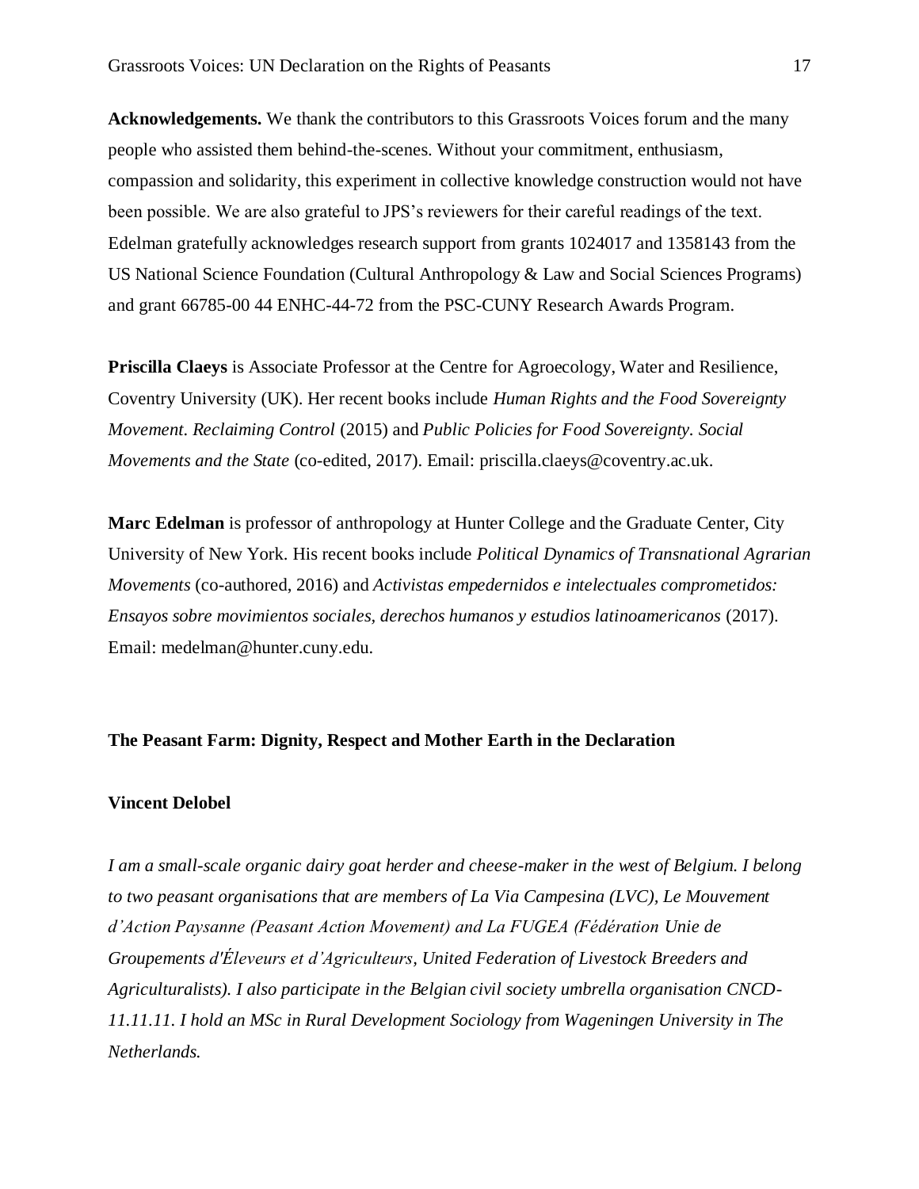**Acknowledgements.** We thank the contributors to this Grassroots Voices forum and the many people who assisted them behind-the-scenes. Without your commitment, enthusiasm, compassion and solidarity, this experiment in collective knowledge construction would not have been possible. We are also grateful to JPS's reviewers for their careful readings of the text. Edelman gratefully acknowledges research support from grants 1024017 and 1358143 from the US National Science Foundation (Cultural Anthropology & Law and Social Sciences Programs) and grant 66785-00 44 ENHC-44-72 from the PSC-CUNY Research Awards Program.

**Priscilla Claeys** is Associate Professor at the Centre for Agroecology, Water and Resilience, Coventry University (UK). Her recent books include *Human Rights and the Food Sovereignty Movement. Reclaiming Control* (2015) and *Public Policies for Food Sovereignty. Social Movements and the State* (co-edited, 2017). Email: priscilla.claeys@coventry.ac.uk.

**Marc Edelman** is professor of anthropology at Hunter College and the Graduate Center, City University of New York. His recent books include *Political Dynamics of Transnational Agrarian Movements* (co-authored, 2016) and *Activistas empedernidos e intelectuales comprometidos: Ensayos sobre movimientos sociales, derechos humanos y estudios latinoamericanos* (2017). Email: medelman@hunter.cuny.edu.

## The Peasant Farm: Dignity, Respect and Mother Earth in the Declaration

**Vincent Delobel**

*I am a small-scale organic dairy goat herder and cheese-maker in the west of Belgium. I belong to two peasant organisations that are members of La Via Campesina (LVC), Le Mouvement d'Action Paysanne (Peasant Action Movement) and La FUGEA (Fédération Unie de Groupements d'Éleveurs et d'Agriculteurs, United Federation of Livestock Breeders and Agriculturalists). I also participate in the Belgian civil society umbrella organisation CNCD-11.11.11. I hold an MSc in Rural Development Sociology from Wageningen University in The Netherlands.*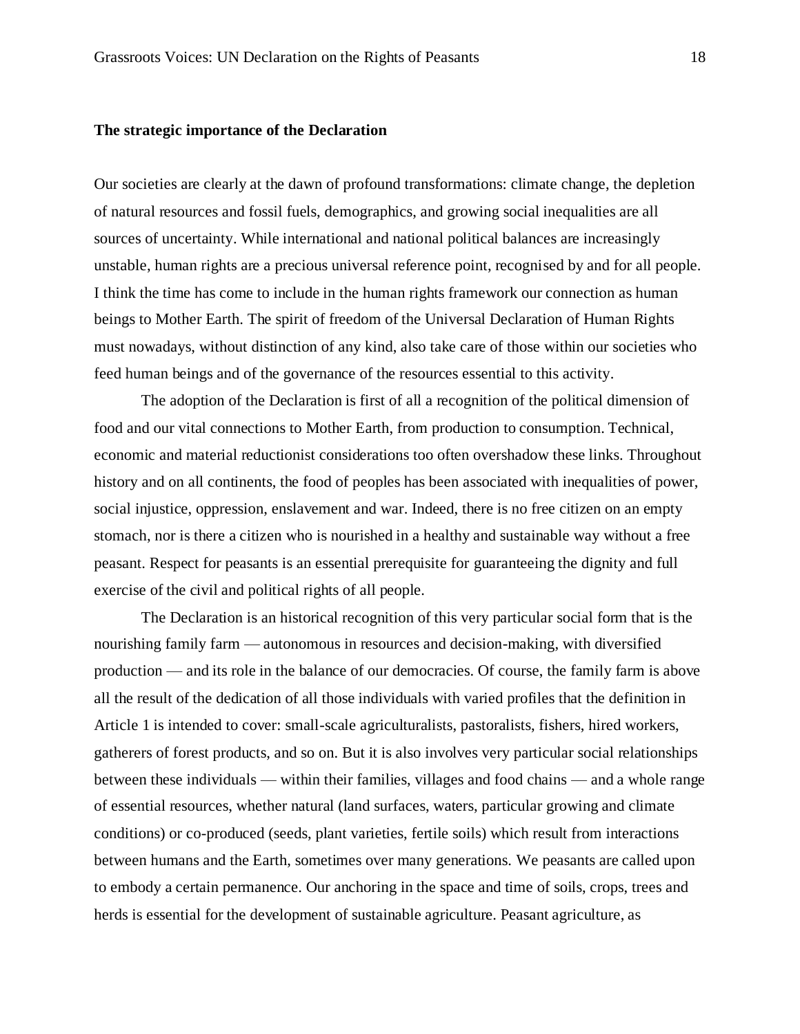**The strategic importance of the Declaration**

Our societies are clearly at the dawn of profound transformations: climate change, the depletion of natural resources and fossil fuels, demographics, and growing social inequalities are all sources of uncertainty. While international and national political balances are increasingly unstable, human rights are a precious universal reference point, recognised by and for all people. I think the time has come to include in the human rights framework our connection as human beings to Mother Earth. The spirit of freedom of the Universal Declaration of Human Rights must nowadays, without distinction of any kind, also take care of those within our societies who feed human beings and of the governance of the resources essential to this activity.

The adoption of the Declaration is first of all a recognition of the political dimension of food and our vital connections to Mother Earth, from production to consumption. Technical, economic and material reductionist considerations too often overshadow these links. Throughout history and on all continents, the food of peoples has been associated with inequalities of power, social injustice, oppression, enslavement and war. Indeed, there is no free citizen on an empty stomach, nor is there a citizen who is nourished in a healthy and sustainable way without a free peasant. Respect for peasants is an essential prerequisite for guaranteeing the dignity and full exercise of the civil and political rights of all people.

The Declaration is an historical recognition of this very particular social form that is the nourishing family farm — autonomous in resources and decision-making, with diversified production — and its role in the balance of our democracies. Of course, the family farm is above all the result of the dedication of all those individuals with varied profiles that the definition in Article 1 is intended to cover: small-scale agriculturalists, pastoralists, fishers, hired workers, gatherers of forest products, and so on. But it is also involves very particular social relationships between these individuals — within their families, villages and food chains — and a whole range of essential resources, whether natural (land surfaces, waters, particular growing and climate conditions) or co-produced (seeds, plant varieties, fertile soils) which result from interactions between humans and the Earth, sometimes over many generations. We peasants are called upon to embody a certain permanence. Our anchoring in the space and time of soils, crops, trees and herds is essential for the development of sustainable agriculture. Peasant agriculture, as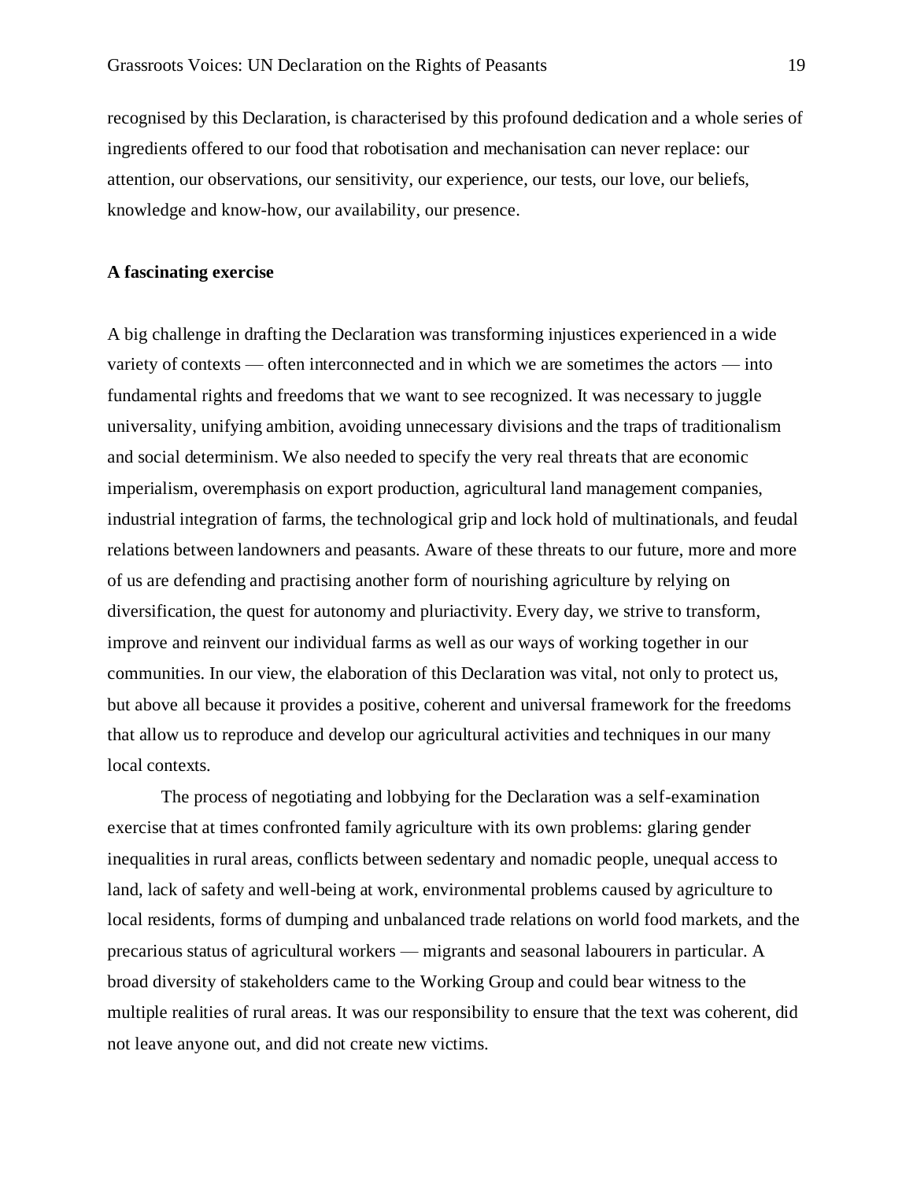recognised by this Declaration, is characterised by this profound dedication and a whole series of ingredients offered to our food that robotisation and mechanisation can never replace: our attention, our observations, our sensitivity, our experience, our tests, our love, our beliefs, knowledge and know-how, our availability, our presence.

**A fascinating exercise**

A big challenge in drafting the Declaration was transforming injustices experienced in a wide variety of contexts — often interconnected and in which we are sometimes the actors — into fundamental rights and freedoms that we want to see recognized. It was necessary to juggle universality, unifying ambition, avoiding unnecessary divisions and the traps of traditionalism and social determinism. We also needed to specify the very real threats that are economic imperialism, overemphasis on export production, agricultural land management companies, industrial integration of farms, the technological grip and lock hold of multinationals, and feudal relations between landowners and peasants. Aware of these threats to our future, more and more of us are defending and practising another form of nourishing agriculture by relying on diversification, the quest for autonomy and pluriactivity. Every day, we strive to transform, improve and reinvent our individual farms as well as our ways of working together in our communities. In our view, the elaboration of this Declaration was vital, not only to protect us, but above all because it provides a positive, coherent and universal framework for the freedoms that allow us to reproduce and develop our agricultural activities and techniques in our many local contexts.

The process of negotiating and lobbying for the Declaration was a self-examination exercise that at times confronted family agriculture with its own problems: glaring gender inequalities in rural areas, conflicts between sedentary and nomadic people, unequal access to land, lack of safety and well-being at work, environmental problems caused by agriculture to local residents, forms of dumping and unbalanced trade relations on world food markets, and the precarious status of agricultural workers — migrants and seasonal labourers in particular. A broad diversity of stakeholders came to the Working Group and could bear witness to the multiple realities of rural areas. It was our responsibility to ensure that the text was coherent, did not leave anyone out, and did not create new victims.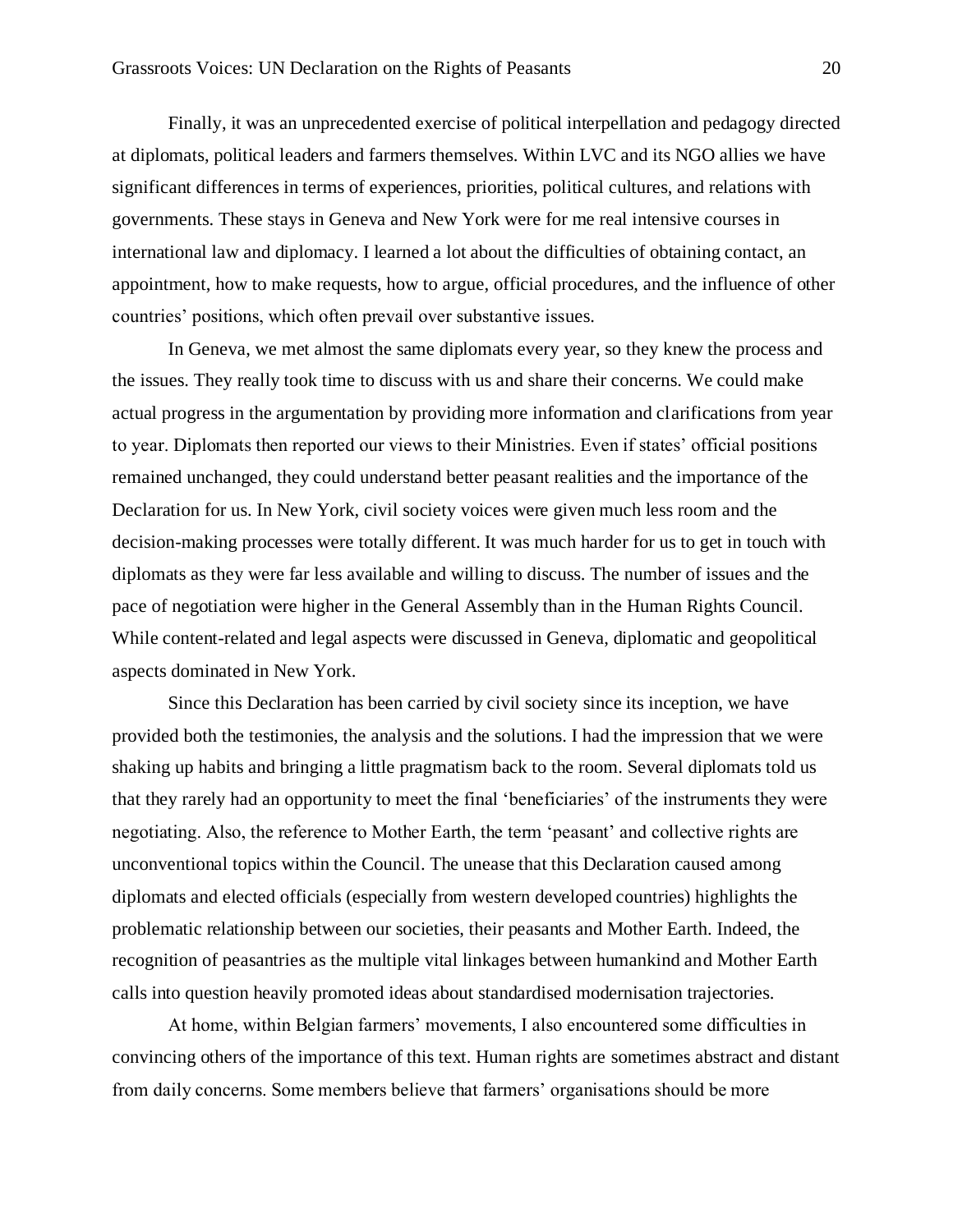Finally, it was an unprecedented exercise of political interpellation and pedagogy directed at diplomats, political leaders and farmers themselves. Within LVC and its NGO allies we have significant differences in terms of experiences, priorities, political cultures, and relations with governments. These stays in Geneva and New York were for me real intensive courses in international law and diplomacy. I learned a lot about the difficulties of obtaining contact, an appointment, how to make requests, how to argue, official procedures, and the influence of other countries' positions, which often prevail over substantive issues.

In Geneva, we met almost the same diplomats every year, so they knew the process and the issues. They really took time to discuss with us and share their concerns. We could make actual progress in the argumentation by providing more information and clarifications from year to year. Diplomats then reported our views to their Ministries. Even if states' official positions remained unchanged, they could understand better peasant realities and the importance of the Declaration for us. In New York, civil society voices were given much less room and the decision-making processes were totally different. It was much harder for us to get in touch with diplomats as they were far less available and willing to discuss. The number of issues and the pace of negotiation were higher in the General Assembly than in the Human Rights Council. While content-related and legal aspects were discussed in Geneva, diplomatic and geopolitical aspects dominated in New York.

Since this Declaration has been carried by civil society since its inception, we have provided both the testimonies, the analysis and the solutions. I had the impression that we were shaking up habits and bringing a little pragmatism back to the room. Several diplomats told us that they rarely had an opportunity to meet the final 'beneficiaries' of the instruments they were negotiating. Also, the reference to Mother Earth, the term 'peasant' and collective rights are unconventional topics within the Council. The unease that this Declaration caused among diplomats and elected officials (especially from western developed countries) highlights the problematic relationship between our societies, their peasants and Mother Earth. Indeed, the recognition of peasantries as the multiple vital linkages between humankind and Mother Earth calls into question heavily promoted ideas about standardised modernisation trajectories.

At home, within Belgian farmers' movements, I also encountered some difficulties in convincing others of the importance of this text. Human rights are sometimes abstract and distant from daily concerns. Some members believe that farmers' organisations should be more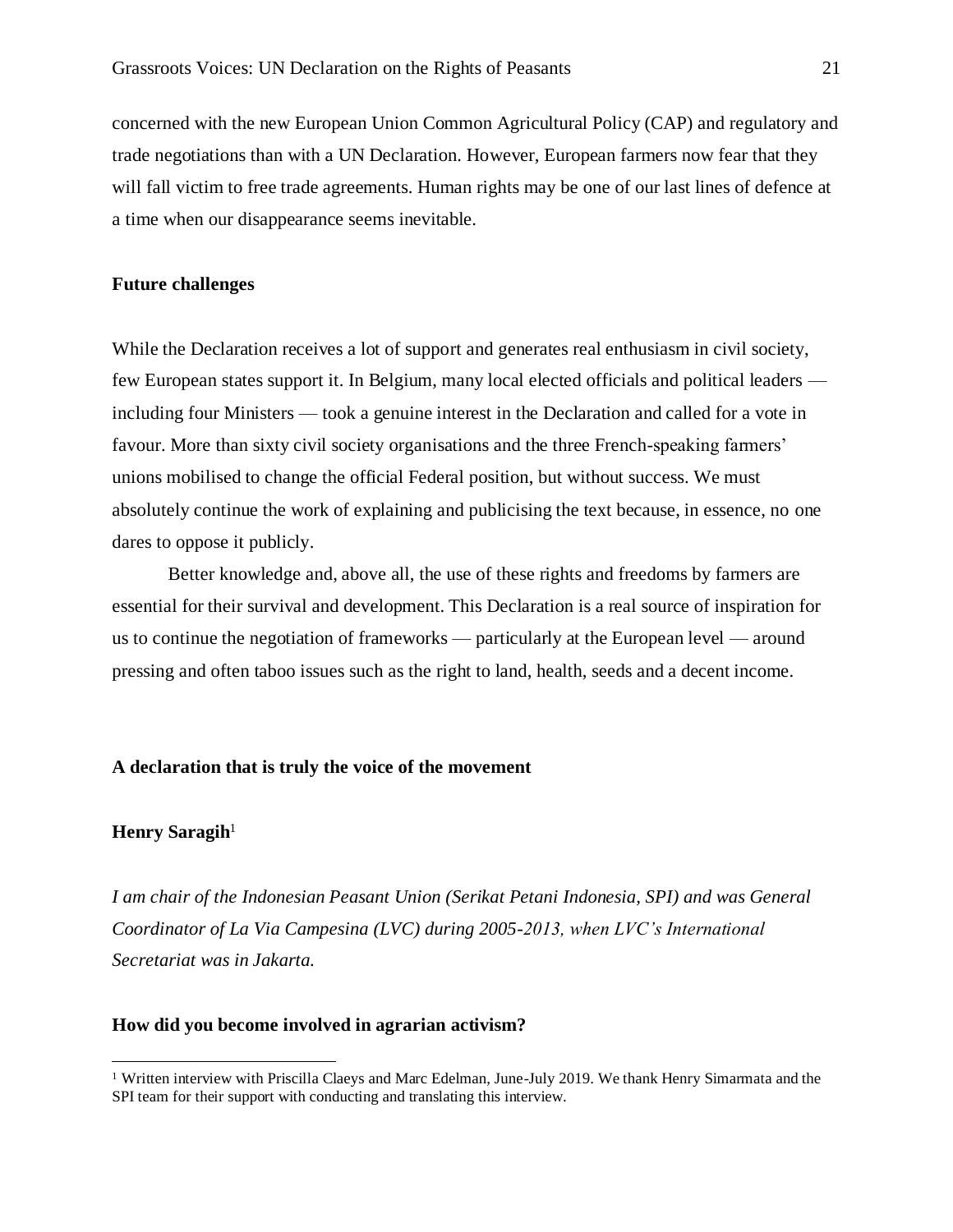concerned with the new European Union Common Agricultural Policy (CAP) and regulatory and trade negotiations than with a UN Declaration. However, European farmers now fear that they will fall victim to free trade agreements. Human rights may be one of our last lines of defence at a time when our disappearance seems inevitable.

### Future challenges

While the Declaration receives a lot of support and generates real enthusiasm in civil society, few European states support it. In Belgium, many local elected officials and political leaders — including four Ministers — took a genuine interest in the Declaration and called for a vote in favour. More than sixty civil society organisations and the three French-speaking farmers' unions mobilised to change the official Federal position, but without success. We must absolutely continue the work of explaining and publicising the text because, in essence, no one dares to oppose it publicly.

Better knowledge and, above all, the use of these rights and freedoms by farmers are essential for their survival and development. This Declaration is a real source of inspiration for us to continue the negotiation of frameworks — particularly at the European level — around pressing and often taboo issues such as the right to land, health, seeds and a decent income.

## A declaration that is truly the voice of the movement

**Henry Saragih**[1]

*I am chair of the Indonesian Peasant Union (Serikat Petani Indonesia, SPI) and was General Coordinator of La Via Campesina (LVC) during 2005-2013, when LVC's International Secretariat was in Jakarta.*

### How did you become involved in agrarian activism?

[1] Written interview with Priscilla Claeys and Marc Edelman, June-July 2019. We thank Henry Simarmata and the SPI team for their support with conducting and translating this interview.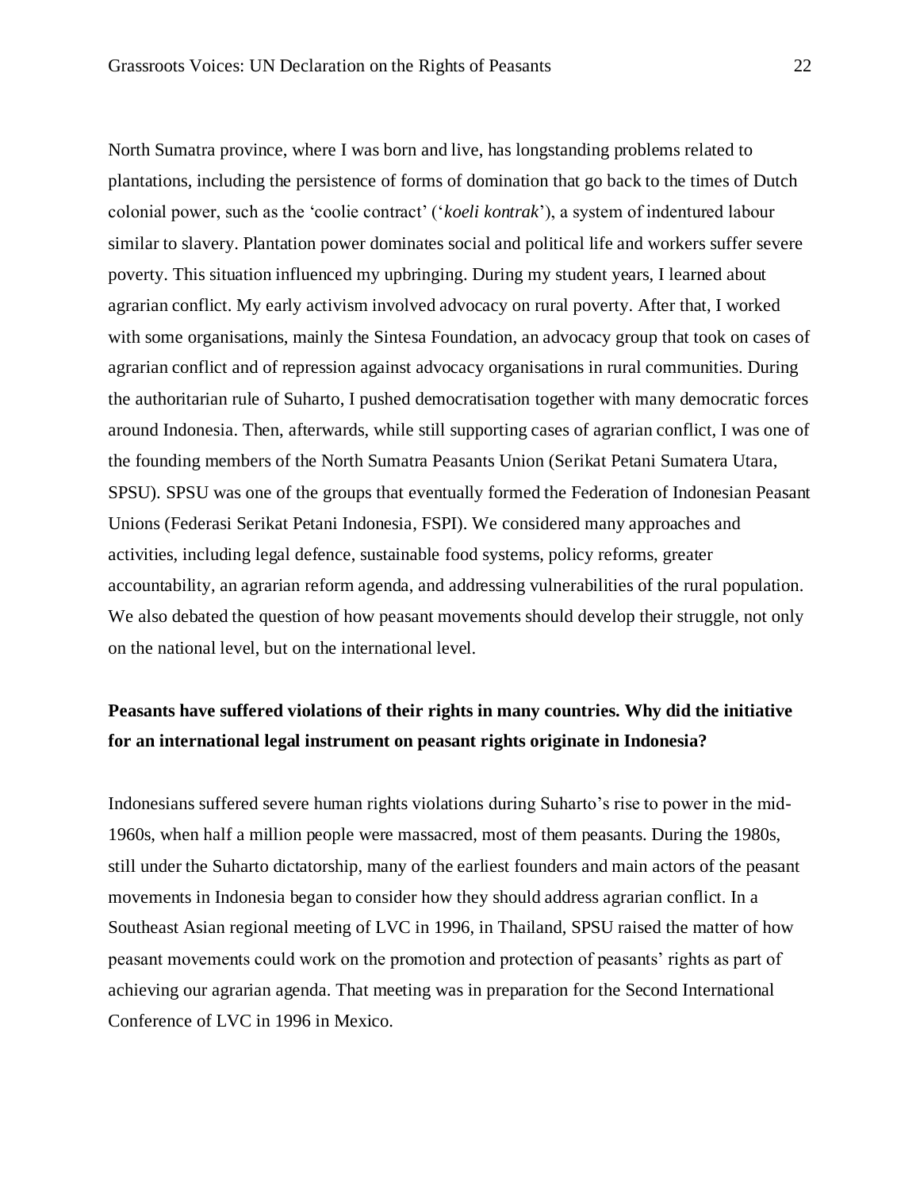North Sumatra province, where I was born and live, has longstanding problems related to plantations, including the persistence of forms of domination that go back to the times of Dutch colonial power, such as the 'coolie contract' ('*koeli kontrak*'), a system of indentured labour similar to slavery. Plantation power dominates social and political life and workers suffer severe poverty. This situation influenced my upbringing. During my student years, I learned about agrarian conflict. My early activism involved advocacy on rural poverty. After that, I worked with some organisations, mainly the Sintesa Foundation, an advocacy group that took on cases of agrarian conflict and of repression against advocacy organisations in rural communities. During the authoritarian rule of Suharto, I pushed democratisation together with many democratic forces around Indonesia. Then, afterwards, while still supporting cases of agrarian conflict, I was one of the founding members of the North Sumatra Peasants Union (Serikat Petani Sumatera Utara, SPSU). SPSU was one of the groups that eventually formed the Federation of Indonesian Peasant Unions (Federasi Serikat Petani Indonesia, FSPI). We considered many approaches and activities, including legal defence, sustainable food systems, policy reforms, greater accountability, an agrarian reform agenda, and addressing vulnerabilities of the rural population. We also debated the question of how peasant movements should develop their struggle, not only on the national level, but on the international level.

**Peasants have suffered violations of their rights in many countries. Why did the initiative for an international legal instrument on peasant rights originate in Indonesia?**

Indonesians suffered severe human rights violations during Suharto's rise to power in the mid-1960s, when half a million people were massacred, most of them peasants. During the 1980s, still under the Suharto dictatorship, many of the earliest founders and main actors of the peasant movements in Indonesia began to consider how they should address agrarian conflict. In a Southeast Asian regional meeting of LVC in 1996, in Thailand, SPSU raised the matter of how peasant movements could work on the promotion and protection of peasants' rights as part of achieving our agrarian agenda. That meeting was in preparation for the Second International Conference of LVC in 1996 in Mexico.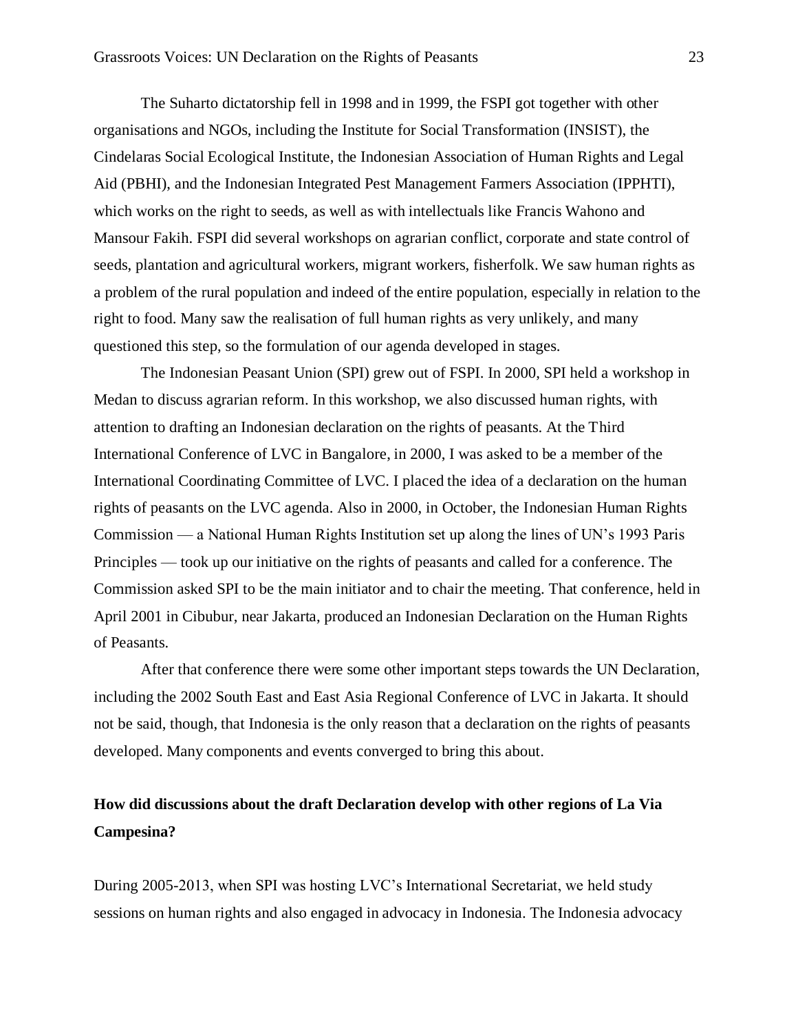The Suharto dictatorship fell in 1998 and in 1999, the FSPI got together with other organisations and NGOs, including the Institute for Social Transformation (INSIST), the Cindelaras Social Ecological Institute, the Indonesian Association of Human Rights and Legal Aid (PBHI), and the Indonesian Integrated Pest Management Farmers Association (IPPHTI), which works on the right to seeds, as well as with intellectuals like Francis Wahono and Mansour Fakih. FSPI did several workshops on agrarian conflict, corporate and state control of seeds, plantation and agricultural workers, migrant workers, fisherfolk. We saw human rights as a problem of the rural population and indeed of the entire population, especially in relation to the right to food. Many saw the realisation of full human rights as very unlikely, and many questioned this step, so the formulation of our agenda developed in stages.

The Indonesian Peasant Union (SPI) grew out of FSPI. In 2000, SPI held a workshop in Medan to discuss agrarian reform. In this workshop, we also discussed human rights, with attention to drafting an Indonesian declaration on the rights of peasants. At the Third International Conference of LVC in Bangalore, in 2000, I was asked to be a member of the International Coordinating Committee of LVC. I placed the idea of a declaration on the human rights of peasants on the LVC agenda. Also in 2000, in October, the Indonesian Human Rights Commission — a National Human Rights Institution set up along the lines of UN's 1993 Paris Principles — took up our initiative on the rights of peasants and called for a conference. The Commission asked SPI to be the main initiator and to chair the meeting. That conference, held in April 2001 in Cibubur, near Jakarta, produced an Indonesian Declaration on the Human Rights of Peasants.

After that conference there were some other important steps towards the UN Declaration, including the 2002 South East and East Asia Regional Conference of LVC in Jakarta. It should not be said, though, that Indonesia is the only reason that a declaration on the rights of peasants developed. Many components and events converged to bring this about.

**How did discussions about the draft Declaration develop with other regions of La Via Campesina?**

During 2005-2013, when SPI was hosting LVC's International Secretariat, we held study sessions on human rights and also engaged in advocacy in Indonesia. The Indonesia advocacy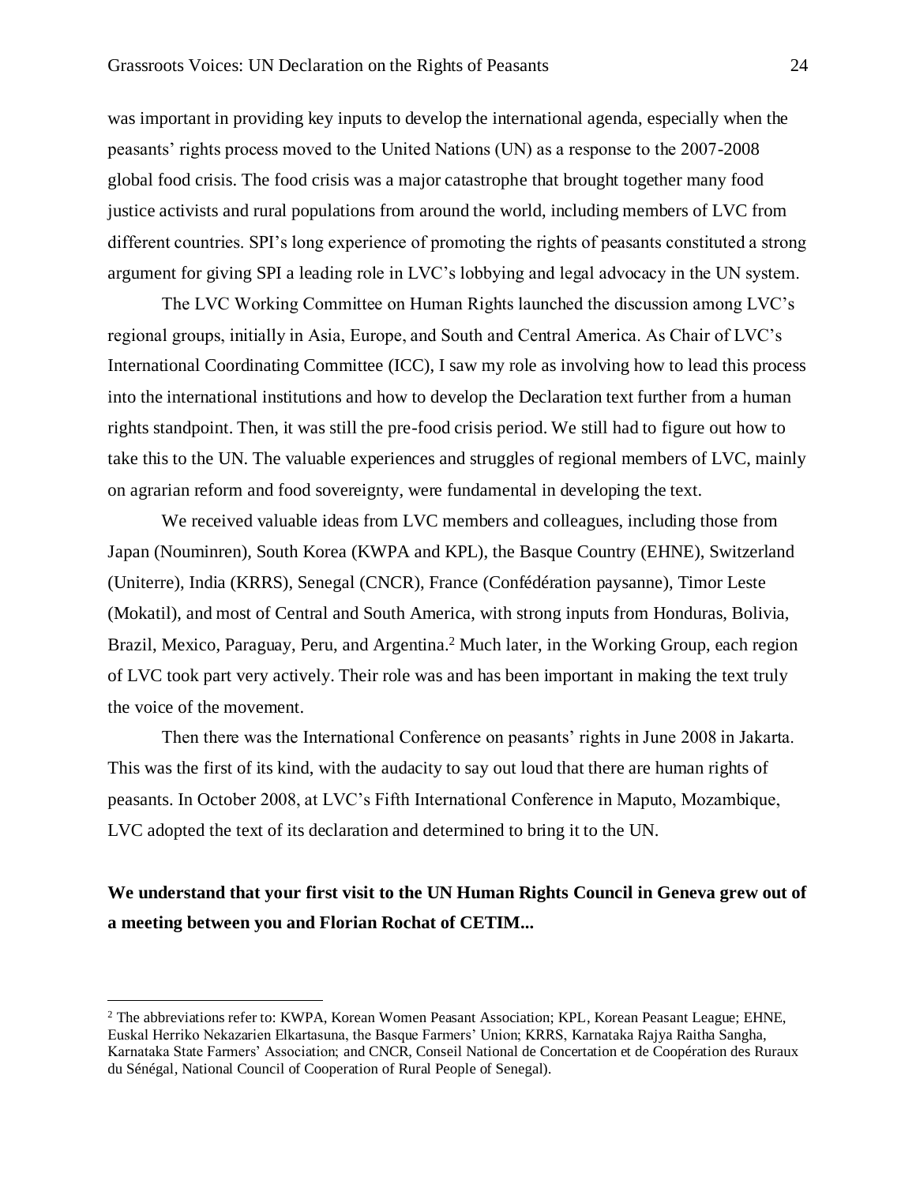was important in providing key inputs to develop the international agenda, especially when the peasants' rights process moved to the United Nations (UN) as a response to the 2007-2008 global food crisis. The food crisis was a major catastrophe that brought together many food justice activists and rural populations from around the world, including members of LVC from different countries. SPI's long experience of promoting the rights of peasants constituted a strong argument for giving SPI a leading role in LVC's lobbying and legal advocacy in the UN system.

The LVC Working Committee on Human Rights launched the discussion among LVC's regional groups, initially in Asia, Europe, and South and Central America. As Chair of LVC's International Coordinating Committee (ICC), I saw my role as involving how to lead this process into the international institutions and how to develop the Declaration text further from a human rights standpoint. Then, it was still the pre-food crisis period. We still had to figure out how to take this to the UN. The valuable experiences and struggles of regional members of LVC, mainly on agrarian reform and food sovereignty, were fundamental in developing the text.

We received valuable ideas from LVC members and colleagues, including those from Japan (Nouminren), South Korea (KWPA and KPL), the Basque Country (EHNE), Switzerland (Uniterre), India (KRRS), Senegal (CNCR), France (Confédération paysanne), Timor Leste (Mokatil), and most of Central and South America, with strong inputs from Honduras, Bolivia, Brazil, Mexico, Paraguay, Peru, and Argentina.[2] Much later, in the Working Group, each region of LVC took part very actively. Their role was and has been important in making the text truly the voice of the movement.

Then there was the International Conference on peasants' rights in June 2008 in Jakarta. This was the first of its kind, with the audacity to say out loud that there are human rights of peasants. In October 2008, at LVC's Fifth International Conference in Maputo, Mozambique, LVC adopted the text of its declaration and determined to bring it to the UN.

**We understand that your first visit to the UN Human Rights Council in Geneva grew out of a meeting between you and Florian Rochat of CETIM...**

[2] The abbreviations refer to: KWPA, Korean Women Peasant Association; KPL, Korean Peasant League; EHNE, Euskal Herriko Nekazarien Elkartasuna, the Basque Farmers' Union; KRRS, Karnataka Rajya Raitha Sangha, Karnataka State Farmers' Association; and CNCR, Conseil National de Concertation et de Coopération des Ruraux du Sénégal, National Council of Cooperation of Rural People of Senegal).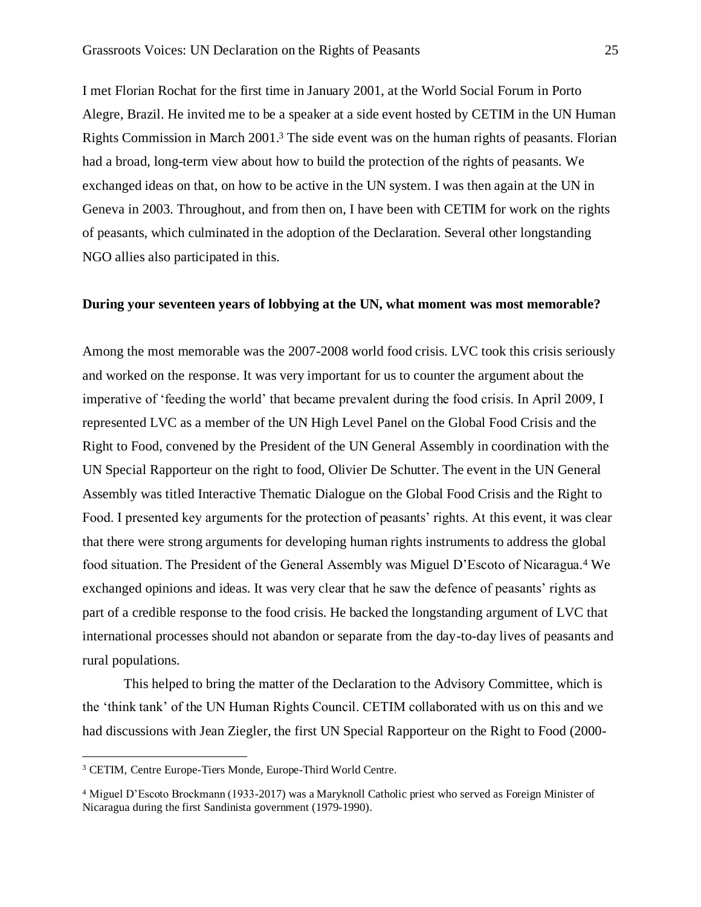I met Florian Rochat for the first time in January 2001, at the World Social Forum in Porto Alegre, Brazil. He invited me to be a speaker at a side event hosted by CETIM in the UN Human Rights Commission in March 2001.[3] The side event was on the human rights of peasants. Florian had a broad, long-term view about how to build the protection of the rights of peasants. We exchanged ideas on that, on how to be active in the UN system. I was then again at the UN in Geneva in 2003. Throughout, and from then on, I have been with CETIM for work on the rights of peasants, which culminated in the adoption of the Declaration. Several other longstanding NGO allies also participated in this.

**During your seventeen years of lobbying at the UN, what moment was most memorable?**

Among the most memorable was the 2007-2008 world food crisis. LVC took this crisis seriously and worked on the response. It was very important for us to counter the argument about the imperative of 'feeding the world' that became prevalent during the food crisis. In April 2009, I represented LVC as a member of the UN High Level Panel on the Global Food Crisis and the Right to Food, convened by the President of the UN General Assembly in coordination with the UN Special Rapporteur on the right to food, Olivier De Schutter. The event in the UN General Assembly was titled Interactive Thematic Dialogue on the Global Food Crisis and the Right to Food. I presented key arguments for the protection of peasants' rights. At this event, it was clear that there were strong arguments for developing human rights instruments to address the global food situation. The President of the General Assembly was Miguel D'Escoto of Nicaragua.[4] We exchanged opinions and ideas. It was very clear that he saw the defence of peasants' rights as part of a credible response to the food crisis. He backed the longstanding argument of LVC that international processes should not abandon or separate from the day-to-day lives of peasants and rural populations.

This helped to bring the matter of the Declaration to the Advisory Committee, which is the 'think tank' of the UN Human Rights Council. CETIM collaborated with us on this and we had discussions with Jean Ziegler, the first UN Special Rapporteur on the Right to Food (2000-

[3] CETIM, Centre Europe-Tiers Monde, Europe-Third World Centre.

[4] Miguel D'Escoto Brockmann (1933-2017) was a Maryknoll Catholic priest who served as Foreign Minister of Nicaragua during the first Sandinista government (1979-1990).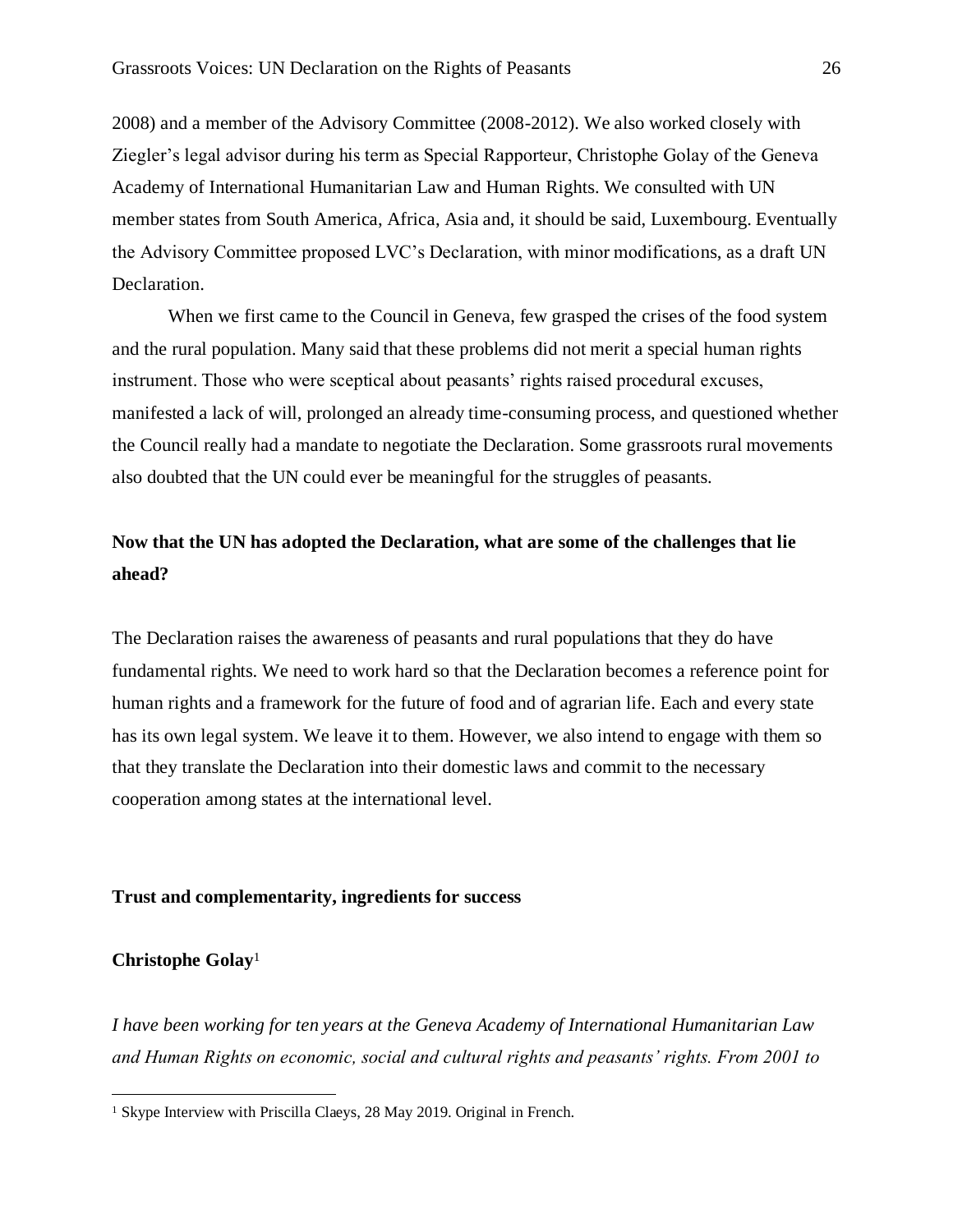2008) and a member of the Advisory Committee (2008-2012). We also worked closely with Ziegler's legal advisor during his term as Special Rapporteur, Christophe Golay of the Geneva Academy of International Humanitarian Law and Human Rights. We consulted with UN member states from South America, Africa, Asia and, it should be said, Luxembourg. Eventually the Advisory Committee proposed LVC's Declaration, with minor modifications, as a draft UN Declaration.

When we first came to the Council in Geneva, few grasped the crises of the food system and the rural population. Many said that these problems did not merit a special human rights instrument. Those who were sceptical about peasants' rights raised procedural excuses, manifested a lack of will, prolonged an already time-consuming process, and questioned whether the Council really had a mandate to negotiate the Declaration. Some grassroots rural movements also doubted that the UN could ever be meaningful for the struggles of peasants.

**Now that the UN has adopted the Declaration, what are some of the challenges that lie ahead?**

The Declaration raises the awareness of peasants and rural populations that they do have fundamental rights. We need to work hard so that the Declaration becomes a reference point for human rights and a framework for the future of food and of agrarian life. Each and every state has its own legal system. We leave it to them. However, we also intend to engage with them so that they translate the Declaration into their domestic laws and commit to the necessary cooperation among states at the international level.

## Trust and complementarity, ingredients for success

**Christophe Golay**[1]

*I have been working for ten years at the Geneva Academy of International Humanitarian Law and Human Rights on economic, social and cultural rights and peasants' rights. From 2001 to*

[1] Skype Interview with Priscilla Claeys, 28 May 2019. Original in French.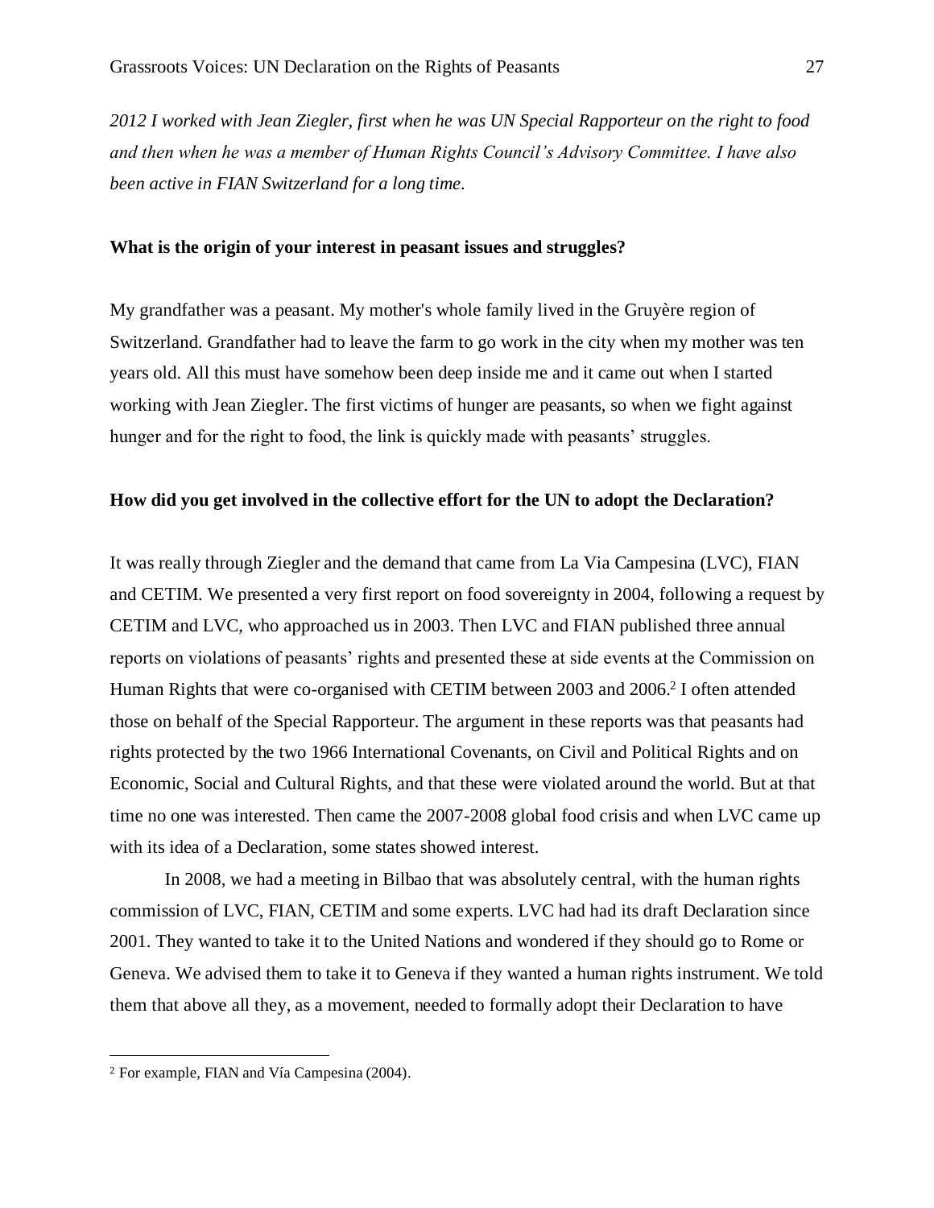*2012 I worked with Jean Ziegler, first when he was UN Special Rapporteur on the right to food and then when he was a member of Human Rights Council's Advisory Committee. I have also been active in FIAN Switzerland for a long time.*

**What is the origin of your interest in peasant issues and struggles?**

My grandfather was a peasant. My mother's whole family lived in the Gruyère region of Switzerland. Grandfather had to leave the farm to go work in the city when my mother was ten years old. All this must have somehow been deep inside me and it came out when I started working with Jean Ziegler. The first victims of hunger are peasants, so when we fight against hunger and for the right to food, the link is quickly made with peasants' struggles.

**How did you get involved in the collective effort for the UN to adopt the Declaration?**

It was really through Ziegler and the demand that came from La Via Campesina (LVC), FIAN and CETIM. We presented a very first report on food sovereignty in 2004, following a request by CETIM and LVC, who approached us in 2003. Then LVC and FIAN published three annual reports on violations of peasants' rights and presented these at side events at the Commission on Human Rights that were co-organised with CETIM between 2003 and 2006.[2] I often attended those on behalf of the Special Rapporteur. The argument in these reports was that peasants had rights protected by the two 1966 International Covenants, on Civil and Political Rights and on Economic, Social and Cultural Rights, and that these were violated around the world. But at that time no one was interested. Then came the 2007-2008 global food crisis and when LVC came up with its idea of a Declaration, some states showed interest.

In 2008, we had a meeting in Bilbao that was absolutely central, with the human rights commission of LVC, FIAN, CETIM and some experts. LVC had had its draft Declaration since 2001. They wanted to take it to the United Nations and wondered if they should go to Rome or Geneva. We advised them to take it to Geneva if they wanted a human rights instrument. We told them that above all they, as a movement, needed to formally adopt their Declaration to have

[2] For example, FIAN and Vía Campesina (2004).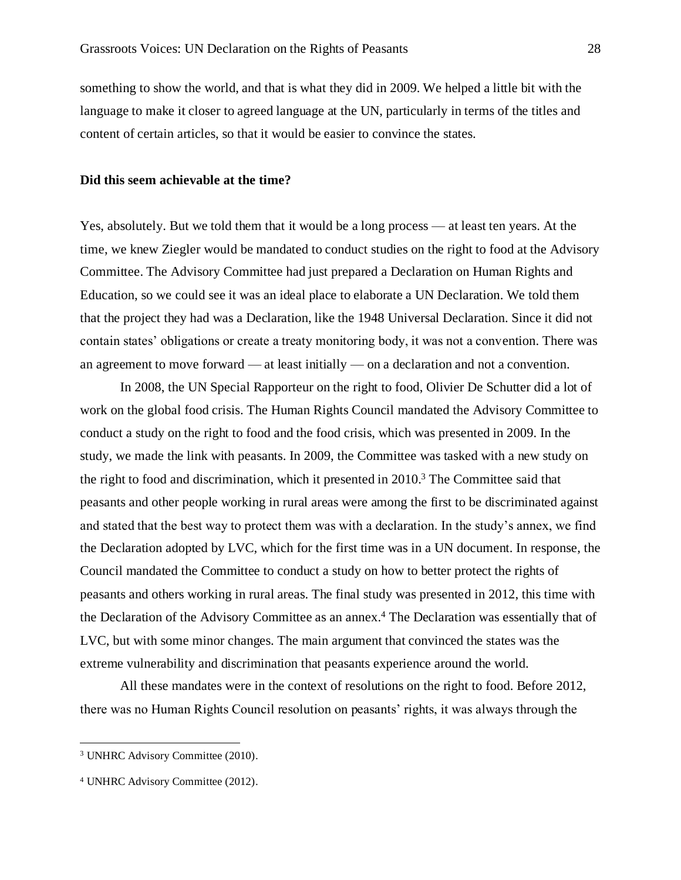something to show the world, and that is what they did in 2009. We helped a little bit with the language to make it closer to agreed language at the UN, particularly in terms of the titles and content of certain articles, so that it would be easier to convince the states.

**Did this seem achievable at the time?**

Yes, absolutely. But we told them that it would be a long process — at least ten years. At the time, we knew Ziegler would be mandated to conduct studies on the right to food at the Advisory Committee. The Advisory Committee had just prepared a Declaration on Human Rights and Education, so we could see it was an ideal place to elaborate a UN Declaration. We told them that the project they had was a Declaration, like the 1948 Universal Declaration. Since it did not contain states' obligations or create a treaty monitoring body, it was not a convention. There was an agreement to move forward — at least initially — on a declaration and not a convention.

In 2008, the UN Special Rapporteur on the right to food, Olivier De Schutter did a lot of work on the global food crisis. The Human Rights Council mandated the Advisory Committee to conduct a study on the right to food and the food crisis, which was presented in 2009. In the study, we made the link with peasants. In 2009, the Committee was tasked with a new study on the right to food and discrimination, which it presented in 2010.[3] The Committee said that peasants and other people working in rural areas were among the first to be discriminated against and stated that the best way to protect them was with a declaration. In the study's annex, we find the Declaration adopted by LVC, which for the first time was in a UN document. In response, the Council mandated the Committee to conduct a study on how to better protect the rights of peasants and others working in rural areas. The final study was presented in 2012, this time with the Declaration of the Advisory Committee as an annex.[4] The Declaration was essentially that of LVC, but with some minor changes. The main argument that convinced the states was the extreme vulnerability and discrimination that peasants experience around the world.

All these mandates were in the context of resolutions on the right to food. Before 2012, there was no Human Rights Council resolution on peasants' rights, it was always through the

[3] UNHRC Advisory Committee (2010).

[4] UNHRC Advisory Committee (2012).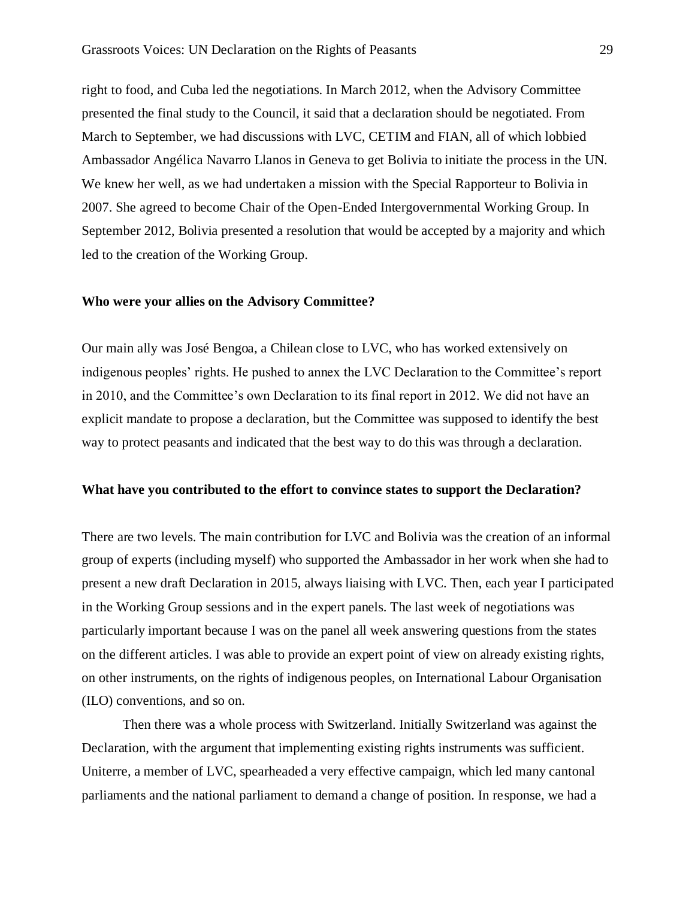right to food, and Cuba led the negotiations. In March 2012, when the Advisory Committee presented the final study to the Council, it said that a declaration should be negotiated. From March to September, we had discussions with LVC, CETIM and FIAN, all of which lobbied Ambassador Angélica Navarro Llanos in Geneva to get Bolivia to initiate the process in the UN. We knew her well, as we had undertaken a mission with the Special Rapporteur to Bolivia in 2007. She agreed to become Chair of the Open-Ended Intergovernmental Working Group. In September 2012, Bolivia presented a resolution that would be accepted by a majority and which led to the creation of the Working Group.

**Who were your allies on the Advisory Committee?**

Our main ally was José Bengoa, a Chilean close to LVC, who has worked extensively on indigenous peoples' rights. He pushed to annex the LVC Declaration to the Committee's report in 2010, and the Committee's own Declaration to its final report in 2012. We did not have an explicit mandate to propose a declaration, but the Committee was supposed to identify the best way to protect peasants and indicated that the best way to do this was through a declaration.

**What have you contributed to the effort to convince states to support the Declaration?**

There are two levels. The main contribution for LVC and Bolivia was the creation of an informal group of experts (including myself) who supported the Ambassador in her work when she had to present a new draft Declaration in 2015, always liaising with LVC. Then, each year I participated in the Working Group sessions and in the expert panels. The last week of negotiations was particularly important because I was on the panel all week answering questions from the states on the different articles. I was able to provide an expert point of view on already existing rights, on other instruments, on the rights of indigenous peoples, on International Labour Organisation (ILO) conventions, and so on.

Then there was a whole process with Switzerland. Initially Switzerland was against the Declaration, with the argument that implementing existing rights instruments was sufficient. Uniterre, a member of LVC, spearheaded a very effective campaign, which led many cantonal parliaments and the national parliament to demand a change of position. In response, we had a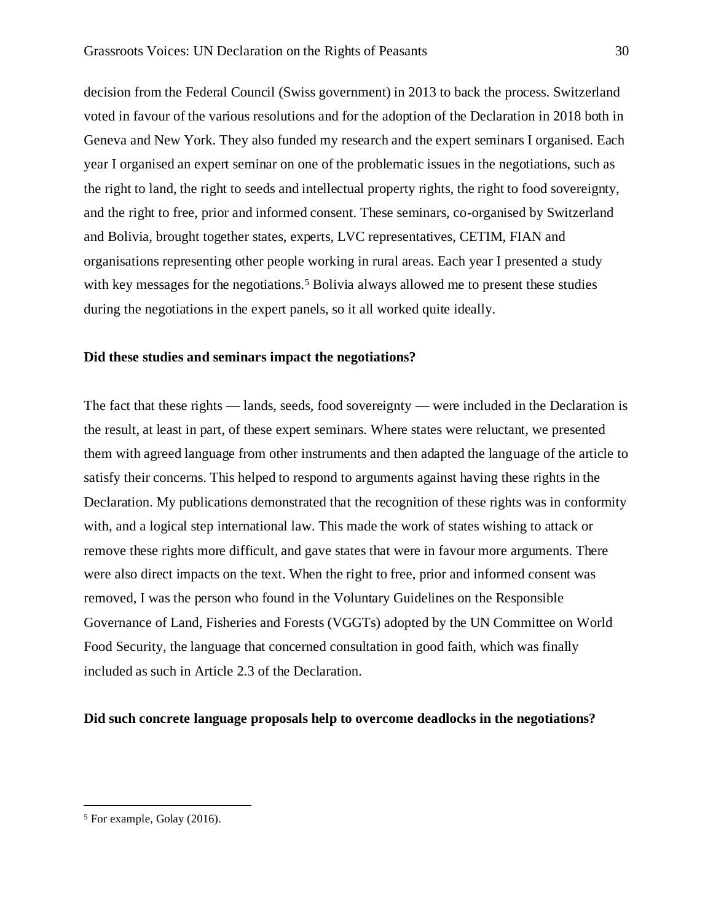decision from the Federal Council (Swiss government) in 2013 to back the process. Switzerland voted in favour of the various resolutions and for the adoption of the Declaration in 2018 both in Geneva and New York. They also funded my research and the expert seminars I organised. Each year I organised an expert seminar on one of the problematic issues in the negotiations, such as the right to land, the right to seeds and intellectual property rights, the right to food sovereignty, and the right to free, prior and informed consent. These seminars, co-organised by Switzerland and Bolivia, brought together states, experts, LVC representatives, CETIM, FIAN and organisations representing other people working in rural areas. Each year I presented a study with key messages for the negotiations.[5] Bolivia always allowed me to present these studies during the negotiations in the expert panels, so it all worked quite ideally.

**Did these studies and seminars impact the negotiations?**

The fact that these rights — lands, seeds, food sovereignty — were included in the Declaration is the result, at least in part, of these expert seminars. Where states were reluctant, we presented them with agreed language from other instruments and then adapted the language of the article to satisfy their concerns. This helped to respond to arguments against having these rights in the Declaration. My publications demonstrated that the recognition of these rights was in conformity with, and a logical step international law. This made the work of states wishing to attack or remove these rights more difficult, and gave states that were in favour more arguments. There were also direct impacts on the text. When the right to free, prior and informed consent was removed, I was the person who found in the Voluntary Guidelines on the Responsible Governance of Land, Fisheries and Forests (VGGTs) adopted by the UN Committee on World Food Security, the language that concerned consultation in good faith, which was finally included as such in Article 2.3 of the Declaration.

**Did such concrete language proposals help to overcome deadlocks in the negotiations?**

[5] For example, Golay (2016).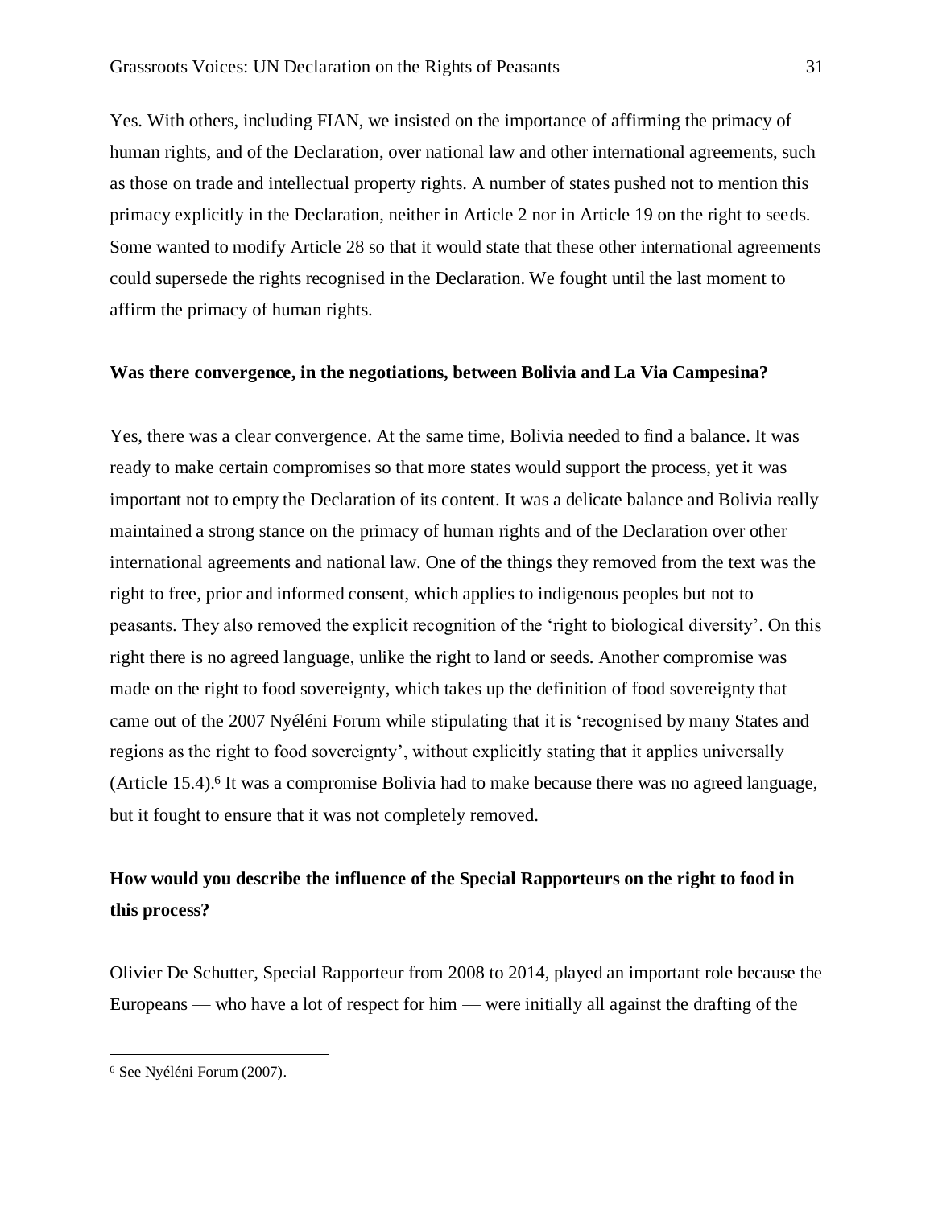Yes. With others, including FIAN, we insisted on the importance of affirming the primacy of human rights, and of the Declaration, over national law and other international agreements, such as those on trade and intellectual property rights. A number of states pushed not to mention this primacy explicitly in the Declaration, neither in Article 2 nor in Article 19 on the right to seeds. Some wanted to modify Article 28 so that it would state that these other international agreements could supersede the rights recognised in the Declaration. We fought until the last moment to affirm the primacy of human rights.

**Was there convergence, in the negotiations, between Bolivia and La Via Campesina?**

Yes, there was a clear convergence. At the same time, Bolivia needed to find a balance. It was ready to make certain compromises so that more states would support the process, yet it was important not to empty the Declaration of its content. It was a delicate balance and Bolivia really maintained a strong stance on the primacy of human rights and of the Declaration over other international agreements and national law. One of the things they removed from the text was the right to free, prior and informed consent, which applies to indigenous peoples but not to peasants. They also removed the explicit recognition of the 'right to biological diversity'. On this right there is no agreed language, unlike the right to land or seeds. Another compromise was made on the right to food sovereignty, which takes up the definition of food sovereignty that came out of the 2007 Nyéléni Forum while stipulating that it is 'recognised by many States and regions as the right to food sovereignty', without explicitly stating that it applies universally (Article 15.4).[6] It was a compromise Bolivia had to make because there was no agreed language, but it fought to ensure that it was not completely removed.

**How would you describe the influence of the Special Rapporteurs on the right to food in this process?**

Olivier De Schutter, Special Rapporteur from 2008 to 2014, played an important role because the Europeans — who have a lot of respect for him — were initially all against the drafting of the

[6] See Nyéléni Forum (2007).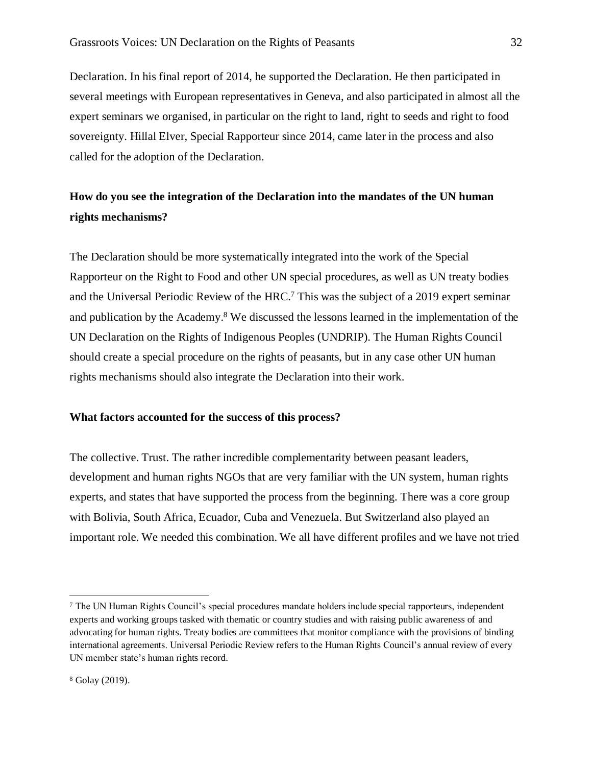Declaration. In his final report of 2014, he supported the Declaration. He then participated in several meetings with European representatives in Geneva, and also participated in almost all the expert seminars we organised, in particular on the right to land, right to seeds and right to food sovereignty. Hillal Elver, Special Rapporteur since 2014, came later in the process and also called for the adoption of the Declaration.

**How do you see the integration of the Declaration into the mandates of the UN human rights mechanisms?**

The Declaration should be more systematically integrated into the work of the Special Rapporteur on the Right to Food and other UN special procedures, as well as UN treaty bodies and the Universal Periodic Review of the HRC.[7] This was the subject of a 2019 expert seminar and publication by the Academy.[8] We discussed the lessons learned in the implementation of the UN Declaration on the Rights of Indigenous Peoples (UNDRIP). The Human Rights Council should create a special procedure on the rights of peasants, but in any case other UN human rights mechanisms should also integrate the Declaration into their work.

**What factors accounted for the success of this process?**

The collective. Trust. The rather incredible complementarity between peasant leaders, development and human rights NGOs that are very familiar with the UN system, human rights experts, and states that have supported the process from the beginning. There was a core group with Bolivia, South Africa, Ecuador, Cuba and Venezuela. But Switzerland also played an important role. We needed this combination. We all have different profiles and we have not tried

---

[7] The UN Human Rights Council's special procedures mandate holders include special rapporteurs, independent experts and working groups tasked with thematic or country studies and with raising public awareness of and advocating for human rights. Treaty bodies are committees that monitor compliance with the provisions of binding international agreements. Universal Periodic Review refers to the Human Rights Council's annual review of every UN member state's human rights record.

[8] Golay (2019).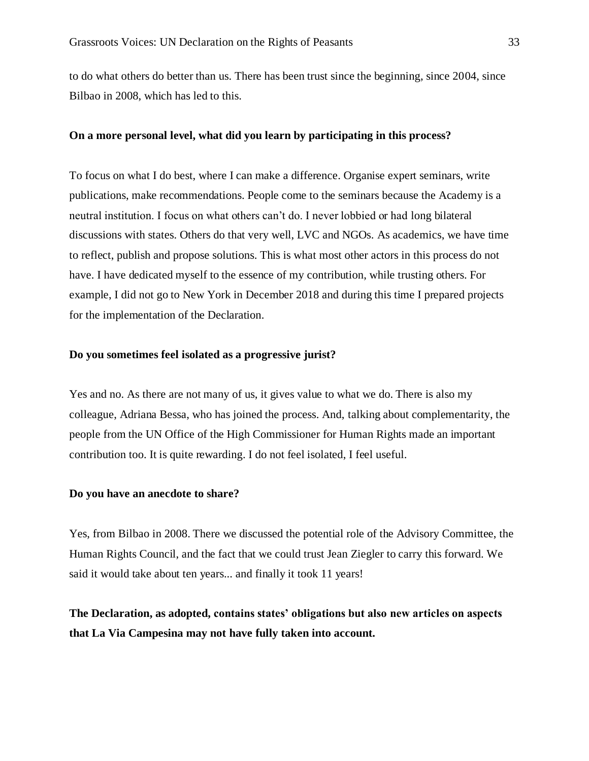to do what others do better than us. There has been trust since the beginning, since 2004, since Bilbao in 2008, which has led to this.

**On a more personal level, what did you learn by participating in this process?**

To focus on what I do best, where I can make a difference. Organise expert seminars, write publications, make recommendations. People come to the seminars because the Academy is a neutral institution. I focus on what others can't do. I never lobbied or had long bilateral discussions with states. Others do that very well, LVC and NGOs. As academics, we have time to reflect, publish and propose solutions. This is what most other actors in this process do not have. I have dedicated myself to the essence of my contribution, while trusting others. For example, I did not go to New York in December 2018 and during this time I prepared projects for the implementation of the Declaration.

**Do you sometimes feel isolated as a progressive jurist?**

Yes and no. As there are not many of us, it gives value to what we do. There is also my colleague, Adriana Bessa, who has joined the process. And, talking about complementarity, the people from the UN Office of the High Commissioner for Human Rights made an important contribution too. It is quite rewarding. I do not feel isolated, I feel useful.

**Do you have an anecdote to share?**

Yes, from Bilbao in 2008. There we discussed the potential role of the Advisory Committee, the Human Rights Council, and the fact that we could trust Jean Ziegler to carry this forward. We said it would take about ten years... and finally it took 11 years!

**The Declaration, as adopted, contains states' obligations but also new articles on aspects that La Via Campesina may not have fully taken into account.**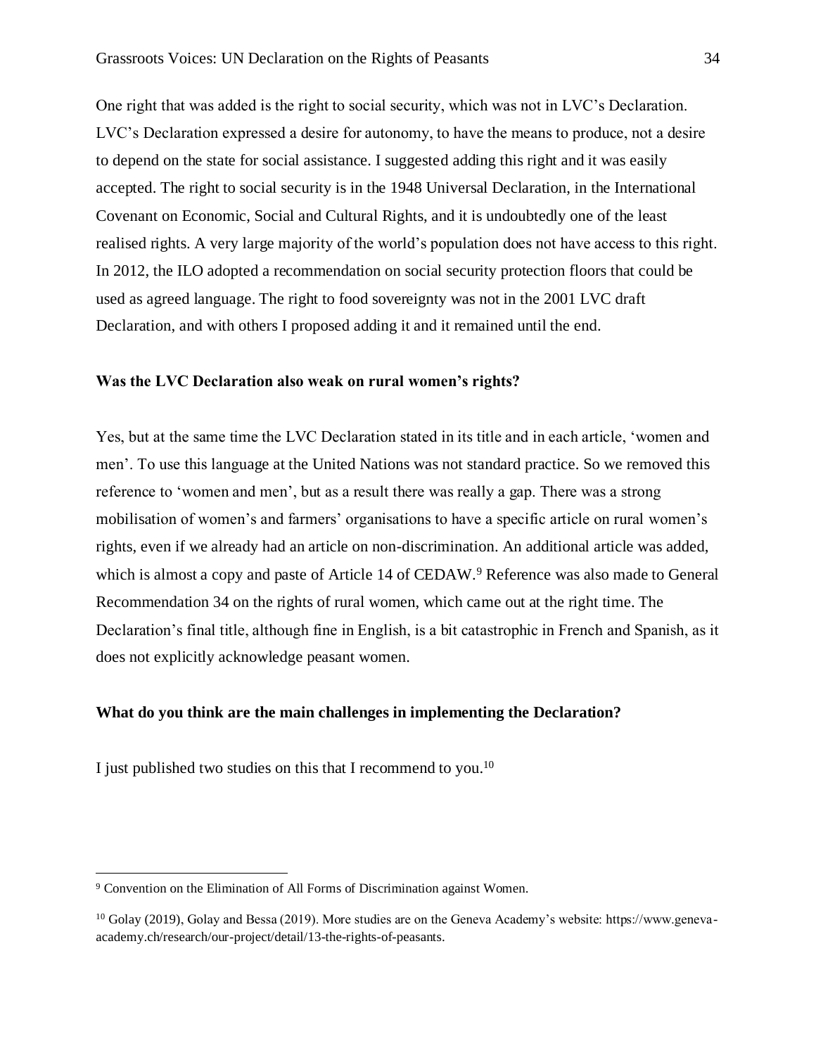One right that was added is the right to social security, which was not in LVC's Declaration. LVC's Declaration expressed a desire for autonomy, to have the means to produce, not a desire to depend on the state for social assistance. I suggested adding this right and it was easily accepted. The right to social security is in the 1948 Universal Declaration, in the International Covenant on Economic, Social and Cultural Rights, and it is undoubtedly one of the least realised rights. A very large majority of the world's population does not have access to this right. In 2012, the ILO adopted a recommendation on social security protection floors that could be used as agreed language. The right to food sovereignty was not in the 2001 LVC draft Declaration, and with others I proposed adding it and it remained until the end.

**Was the LVC Declaration also weak on rural women's rights?**

Yes, but at the same time the LVC Declaration stated in its title and in each article, 'women and men'. To use this language at the United Nations was not standard practice. So we removed this reference to 'women and men', but as a result there was really a gap. There was a strong mobilisation of women's and farmers' organisations to have a specific article on rural women's rights, even if we already had an article on non-discrimination. An additional article was added, which is almost a copy and paste of Article 14 of CEDAW.[9] Reference was also made to General Recommendation 34 on the rights of rural women, which came out at the right time. The Declaration's final title, although fine in English, is a bit catastrophic in French and Spanish, as it does not explicitly acknowledge peasant women.

**What do you think are the main challenges in implementing the Declaration?**

I just published two studies on this that I recommend to you.[10]

---

[9] Convention on the Elimination of All Forms of Discrimination against Women.

[10] Golay (2019), Golay and Bessa (2019). More studies are on the Geneva Academy's website: https://www.geneva-academy.ch/research/our-project/detail/13-the-rights-of-peasants.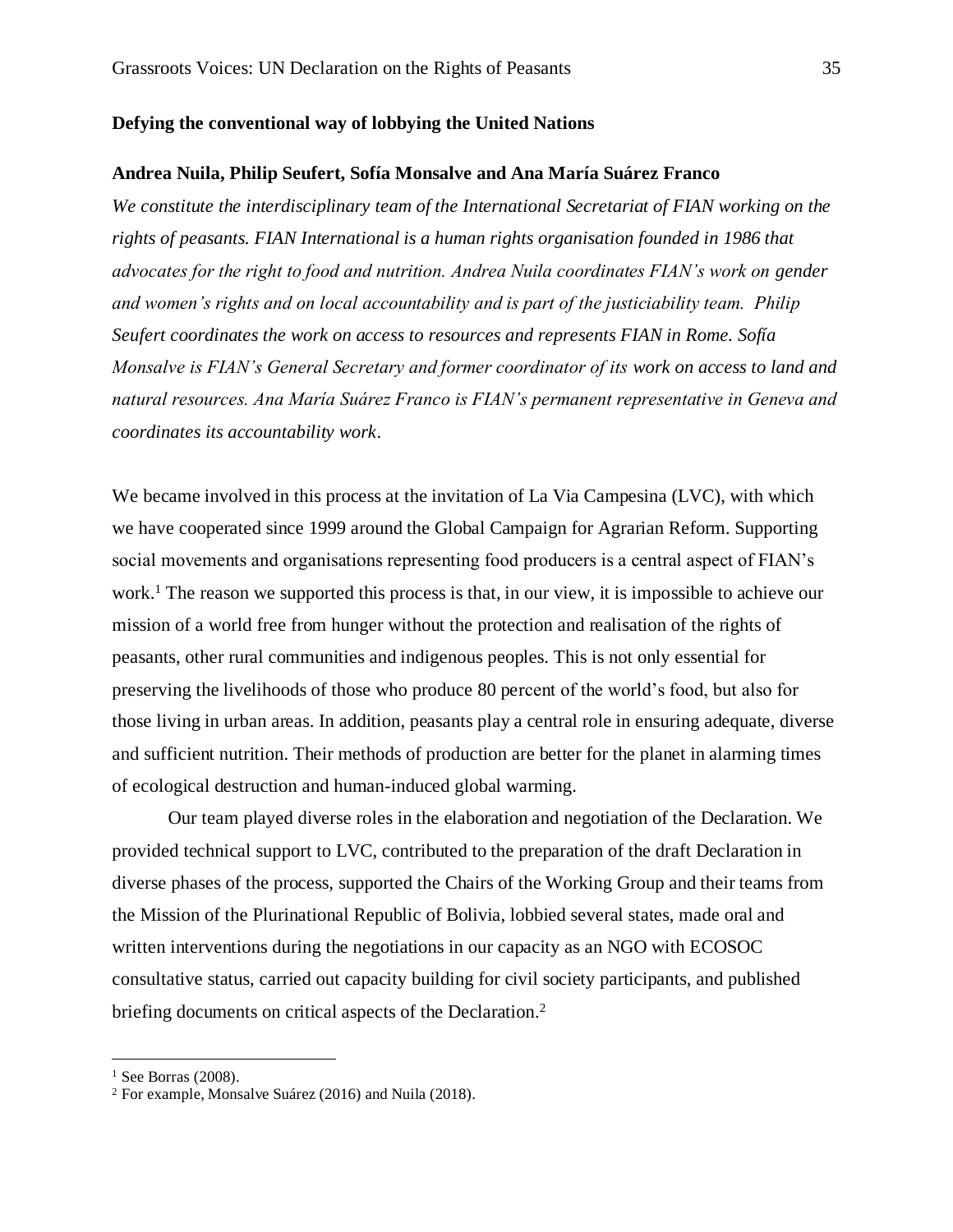## Defying the conventional way of lobbying the United Nations

### Andrea Nuila, Philip Seufert, Sofía Monsalve and Ana María Suárez Franco

*We constitute the interdisciplinary team of the International Secretariat of FIAN working on the rights of peasants. FIAN International is a human rights organisation founded in 1986 that advocates for the right to food and nutrition. Andrea Nuila coordinates FIAN's work on gender and women's rights and on local accountability and is part of the justiciability team. Philip Seufert coordinates the work on access to resources and represents FIAN in Rome. Sofía Monsalve is FIAN's General Secretary and former coordinator of its work on access to land and natural resources. Ana María Suárez Franco is FIAN's permanent representative in Geneva and coordinates its accountability work.*

We became involved in this process at the invitation of La Via Campesina (LVC), with which we have cooperated since 1999 around the Global Campaign for Agrarian Reform. Supporting social movements and organisations representing food producers is a central aspect of FIAN's work.[1] The reason we supported this process is that, in our view, it is impossible to achieve our mission of a world free from hunger without the protection and realisation of the rights of peasants, other rural communities and indigenous peoples. This is not only essential for preserving the livelihoods of those who produce 80 percent of the world's food, but also for those living in urban areas. In addition, peasants play a central role in ensuring adequate, diverse and sufficient nutrition. Their methods of production are better for the planet in alarming times of ecological destruction and human-induced global warming.

Our team played diverse roles in the elaboration and negotiation of the Declaration. We provided technical support to LVC, contributed to the preparation of the draft Declaration in diverse phases of the process, supported the Chairs of the Working Group and their teams from the Mission of the Plurinational Republic of Bolivia, lobbied several states, made oral and written interventions during the negotiations in our capacity as an NGO with ECOSOC consultative status, carried out capacity building for civil society participants, and published briefing documents on critical aspects of the Declaration.[2]

---

[1] See Borras (2008).

[2] For example, Monsalve Suárez (2016) and Nuila (2018).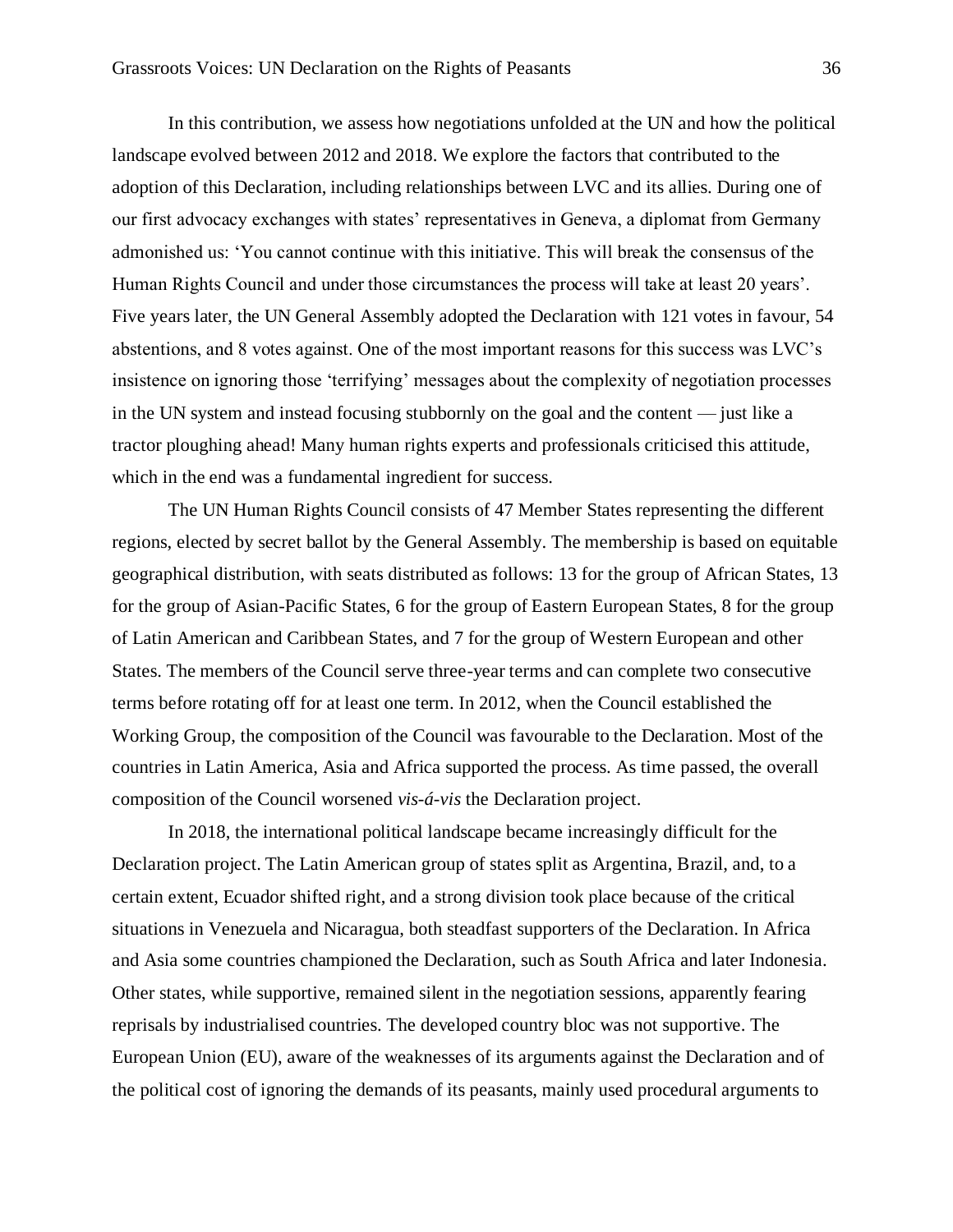In this contribution, we assess how negotiations unfolded at the UN and how the political landscape evolved between 2012 and 2018. We explore the factors that contributed to the adoption of this Declaration, including relationships between LVC and its allies. During one of our first advocacy exchanges with states' representatives in Geneva, a diplomat from Germany admonished us: 'You cannot continue with this initiative. This will break the consensus of the Human Rights Council and under those circumstances the process will take at least 20 years'. Five years later, the UN General Assembly adopted the Declaration with 121 votes in favour, 54 abstentions, and 8 votes against. One of the most important reasons for this success was LVC's insistence on ignoring those 'terrifying' messages about the complexity of negotiation processes in the UN system and instead focusing stubbornly on the goal and the content — just like a tractor ploughing ahead! Many human rights experts and professionals criticised this attitude, which in the end was a fundamental ingredient for success.

The UN Human Rights Council consists of 47 Member States representing the different regions, elected by secret ballot by the General Assembly. The membership is based on equitable geographical distribution, with seats distributed as follows: 13 for the group of African States, 13 for the group of Asian-Pacific States, 6 for the group of Eastern European States, 8 for the group of Latin American and Caribbean States, and 7 for the group of Western European and other States. The members of the Council serve three-year terms and can complete two consecutive terms before rotating off for at least one term. In 2012, when the Council established the Working Group, the composition of the Council was favourable to the Declaration. Most of the countries in Latin America, Asia and Africa supported the process. As time passed, the overall composition of the Council worsened *vis-á-vis* the Declaration project.

In 2018, the international political landscape became increasingly difficult for the Declaration project. The Latin American group of states split as Argentina, Brazil, and, to a certain extent, Ecuador shifted right, and a strong division took place because of the critical situations in Venezuela and Nicaragua, both steadfast supporters of the Declaration. In Africa and Asia some countries championed the Declaration, such as South Africa and later Indonesia. Other states, while supportive, remained silent in the negotiation sessions, apparently fearing reprisals by industrialised countries. The developed country bloc was not supportive. The European Union (EU), aware of the weaknesses of its arguments against the Declaration and of the political cost of ignoring the demands of its peasants, mainly used procedural arguments to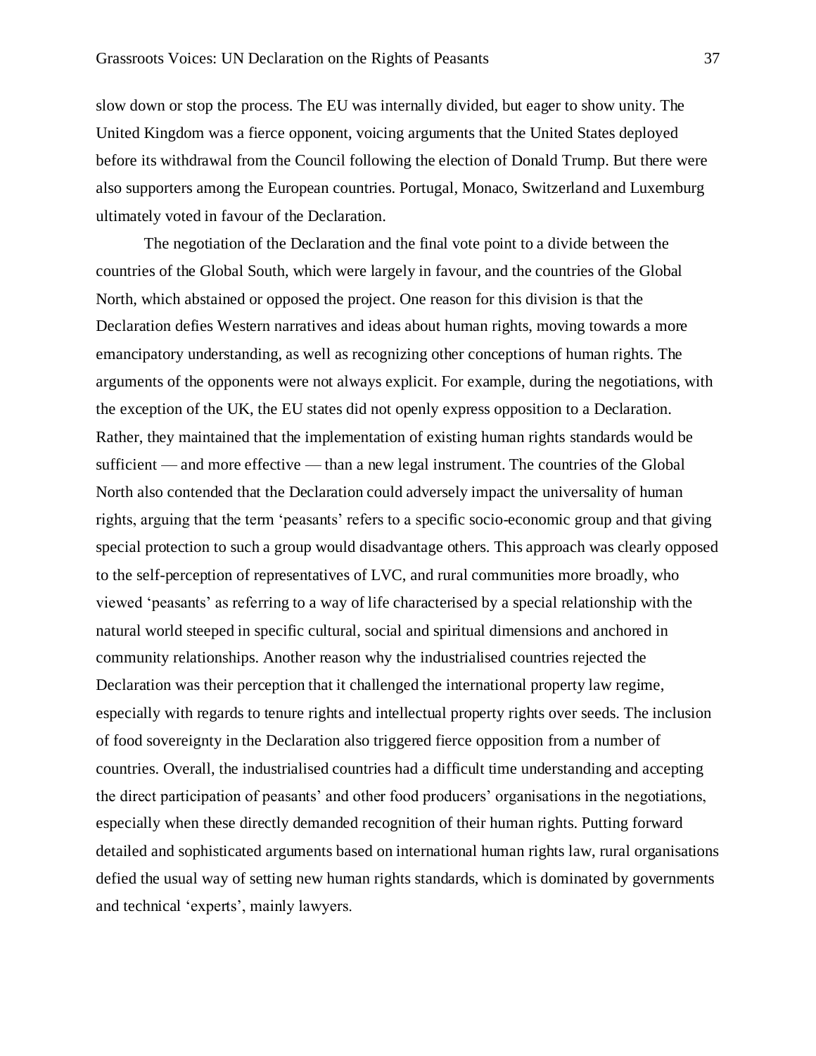slow down or stop the process. The EU was internally divided, but eager to show unity. The United Kingdom was a fierce opponent, voicing arguments that the United States deployed before its withdrawal from the Council following the election of Donald Trump. But there were also supporters among the European countries. Portugal, Monaco, Switzerland and Luxemburg ultimately voted in favour of the Declaration.

The negotiation of the Declaration and the final vote point to a divide between the countries of the Global South, which were largely in favour, and the countries of the Global North, which abstained or opposed the project. One reason for this division is that the Declaration defies Western narratives and ideas about human rights, moving towards a more emancipatory understanding, as well as recognizing other conceptions of human rights. The arguments of the opponents were not always explicit. For example, during the negotiations, with the exception of the UK, the EU states did not openly express opposition to a Declaration. Rather, they maintained that the implementation of existing human rights standards would be sufficient — and more effective — than a new legal instrument. The countries of the Global North also contended that the Declaration could adversely impact the universality of human rights, arguing that the term 'peasants' refers to a specific socio-economic group and that giving special protection to such a group would disadvantage others. This approach was clearly opposed to the self-perception of representatives of LVC, and rural communities more broadly, who viewed 'peasants' as referring to a way of life characterised by a special relationship with the natural world steeped in specific cultural, social and spiritual dimensions and anchored in community relationships. Another reason why the industrialised countries rejected the Declaration was their perception that it challenged the international property law regime, especially with regards to tenure rights and intellectual property rights over seeds. The inclusion of food sovereignty in the Declaration also triggered fierce opposition from a number of countries. Overall, the industrialised countries had a difficult time understanding and accepting the direct participation of peasants' and other food producers' organisations in the negotiations, especially when these directly demanded recognition of their human rights. Putting forward detailed and sophisticated arguments based on international human rights law, rural organisations defied the usual way of setting new human rights standards, which is dominated by governments and technical 'experts', mainly lawyers.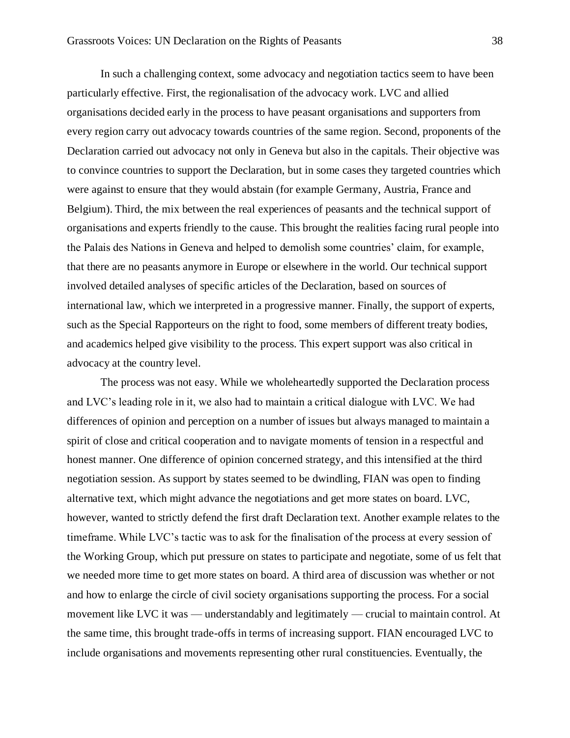In such a challenging context, some advocacy and negotiation tactics seem to have been particularly effective. First, the regionalisation of the advocacy work. LVC and allied organisations decided early in the process to have peasant organisations and supporters from every region carry out advocacy towards countries of the same region. Second, proponents of the Declaration carried out advocacy not only in Geneva but also in the capitals. Their objective was to convince countries to support the Declaration, but in some cases they targeted countries which were against to ensure that they would abstain (for example Germany, Austria, France and Belgium). Third, the mix between the real experiences of peasants and the technical support of organisations and experts friendly to the cause. This brought the realities facing rural people into the Palais des Nations in Geneva and helped to demolish some countries' claim, for example, that there are no peasants anymore in Europe or elsewhere in the world. Our technical support involved detailed analyses of specific articles of the Declaration, based on sources of international law, which we interpreted in a progressive manner. Finally, the support of experts, such as the Special Rapporteurs on the right to food, some members of different treaty bodies, and academics helped give visibility to the process. This expert support was also critical in advocacy at the country level.

The process was not easy. While we wholeheartedly supported the Declaration process and LVC's leading role in it, we also had to maintain a critical dialogue with LVC. We had differences of opinion and perception on a number of issues but always managed to maintain a spirit of close and critical cooperation and to navigate moments of tension in a respectful and honest manner. One difference of opinion concerned strategy, and this intensified at the third negotiation session. As support by states seemed to be dwindling, FIAN was open to finding alternative text, which might advance the negotiations and get more states on board. LVC, however, wanted to strictly defend the first draft Declaration text. Another example relates to the timeframe. While LVC's tactic was to ask for the finalisation of the process at every session of the Working Group, which put pressure on states to participate and negotiate, some of us felt that we needed more time to get more states on board. A third area of discussion was whether or not and how to enlarge the circle of civil society organisations supporting the process. For a social movement like LVC it was — understandably and legitimately — crucial to maintain control. At the same time, this brought trade-offs in terms of increasing support. FIAN encouraged LVC to include organisations and movements representing other rural constituencies. Eventually, the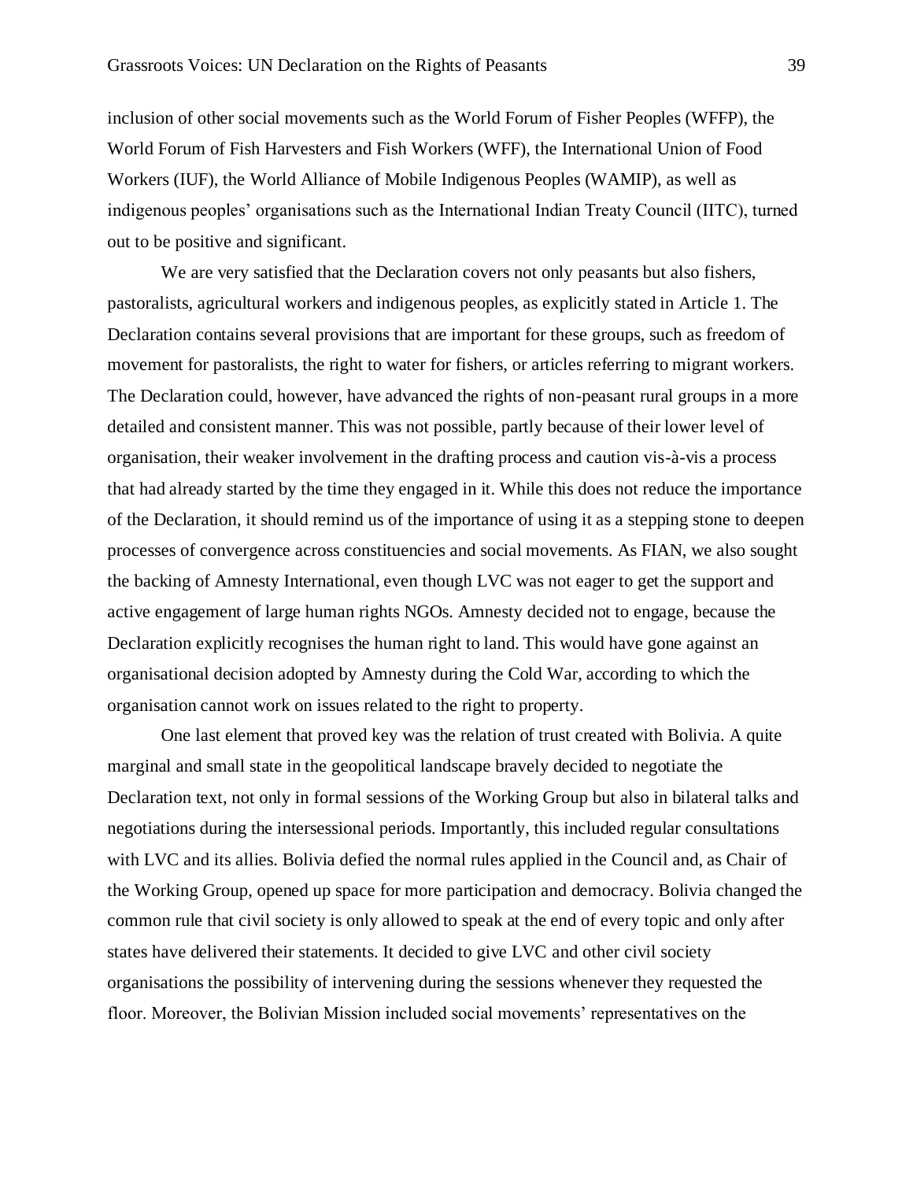inclusion of other social movements such as the World Forum of Fisher Peoples (WFFP), the World Forum of Fish Harvesters and Fish Workers (WFF), the International Union of Food Workers (IUF), the World Alliance of Mobile Indigenous Peoples (WAMIP), as well as indigenous peoples' organisations such as the International Indian Treaty Council (IITC), turned out to be positive and significant.

We are very satisfied that the Declaration covers not only peasants but also fishers, pastoralists, agricultural workers and indigenous peoples, as explicitly stated in Article 1. The Declaration contains several provisions that are important for these groups, such as freedom of movement for pastoralists, the right to water for fishers, or articles referring to migrant workers. The Declaration could, however, have advanced the rights of non-peasant rural groups in a more detailed and consistent manner. This was not possible, partly because of their lower level of organisation, their weaker involvement in the drafting process and caution vis-à-vis a process that had already started by the time they engaged in it. While this does not reduce the importance of the Declaration, it should remind us of the importance of using it as a stepping stone to deepen processes of convergence across constituencies and social movements. As FIAN, we also sought the backing of Amnesty International, even though LVC was not eager to get the support and active engagement of large human rights NGOs. Amnesty decided not to engage, because the Declaration explicitly recognises the human right to land. This would have gone against an organisational decision adopted by Amnesty during the Cold War, according to which the organisation cannot work on issues related to the right to property.

One last element that proved key was the relation of trust created with Bolivia. A quite marginal and small state in the geopolitical landscape bravely decided to negotiate the Declaration text, not only in formal sessions of the Working Group but also in bilateral talks and negotiations during the intersessional periods. Importantly, this included regular consultations with LVC and its allies. Bolivia defied the normal rules applied in the Council and, as Chair of the Working Group, opened up space for more participation and democracy. Bolivia changed the common rule that civil society is only allowed to speak at the end of every topic and only after states have delivered their statements. It decided to give LVC and other civil society organisations the possibility of intervening during the sessions whenever they requested the floor. Moreover, the Bolivian Mission included social movements' representatives on the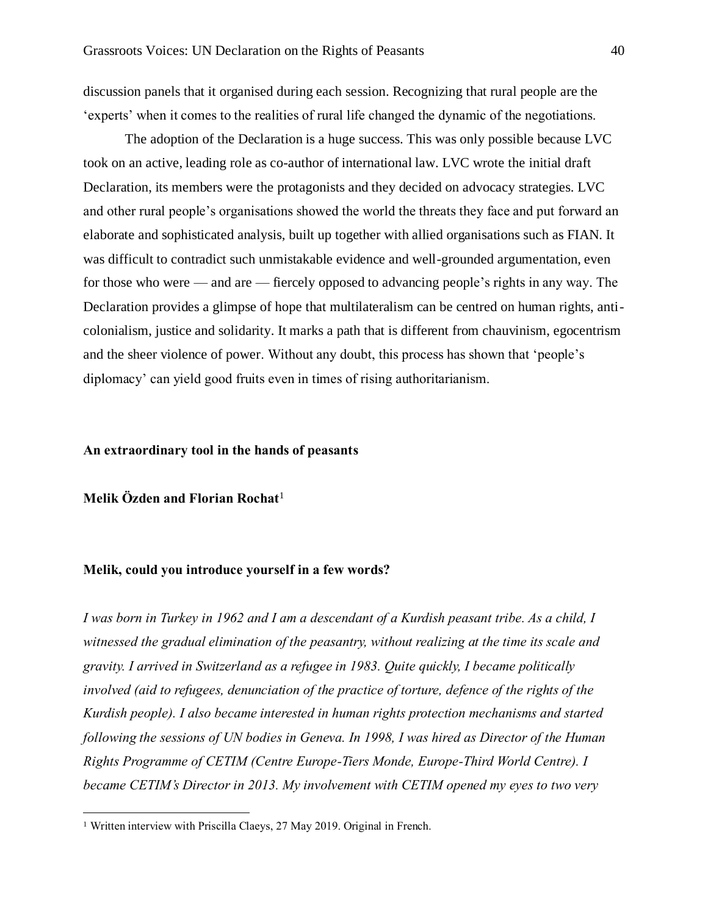discussion panels that it organised during each session. Recognizing that rural people are the 'experts' when it comes to the realities of rural life changed the dynamic of the negotiations.

The adoption of the Declaration is a huge success. This was only possible because LVC took on an active, leading role as co-author of international law. LVC wrote the initial draft Declaration, its members were the protagonists and they decided on advocacy strategies. LVC and other rural people's organisations showed the world the threats they face and put forward an elaborate and sophisticated analysis, built up together with allied organisations such as FIAN. It was difficult to contradict such unmistakable evidence and well-grounded argumentation, even for those who were — and are — fiercely opposed to advancing people's rights in any way. The Declaration provides a glimpse of hope that multilateralism can be centred on human rights, anti-colonialism, justice and solidarity. It marks a path that is different from chauvinism, egocentrism and the sheer violence of power. Without any doubt, this process has shown that 'people's diplomacy' can yield good fruits even in times of rising authoritarianism.

## An extraordinary tool in the hands of peasants

**Melik Özden and Florian Rochat**[1]

**Melik, could you introduce yourself in a few words?**

*I was born in Turkey in 1962 and I am a descendant of a Kurdish peasant tribe. As a child, I witnessed the gradual elimination of the peasantry, without realizing at the time its scale and gravity. I arrived in Switzerland as a refugee in 1983. Quite quickly, I became politically involved (aid to refugees, denunciation of the practice of torture, defence of the rights of the Kurdish people). I also became interested in human rights protection mechanisms and started following the sessions of UN bodies in Geneva. In 1998, I was hired as Director of the Human Rights Programme of CETIM (Centre Europe-Tiers Monde, Europe-Third World Centre). I became CETIM's Director in 2013. My involvement with CETIM opened my eyes to two very*

[1] Written interview with Priscilla Claeys, 27 May 2019. Original in French.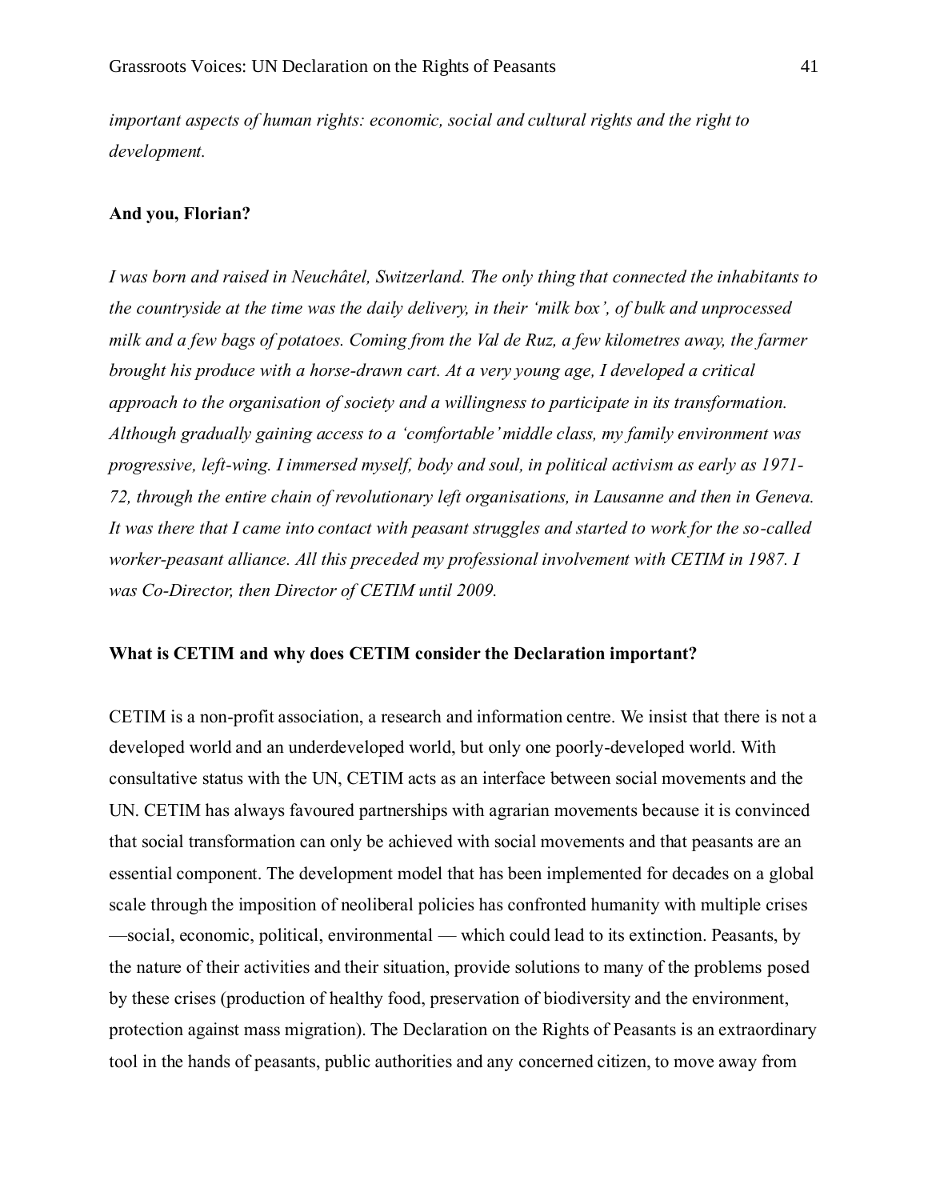*important aspects of human rights: economic, social and cultural rights and the right to development.*

**And you, Florian?**

*I was born and raised in Neuchâtel, Switzerland. The only thing that connected the inhabitants to the countryside at the time was the daily delivery, in their 'milk box', of bulk and unprocessed milk and a few bags of potatoes. Coming from the Val de Ruz, a few kilometres away, the farmer brought his produce with a horse-drawn cart. At a very young age, I developed a critical approach to the organisation of society and a willingness to participate in its transformation. Although gradually gaining access to a 'comfortable' middle class, my family environment was progressive, left-wing. I immersed myself, body and soul, in political activism as early as 1971-72, through the entire chain of revolutionary left organisations, in Lausanne and then in Geneva. It was there that I came into contact with peasant struggles and started to work for the so-called worker-peasant alliance. All this preceded my professional involvement with CETIM in 1987. I was Co-Director, then Director of CETIM until 2009.*

**What is CETIM and why does CETIM consider the Declaration important?**

CETIM is a non-profit association, a research and information centre. We insist that there is not a developed world and an underdeveloped world, but only one poorly-developed world. With consultative status with the UN, CETIM acts as an interface between social movements and the UN. CETIM has always favoured partnerships with agrarian movements because it is convinced that social transformation can only be achieved with social movements and that peasants are an essential component. The development model that has been implemented for decades on a global scale through the imposition of neoliberal policies has confronted humanity with multiple crises —social, economic, political, environmental — which could lead to its extinction. Peasants, by the nature of their activities and their situation, provide solutions to many of the problems posed by these crises (production of healthy food, preservation of biodiversity and the environment, protection against mass migration). The Declaration on the Rights of Peasants is an extraordinary tool in the hands of peasants, public authorities and any concerned citizen, to move away from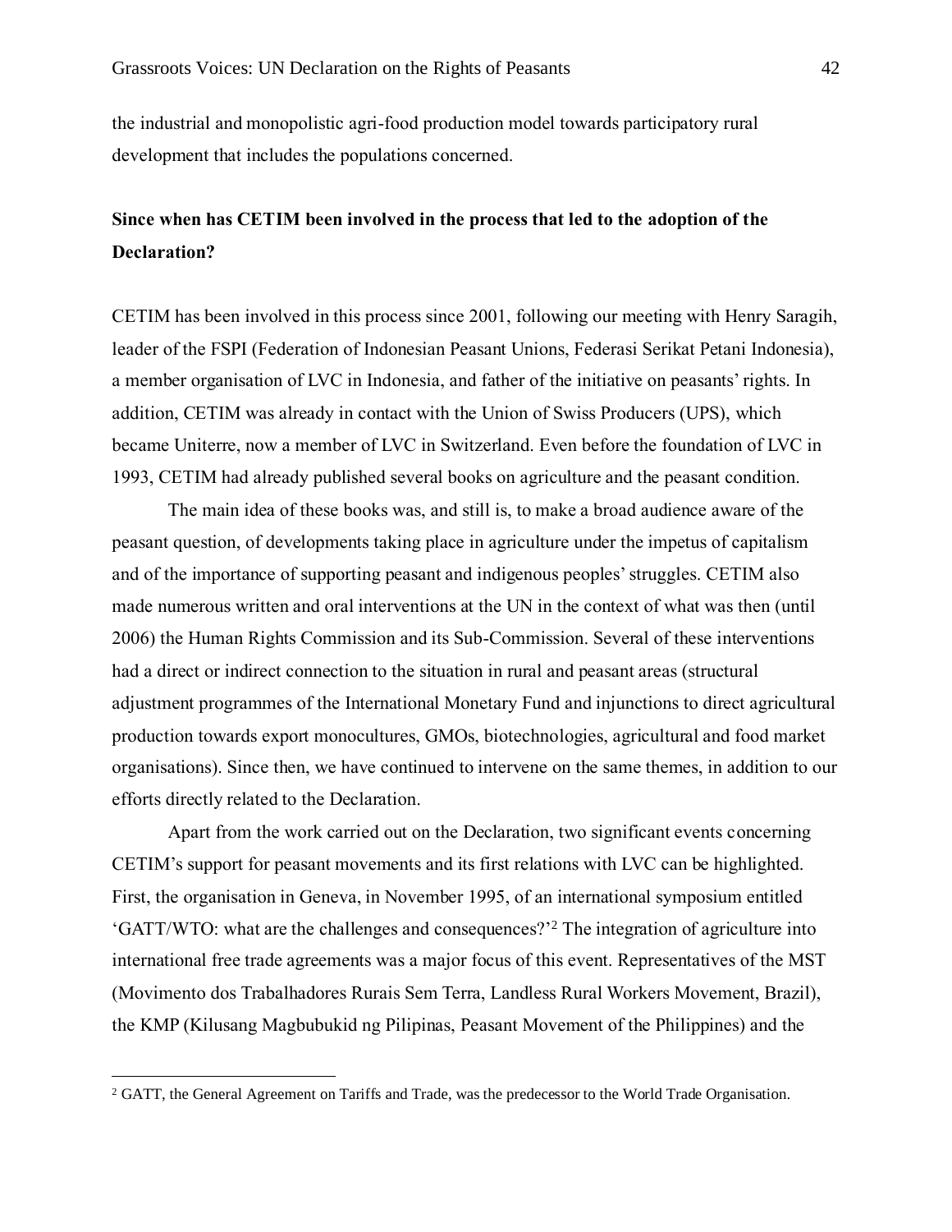the industrial and monopolistic agri-food production model towards participatory rural development that includes the populations concerned.

**Since when has CETIM been involved in the process that led to the adoption of the Declaration?**

CETIM has been involved in this process since 2001, following our meeting with Henry Saragih, leader of the FSPI (Federation of Indonesian Peasant Unions, Federasi Serikat Petani Indonesia), a member organisation of LVC in Indonesia, and father of the initiative on peasants' rights. In addition, CETIM was already in contact with the Union of Swiss Producers (UPS), which became Uniterre, now a member of LVC in Switzerland. Even before the foundation of LVC in 1993, CETIM had already published several books on agriculture and the peasant condition.

The main idea of these books was, and still is, to make a broad audience aware of the peasant question, of developments taking place in agriculture under the impetus of capitalism and of the importance of supporting peasant and indigenous peoples' struggles. CETIM also made numerous written and oral interventions at the UN in the context of what was then (until 2006) the Human Rights Commission and its Sub-Commission. Several of these interventions had a direct or indirect connection to the situation in rural and peasant areas (structural adjustment programmes of the International Monetary Fund and injunctions to direct agricultural production towards export monocultures, GMOs, biotechnologies, agricultural and food market organisations). Since then, we have continued to intervene on the same themes, in addition to our efforts directly related to the Declaration.

Apart from the work carried out on the Declaration, two significant events concerning CETIM's support for peasant movements and its first relations with LVC can be highlighted. First, the organisation in Geneva, in November 1995, of an international symposium entitled 'GATT/WTO: what are the challenges and consequences?'[2] The integration of agriculture into international free trade agreements was a major focus of this event. Representatives of the MST (Movimento dos Trabalhadores Rurais Sem Terra, Landless Rural Workers Movement, Brazil), the KMP (Kilusang Magbubukid ng Pilipinas, Peasant Movement of the Philippines) and the

[2] GATT, the General Agreement on Tariffs and Trade, was the predecessor to the World Trade Organisation.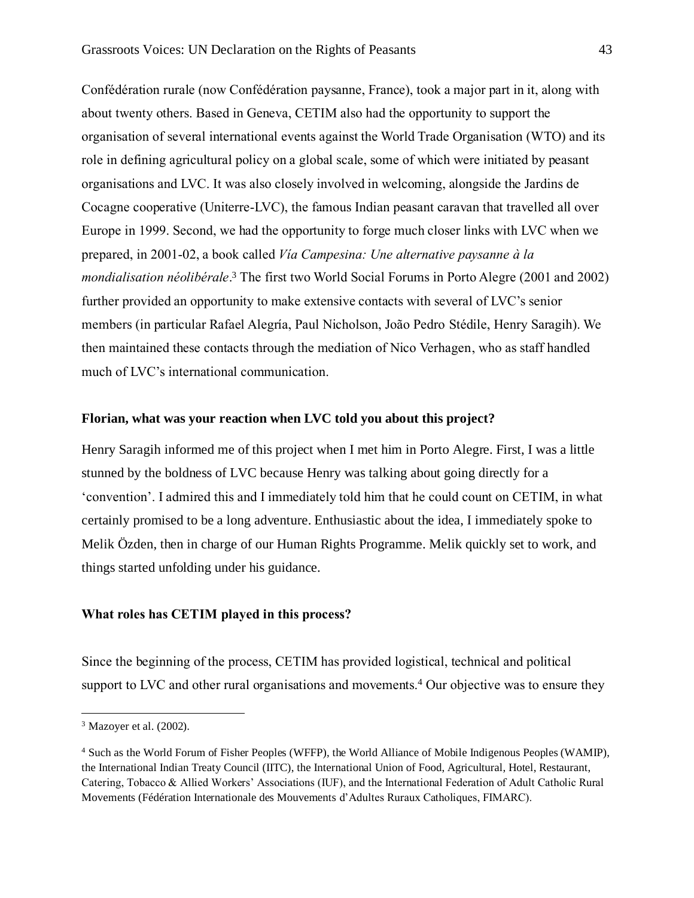Confédération rurale (now Confédération paysanne, France), took a major part in it, along with about twenty others. Based in Geneva, CETIM also had the opportunity to support the organisation of several international events against the World Trade Organisation (WTO) and its role in defining agricultural policy on a global scale, some of which were initiated by peasant organisations and LVC. It was also closely involved in welcoming, alongside the Jardins de Cocagne cooperative (Uniterre-LVC), the famous Indian peasant caravan that travelled all over Europe in 1999. Second, we had the opportunity to forge much closer links with LVC when we prepared, in 2001-02, a book called *Vía Campesina: Une alternative paysanne à la mondialisation néolibérale*.[3] The first two World Social Forums in Porto Alegre (2001 and 2002) further provided an opportunity to make extensive contacts with several of LVC's senior members (in particular Rafael Alegría, Paul Nicholson, João Pedro Stédile, Henry Saragih). We then maintained these contacts through the mediation of Nico Verhagen, who as staff handled much of LVC's international communication.

**Florian, what was your reaction when LVC told you about this project?**

Henry Saragih informed me of this project when I met him in Porto Alegre. First, I was a little stunned by the boldness of LVC because Henry was talking about going directly for a 'convention'. I admired this and I immediately told him that he could count on CETIM, in what certainly promised to be a long adventure. Enthusiastic about the idea, I immediately spoke to Melik Özden, then in charge of our Human Rights Programme. Melik quickly set to work, and things started unfolding under his guidance.

**What roles has CETIM played in this process?**

Since the beginning of the process, CETIM has provided logistical, technical and political support to LVC and other rural organisations and movements.[4] Our objective was to ensure they

---

[3] Mazoyer et al. (2002).

[4] Such as the World Forum of Fisher Peoples (WFFP), the World Alliance of Mobile Indigenous Peoples (WAMIP), the International Indian Treaty Council (IITC), the International Union of Food, Agricultural, Hotel, Restaurant, Catering, Tobacco & Allied Workers' Associations (IUF), and the International Federation of Adult Catholic Rural Movements (Fédération Internationale des Mouvements d'Adultes Ruraux Catholiques, FIMARC).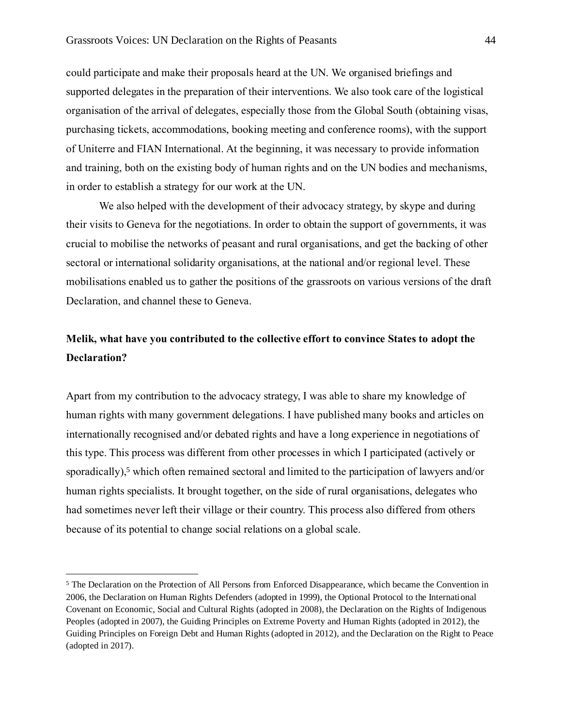could participate and make their proposals heard at the UN. We organised briefings and supported delegates in the preparation of their interventions. We also took care of the logistical organisation of the arrival of delegates, especially those from the Global South (obtaining visas, purchasing tickets, accommodations, booking meeting and conference rooms), with the support of Uniterre and FIAN International. At the beginning, it was necessary to provide information and training, both on the existing body of human rights and on the UN bodies and mechanisms, in order to establish a strategy for our work at the UN.

We also helped with the development of their advocacy strategy, by skype and during their visits to Geneva for the negotiations. In order to obtain the support of governments, it was crucial to mobilise the networks of peasant and rural organisations, and get the backing of other sectoral or international solidarity organisations, at the national and/or regional level. These mobilisations enabled us to gather the positions of the grassroots on various versions of the draft Declaration, and channel these to Geneva.

**Melik, what have you contributed to the collective effort to convince States to adopt the Declaration?**

Apart from my contribution to the advocacy strategy, I was able to share my knowledge of human rights with many government delegations. I have published many books and articles on internationally recognised and/or debated rights and have a long experience in negotiations of this type. This process was different from other processes in which I participated (actively or sporadically),[5] which often remained sectoral and limited to the participation of lawyers and/or human rights specialists. It brought together, on the side of rural organisations, delegates who had sometimes never left their village or their country. This process also differed from others because of its potential to change social relations on a global scale.

---

[5] The Declaration on the Protection of All Persons from Enforced Disappearance, which became the Convention in 2006, the Declaration on Human Rights Defenders (adopted in 1999), the Optional Protocol to the International Covenant on Economic, Social and Cultural Rights (adopted in 2008), the Declaration on the Rights of Indigenous Peoples (adopted in 2007), the Guiding Principles on Extreme Poverty and Human Rights (adopted in 2012), the Guiding Principles on Foreign Debt and Human Rights (adopted in 2012), and the Declaration on the Right to Peace (adopted in 2017).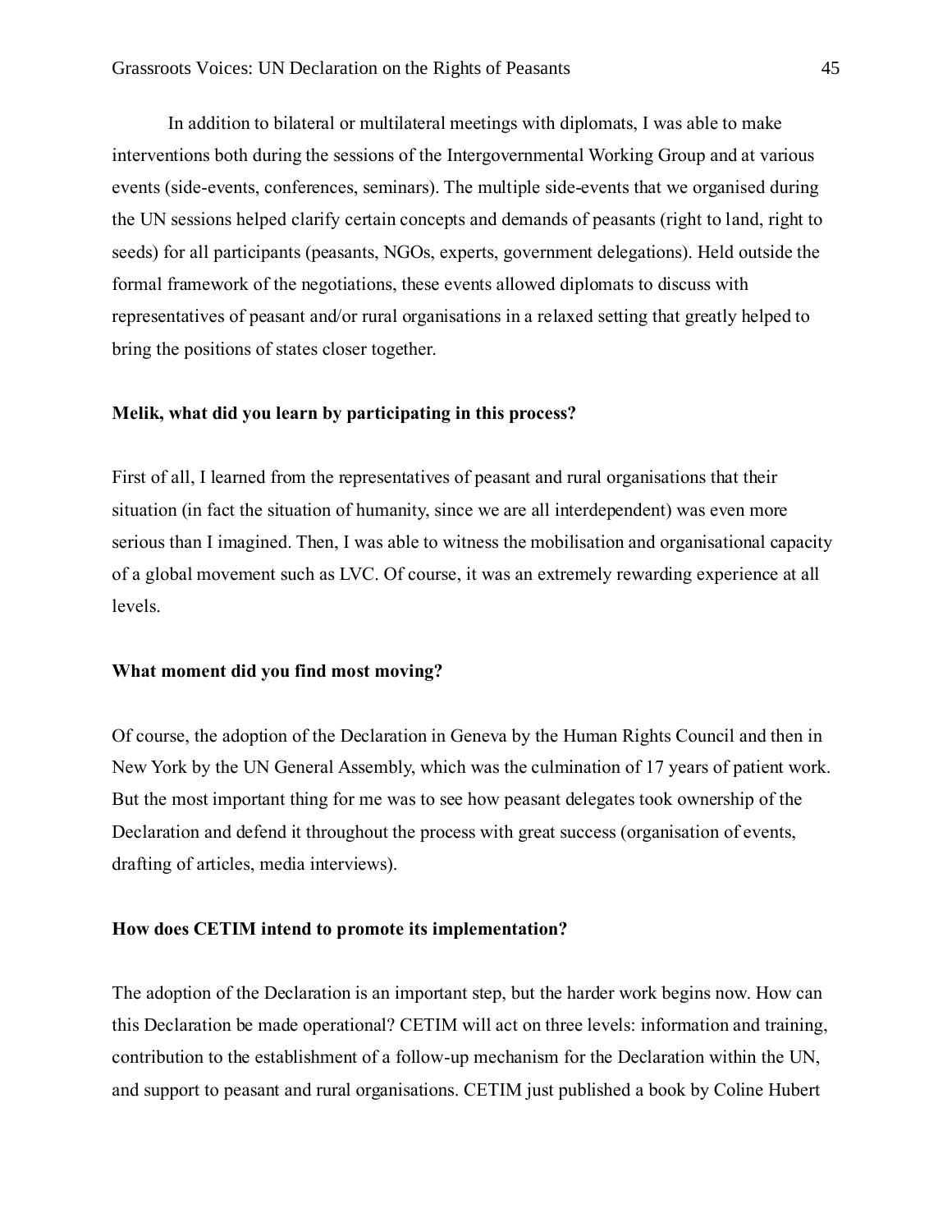In addition to bilateral or multilateral meetings with diplomats, I was able to make interventions both during the sessions of the Intergovernmental Working Group and at various events (side-events, conferences, seminars). The multiple side-events that we organised during the UN sessions helped clarify certain concepts and demands of peasants (right to land, right to seeds) for all participants (peasants, NGOs, experts, government delegations). Held outside the formal framework of the negotiations, these events allowed diplomats to discuss with representatives of peasant and/or rural organisations in a relaxed setting that greatly helped to bring the positions of states closer together.

**Melik, what did you learn by participating in this process?**

First of all, I learned from the representatives of peasant and rural organisations that their situation (in fact the situation of humanity, since we are all interdependent) was even more serious than I imagined. Then, I was able to witness the mobilisation and organisational capacity of a global movement such as LVC. Of course, it was an extremely rewarding experience at all levels.

**What moment did you find most moving?**

Of course, the adoption of the Declaration in Geneva by the Human Rights Council and then in New York by the UN General Assembly, which was the culmination of 17 years of patient work. But the most important thing for me was to see how peasant delegates took ownership of the Declaration and defend it throughout the process with great success (organisation of events, drafting of articles, media interviews).

**How does CETIM intend to promote its implementation?**

The adoption of the Declaration is an important step, but the harder work begins now. How can this Declaration be made operational? CETIM will act on three levels: information and training, contribution to the establishment of a follow-up mechanism for the Declaration within the UN, and support to peasant and rural organisations. CETIM just published a book by Coline Hubert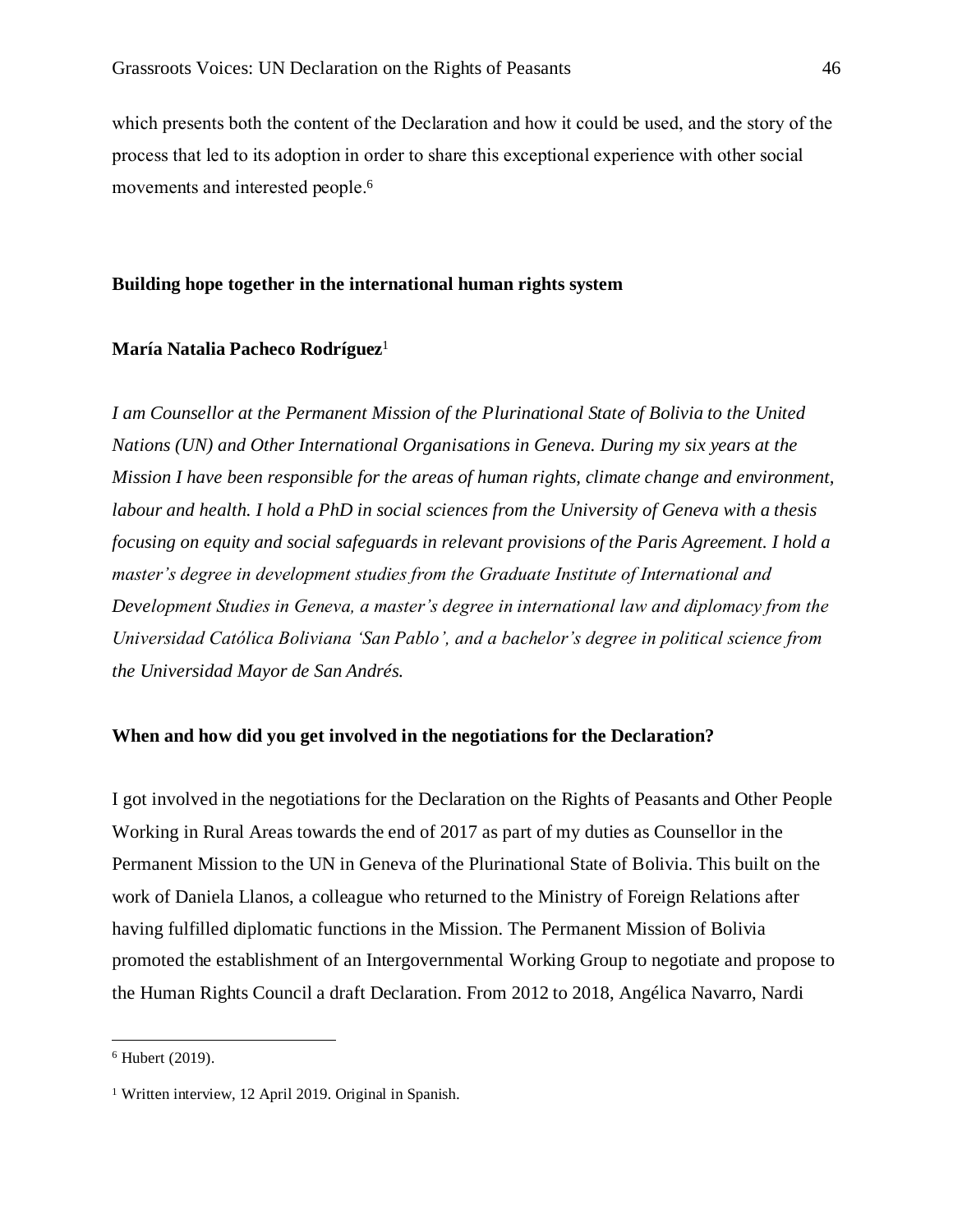which presents both the content of the Declaration and how it could be used, and the story of the process that led to its adoption in order to share this exceptional experience with other social movements and interested people.[6]

## Building hope together in the international human rights system

**María Natalia Pacheco Rodríguez**[1]

*I am Counsellor at the Permanent Mission of the Plurinational State of Bolivia to the United Nations (UN) and Other International Organisations in Geneva. During my six years at the Mission I have been responsible for the areas of human rights, climate change and environment, labour and health. I hold a PhD in social sciences from the University of Geneva with a thesis focusing on equity and social safeguards in relevant provisions of the Paris Agreement. I hold a master's degree in development studies from the Graduate Institute of International and Development Studies in Geneva, a master's degree in international law and diplomacy from the Universidad Católica Boliviana 'San Pablo', and a bachelor's degree in political science from the Universidad Mayor de San Andrés.*

### When and how did you get involved in the negotiations for the Declaration?

I got involved in the negotiations for the Declaration on the Rights of Peasants and Other People Working in Rural Areas towards the end of 2017 as part of my duties as Counsellor in the Permanent Mission to the UN in Geneva of the Plurinational State of Bolivia. This built on the work of Daniela Llanos, a colleague who returned to the Ministry of Foreign Relations after having fulfilled diplomatic functions in the Mission. The Permanent Mission of Bolivia promoted the establishment of an Intergovernmental Working Group to negotiate and propose to the Human Rights Council a draft Declaration. From 2012 to 2018, Angélica Navarro, Nardi

---

[6] Hubert (2019).

[1] Written interview, 12 April 2019. Original in Spanish.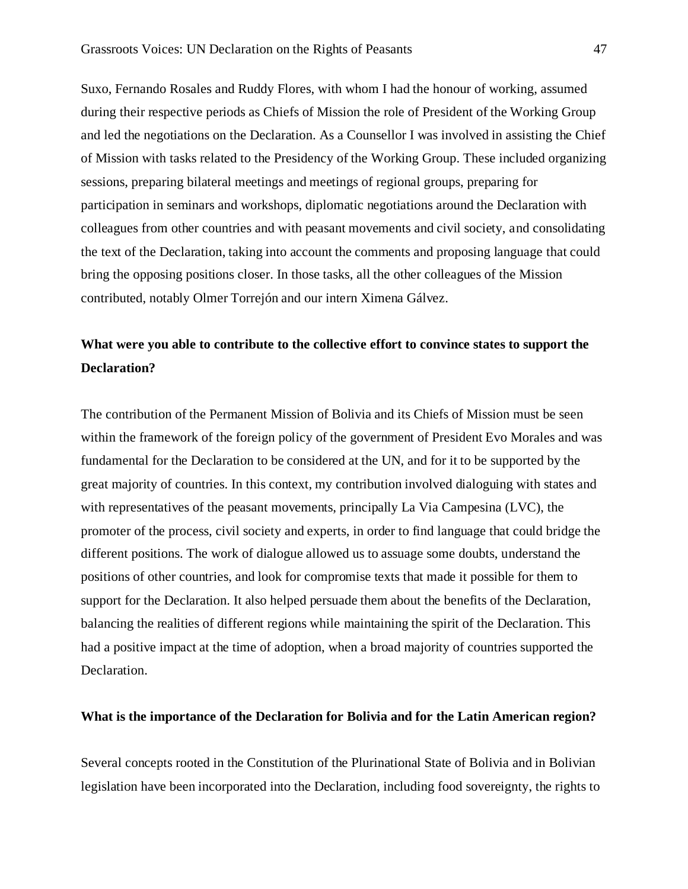Suxo, Fernando Rosales and Ruddy Flores, with whom I had the honour of working, assumed during their respective periods as Chiefs of Mission the role of President of the Working Group and led the negotiations on the Declaration. As a Counsellor I was involved in assisting the Chief of Mission with tasks related to the Presidency of the Working Group. These included organizing sessions, preparing bilateral meetings and meetings of regional groups, preparing for participation in seminars and workshops, diplomatic negotiations around the Declaration with colleagues from other countries and with peasant movements and civil society, and consolidating the text of the Declaration, taking into account the comments and proposing language that could bring the opposing positions closer. In those tasks, all the other colleagues of the Mission contributed, notably Olmer Torrejón and our intern Ximena Gálvez.

**What were you able to contribute to the collective effort to convince states to support the Declaration?**

The contribution of the Permanent Mission of Bolivia and its Chiefs of Mission must be seen within the framework of the foreign policy of the government of President Evo Morales and was fundamental for the Declaration to be considered at the UN, and for it to be supported by the great majority of countries. In this context, my contribution involved dialoguing with states and with representatives of the peasant movements, principally La Via Campesina (LVC), the promoter of the process, civil society and experts, in order to find language that could bridge the different positions. The work of dialogue allowed us to assuage some doubts, understand the positions of other countries, and look for compromise texts that made it possible for them to support for the Declaration. It also helped persuade them about the benefits of the Declaration, balancing the realities of different regions while maintaining the spirit of the Declaration. This had a positive impact at the time of adoption, when a broad majority of countries supported the Declaration.

**What is the importance of the Declaration for Bolivia and for the Latin American region?**

Several concepts rooted in the Constitution of the Plurinational State of Bolivia and in Bolivian legislation have been incorporated into the Declaration, including food sovereignty, the rights to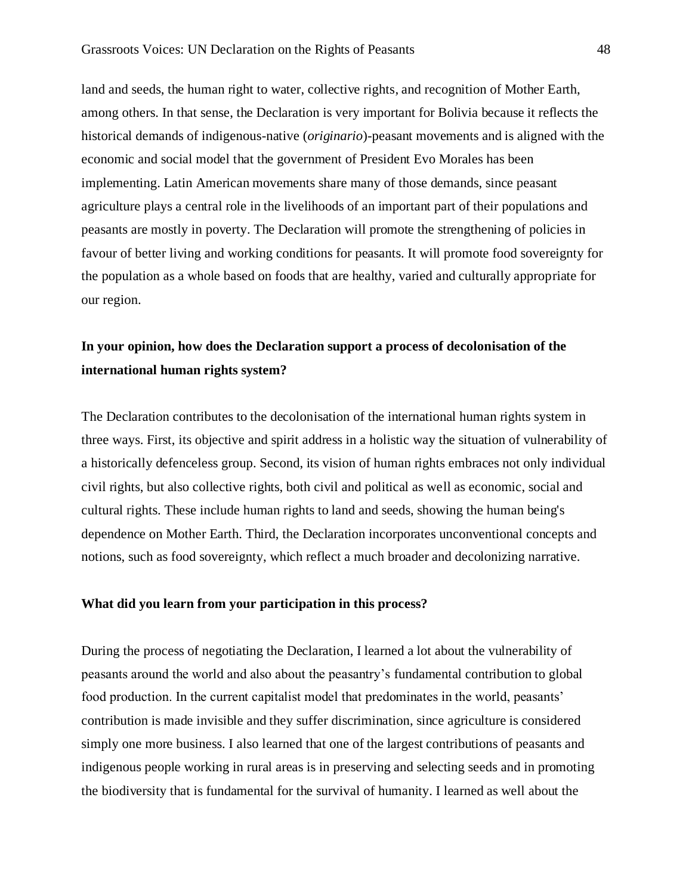land and seeds, the human right to water, collective rights, and recognition of Mother Earth, among others. In that sense, the Declaration is very important for Bolivia because it reflects the historical demands of indigenous-native (*originario*)-peasant movements and is aligned with the economic and social model that the government of President Evo Morales has been implementing. Latin American movements share many of those demands, since peasant agriculture plays a central role in the livelihoods of an important part of their populations and peasants are mostly in poverty. The Declaration will promote the strengthening of policies in favour of better living and working conditions for peasants. It will promote food sovereignty for the population as a whole based on foods that are healthy, varied and culturally appropriate for our region.

**In your opinion, how does the Declaration support a process of decolonisation of the international human rights system?**

The Declaration contributes to the decolonisation of the international human rights system in three ways. First, its objective and spirit address in a holistic way the situation of vulnerability of a historically defenceless group. Second, its vision of human rights embraces not only individual civil rights, but also collective rights, both civil and political as well as economic, social and cultural rights. These include human rights to land and seeds, showing the human being's dependence on Mother Earth. Third, the Declaration incorporates unconventional concepts and notions, such as food sovereignty, which reflect a much broader and decolonizing narrative.

**What did you learn from your participation in this process?**

During the process of negotiating the Declaration, I learned a lot about the vulnerability of peasants around the world and also about the peasantry's fundamental contribution to global food production. In the current capitalist model that predominates in the world, peasants' contribution is made invisible and they suffer discrimination, since agriculture is considered simply one more business. I also learned that one of the largest contributions of peasants and indigenous people working in rural areas is in preserving and selecting seeds and in promoting the biodiversity that is fundamental for the survival of humanity. I learned as well about the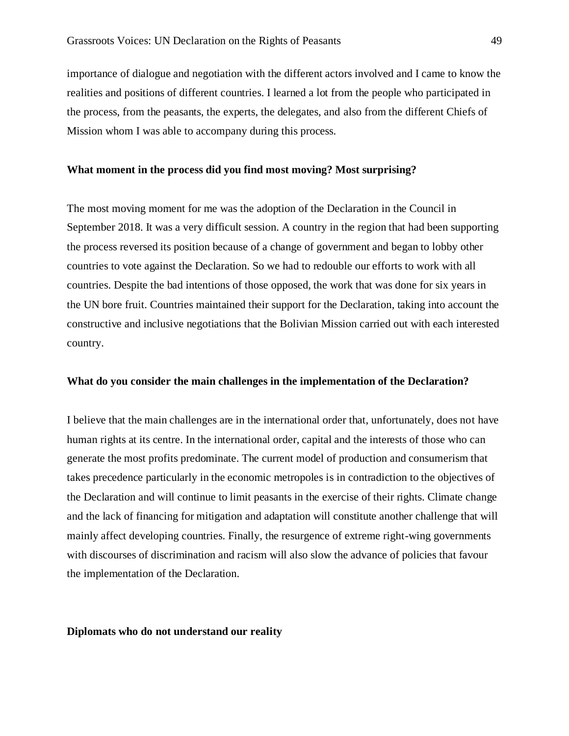importance of dialogue and negotiation with the different actors involved and I came to know the realities and positions of different countries. I learned a lot from the people who participated in the process, from the peasants, the experts, the delegates, and also from the different Chiefs of Mission whom I was able to accompany during this process.

**What moment in the process did you find most moving? Most surprising?**

The most moving moment for me was the adoption of the Declaration in the Council in September 2018. It was a very difficult session. A country in the region that had been supporting the process reversed its position because of a change of government and began to lobby other countries to vote against the Declaration. So we had to redouble our efforts to work with all countries. Despite the bad intentions of those opposed, the work that was done for six years in the UN bore fruit. Countries maintained their support for the Declaration, taking into account the constructive and inclusive negotiations that the Bolivian Mission carried out with each interested country.

**What do you consider the main challenges in the implementation of the Declaration?**

I believe that the main challenges are in the international order that, unfortunately, does not have human rights at its centre. In the international order, capital and the interests of those who can generate the most profits predominate. The current model of production and consumerism that takes precedence particularly in the economic metropoles is in contradiction to the objectives of the Declaration and will continue to limit peasants in the exercise of their rights. Climate change and the lack of financing for mitigation and adaptation will constitute another challenge that will mainly affect developing countries. Finally, the resurgence of extreme right-wing governments with discourses of discrimination and racism will also slow the advance of policies that favour the implementation of the Declaration.

**Diplomats who do not understand our reality**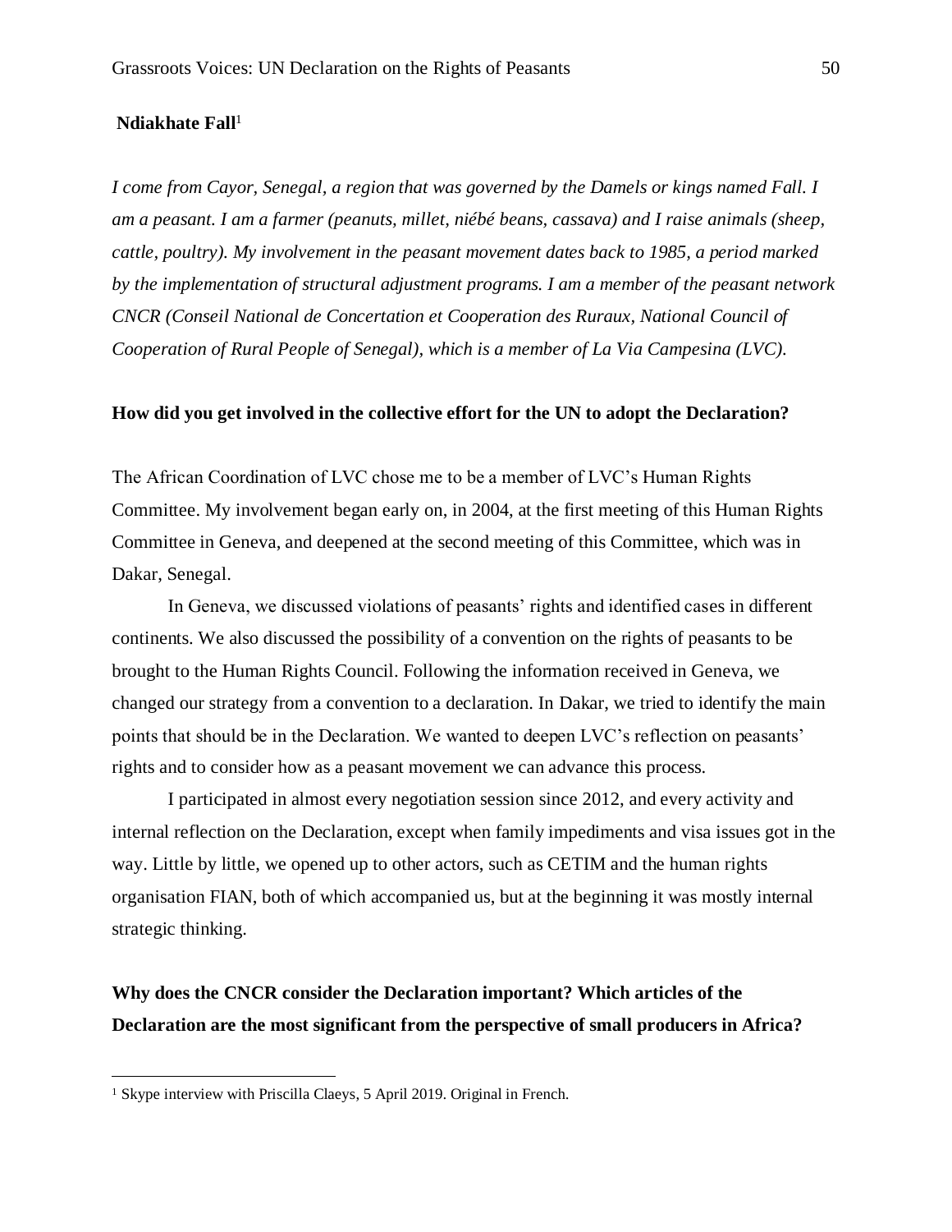**Ndiakhate Fall**[1]

*I come from Cayor, Senegal, a region that was governed by the Damels or kings named Fall. I am a peasant. I am a farmer (peanuts, millet, niébé beans, cassava) and I raise animals (sheep, cattle, poultry). My involvement in the peasant movement dates back to 1985, a period marked by the implementation of structural adjustment programs. I am a member of the peasant network CNCR (Conseil National de Concertation et Cooperation des Ruraux, National Council of Cooperation of Rural People of Senegal), which is a member of La Via Campesina (LVC).*

**How did you get involved in the collective effort for the UN to adopt the Declaration?**

The African Coordination of LVC chose me to be a member of LVC's Human Rights Committee. My involvement began early on, in 2004, at the first meeting of this Human Rights Committee in Geneva, and deepened at the second meeting of this Committee, which was in Dakar, Senegal.

In Geneva, we discussed violations of peasants' rights and identified cases in different continents. We also discussed the possibility of a convention on the rights of peasants to be brought to the Human Rights Council. Following the information received in Geneva, we changed our strategy from a convention to a declaration. In Dakar, we tried to identify the main points that should be in the Declaration. We wanted to deepen LVC's reflection on peasants' rights and to consider how as a peasant movement we can advance this process.

I participated in almost every negotiation session since 2012, and every activity and internal reflection on the Declaration, except when family impediments and visa issues got in the way. Little by little, we opened up to other actors, such as CETIM and the human rights organisation FIAN, both of which accompanied us, but at the beginning it was mostly internal strategic thinking.

**Why does the CNCR consider the Declaration important? Which articles of the Declaration are the most significant from the perspective of small producers in Africa?**

[1] Skype interview with Priscilla Claeys, 5 April 2019. Original in French.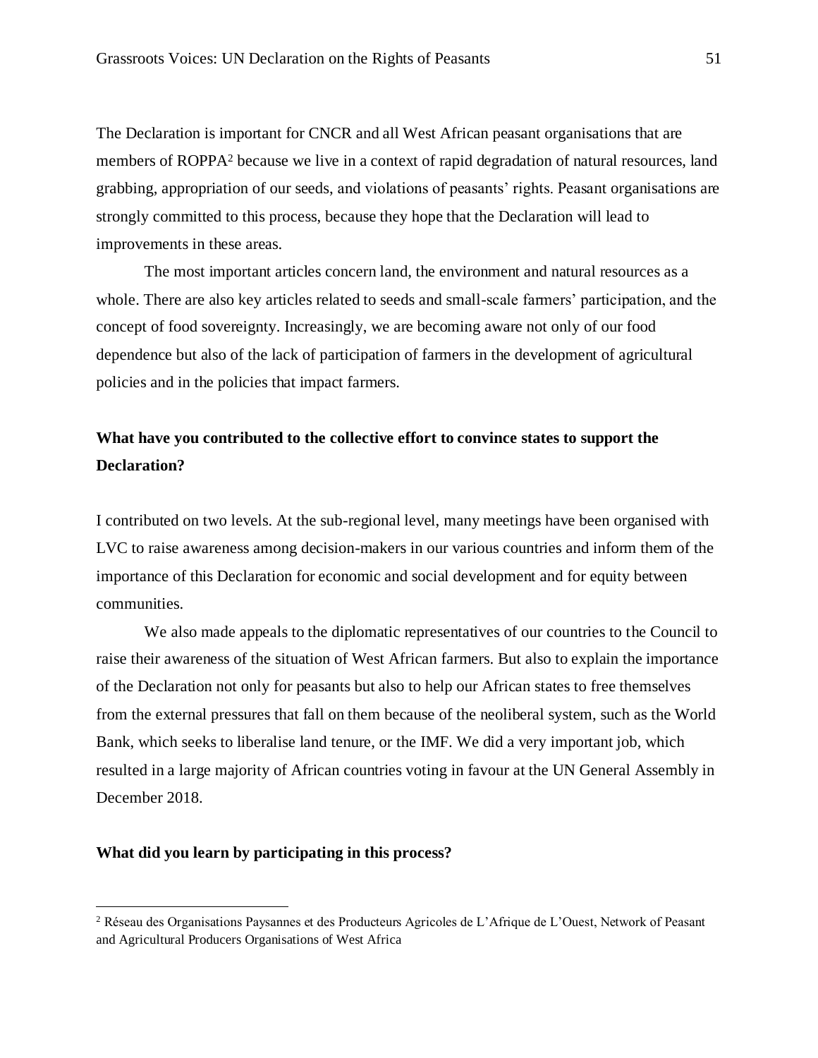The Declaration is important for CNCR and all West African peasant organisations that are members of ROPPA[2] because we live in a context of rapid degradation of natural resources, land grabbing, appropriation of our seeds, and violations of peasants' rights. Peasant organisations are strongly committed to this process, because they hope that the Declaration will lead to improvements in these areas.

The most important articles concern land, the environment and natural resources as a whole. There are also key articles related to seeds and small-scale farmers' participation, and the concept of food sovereignty. Increasingly, we are becoming aware not only of our food dependence but also of the lack of participation of farmers in the development of agricultural policies and in the policies that impact farmers.

**What have you contributed to the collective effort to convince states to support the Declaration?**

I contributed on two levels. At the sub-regional level, many meetings have been organised with LVC to raise awareness among decision-makers in our various countries and inform them of the importance of this Declaration for economic and social development and for equity between communities.

We also made appeals to the diplomatic representatives of our countries to the Council to raise their awareness of the situation of West African farmers. But also to explain the importance of the Declaration not only for peasants but also to help our African states to free themselves from the external pressures that fall on them because of the neoliberal system, such as the World Bank, which seeks to liberalise land tenure, or the IMF. We did a very important job, which resulted in a large majority of African countries voting in favour at the UN General Assembly in December 2018.

**What did you learn by participating in this process?**

[2] Réseau des Organisations Paysannes et des Producteurs Agricoles de L'Afrique de L'Ouest, Network of Peasant and Agricultural Producers Organisations of West Africa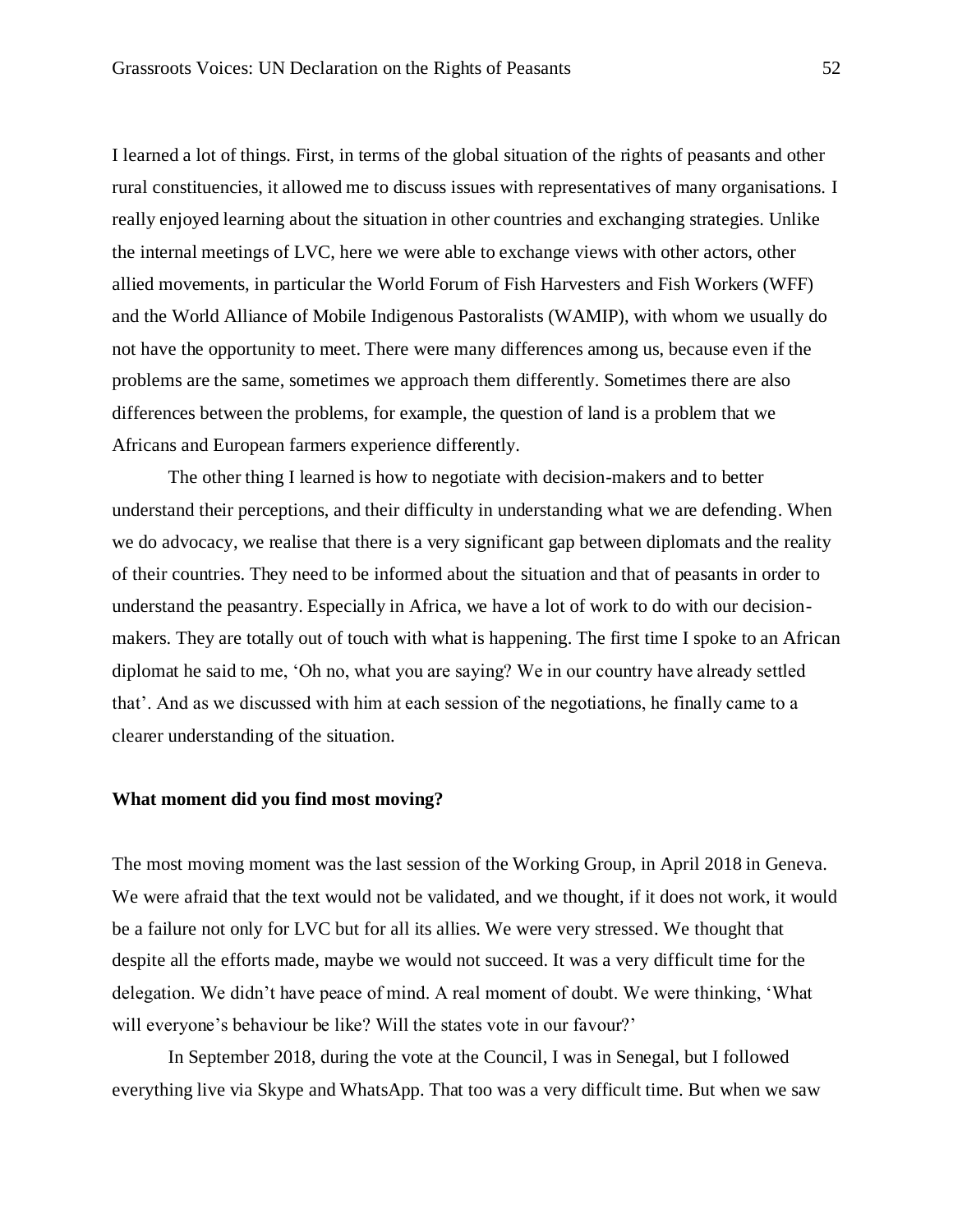I learned a lot of things. First, in terms of the global situation of the rights of peasants and other rural constituencies, it allowed me to discuss issues with representatives of many organisations. I really enjoyed learning about the situation in other countries and exchanging strategies. Unlike the internal meetings of LVC, here we were able to exchange views with other actors, other allied movements, in particular the World Forum of Fish Harvesters and Fish Workers (WFF) and the World Alliance of Mobile Indigenous Pastoralists (WAMIP), with whom we usually do not have the opportunity to meet. There were many differences among us, because even if the problems are the same, sometimes we approach them differently. Sometimes there are also differences between the problems, for example, the question of land is a problem that we Africans and European farmers experience differently.

The other thing I learned is how to negotiate with decision-makers and to better understand their perceptions, and their difficulty in understanding what we are defending. When we do advocacy, we realise that there is a very significant gap between diplomats and the reality of their countries. They need to be informed about the situation and that of peasants in order to understand the peasantry. Especially in Africa, we have a lot of work to do with our decision-makers. They are totally out of touch with what is happening. The first time I spoke to an African diplomat he said to me, 'Oh no, what you are saying? We in our country have already settled that'. And as we discussed with him at each session of the negotiations, he finally came to a clearer understanding of the situation.

**What moment did you find most moving?**

The most moving moment was the last session of the Working Group, in April 2018 in Geneva. We were afraid that the text would not be validated, and we thought, if it does not work, it would be a failure not only for LVC but for all its allies. We were very stressed. We thought that despite all the efforts made, maybe we would not succeed. It was a very difficult time for the delegation. We didn't have peace of mind. A real moment of doubt. We were thinking, 'What will everyone's behaviour be like? Will the states vote in our favour?'

In September 2018, during the vote at the Council, I was in Senegal, but I followed everything live via Skype and WhatsApp. That too was a very difficult time. But when we saw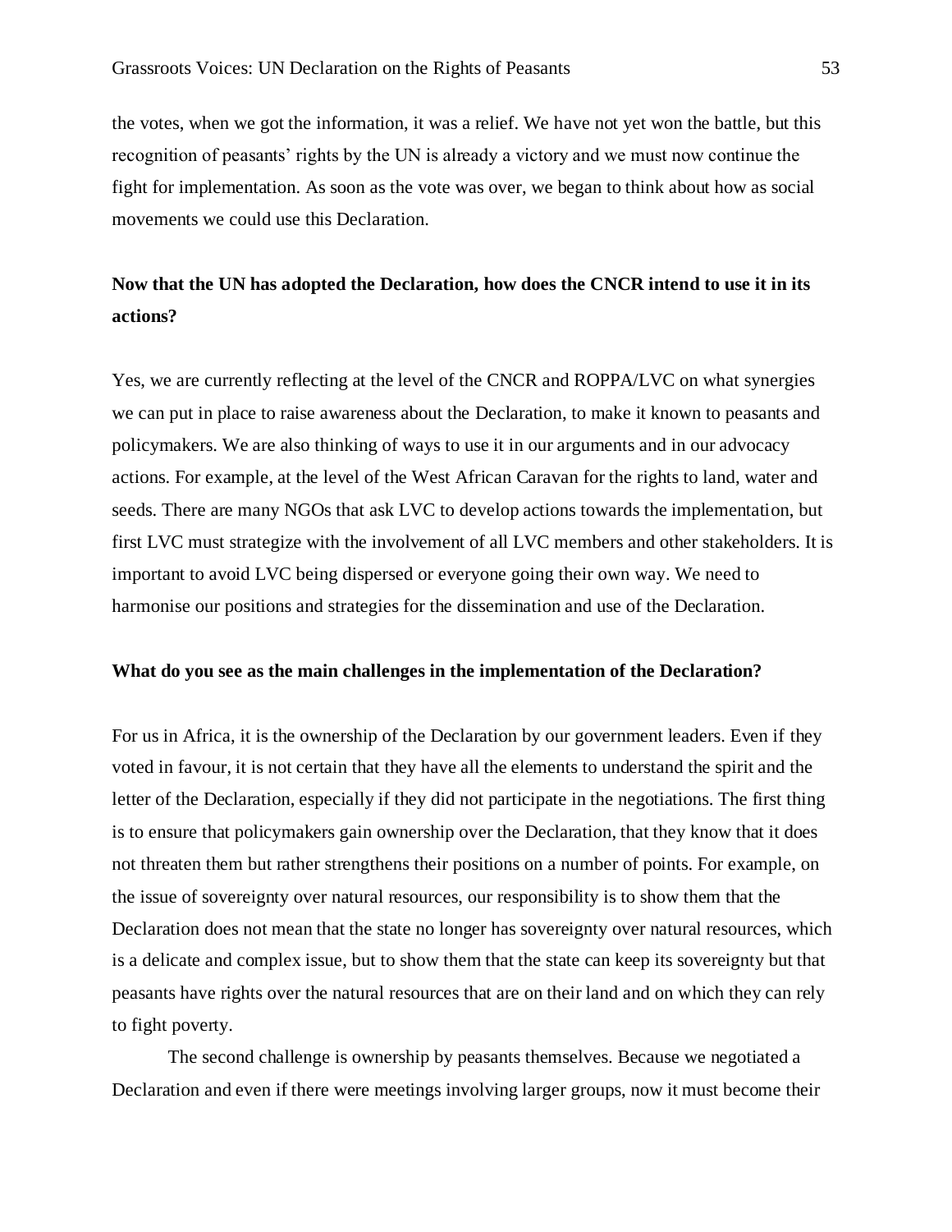the votes, when we got the information, it was a relief. We have not yet won the battle, but this recognition of peasants' rights by the UN is already a victory and we must now continue the fight for implementation. As soon as the vote was over, we began to think about how as social movements we could use this Declaration.

**Now that the UN has adopted the Declaration, how does the CNCR intend to use it in its actions?**

Yes, we are currently reflecting at the level of the CNCR and ROPPA/LVC on what synergies we can put in place to raise awareness about the Declaration, to make it known to peasants and policymakers. We are also thinking of ways to use it in our arguments and in our advocacy actions. For example, at the level of the West African Caravan for the rights to land, water and seeds. There are many NGOs that ask LVC to develop actions towards the implementation, but first LVC must strategize with the involvement of all LVC members and other stakeholders. It is important to avoid LVC being dispersed or everyone going their own way. We need to harmonise our positions and strategies for the dissemination and use of the Declaration.

**What do you see as the main challenges in the implementation of the Declaration?**

For us in Africa, it is the ownership of the Declaration by our government leaders. Even if they voted in favour, it is not certain that they have all the elements to understand the spirit and the letter of the Declaration, especially if they did not participate in the negotiations. The first thing is to ensure that policymakers gain ownership over the Declaration, that they know that it does not threaten them but rather strengthens their positions on a number of points. For example, on the issue of sovereignty over natural resources, our responsibility is to show them that the Declaration does not mean that the state no longer has sovereignty over natural resources, which is a delicate and complex issue, but to show them that the state can keep its sovereignty but that peasants have rights over the natural resources that are on their land and on which they can rely to fight poverty.

The second challenge is ownership by peasants themselves. Because we negotiated a Declaration and even if there were meetings involving larger groups, now it must become their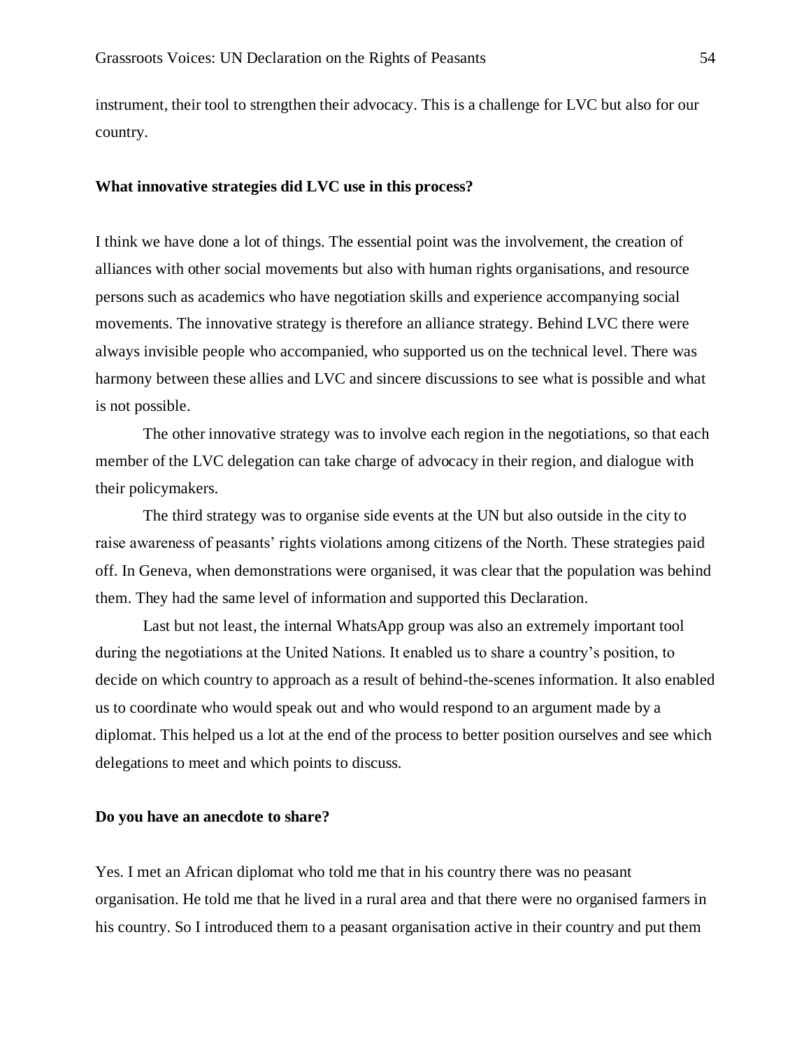instrument, their tool to strengthen their advocacy. This is a challenge for LVC but also for our country.

**What innovative strategies did LVC use in this process?**

I think we have done a lot of things. The essential point was the involvement, the creation of alliances with other social movements but also with human rights organisations, and resource persons such as academics who have negotiation skills and experience accompanying social movements. The innovative strategy is therefore an alliance strategy. Behind LVC there were always invisible people who accompanied, who supported us on the technical level. There was harmony between these allies and LVC and sincere discussions to see what is possible and what is not possible.

The other innovative strategy was to involve each region in the negotiations, so that each member of the LVC delegation can take charge of advocacy in their region, and dialogue with their policymakers.

The third strategy was to organise side events at the UN but also outside in the city to raise awareness of peasants' rights violations among citizens of the North. These strategies paid off. In Geneva, when demonstrations were organised, it was clear that the population was behind them. They had the same level of information and supported this Declaration.

Last but not least, the internal WhatsApp group was also an extremely important tool during the negotiations at the United Nations. It enabled us to share a country's position, to decide on which country to approach as a result of behind-the-scenes information. It also enabled us to coordinate who would speak out and who would respond to an argument made by a diplomat. This helped us a lot at the end of the process to better position ourselves and see which delegations to meet and which points to discuss.

**Do you have an anecdote to share?**

Yes. I met an African diplomat who told me that in his country there was no peasant organisation. He told me that he lived in a rural area and that there were no organised farmers in his country. So I introduced them to a peasant organisation active in their country and put them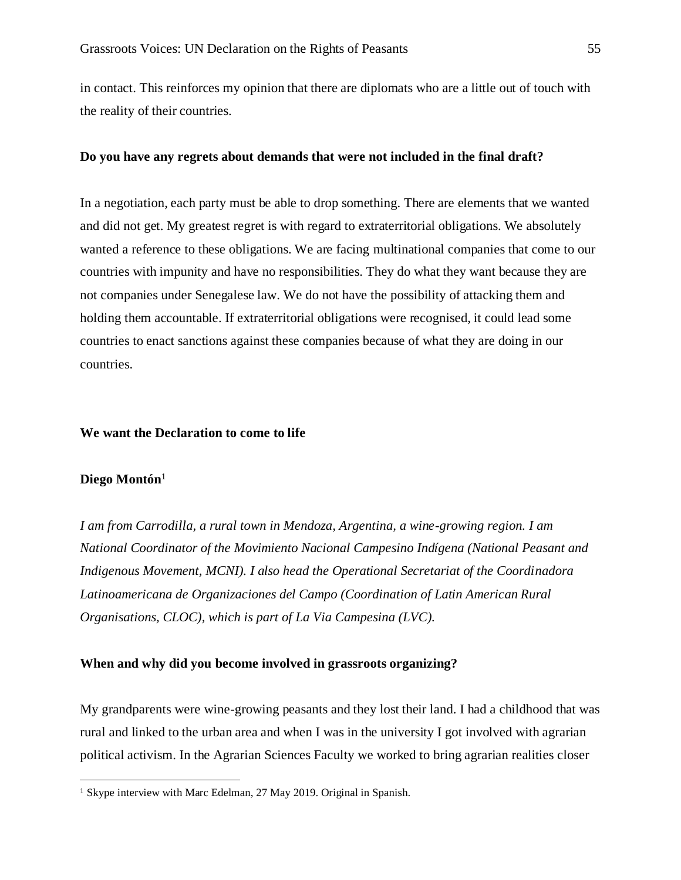in contact. This reinforces my opinion that there are diplomats who are a little out of touch with the reality of their countries.

**Do you have any regrets about demands that were not included in the final draft?**

In a negotiation, each party must be able to drop something. There are elements that we wanted and did not get. My greatest regret is with regard to extraterritorial obligations. We absolutely wanted a reference to these obligations. We are facing multinational companies that come to our countries with impunity and have no responsibilities. They do what they want because they are not companies under Senegalese law. We do not have the possibility of attacking them and holding them accountable. If extraterritorial obligations were recognised, it could lead some countries to enact sanctions against these companies because of what they are doing in our countries.

## We want the Declaration to come to life

**Diego Montón**[1]

*I am from Carrodilla, a rural town in Mendoza, Argentina, a wine-growing region. I am National Coordinator of the Movimiento Nacional Campesino Indígena (National Peasant and Indigenous Movement, MCNI). I also head the Operational Secretariat of the Coordinadora Latinoamericana de Organizaciones del Campo (Coordination of Latin American Rural Organisations, CLOC), which is part of La Via Campesina (LVC).*

**When and why did you become involved in grassroots organizing?**

My grandparents were wine-growing peasants and they lost their land. I had a childhood that was rural and linked to the urban area and when I was in the university I got involved with agrarian political activism. In the Agrarian Sciences Faculty we worked to bring agrarian realities closer

---

[1] Skype interview with Marc Edelman, 27 May 2019. Original in Spanish.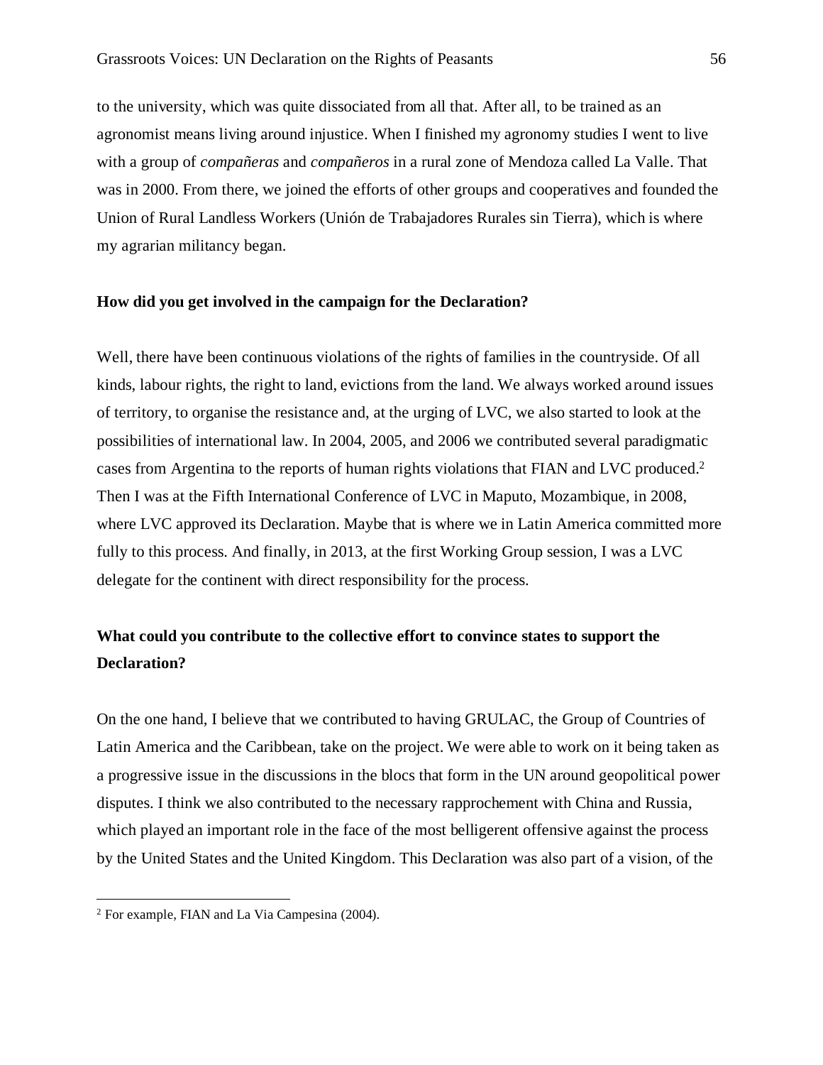to the university, which was quite dissociated from all that. After all, to be trained as an agronomist means living around injustice. When I finished my agronomy studies I went to live with a group of *compañeras* and *compañeros* in a rural zone of Mendoza called La Valle. That was in 2000. From there, we joined the efforts of other groups and cooperatives and founded the Union of Rural Landless Workers (Unión de Trabajadores Rurales sin Tierra), which is where my agrarian militancy began.

**How did you get involved in the campaign for the Declaration?**

Well, there have been continuous violations of the rights of families in the countryside. Of all kinds, labour rights, the right to land, evictions from the land. We always worked around issues of territory, to organise the resistance and, at the urging of LVC, we also started to look at the possibilities of international law. In 2004, 2005, and 2006 we contributed several paradigmatic cases from Argentina to the reports of human rights violations that FIAN and LVC produced.[2] Then I was at the Fifth International Conference of LVC in Maputo, Mozambique, in 2008, where LVC approved its Declaration. Maybe that is where we in Latin America committed more fully to this process. And finally, in 2013, at the first Working Group session, I was a LVC delegate for the continent with direct responsibility for the process.

**What could you contribute to the collective effort to convince states to support the Declaration?**

On the one hand, I believe that we contributed to having GRULAC, the Group of Countries of Latin America and the Caribbean, take on the project. We were able to work on it being taken as a progressive issue in the discussions in the blocs that form in the UN around geopolitical power disputes. I think we also contributed to the necessary rapprochement with China and Russia, which played an important role in the face of the most belligerent offensive against the process by the United States and the United Kingdom. This Declaration was also part of a vision, of the

[2] For example, FIAN and La Via Campesina (2004).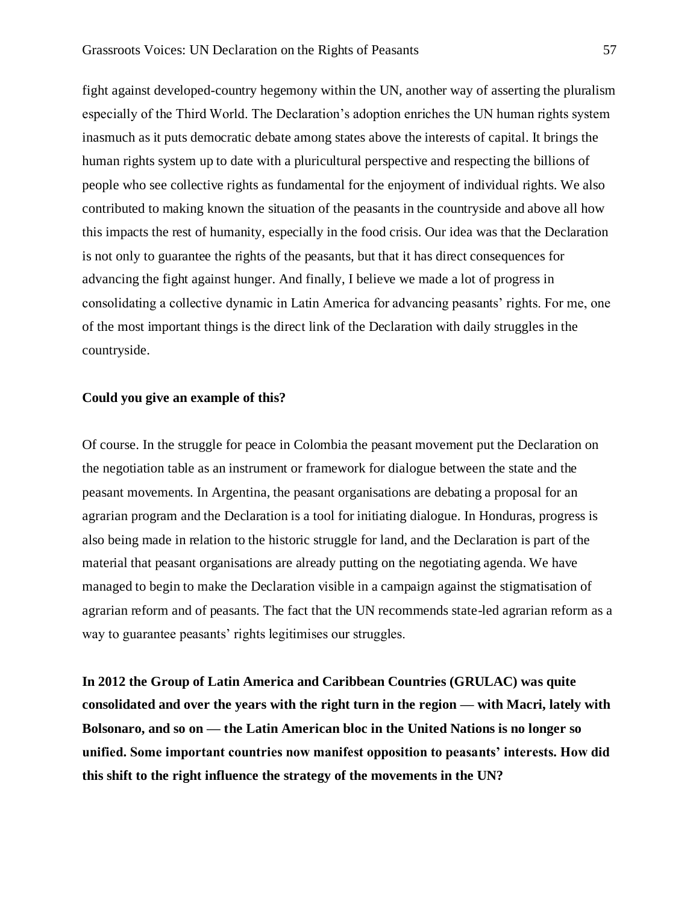fight against developed-country hegemony within the UN, another way of asserting the pluralism especially of the Third World. The Declaration's adoption enriches the UN human rights system inasmuch as it puts democratic debate among states above the interests of capital. It brings the human rights system up to date with a pluricultural perspective and respecting the billions of people who see collective rights as fundamental for the enjoyment of individual rights. We also contributed to making known the situation of the peasants in the countryside and above all how this impacts the rest of humanity, especially in the food crisis. Our idea was that the Declaration is not only to guarantee the rights of the peasants, but that it has direct consequences for advancing the fight against hunger. And finally, I believe we made a lot of progress in consolidating a collective dynamic in Latin America for advancing peasants' rights. For me, one of the most important things is the direct link of the Declaration with daily struggles in the countryside.

**Could you give an example of this?**

Of course. In the struggle for peace in Colombia the peasant movement put the Declaration on the negotiation table as an instrument or framework for dialogue between the state and the peasant movements. In Argentina, the peasant organisations are debating a proposal for an agrarian program and the Declaration is a tool for initiating dialogue. In Honduras, progress is also being made in relation to the historic struggle for land, and the Declaration is part of the material that peasant organisations are already putting on the negotiating agenda. We have managed to begin to make the Declaration visible in a campaign against the stigmatisation of agrarian reform and of peasants. The fact that the UN recommends state-led agrarian reform as a way to guarantee peasants' rights legitimises our struggles.

**In 2012 the Group of Latin America and Caribbean Countries (GRULAC) was quite consolidated and over the years with the right turn in the region — with Macri, lately with Bolsonaro, and so on — the Latin American bloc in the United Nations is no longer so unified. Some important countries now manifest opposition to peasants' interests. How did this shift to the right influence the strategy of the movements in the UN?**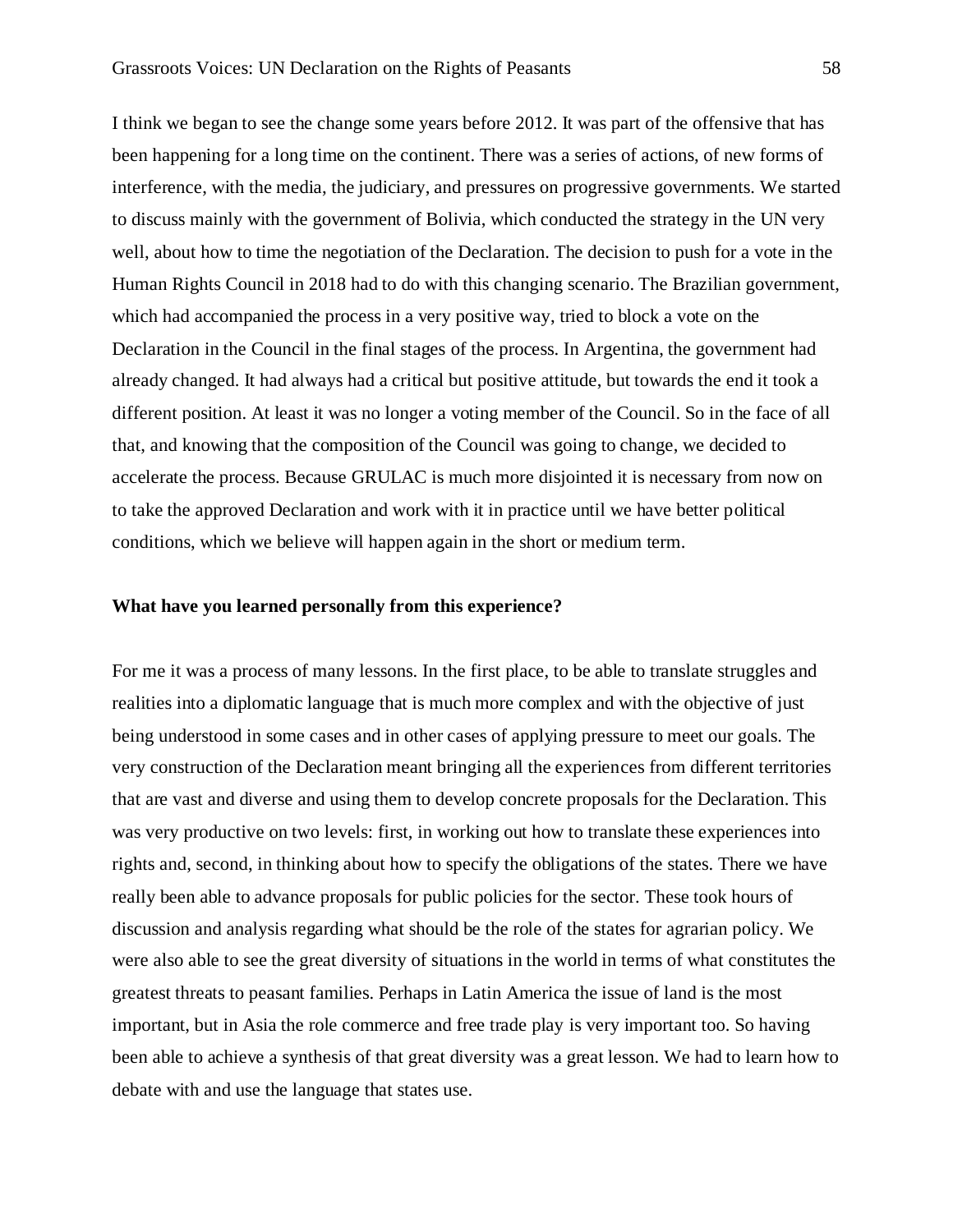I think we began to see the change some years before 2012. It was part of the offensive that has been happening for a long time on the continent. There was a series of actions, of new forms of interference, with the media, the judiciary, and pressures on progressive governments. We started to discuss mainly with the government of Bolivia, which conducted the strategy in the UN very well, about how to time the negotiation of the Declaration. The decision to push for a vote in the Human Rights Council in 2018 had to do with this changing scenario. The Brazilian government, which had accompanied the process in a very positive way, tried to block a vote on the Declaration in the Council in the final stages of the process. In Argentina, the government had already changed. It had always had a critical but positive attitude, but towards the end it took a different position. At least it was no longer a voting member of the Council. So in the face of all that, and knowing that the composition of the Council was going to change, we decided to accelerate the process. Because GRULAC is much more disjointed it is necessary from now on to take the approved Declaration and work with it in practice until we have better political conditions, which we believe will happen again in the short or medium term.

**What have you learned personally from this experience?**

For me it was a process of many lessons. In the first place, to be able to translate struggles and realities into a diplomatic language that is much more complex and with the objective of just being understood in some cases and in other cases of applying pressure to meet our goals. The very construction of the Declaration meant bringing all the experiences from different territories that are vast and diverse and using them to develop concrete proposals for the Declaration. This was very productive on two levels: first, in working out how to translate these experiences into rights and, second, in thinking about how to specify the obligations of the states. There we have really been able to advance proposals for public policies for the sector. These took hours of discussion and analysis regarding what should be the role of the states for agrarian policy. We were also able to see the great diversity of situations in the world in terms of what constitutes the greatest threats to peasant families. Perhaps in Latin America the issue of land is the most important, but in Asia the role commerce and free trade play is very important too. So having been able to achieve a synthesis of that great diversity was a great lesson. We had to learn how to debate with and use the language that states use.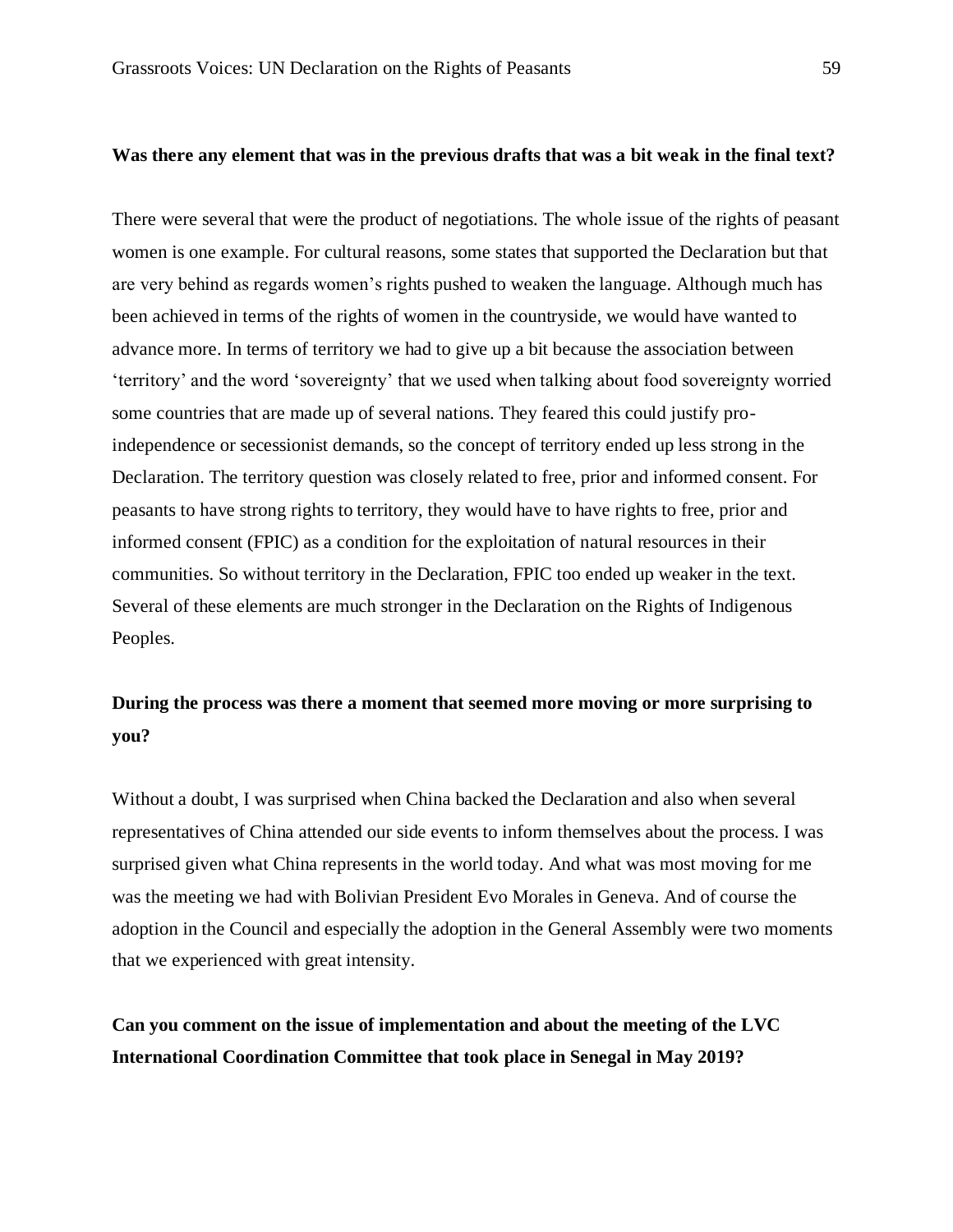**Was there any element that was in the previous drafts that was a bit weak in the final text?**

There were several that were the product of negotiations. The whole issue of the rights of peasant women is one example. For cultural reasons, some states that supported the Declaration but that are very behind as regards women's rights pushed to weaken the language. Although much has been achieved in terms of the rights of women in the countryside, we would have wanted to advance more. In terms of territory we had to give up a bit because the association between 'territory' and the word 'sovereignty' that we used when talking about food sovereignty worried some countries that are made up of several nations. They feared this could justify pro-independence or secessionist demands, so the concept of territory ended up less strong in the Declaration. The territory question was closely related to free, prior and informed consent. For peasants to have strong rights to territory, they would have to have rights to free, prior and informed consent (FPIC) as a condition for the exploitation of natural resources in their communities. So without territory in the Declaration, FPIC too ended up weaker in the text. Several of these elements are much stronger in the Declaration on the Rights of Indigenous Peoples.

**During the process was there a moment that seemed more moving or more surprising to you?**

Without a doubt, I was surprised when China backed the Declaration and also when several representatives of China attended our side events to inform themselves about the process. I was surprised given what China represents in the world today. And what was most moving for me was the meeting we had with Bolivian President Evo Morales in Geneva. And of course the adoption in the Council and especially the adoption in the General Assembly were two moments that we experienced with great intensity.

**Can you comment on the issue of implementation and about the meeting of the LVC International Coordination Committee that took place in Senegal in May 2019?**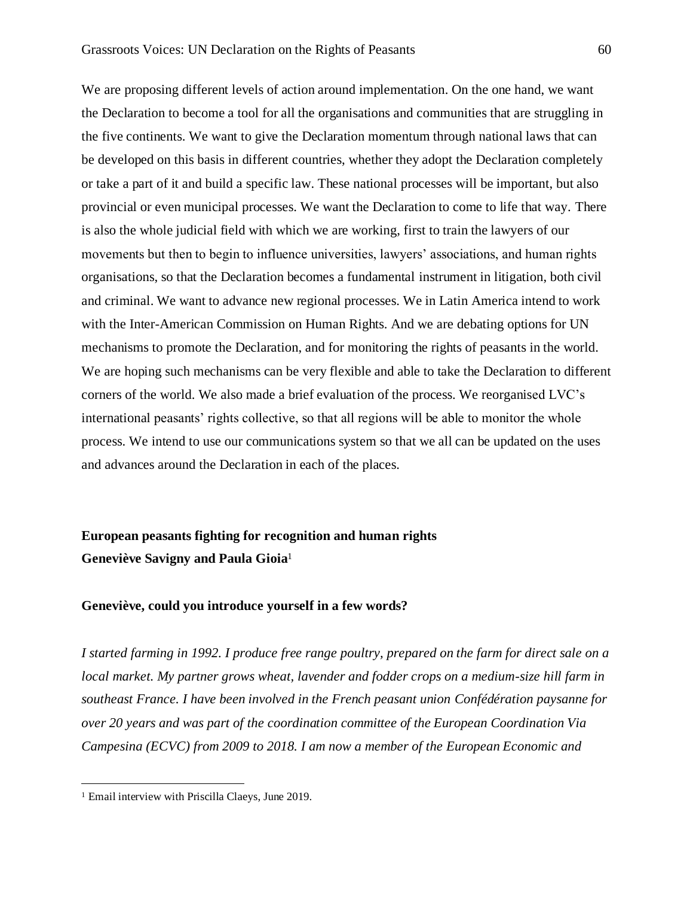We are proposing different levels of action around implementation. On the one hand, we want the Declaration to become a tool for all the organisations and communities that are struggling in the five continents. We want to give the Declaration momentum through national laws that can be developed on this basis in different countries, whether they adopt the Declaration completely or take a part of it and build a specific law. These national processes will be important, but also provincial or even municipal processes. We want the Declaration to come to life that way. There is also the whole judicial field with which we are working, first to train the lawyers of our movements but then to begin to influence universities, lawyers' associations, and human rights organisations, so that the Declaration becomes a fundamental instrument in litigation, both civil and criminal. We want to advance new regional processes. We in Latin America intend to work with the Inter-American Commission on Human Rights. And we are debating options for UN mechanisms to promote the Declaration, and for monitoring the rights of peasants in the world. We are hoping such mechanisms can be very flexible and able to take the Declaration to different corners of the world. We also made a brief evaluation of the process. We reorganised LVC's international peasants' rights collective, so that all regions will be able to monitor the whole process. We intend to use our communications system so that we all can be updated on the uses and advances around the Declaration in each of the places.

## European peasants fighting for recognition and human rights

**Geneviève Savigny and Paula Gioia**[1]

**Geneviève, could you introduce yourself in a few words?**

*I started farming in 1992. I produce free range poultry, prepared on the farm for direct sale on a local market. My partner grows wheat, lavender and fodder crops on a medium-size hill farm in southeast France. I have been involved in the French peasant union Confédération paysanne for over 20 years and was part of the coordination committee of the European Coordination Via Campesina (ECVC) from 2009 to 2018. I am now a member of the European Economic and*

[1] Email interview with Priscilla Claeys, June 2019.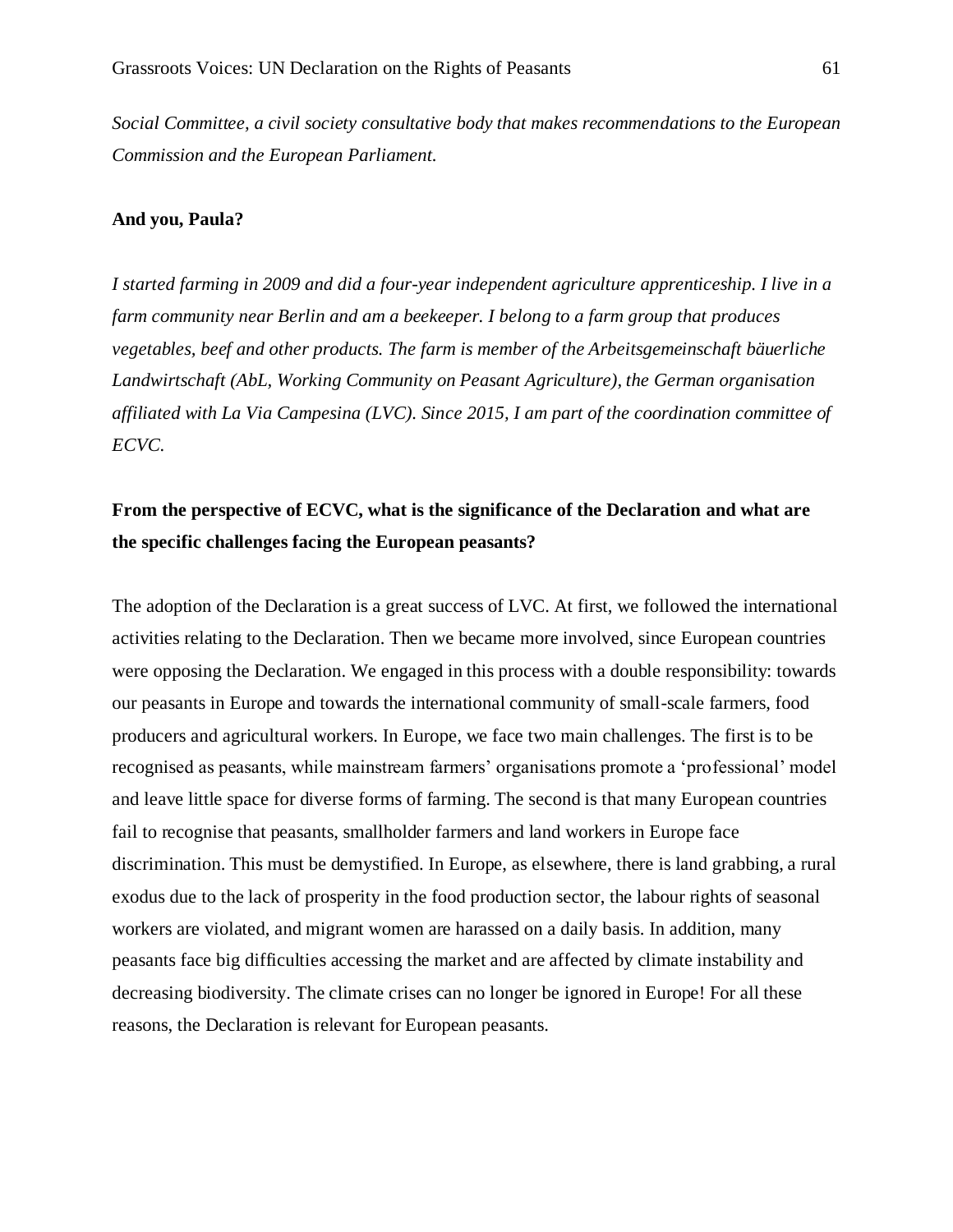*Social Committee, a civil society consultative body that makes recommendations to the European Commission and the European Parliament.*

**And you, Paula?**

*I started farming in 2009 and did a four-year independent agriculture apprenticeship. I live in a farm community near Berlin and am a beekeeper. I belong to a farm group that produces vegetables, beef and other products. The farm is member of the Arbeitsgemeinschaft bäuerliche Landwirtschaft (AbL, Working Community on Peasant Agriculture), the German organisation affiliated with La Via Campesina (LVC). Since 2015, I am part of the coordination committee of ECVC.*

**From the perspective of ECVC, what is the significance of the Declaration and what are the specific challenges facing the European peasants?**

The adoption of the Declaration is a great success of LVC. At first, we followed the international activities relating to the Declaration. Then we became more involved, since European countries were opposing the Declaration. We engaged in this process with a double responsibility: towards our peasants in Europe and towards the international community of small-scale farmers, food producers and agricultural workers. In Europe, we face two main challenges. The first is to be recognised as peasants, while mainstream farmers' organisations promote a 'professional' model and leave little space for diverse forms of farming. The second is that many European countries fail to recognise that peasants, smallholder farmers and land workers in Europe face discrimination. This must be demystified. In Europe, as elsewhere, there is land grabbing, a rural exodus due to the lack of prosperity in the food production sector, the labour rights of seasonal workers are violated, and migrant women are harassed on a daily basis. In addition, many peasants face big difficulties accessing the market and are affected by climate instability and decreasing biodiversity. The climate crises can no longer be ignored in Europe! For all these reasons, the Declaration is relevant for European peasants.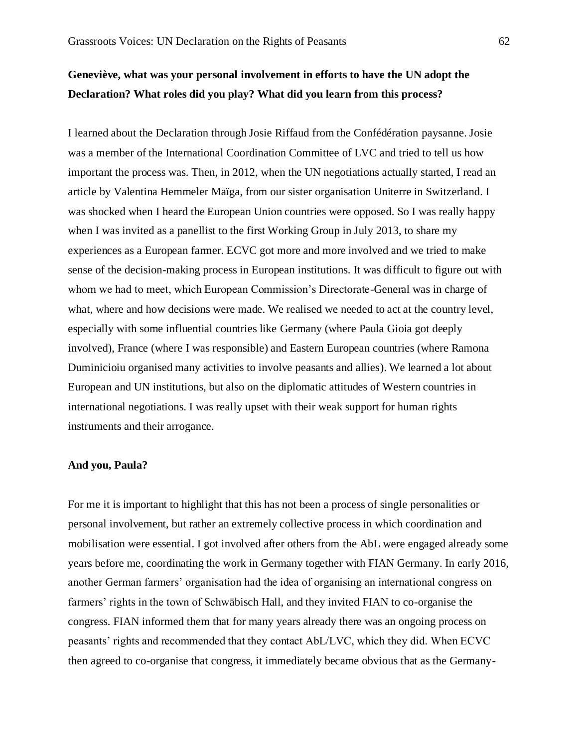**Geneviève, what was your personal involvement in efforts to have the UN adopt the Declaration? What roles did you play? What did you learn from this process?**

I learned about the Declaration through Josie Riffaud from the Confédération paysanne. Josie was a member of the International Coordination Committee of LVC and tried to tell us how important the process was. Then, in 2012, when the UN negotiations actually started, I read an article by Valentina Hemmeler Maïga, from our sister organisation Uniterre in Switzerland. I was shocked when I heard the European Union countries were opposed. So I was really happy when I was invited as a panellist to the first Working Group in July 2013, to share my experiences as a European farmer. ECVC got more and more involved and we tried to make sense of the decision-making process in European institutions. It was difficult to figure out with whom we had to meet, which European Commission's Directorate-General was in charge of what, where and how decisions were made. We realised we needed to act at the country level, especially with some influential countries like Germany (where Paula Gioia got deeply involved), France (where I was responsible) and Eastern European countries (where Ramona Duminicioiu organised many activities to involve peasants and allies). We learned a lot about European and UN institutions, but also on the diplomatic attitudes of Western countries in international negotiations. I was really upset with their weak support for human rights instruments and their arrogance.

**And you, Paula?**

For me it is important to highlight that this has not been a process of single personalities or personal involvement, but rather an extremely collective process in which coordination and mobilisation were essential. I got involved after others from the AbL were engaged already some years before me, coordinating the work in Germany together with FIAN Germany. In early 2016, another German farmers' organisation had the idea of organising an international congress on farmers' rights in the town of Schwäbisch Hall, and they invited FIAN to co-organise the congress. FIAN informed them that for many years already there was an ongoing process on peasants' rights and recommended that they contact AbL/LVC, which they did. When ECVC then agreed to co-organise that congress, it immediately became obvious that as the Germany-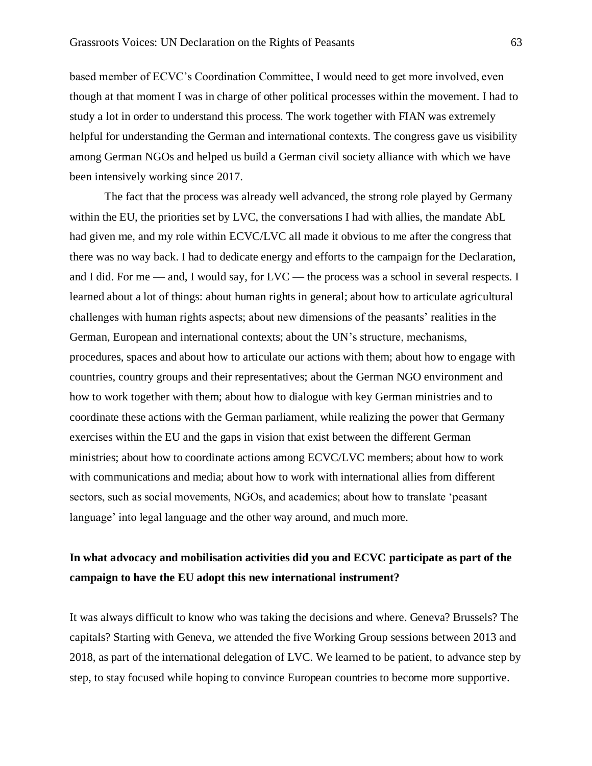based member of ECVC's Coordination Committee, I would need to get more involved, even though at that moment I was in charge of other political processes within the movement. I had to study a lot in order to understand this process. The work together with FIAN was extremely helpful for understanding the German and international contexts. The congress gave us visibility among German NGOs and helped us build a German civil society alliance with which we have been intensively working since 2017.

The fact that the process was already well advanced, the strong role played by Germany within the EU, the priorities set by LVC, the conversations I had with allies, the mandate AbL had given me, and my role within ECVC/LVC all made it obvious to me after the congress that there was no way back. I had to dedicate energy and efforts to the campaign for the Declaration, and I did. For me — and, I would say, for LVC — the process was a school in several respects. I learned about a lot of things: about human rights in general; about how to articulate agricultural challenges with human rights aspects; about new dimensions of the peasants' realities in the German, European and international contexts; about the UN's structure, mechanisms, procedures, spaces and about how to articulate our actions with them; about how to engage with countries, country groups and their representatives; about the German NGO environment and how to work together with them; about how to dialogue with key German ministries and to coordinate these actions with the German parliament, while realizing the power that Germany exercises within the EU and the gaps in vision that exist between the different German ministries; about how to coordinate actions among ECVC/LVC members; about how to work with communications and media; about how to work with international allies from different sectors, such as social movements, NGOs, and academics; about how to translate 'peasant language' into legal language and the other way around, and much more.

**In what advocacy and mobilisation activities did you and ECVC participate as part of the campaign to have the EU adopt this new international instrument?**

It was always difficult to know who was taking the decisions and where. Geneva? Brussels? The capitals? Starting with Geneva, we attended the five Working Group sessions between 2013 and 2018, as part of the international delegation of LVC. We learned to be patient, to advance step by step, to stay focused while hoping to convince European countries to become more supportive.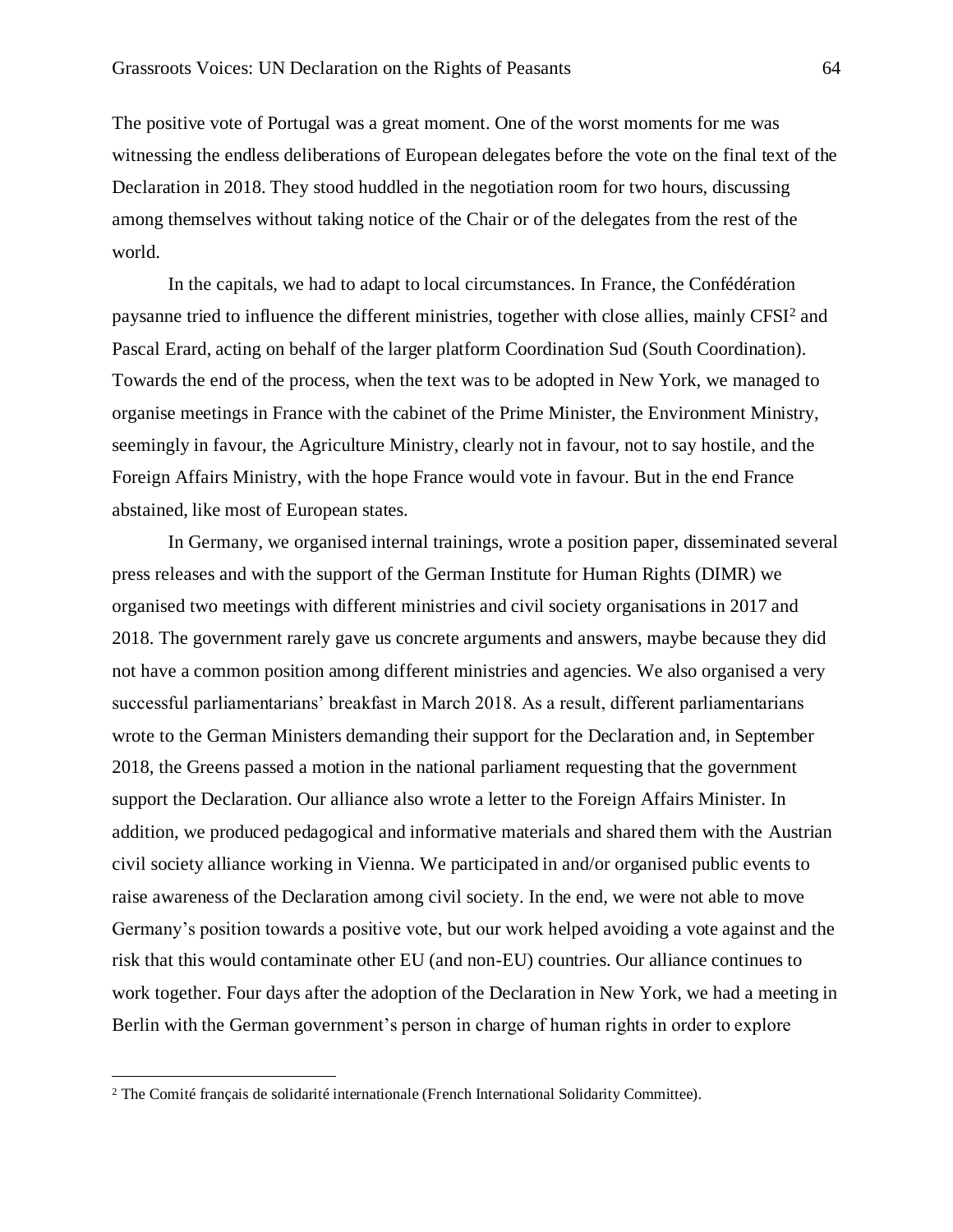The positive vote of Portugal was a great moment. One of the worst moments for me was witnessing the endless deliberations of European delegates before the vote on the final text of the Declaration in 2018. They stood huddled in the negotiation room for two hours, discussing among themselves without taking notice of the Chair or of the delegates from the rest of the world.

In the capitals, we had to adapt to local circumstances. In France, the Confédération paysanne tried to influence the different ministries, together with close allies, mainly CFSI[2] and Pascal Erard, acting on behalf of the larger platform Coordination Sud (South Coordination). Towards the end of the process, when the text was to be adopted in New York, we managed to organise meetings in France with the cabinet of the Prime Minister, the Environment Ministry, seemingly in favour, the Agriculture Ministry, clearly not in favour, not to say hostile, and the Foreign Affairs Ministry, with the hope France would vote in favour. But in the end France abstained, like most of European states.

In Germany, we organised internal trainings, wrote a position paper, disseminated several press releases and with the support of the German Institute for Human Rights (DIMR) we organised two meetings with different ministries and civil society organisations in 2017 and 2018. The government rarely gave us concrete arguments and answers, maybe because they did not have a common position among different ministries and agencies. We also organised a very successful parliamentarians' breakfast in March 2018. As a result, different parliamentarians wrote to the German Ministers demanding their support for the Declaration and, in September 2018, the Greens passed a motion in the national parliament requesting that the government support the Declaration. Our alliance also wrote a letter to the Foreign Affairs Minister. In addition, we produced pedagogical and informative materials and shared them with the Austrian civil society alliance working in Vienna. We participated in and/or organised public events to raise awareness of the Declaration among civil society. In the end, we were not able to move Germany's position towards a positive vote, but our work helped avoiding a vote against and the risk that this would contaminate other EU (and non-EU) countries. Our alliance continues to work together. Four days after the adoption of the Declaration in New York, we had a meeting in Berlin with the German government's person in charge of human rights in order to explore

[2] The Comité français de solidarité internationale (French International Solidarity Committee).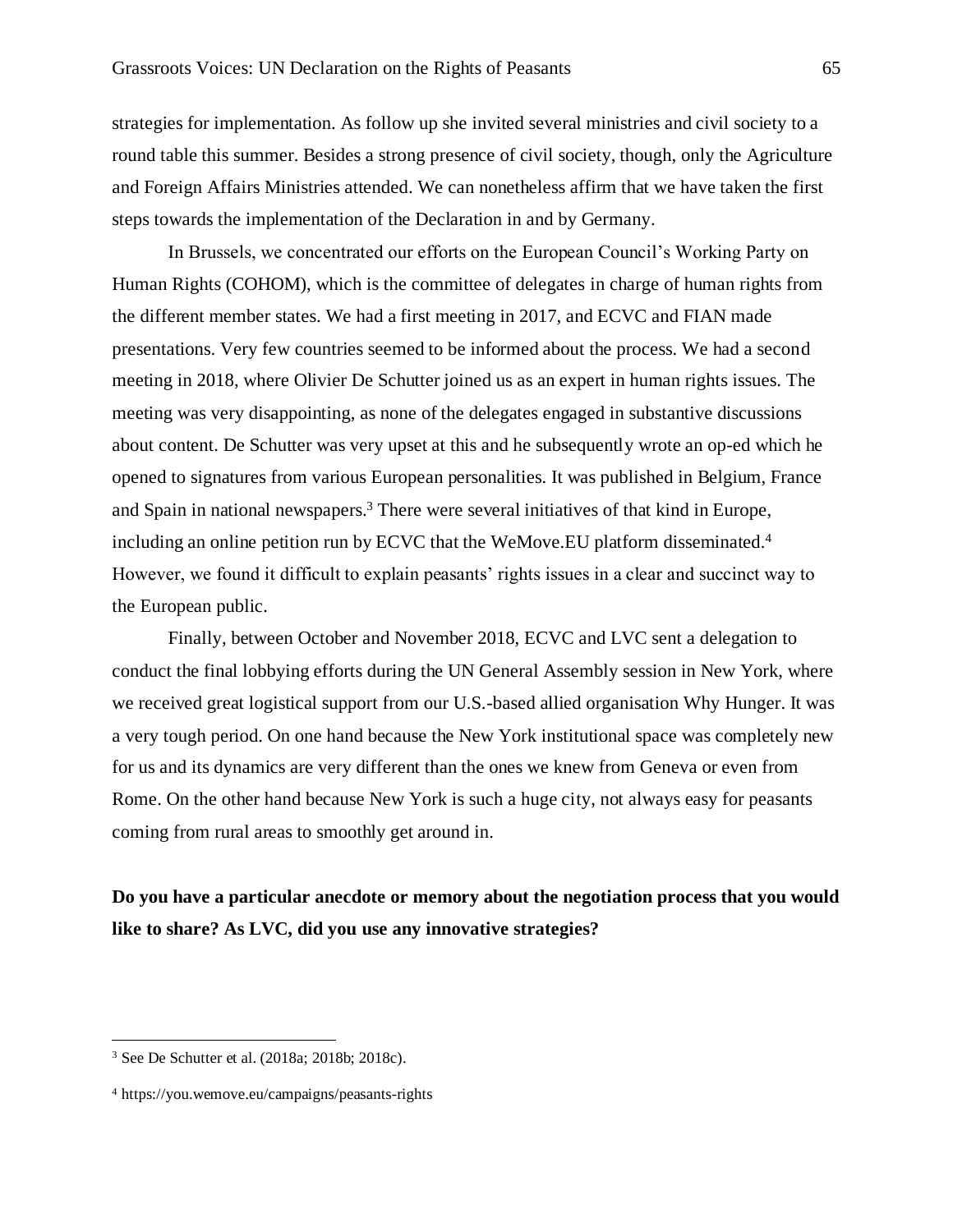strategies for implementation. As follow up she invited several ministries and civil society to a round table this summer. Besides a strong presence of civil society, though, only the Agriculture and Foreign Affairs Ministries attended. We can nonetheless affirm that we have taken the first steps towards the implementation of the Declaration in and by Germany.

In Brussels, we concentrated our efforts on the European Council's Working Party on Human Rights (COHOM), which is the committee of delegates in charge of human rights from the different member states. We had a first meeting in 2017, and ECVC and FIAN made presentations. Very few countries seemed to be informed about the process. We had a second meeting in 2018, where Olivier De Schutter joined us as an expert in human rights issues. The meeting was very disappointing, as none of the delegates engaged in substantive discussions about content. De Schutter was very upset at this and he subsequently wrote an op-ed which he opened to signatures from various European personalities. It was published in Belgium, France and Spain in national newspapers.[3] There were several initiatives of that kind in Europe, including an online petition run by ECVC that the WeMove.EU platform disseminated.[4] However, we found it difficult to explain peasants' rights issues in a clear and succinct way to the European public.

Finally, between October and November 2018, ECVC and LVC sent a delegation to conduct the final lobbying efforts during the UN General Assembly session in New York, where we received great logistical support from our U.S.-based allied organisation Why Hunger. It was a very tough period. On one hand because the New York institutional space was completely new for us and its dynamics are very different than the ones we knew from Geneva or even from Rome. On the other hand because New York is such a huge city, not always easy for peasants coming from rural areas to smoothly get around in.

**Do you have a particular anecdote or memory about the negotiation process that you would like to share? As LVC, did you use any innovative strategies?**

---

[3] See De Schutter et al. (2018a; 2018b; 2018c).

[4] https://you.wemove.eu/campaigns/peasants-rights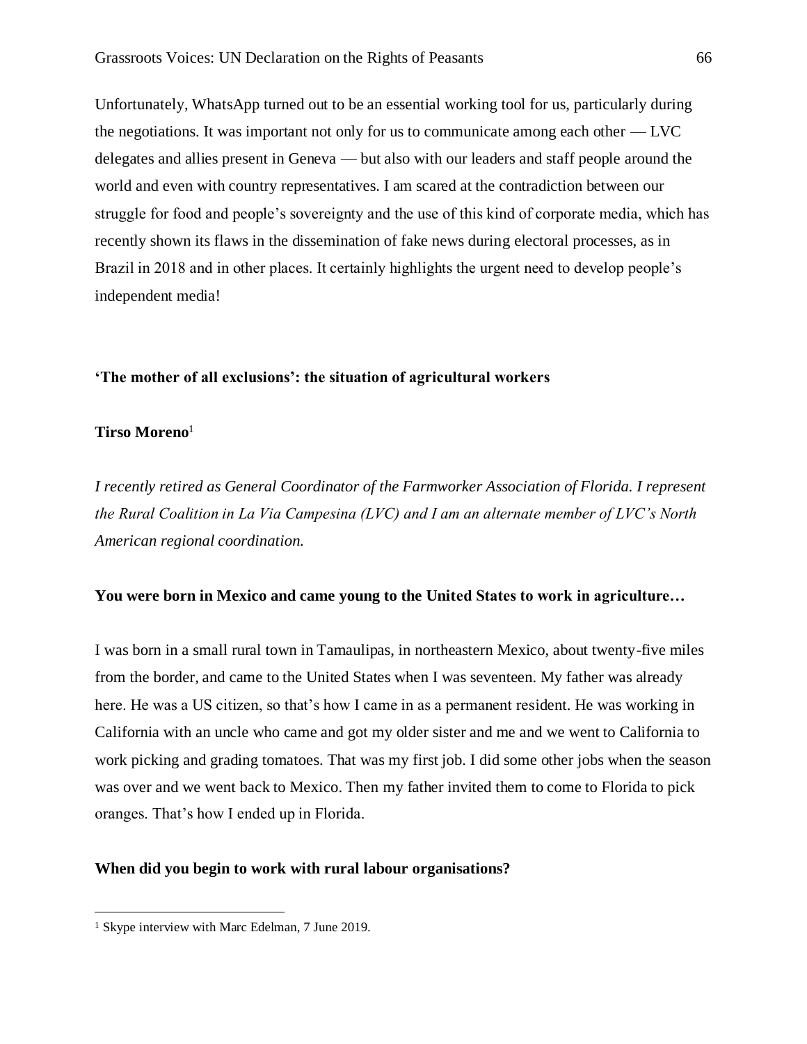Unfortunately, WhatsApp turned out to be an essential working tool for us, particularly during the negotiations. It was important not only for us to communicate among each other — LVC delegates and allies present in Geneva — but also with our leaders and staff people around the world and even with country representatives. I am scared at the contradiction between our struggle for food and people's sovereignty and the use of this kind of corporate media, which has recently shown its flaws in the dissemination of fake news during electoral processes, as in Brazil in 2018 and in other places. It certainly highlights the urgent need to develop people's independent media!

## 'The mother of all exclusions': the situation of agricultural workers

**Tirso Moreno**[1]

*I recently retired as General Coordinator of the Farmworker Association of Florida. I represent the Rural Coalition in La Via Campesina (LVC) and I am an alternate member of LVC's North American regional coordination.*

**You were born in Mexico and came young to the United States to work in agriculture…**

I was born in a small rural town in Tamaulipas, in northeastern Mexico, about twenty-five miles from the border, and came to the United States when I was seventeen. My father was already here. He was a US citizen, so that's how I came in as a permanent resident. He was working in California with an uncle who came and got my older sister and me and we went to California to work picking and grading tomatoes. That was my first job. I did some other jobs when the season was over and we went back to Mexico. Then my father invited them to come to Florida to pick oranges. That's how I ended up in Florida.

**When did you begin to work with rural labour organisations?**

[1] Skype interview with Marc Edelman, 7 June 2019.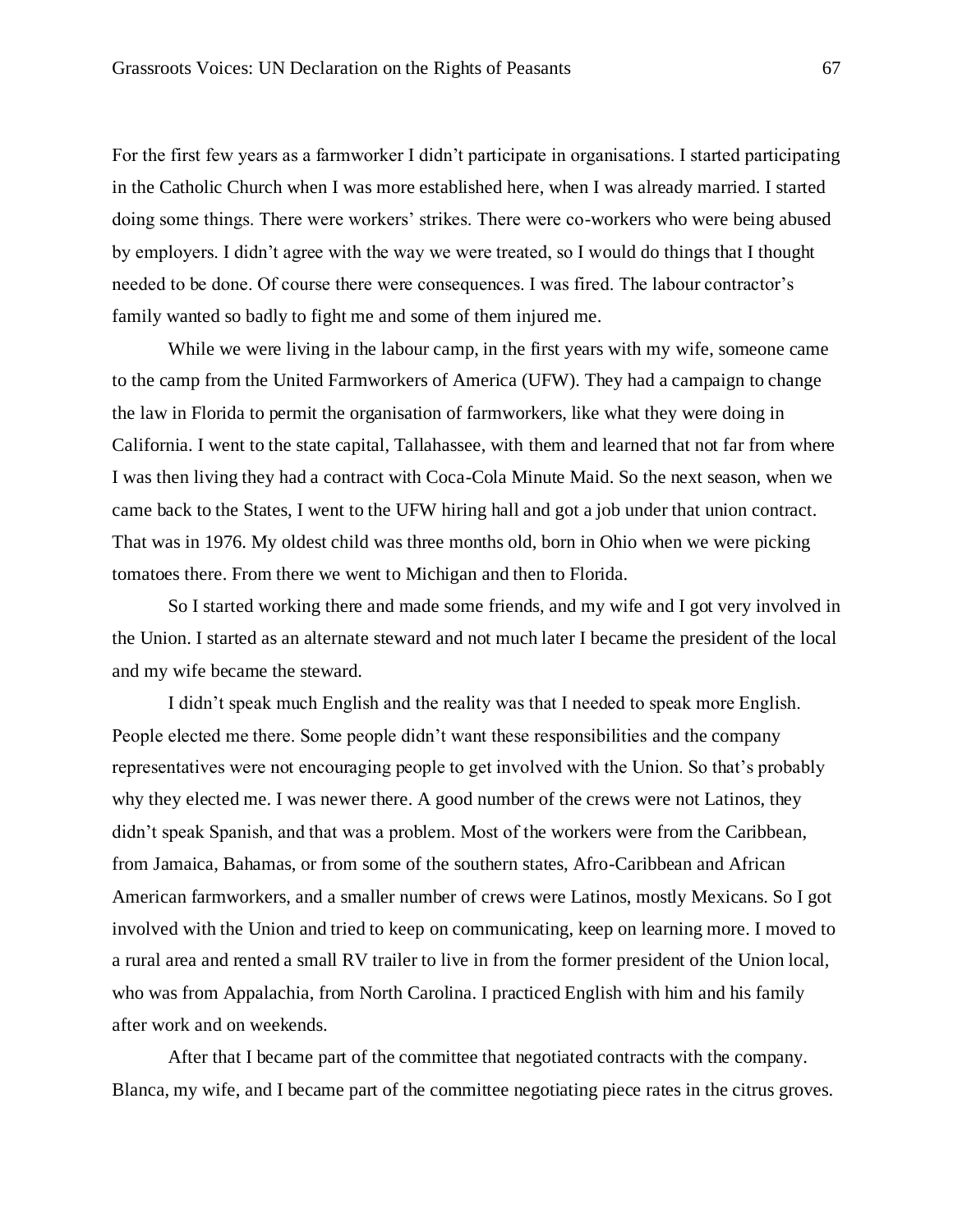For the first few years as a farmworker I didn't participate in organisations. I started participating in the Catholic Church when I was more established here, when I was already married. I started doing some things. There were workers' strikes. There were co-workers who were being abused by employers. I didn't agree with the way we were treated, so I would do things that I thought needed to be done. Of course there were consequences. I was fired. The labour contractor's family wanted so badly to fight me and some of them injured me.

While we were living in the labour camp, in the first years with my wife, someone came to the camp from the United Farmworkers of America (UFW). They had a campaign to change the law in Florida to permit the organisation of farmworkers, like what they were doing in California. I went to the state capital, Tallahassee, with them and learned that not far from where I was then living they had a contract with Coca-Cola Minute Maid. So the next season, when we came back to the States, I went to the UFW hiring hall and got a job under that union contract. That was in 1976. My oldest child was three months old, born in Ohio when we were picking tomatoes there. From there we went to Michigan and then to Florida.

So I started working there and made some friends, and my wife and I got very involved in the Union. I started as an alternate steward and not much later I became the president of the local and my wife became the steward.

I didn't speak much English and the reality was that I needed to speak more English. People elected me there. Some people didn't want these responsibilities and the company representatives were not encouraging people to get involved with the Union. So that's probably why they elected me. I was newer there. A good number of the crews were not Latinos, they didn't speak Spanish, and that was a problem. Most of the workers were from the Caribbean, from Jamaica, Bahamas, or from some of the southern states, Afro-Caribbean and African American farmworkers, and a smaller number of crews were Latinos, mostly Mexicans. So I got involved with the Union and tried to keep on communicating, keep on learning more. I moved to a rural area and rented a small RV trailer to live in from the former president of the Union local, who was from Appalachia, from North Carolina. I practiced English with him and his family after work and on weekends.

After that I became part of the committee that negotiated contracts with the company. Blanca, my wife, and I became part of the committee negotiating piece rates in the citrus groves.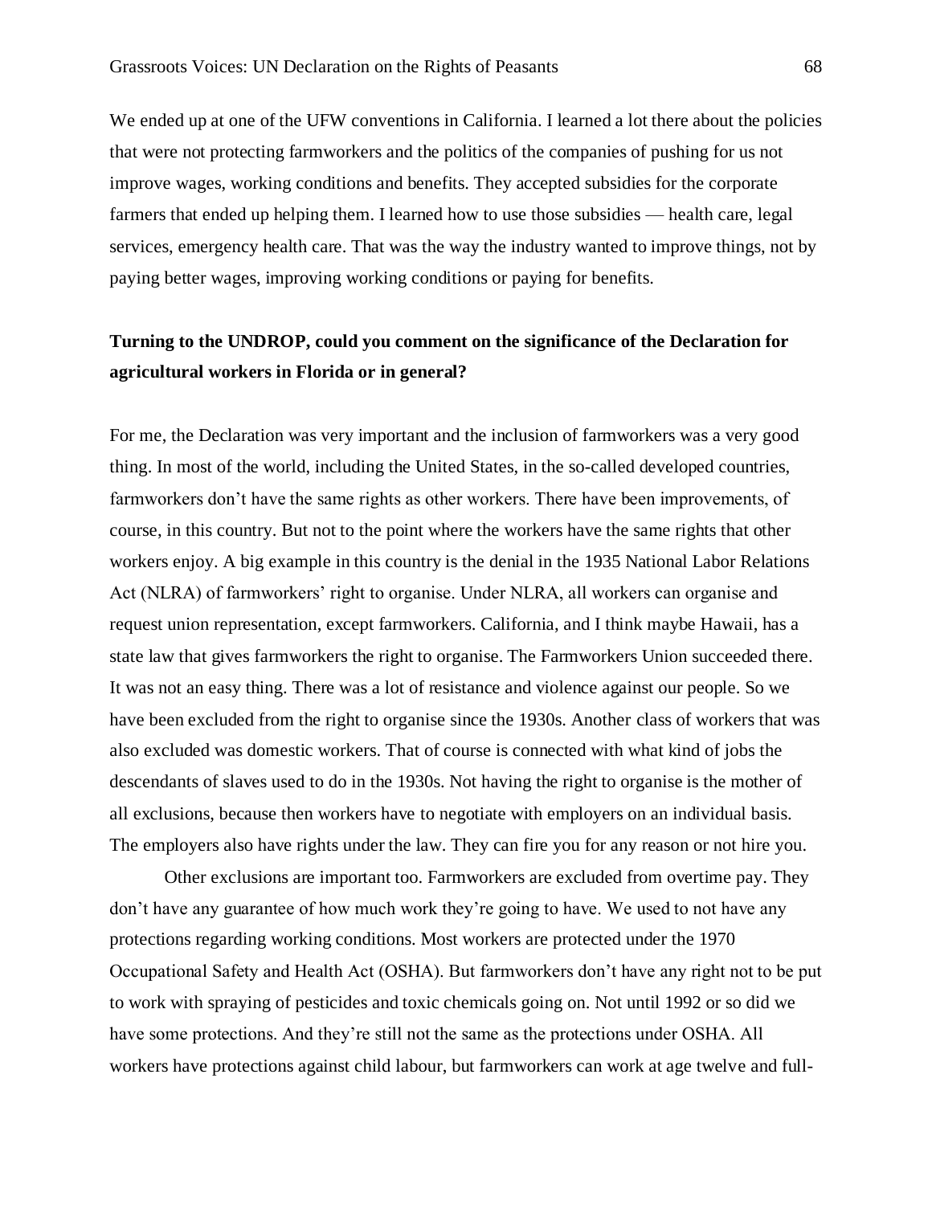We ended up at one of the UFW conventions in California. I learned a lot there about the policies that were not protecting farmworkers and the politics of the companies of pushing for us not improve wages, working conditions and benefits. They accepted subsidies for the corporate farmers that ended up helping them. I learned how to use those subsidies — health care, legal services, emergency health care. That was the way the industry wanted to improve things, not by paying better wages, improving working conditions or paying for benefits.

**Turning to the UNDROP, could you comment on the significance of the Declaration for agricultural workers in Florida or in general?**

For me, the Declaration was very important and the inclusion of farmworkers was a very good thing. In most of the world, including the United States, in the so-called developed countries, farmworkers don't have the same rights as other workers. There have been improvements, of course, in this country. But not to the point where the workers have the same rights that other workers enjoy. A big example in this country is the denial in the 1935 National Labor Relations Act (NLRA) of farmworkers' right to organise. Under NLRA, all workers can organise and request union representation, except farmworkers. California, and I think maybe Hawaii, has a state law that gives farmworkers the right to organise. The Farmworkers Union succeeded there. It was not an easy thing. There was a lot of resistance and violence against our people. So we have been excluded from the right to organise since the 1930s. Another class of workers that was also excluded was domestic workers. That of course is connected with what kind of jobs the descendants of slaves used to do in the 1930s. Not having the right to organise is the mother of all exclusions, because then workers have to negotiate with employers on an individual basis. The employers also have rights under the law. They can fire you for any reason or not hire you.

Other exclusions are important too. Farmworkers are excluded from overtime pay. They don't have any guarantee of how much work they're going to have. We used to not have any protections regarding working conditions. Most workers are protected under the 1970 Occupational Safety and Health Act (OSHA). But farmworkers don't have any right not to be put to work with spraying of pesticides and toxic chemicals going on. Not until 1992 or so did we have some protections. And they're still not the same as the protections under OSHA. All workers have protections against child labour, but farmworkers can work at age twelve and full-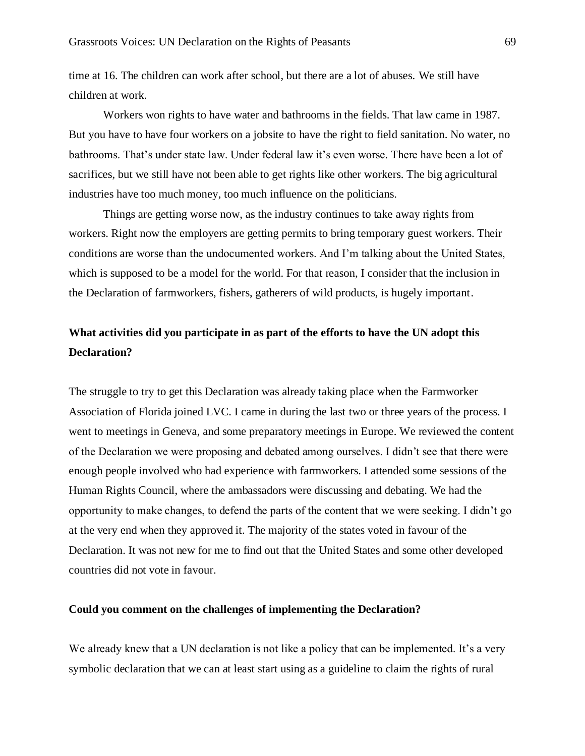time at 16. The children can work after school, but there are a lot of abuses. We still have children at work.

Workers won rights to have water and bathrooms in the fields. That law came in 1987. But you have to have four workers on a jobsite to have the right to field sanitation. No water, no bathrooms. That's under state law. Under federal law it's even worse. There have been a lot of sacrifices, but we still have not been able to get rights like other workers. The big agricultural industries have too much money, too much influence on the politicians.

Things are getting worse now, as the industry continues to take away rights from workers. Right now the employers are getting permits to bring temporary guest workers. Their conditions are worse than the undocumented workers. And I'm talking about the United States, which is supposed to be a model for the world. For that reason, I consider that the inclusion in the Declaration of farmworkers, fishers, gatherers of wild products, is hugely important.

**What activities did you participate in as part of the efforts to have the UN adopt this Declaration?**

The struggle to try to get this Declaration was already taking place when the Farmworker Association of Florida joined LVC. I came in during the last two or three years of the process. I went to meetings in Geneva, and some preparatory meetings in Europe. We reviewed the content of the Declaration we were proposing and debated among ourselves. I didn't see that there were enough people involved who had experience with farmworkers. I attended some sessions of the Human Rights Council, where the ambassadors were discussing and debating. We had the opportunity to make changes, to defend the parts of the content that we were seeking. I didn't go at the very end when they approved it. The majority of the states voted in favour of the Declaration. It was not new for me to find out that the United States and some other developed countries did not vote in favour.

**Could you comment on the challenges of implementing the Declaration?**

We already knew that a UN declaration is not like a policy that can be implemented. It's a very symbolic declaration that we can at least start using as a guideline to claim the rights of rural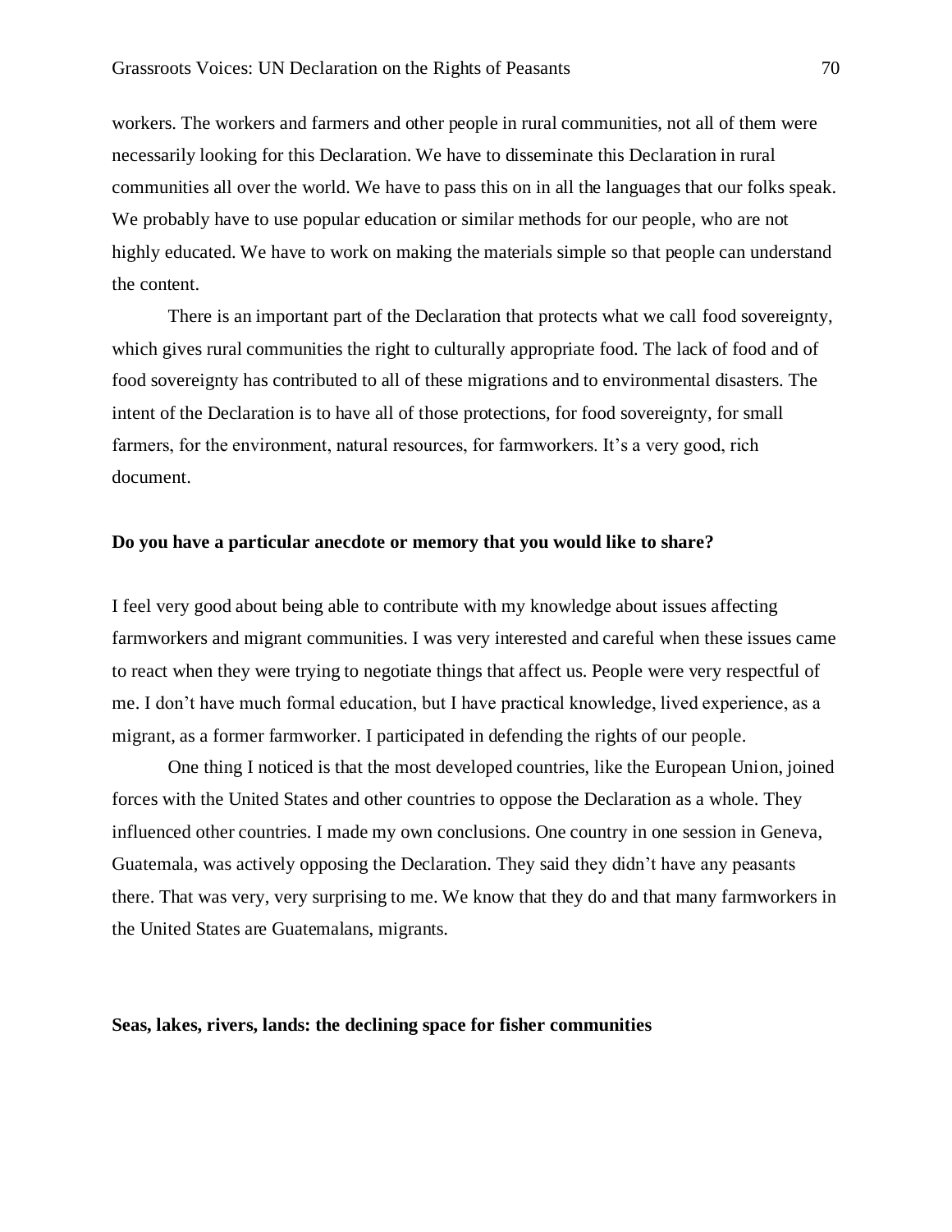workers. The workers and farmers and other people in rural communities, not all of them were necessarily looking for this Declaration. We have to disseminate this Declaration in rural communities all over the world. We have to pass this on in all the languages that our folks speak. We probably have to use popular education or similar methods for our people, who are not highly educated. We have to work on making the materials simple so that people can understand the content.

There is an important part of the Declaration that protects what we call food sovereignty, which gives rural communities the right to culturally appropriate food. The lack of food and of food sovereignty has contributed to all of these migrations and to environmental disasters. The intent of the Declaration is to have all of those protections, for food sovereignty, for small farmers, for the environment, natural resources, for farmworkers. It's a very good, rich document.

**Do you have a particular anecdote or memory that you would like to share?**

I feel very good about being able to contribute with my knowledge about issues affecting farmworkers and migrant communities. I was very interested and careful when these issues came to react when they were trying to negotiate things that affect us. People were very respectful of me. I don't have much formal education, but I have practical knowledge, lived experience, as a migrant, as a former farmworker. I participated in defending the rights of our people.

One thing I noticed is that the most developed countries, like the European Union, joined forces with the United States and other countries to oppose the Declaration as a whole. They influenced other countries. I made my own conclusions. One country in one session in Geneva, Guatemala, was actively opposing the Declaration. They said they didn't have any peasants there. That was very, very surprising to me. We know that they do and that many farmworkers in the United States are Guatemalans, migrants.

## Seas, lakes, rivers, lands: the declining space for fisher communities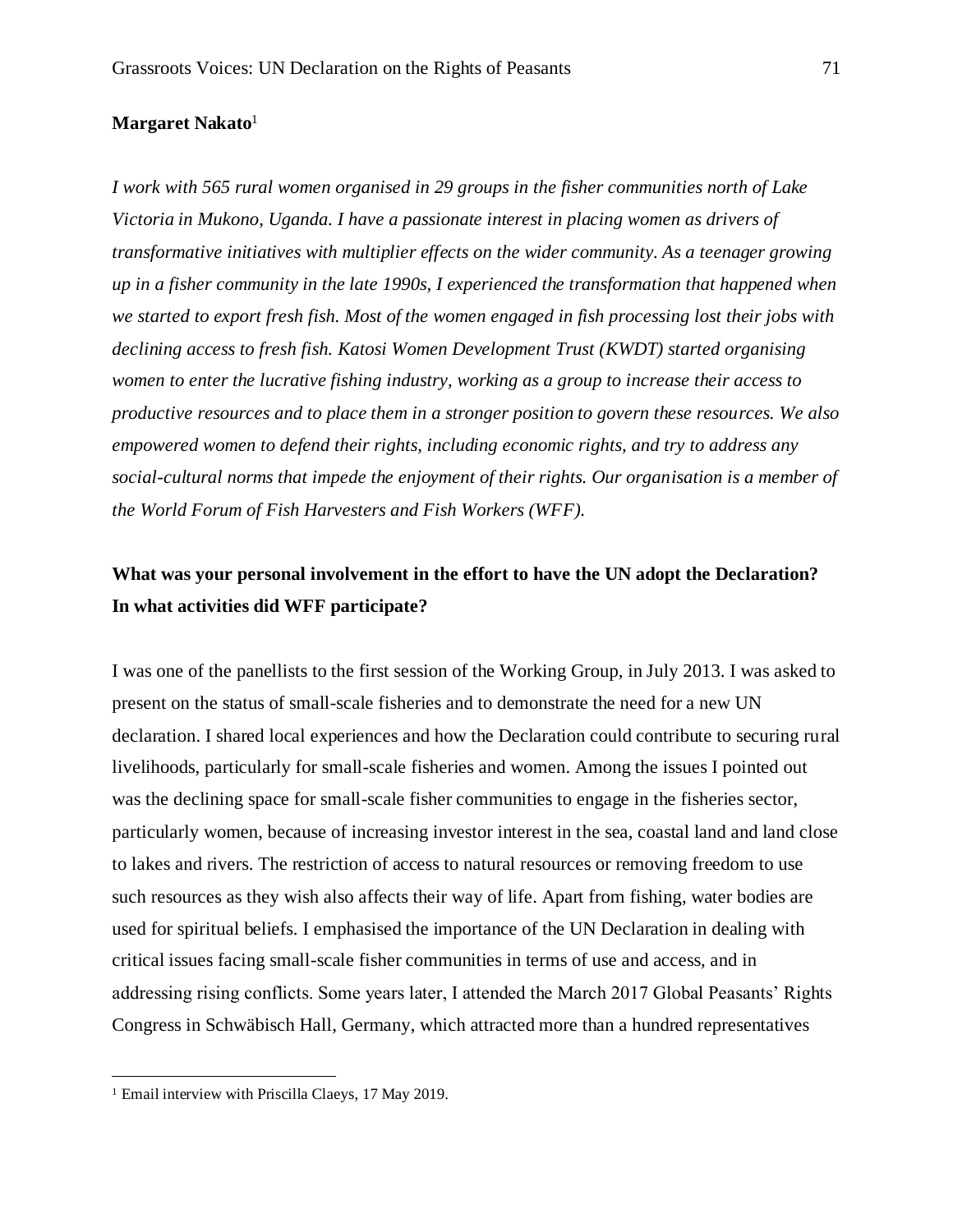**Margaret Nakato**[1]

*I work with 565 rural women organised in 29 groups in the fisher communities north of Lake Victoria in Mukono, Uganda. I have a passionate interest in placing women as drivers of transformative initiatives with multiplier effects on the wider community. As a teenager growing up in a fisher community in the late 1990s, I experienced the transformation that happened when we started to export fresh fish. Most of the women engaged in fish processing lost their jobs with declining access to fresh fish. Katosi Women Development Trust (KWDT) started organising women to enter the lucrative fishing industry, working as a group to increase their access to productive resources and to place them in a stronger position to govern these resources. We also empowered women to defend their rights, including economic rights, and try to address any social-cultural norms that impede the enjoyment of their rights. Our organisation is a member of the World Forum of Fish Harvesters and Fish Workers (WFF).*

**What was your personal involvement in the effort to have the UN adopt the Declaration? In what activities did WFF participate?**

I was one of the panellists to the first session of the Working Group, in July 2013. I was asked to present on the status of small-scale fisheries and to demonstrate the need for a new UN declaration. I shared local experiences and how the Declaration could contribute to securing rural livelihoods, particularly for small-scale fisheries and women. Among the issues I pointed out was the declining space for small-scale fisher communities to engage in the fisheries sector, particularly women, because of increasing investor interest in the sea, coastal land and land close to lakes and rivers. The restriction of access to natural resources or removing freedom to use such resources as they wish also affects their way of life. Apart from fishing, water bodies are used for spiritual beliefs. I emphasised the importance of the UN Declaration in dealing with critical issues facing small-scale fisher communities in terms of use and access, and in addressing rising conflicts. Some years later, I attended the March 2017 Global Peasants' Rights Congress in Schwäbisch Hall, Germany, which attracted more than a hundred representatives

[1] Email interview with Priscilla Claeys, 17 May 2019.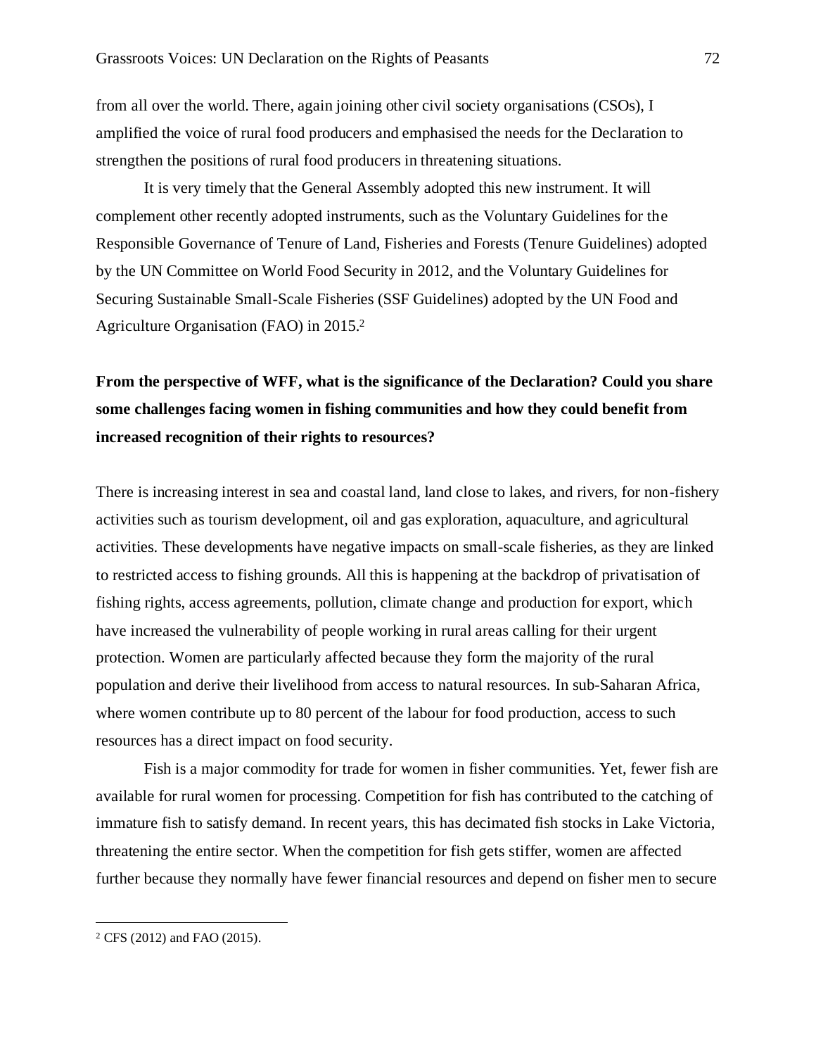from all over the world. There, again joining other civil society organisations (CSOs), I amplified the voice of rural food producers and emphasised the needs for the Declaration to strengthen the positions of rural food producers in threatening situations.

It is very timely that the General Assembly adopted this new instrument. It will complement other recently adopted instruments, such as the Voluntary Guidelines for the Responsible Governance of Tenure of Land, Fisheries and Forests (Tenure Guidelines) adopted by the UN Committee on World Food Security in 2012, and the Voluntary Guidelines for Securing Sustainable Small-Scale Fisheries (SSF Guidelines) adopted by the UN Food and Agriculture Organisation (FAO) in 2015.[2]

**From the perspective of WFF, what is the significance of the Declaration? Could you share some challenges facing women in fishing communities and how they could benefit from increased recognition of their rights to resources?**

There is increasing interest in sea and coastal land, land close to lakes, and rivers, for non-fishery activities such as tourism development, oil and gas exploration, aquaculture, and agricultural activities. These developments have negative impacts on small-scale fisheries, as they are linked to restricted access to fishing grounds. All this is happening at the backdrop of privatisation of fishing rights, access agreements, pollution, climate change and production for export, which have increased the vulnerability of people working in rural areas calling for their urgent protection. Women are particularly affected because they form the majority of the rural population and derive their livelihood from access to natural resources. In sub-Saharan Africa, where women contribute up to 80 percent of the labour for food production, access to such resources has a direct impact on food security.

Fish is a major commodity for trade for women in fisher communities. Yet, fewer fish are available for rural women for processing. Competition for fish has contributed to the catching of immature fish to satisfy demand. In recent years, this has decimated fish stocks in Lake Victoria, threatening the entire sector. When the competition for fish gets stiffer, women are affected further because they normally have fewer financial resources and depend on fisher men to secure

[2] CFS (2012) and FAO (2015).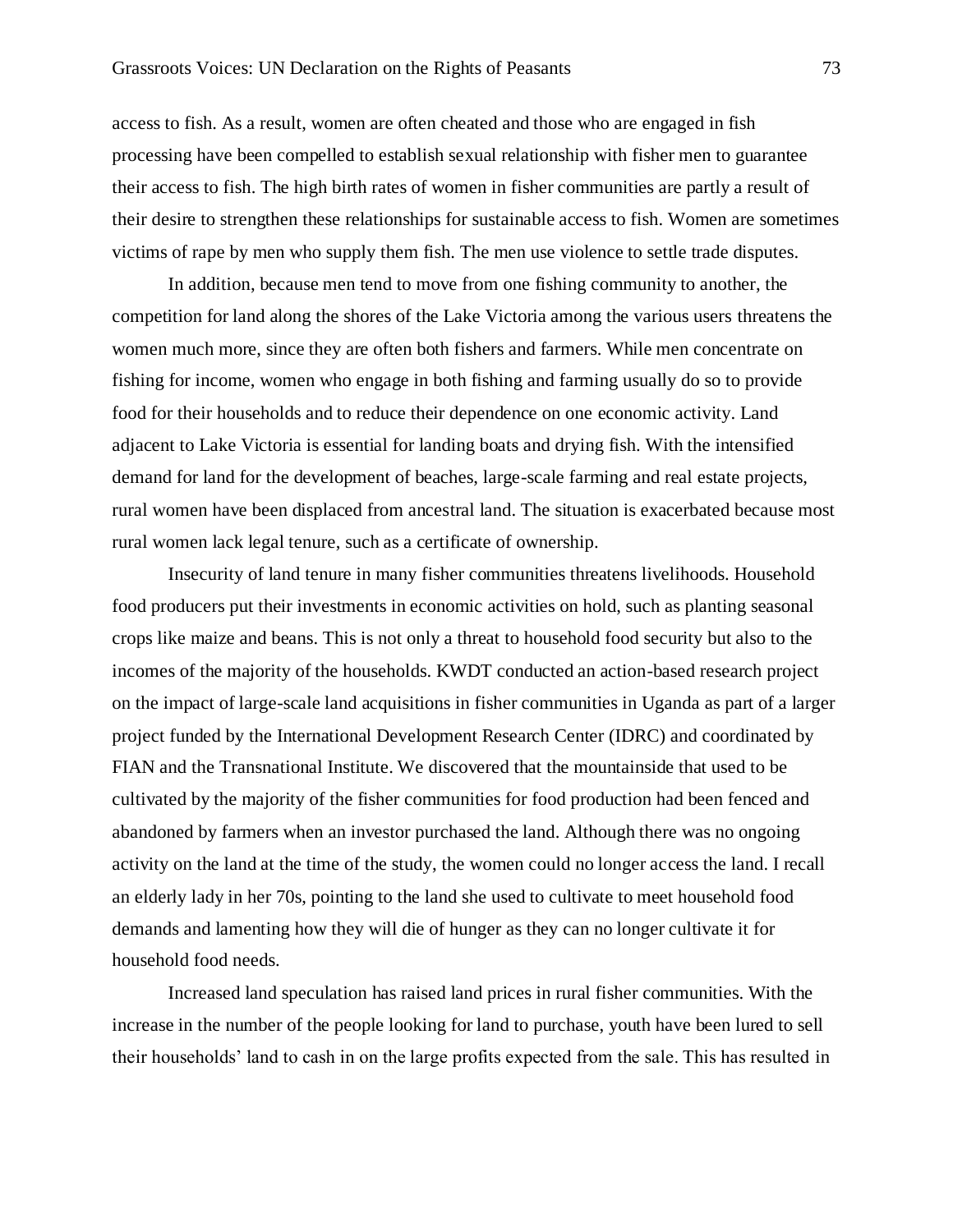access to fish. As a result, women are often cheated and those who are engaged in fish processing have been compelled to establish sexual relationship with fisher men to guarantee their access to fish. The high birth rates of women in fisher communities are partly a result of their desire to strengthen these relationships for sustainable access to fish. Women are sometimes victims of rape by men who supply them fish. The men use violence to settle trade disputes.

In addition, because men tend to move from one fishing community to another, the competition for land along the shores of the Lake Victoria among the various users threatens the women much more, since they are often both fishers and farmers. While men concentrate on fishing for income, women who engage in both fishing and farming usually do so to provide food for their households and to reduce their dependence on one economic activity. Land adjacent to Lake Victoria is essential for landing boats and drying fish. With the intensified demand for land for the development of beaches, large-scale farming and real estate projects, rural women have been displaced from ancestral land. The situation is exacerbated because most rural women lack legal tenure, such as a certificate of ownership.

Insecurity of land tenure in many fisher communities threatens livelihoods. Household food producers put their investments in economic activities on hold, such as planting seasonal crops like maize and beans. This is not only a threat to household food security but also to the incomes of the majority of the households. KWDT conducted an action-based research project on the impact of large-scale land acquisitions in fisher communities in Uganda as part of a larger project funded by the International Development Research Center (IDRC) and coordinated by FIAN and the Transnational Institute. We discovered that the mountainside that used to be cultivated by the majority of the fisher communities for food production had been fenced and abandoned by farmers when an investor purchased the land. Although there was no ongoing activity on the land at the time of the study, the women could no longer access the land. I recall an elderly lady in her 70s, pointing to the land she used to cultivate to meet household food demands and lamenting how they will die of hunger as they can no longer cultivate it for household food needs.

Increased land speculation has raised land prices in rural fisher communities. With the increase in the number of the people looking for land to purchase, youth have been lured to sell their households' land to cash in on the large profits expected from the sale. This has resulted in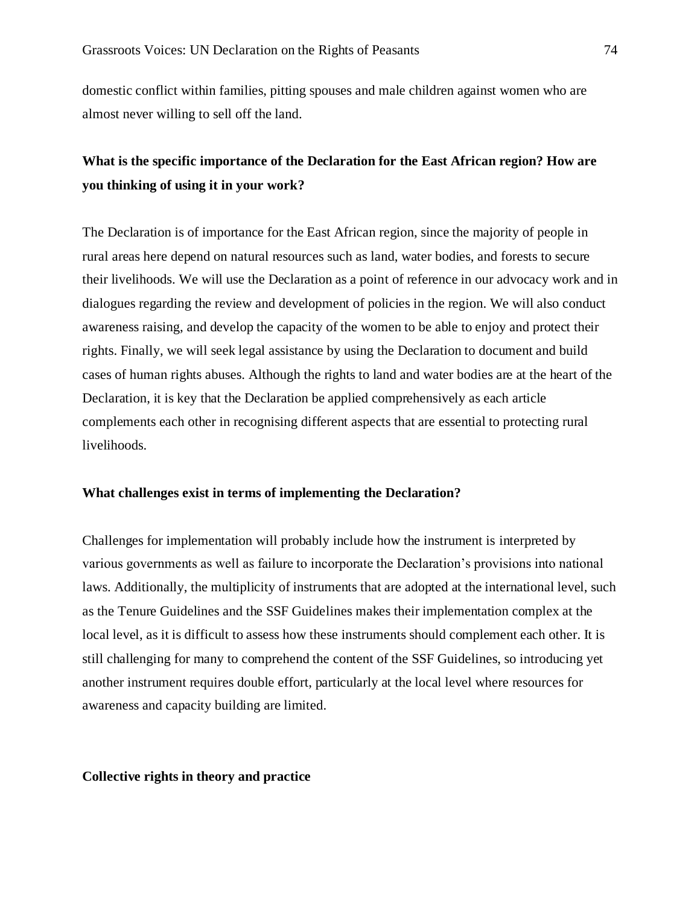domestic conflict within families, pitting spouses and male children against women who are almost never willing to sell off the land.

**What is the specific importance of the Declaration for the East African region? How are you thinking of using it in your work?**

The Declaration is of importance for the East African region, since the majority of people in rural areas here depend on natural resources such as land, water bodies, and forests to secure their livelihoods. We will use the Declaration as a point of reference in our advocacy work and in dialogues regarding the review and development of policies in the region. We will also conduct awareness raising, and develop the capacity of the women to be able to enjoy and protect their rights. Finally, we will seek legal assistance by using the Declaration to document and build cases of human rights abuses. Although the rights to land and water bodies are at the heart of the Declaration, it is key that the Declaration be applied comprehensively as each article complements each other in recognising different aspects that are essential to protecting rural livelihoods.

**What challenges exist in terms of implementing the Declaration?**

Challenges for implementation will probably include how the instrument is interpreted by various governments as well as failure to incorporate the Declaration's provisions into national laws. Additionally, the multiplicity of instruments that are adopted at the international level, such as the Tenure Guidelines and the SSF Guidelines makes their implementation complex at the local level, as it is difficult to assess how these instruments should complement each other. It is still challenging for many to comprehend the content of the SSF Guidelines, so introducing yet another instrument requires double effort, particularly at the local level where resources for awareness and capacity building are limited.

## Collective rights in theory and practice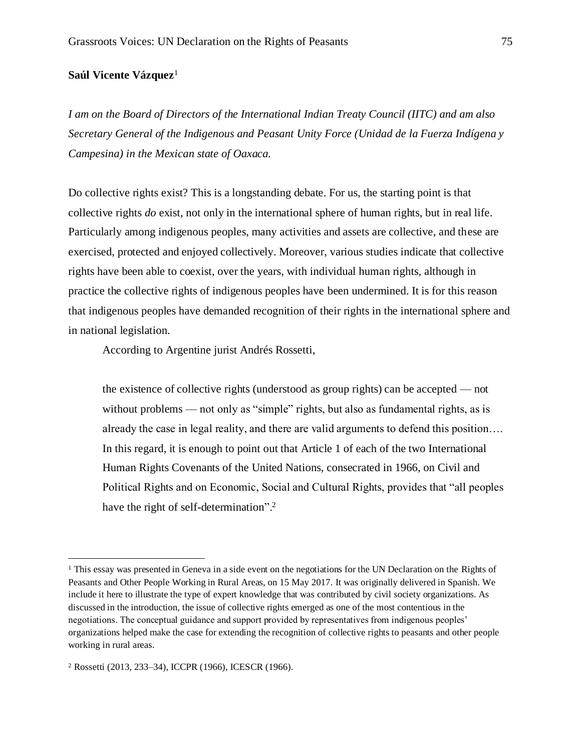**Saúl Vicente Vázquez**[1]

*I am on the Board of Directors of the International Indian Treaty Council (IITC) and am also Secretary General of the Indigenous and Peasant Unity Force (Unidad de la Fuerza Indígena y Campesina) in the Mexican state of Oaxaca.*

Do collective rights exist? This is a longstanding debate. For us, the starting point is that collective rights *do* exist, not only in the international sphere of human rights, but in real life. Particularly among indigenous peoples, many activities and assets are collective, and these are exercised, protected and enjoyed collectively. Moreover, various studies indicate that collective rights have been able to coexist, over the years, with individual human rights, although in practice the collective rights of indigenous peoples have been undermined. It is for this reason that indigenous peoples have demanded recognition of their rights in the international sphere and in national legislation.

According to Argentine jurist Andrés Rossetti,

> the existence of collective rights (understood as group rights) can be accepted — not without problems — not only as "simple" rights, but also as fundamental rights, as is already the case in legal reality, and there are valid arguments to defend this position…. In this regard, it is enough to point out that Article 1 of each of the two International Human Rights Covenants of the United Nations, consecrated in 1966, on Civil and Political Rights and on Economic, Social and Cultural Rights, provides that "all peoples have the right of self-determination".[2]

---

[1] This essay was presented in Geneva in a side event on the negotiations for the UN Declaration on the Rights of Peasants and Other People Working in Rural Areas, on 15 May 2017. It was originally delivered in Spanish. We include it here to illustrate the type of expert knowledge that was contributed by civil society organizations. As discussed in the introduction, the issue of collective rights emerged as one of the most contentious in the negotiations. The conceptual guidance and support provided by representatives from indigenous peoples' organizations helped make the case for extending the recognition of collective rights to peasants and other people working in rural areas.

[2] Rossetti (2013, 233–34), ICCPR (1966), ICESCR (1966).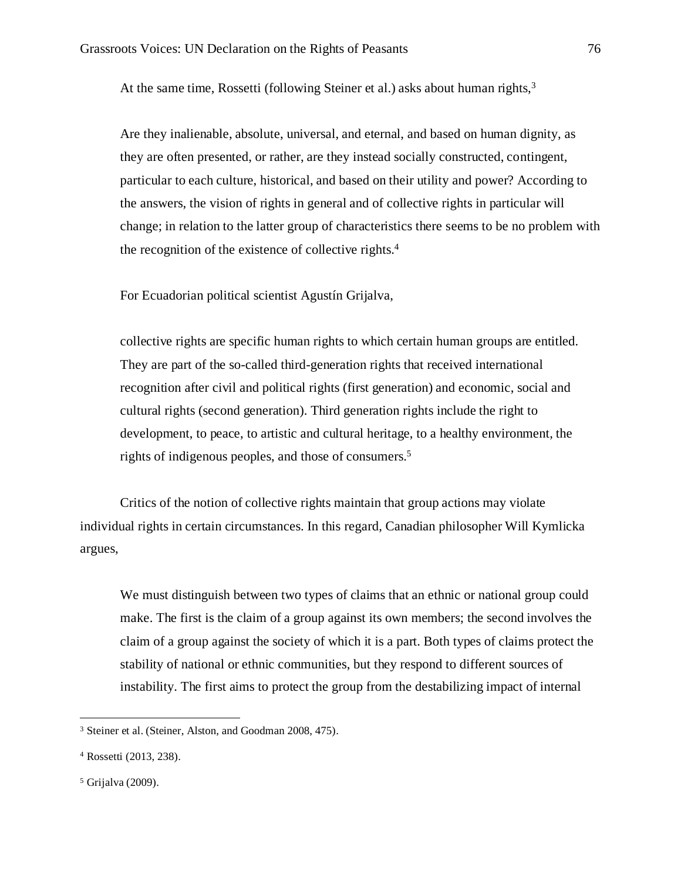At the same time, Rossetti (following Steiner et al.) asks about human rights,[3]

> Are they inalienable, absolute, universal, and eternal, and based on human dignity, as they are often presented, or rather, are they instead socially constructed, contingent, particular to each culture, historical, and based on their utility and power? According to the answers, the vision of rights in general and of collective rights in particular will change; in relation to the latter group of characteristics there seems to be no problem with the recognition of the existence of collective rights.[4]

For Ecuadorian political scientist Agustín Grijalva,

> collective rights are specific human rights to which certain human groups are entitled. They are part of the so-called third-generation rights that received international recognition after civil and political rights (first generation) and economic, social and cultural rights (second generation). Third generation rights include the right to development, to peace, to artistic and cultural heritage, to a healthy environment, the rights of indigenous peoples, and those of consumers.[5]

Critics of the notion of collective rights maintain that group actions may violate individual rights in certain circumstances. In this regard, Canadian philosopher Will Kymlicka argues,

> We must distinguish between two types of claims that an ethnic or national group could make. The first is the claim of a group against its own members; the second involves the claim of a group against the society of which it is a part. Both types of claims protect the stability of national or ethnic communities, but they respond to different sources of instability. The first aims to protect the group from the destabilizing impact of internal

---

[3] Steiner et al. (Steiner, Alston, and Goodman 2008, 475).

[4] Rossetti (2013, 238).

[5] Grijalva (2009).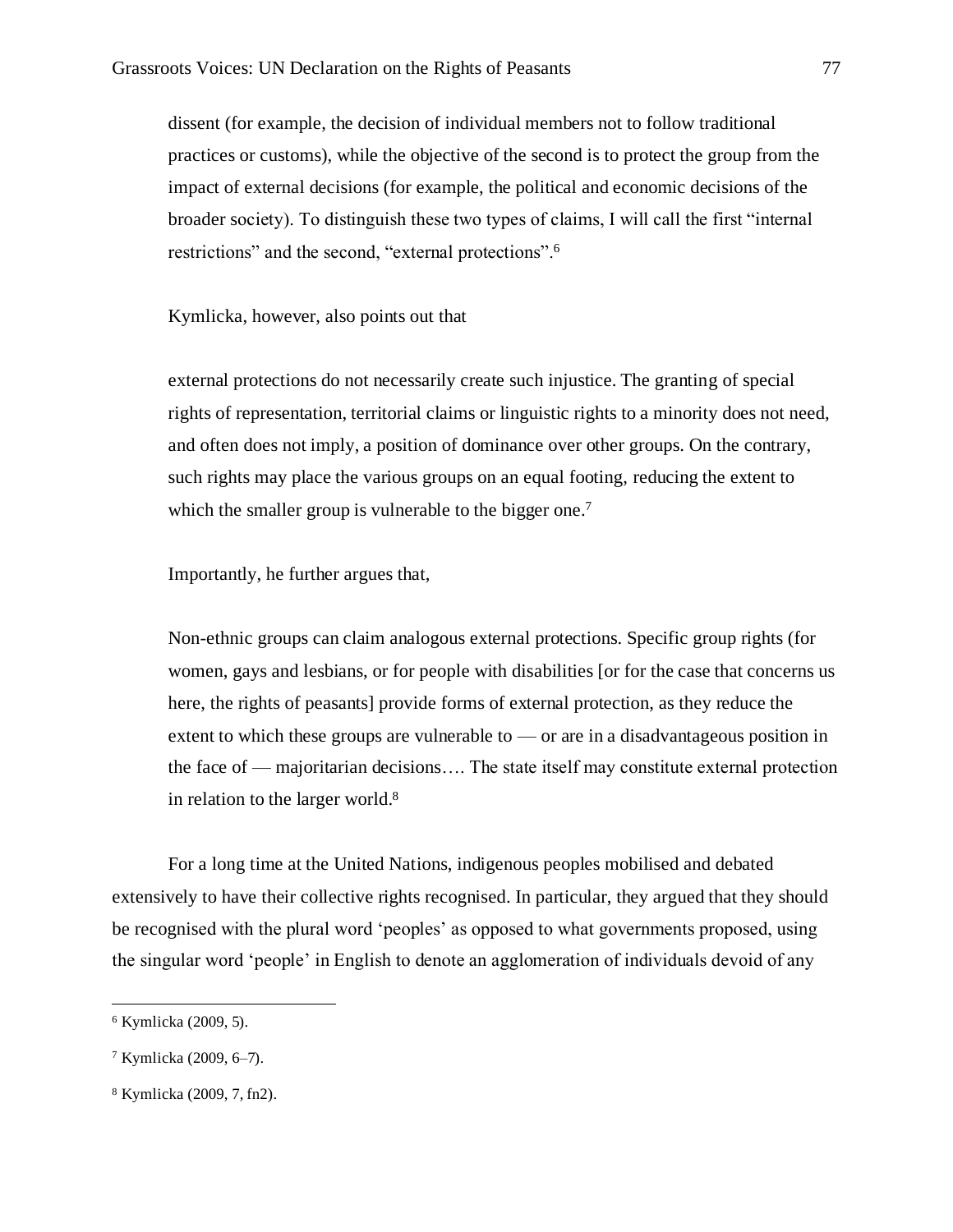dissent (for example, the decision of individual members not to follow traditional practices or customs), while the objective of the second is to protect the group from the impact of external decisions (for example, the political and economic decisions of the broader society). To distinguish these two types of claims, I will call the first "internal restrictions" and the second, "external protections".[6]

Kymlicka, however, also points out that

> external protections do not necessarily create such injustice. The granting of special rights of representation, territorial claims or linguistic rights to a minority does not need, and often does not imply, a position of dominance over other groups. On the contrary, such rights may place the various groups on an equal footing, reducing the extent to which the smaller group is vulnerable to the bigger one.[7]

Importantly, he further argues that,

> Non-ethnic groups can claim analogous external protections. Specific group rights (for women, gays and lesbians, or for people with disabilities [or for the case that concerns us here, the rights of peasants] provide forms of external protection, as they reduce the extent to which these groups are vulnerable to — or are in a disadvantageous position in the face of — majoritarian decisions…. The state itself may constitute external protection in relation to the larger world.[8]

For a long time at the United Nations, indigenous peoples mobilised and debated extensively to have their collective rights recognised. In particular, they argued that they should be recognised with the plural word 'peoples' as opposed to what governments proposed, using the singular word 'people' in English to denote an agglomeration of individuals devoid of any

---

[6] Kymlicka (2009, 5).

[7] Kymlicka (2009, 6–7).

[8] Kymlicka (2009, 7, fn2).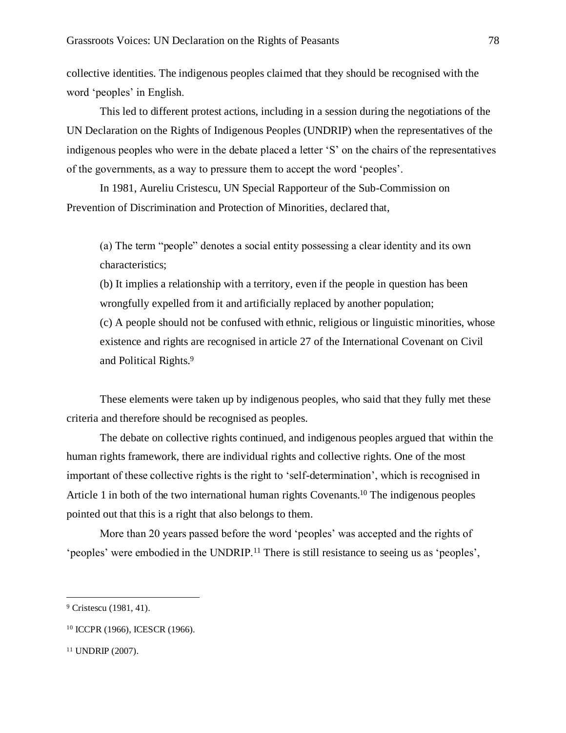collective identities. The indigenous peoples claimed that they should be recognised with the word 'peoples' in English.

This led to different protest actions, including in a session during the negotiations of the UN Declaration on the Rights of Indigenous Peoples (UNDRIP) when the representatives of the indigenous peoples who were in the debate placed a letter 'S' on the chairs of the representatives of the governments, as a way to pressure them to accept the word 'peoples'.

In 1981, Aureliu Cristescu, UN Special Rapporteur of the Sub-Commission on Prevention of Discrimination and Protection of Minorities, declared that,

> (a) The term "people" denotes a social entity possessing a clear identity and its own characteristics;
> (b) It implies a relationship with a territory, even if the people in question has been wrongfully expelled from it and artificially replaced by another population;
> (c) A people should not be confused with ethnic, religious or linguistic minorities, whose existence and rights are recognised in article 27 of the International Covenant on Civil and Political Rights.[9]

These elements were taken up by indigenous peoples, who said that they fully met these criteria and therefore should be recognised as peoples.

The debate on collective rights continued, and indigenous peoples argued that within the human rights framework, there are individual rights and collective rights. One of the most important of these collective rights is the right to 'self-determination', which is recognised in Article 1 in both of the two international human rights Covenants.[10] The indigenous peoples pointed out that this is a right that also belongs to them.

More than 20 years passed before the word 'peoples' was accepted and the rights of 'peoples' were embodied in the UNDRIP.[11] There is still resistance to seeing us as 'peoples',

---

[9] Cristescu (1981, 41).

[10] ICCPR (1966), ICESCR (1966).

[11] UNDRIP (2007).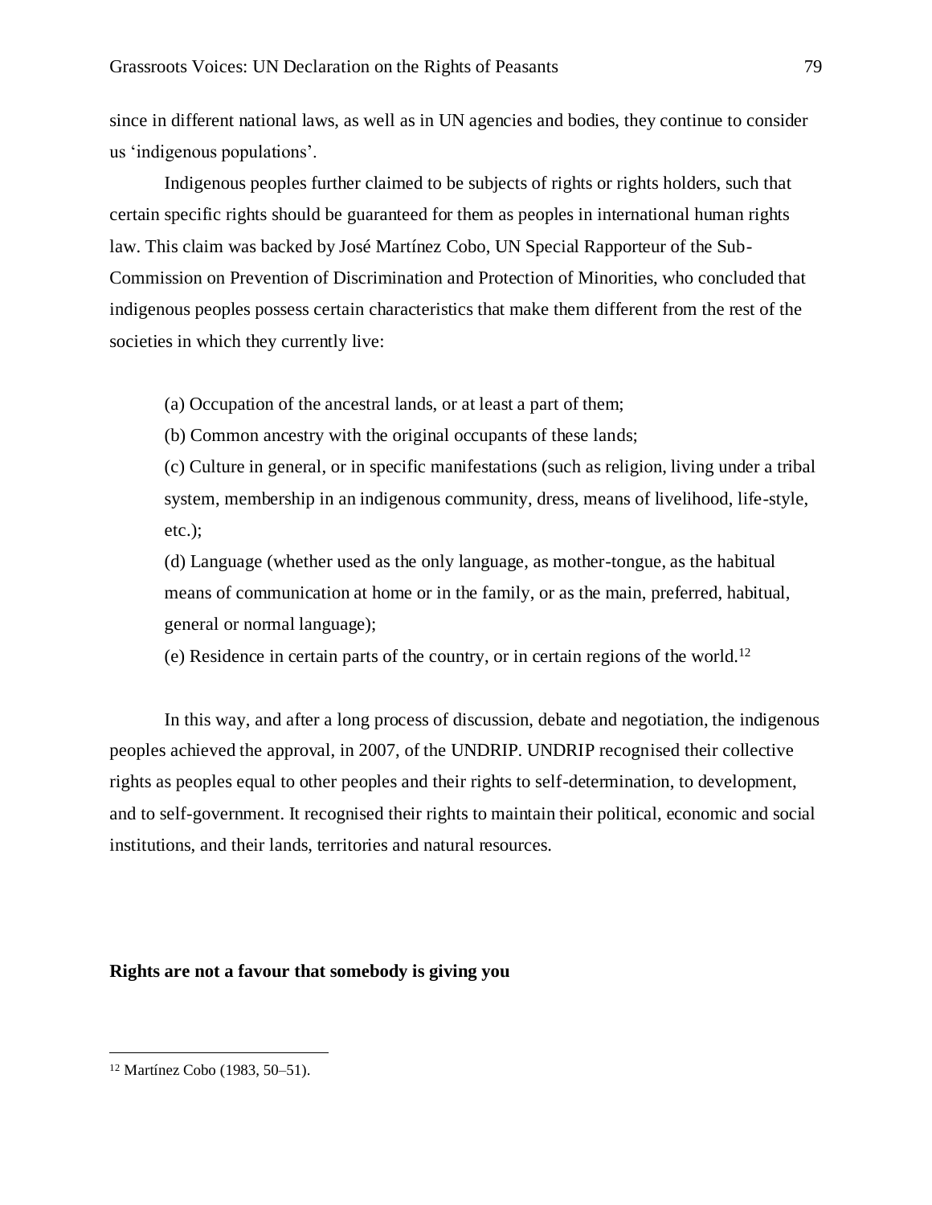since in different national laws, as well as in UN agencies and bodies, they continue to consider us 'indigenous populations'.

Indigenous peoples further claimed to be subjects of rights or rights holders, such that certain specific rights should be guaranteed for them as peoples in international human rights law. This claim was backed by José Martínez Cobo, UN Special Rapporteur of the Sub-Commission on Prevention of Discrimination and Protection of Minorities, who concluded that indigenous peoples possess certain characteristics that make them different from the rest of the societies in which they currently live:

> (a) Occupation of the ancestral lands, or at least a part of them;
>
> (b) Common ancestry with the original occupants of these lands;
>
> (c) Culture in general, or in specific manifestations (such as religion, living under a tribal system, membership in an indigenous community, dress, means of livelihood, life-style, etc.);
>
> (d) Language (whether used as the only language, as mother-tongue, as the habitual means of communication at home or in the family, or as the main, preferred, habitual, general or normal language);
>
> (e) Residence in certain parts of the country, or in certain regions of the world.[12]

In this way, and after a long process of discussion, debate and negotiation, the indigenous peoples achieved the approval, in 2007, of the UNDRIP. UNDRIP recognised their collective rights as peoples equal to other peoples and their rights to self-determination, to development, and to self-government. It recognised their rights to maintain their political, economic and social institutions, and their lands, territories and natural resources.

**Rights are not a favour that somebody is giving you**

[12] Martínez Cobo (1983, 50–51).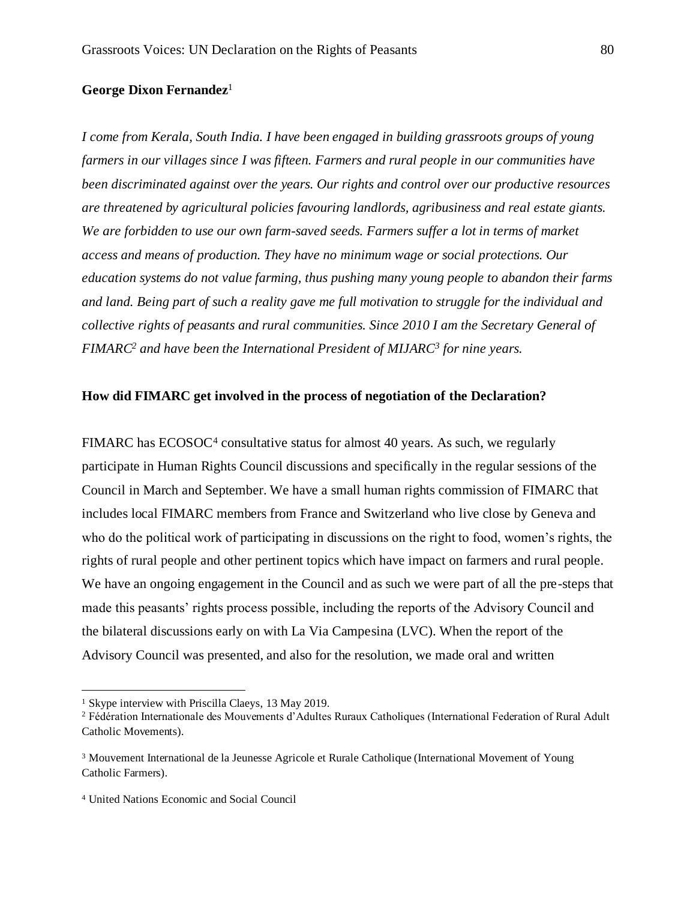**George Dixon Fernandez**[1]

*I come from Kerala, South India. I have been engaged in building grassroots groups of young farmers in our villages since I was fifteen. Farmers and rural people in our communities have been discriminated against over the years. Our rights and control over our productive resources are threatened by agricultural policies favouring landlords, agribusiness and real estate giants. We are forbidden to use our own farm-saved seeds. Farmers suffer a lot in terms of market access and means of production. They have no minimum wage or social protections. Our education systems do not value farming, thus pushing many young people to abandon their farms and land. Being part of such a reality gave me full motivation to struggle for the individual and collective rights of peasants and rural communities. Since 2010 I am the Secretary General of FIMARC*[2] *and have been the International President of MIJARC*[3] *for nine years.*

**How did FIMARC get involved in the process of negotiation of the Declaration?**

FIMARC has ECOSOC[4] consultative status for almost 40 years. As such, we regularly participate in Human Rights Council discussions and specifically in the regular sessions of the Council in March and September. We have a small human rights commission of FIMARC that includes local FIMARC members from France and Switzerland who live close by Geneva and who do the political work of participating in discussions on the right to food, women's rights, the rights of rural people and other pertinent topics which have impact on farmers and rural people. We have an ongoing engagement in the Council and as such we were part of all the pre-steps that made this peasants' rights process possible, including the reports of the Advisory Council and the bilateral discussions early on with La Via Campesina (LVC). When the report of the Advisory Council was presented, and also for the resolution, we made oral and written

---

[1] Skype interview with Priscilla Claeys, 13 May 2019.

[2] Fédération Internationale des Mouvements d'Adultes Ruraux Catholiques (International Federation of Rural Adult Catholic Movements).

[3] Mouvement International de la Jeunesse Agricole et Rurale Catholique (International Movement of Young Catholic Farmers).

[4] United Nations Economic and Social Council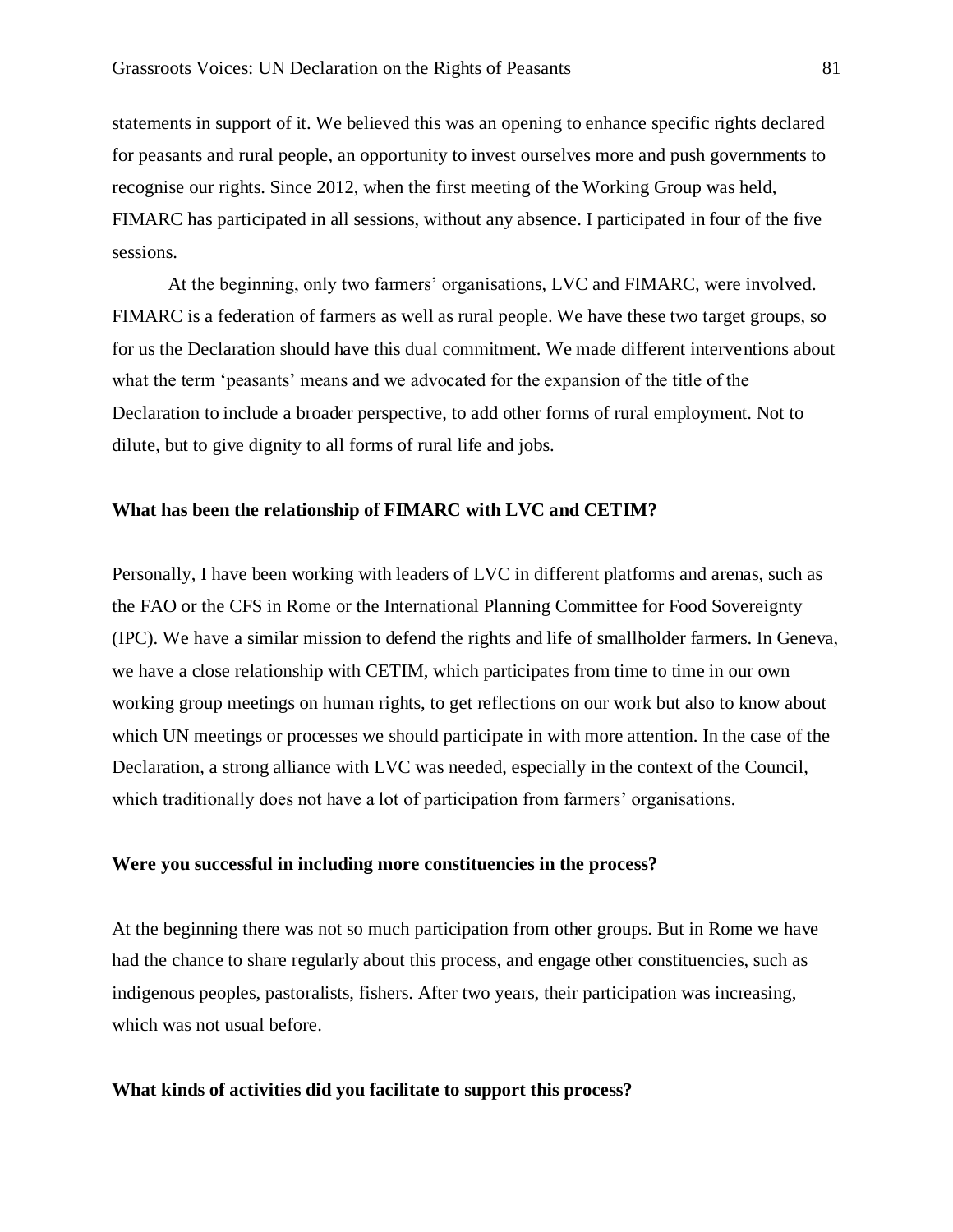statements in support of it. We believed this was an opening to enhance specific rights declared for peasants and rural people, an opportunity to invest ourselves more and push governments to recognise our rights. Since 2012, when the first meeting of the Working Group was held, FIMARC has participated in all sessions, without any absence. I participated in four of the five sessions.

At the beginning, only two farmers' organisations, LVC and FIMARC, were involved. FIMARC is a federation of farmers as well as rural people. We have these two target groups, so for us the Declaration should have this dual commitment. We made different interventions about what the term 'peasants' means and we advocated for the expansion of the title of the Declaration to include a broader perspective, to add other forms of rural employment. Not to dilute, but to give dignity to all forms of rural life and jobs.

**What has been the relationship of FIMARC with LVC and CETIM?**

Personally, I have been working with leaders of LVC in different platforms and arenas, such as the FAO or the CFS in Rome or the International Planning Committee for Food Sovereignty (IPC). We have a similar mission to defend the rights and life of smallholder farmers. In Geneva, we have a close relationship with CETIM, which participates from time to time in our own working group meetings on human rights, to get reflections on our work but also to know about which UN meetings or processes we should participate in with more attention. In the case of the Declaration, a strong alliance with LVC was needed, especially in the context of the Council, which traditionally does not have a lot of participation from farmers' organisations.

**Were you successful in including more constituencies in the process?**

At the beginning there was not so much participation from other groups. But in Rome we have had the chance to share regularly about this process, and engage other constituencies, such as indigenous peoples, pastoralists, fishers. After two years, their participation was increasing, which was not usual before.

**What kinds of activities did you facilitate to support this process?**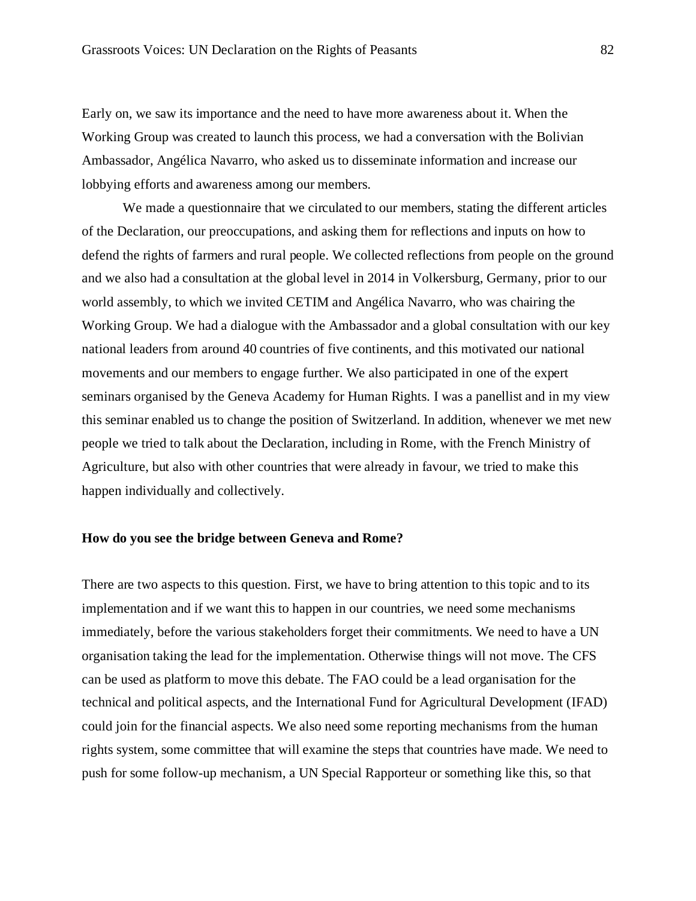Early on, we saw its importance and the need to have more awareness about it. When the Working Group was created to launch this process, we had a conversation with the Bolivian Ambassador, Angélica Navarro, who asked us to disseminate information and increase our lobbying efforts and awareness among our members.

We made a questionnaire that we circulated to our members, stating the different articles of the Declaration, our preoccupations, and asking them for reflections and inputs on how to defend the rights of farmers and rural people. We collected reflections from people on the ground and we also had a consultation at the global level in 2014 in Volkersburg, Germany, prior to our world assembly, to which we invited CETIM and Angélica Navarro, who was chairing the Working Group. We had a dialogue with the Ambassador and a global consultation with our key national leaders from around 40 countries of five continents, and this motivated our national movements and our members to engage further. We also participated in one of the expert seminars organised by the Geneva Academy for Human Rights. I was a panellist and in my view this seminar enabled us to change the position of Switzerland. In addition, whenever we met new people we tried to talk about the Declaration, including in Rome, with the French Ministry of Agriculture, but also with other countries that were already in favour, we tried to make this happen individually and collectively.

**How do you see the bridge between Geneva and Rome?**

There are two aspects to this question. First, we have to bring attention to this topic and to its implementation and if we want this to happen in our countries, we need some mechanisms immediately, before the various stakeholders forget their commitments. We need to have a UN organisation taking the lead for the implementation. Otherwise things will not move. The CFS can be used as platform to move this debate. The FAO could be a lead organisation for the technical and political aspects, and the International Fund for Agricultural Development (IFAD) could join for the financial aspects. We also need some reporting mechanisms from the human rights system, some committee that will examine the steps that countries have made. We need to push for some follow-up mechanism, a UN Special Rapporteur or something like this, so that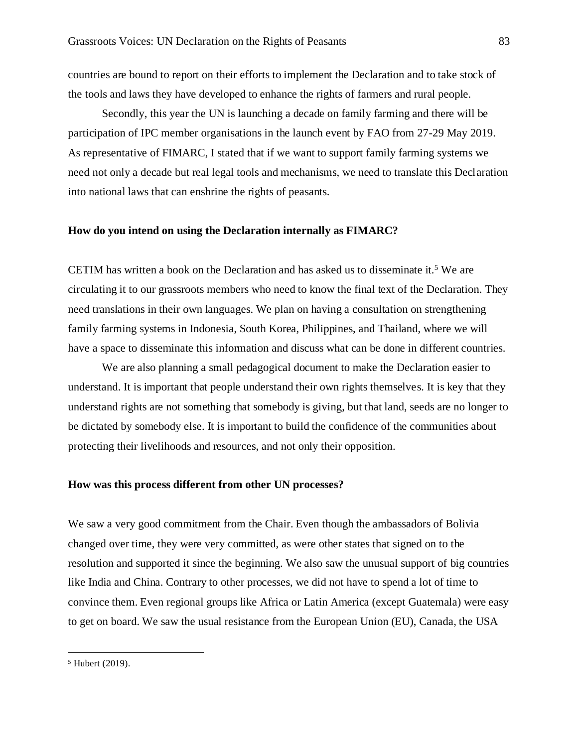countries are bound to report on their efforts to implement the Declaration and to take stock of the tools and laws they have developed to enhance the rights of farmers and rural people.

Secondly, this year the UN is launching a decade on family farming and there will be participation of IPC member organisations in the launch event by FAO from 27-29 May 2019. As representative of FIMARC, I stated that if we want to support family farming systems we need not only a decade but real legal tools and mechanisms, we need to translate this Declaration into national laws that can enshrine the rights of peasants.

**How do you intend on using the Declaration internally as FIMARC?**

CETIM has written a book on the Declaration and has asked us to disseminate it.[5] We are circulating it to our grassroots members who need to know the final text of the Declaration. They need translations in their own languages. We plan on having a consultation on strengthening family farming systems in Indonesia, South Korea, Philippines, and Thailand, where we will have a space to disseminate this information and discuss what can be done in different countries.

We are also planning a small pedagogical document to make the Declaration easier to understand. It is important that people understand their own rights themselves. It is key that they understand rights are not something that somebody is giving, but that land, seeds are no longer to be dictated by somebody else. It is important to build the confidence of the communities about protecting their livelihoods and resources, and not only their opposition.

**How was this process different from other UN processes?**

We saw a very good commitment from the Chair. Even though the ambassadors of Bolivia changed over time, they were very committed, as were other states that signed on to the resolution and supported it since the beginning. We also saw the unusual support of big countries like India and China. Contrary to other processes, we did not have to spend a lot of time to convince them. Even regional groups like Africa or Latin America (except Guatemala) were easy to get on board. We saw the usual resistance from the European Union (EU), Canada, the USA

---

[5] Hubert (2019).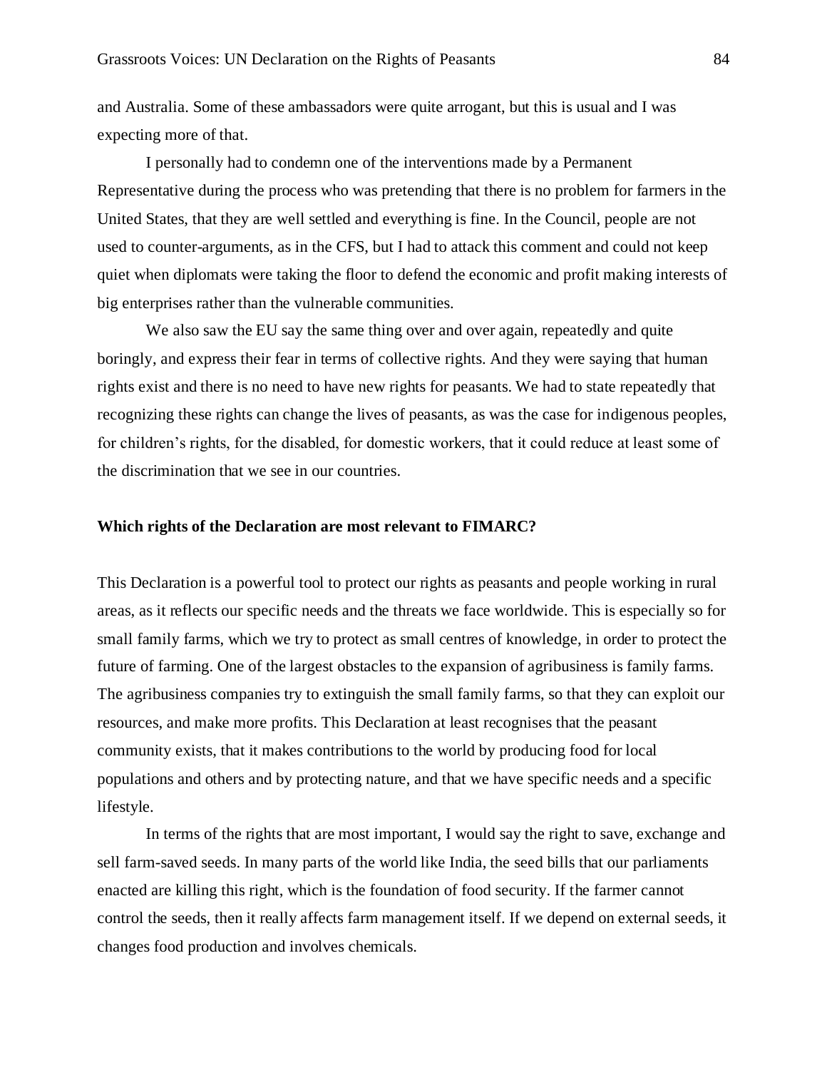and Australia. Some of these ambassadors were quite arrogant, but this is usual and I was expecting more of that.

I personally had to condemn one of the interventions made by a Permanent Representative during the process who was pretending that there is no problem for farmers in the United States, that they are well settled and everything is fine. In the Council, people are not used to counter-arguments, as in the CFS, but I had to attack this comment and could not keep quiet when diplomats were taking the floor to defend the economic and profit making interests of big enterprises rather than the vulnerable communities.

We also saw the EU say the same thing over and over again, repeatedly and quite boringly, and express their fear in terms of collective rights. And they were saying that human rights exist and there is no need to have new rights for peasants. We had to state repeatedly that recognizing these rights can change the lives of peasants, as was the case for indigenous peoples, for children's rights, for the disabled, for domestic workers, that it could reduce at least some of the discrimination that we see in our countries.

**Which rights of the Declaration are most relevant to FIMARC?**

This Declaration is a powerful tool to protect our rights as peasants and people working in rural areas, as it reflects our specific needs and the threats we face worldwide. This is especially so for small family farms, which we try to protect as small centres of knowledge, in order to protect the future of farming. One of the largest obstacles to the expansion of agribusiness is family farms. The agribusiness companies try to extinguish the small family farms, so that they can exploit our resources, and make more profits. This Declaration at least recognises that the peasant community exists, that it makes contributions to the world by producing food for local populations and others and by protecting nature, and that we have specific needs and a specific lifestyle.

In terms of the rights that are most important, I would say the right to save, exchange and sell farm-saved seeds. In many parts of the world like India, the seed bills that our parliaments enacted are killing this right, which is the foundation of food security. If the farmer cannot control the seeds, then it really affects farm management itself. If we depend on external seeds, it changes food production and involves chemicals.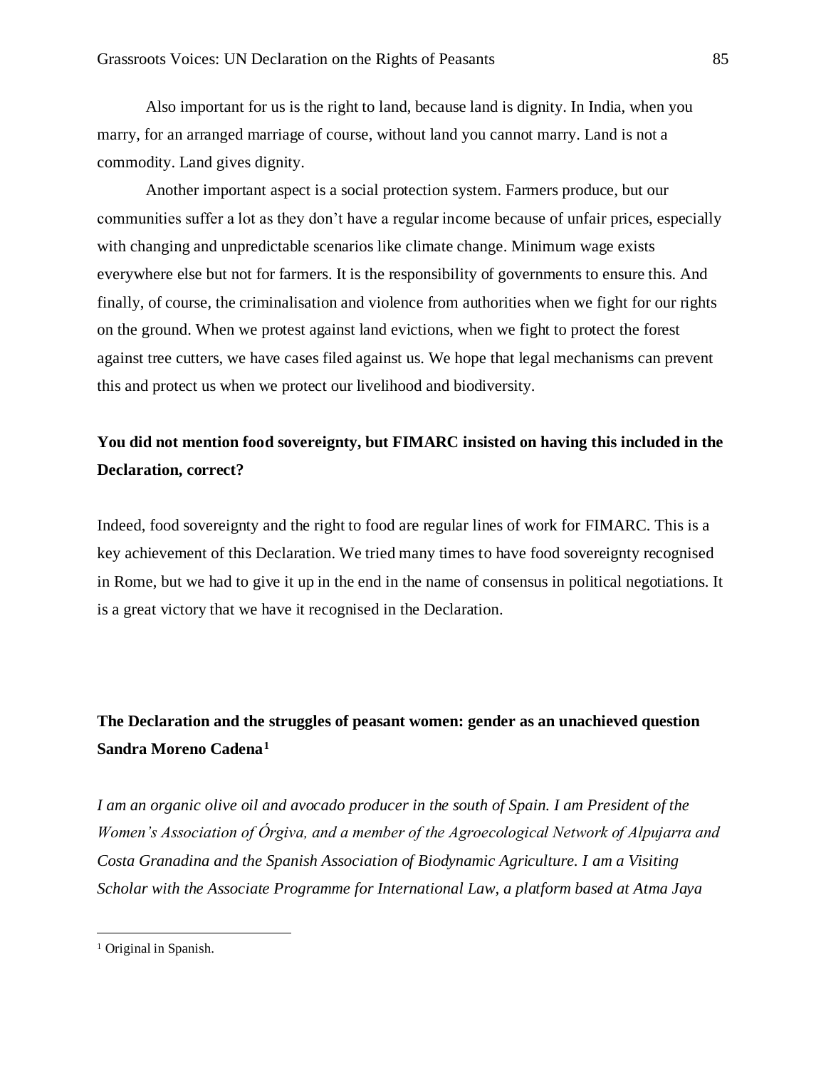Also important for us is the right to land, because land is dignity. In India, when you marry, for an arranged marriage of course, without land you cannot marry. Land is not a commodity. Land gives dignity.

Another important aspect is a social protection system. Farmers produce, but our communities suffer a lot as they don't have a regular income because of unfair prices, especially with changing and unpredictable scenarios like climate change. Minimum wage exists everywhere else but not for farmers. It is the responsibility of governments to ensure this. And finally, of course, the criminalisation and violence from authorities when we fight for our rights on the ground. When we protest against land evictions, when we fight to protect the forest against tree cutters, we have cases filed against us. We hope that legal mechanisms can prevent this and protect us when we protect our livelihood and biodiversity.

**You did not mention food sovereignty, but FIMARC insisted on having this included in the Declaration, correct?**

Indeed, food sovereignty and the right to food are regular lines of work for FIMARC. This is a key achievement of this Declaration. We tried many times to have food sovereignty recognised in Rome, but we had to give it up in the end in the name of consensus in political negotiations. It is a great victory that we have it recognised in the Declaration.

## The Declaration and the struggles of peasant women: gender as an unachieved question

**Sandra Moreno Cadena**[1]

*I am an organic olive oil and avocado producer in the south of Spain. I am President of the Women's Association of Órgiva, and a member of the Agroecological Network of Alpujarra and Costa Granadina and the Spanish Association of Biodynamic Agriculture. I am a Visiting Scholar with the Associate Programme for International Law, a platform based at Atma Jaya*

[1] Original in Spanish.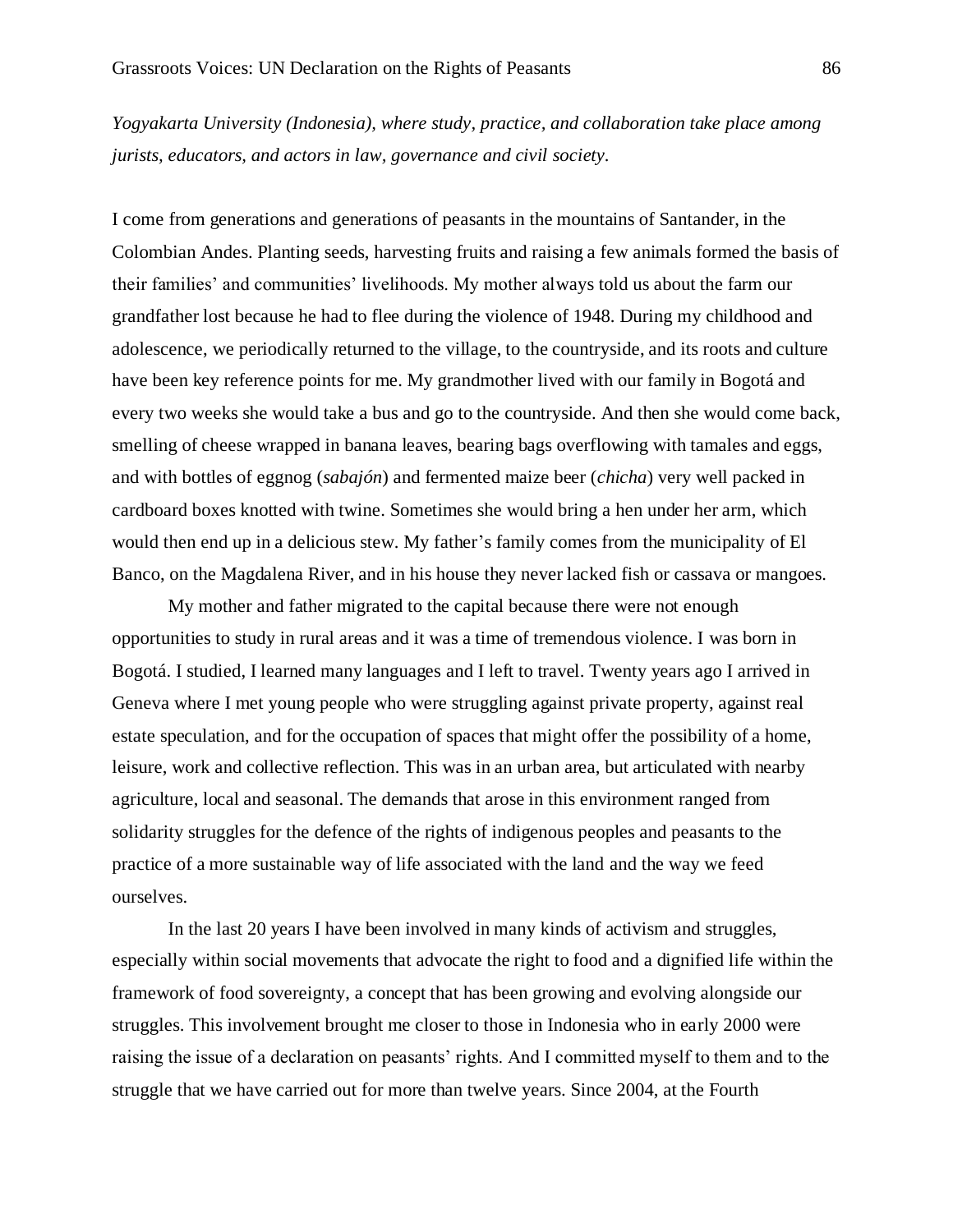*Yogyakarta University (Indonesia), where study, practice, and collaboration take place among jurists, educators, and actors in law, governance and civil society.*

I come from generations and generations of peasants in the mountains of Santander, in the Colombian Andes. Planting seeds, harvesting fruits and raising a few animals formed the basis of their families' and communities' livelihoods. My mother always told us about the farm our grandfather lost because he had to flee during the violence of 1948. During my childhood and adolescence, we periodically returned to the village, to the countryside, and its roots and culture have been key reference points for me. My grandmother lived with our family in Bogotá and every two weeks she would take a bus and go to the countryside. And then she would come back, smelling of cheese wrapped in banana leaves, bearing bags overflowing with tamales and eggs, and with bottles of eggnog (*sabajón*) and fermented maize beer (*chicha*) very well packed in cardboard boxes knotted with twine. Sometimes she would bring a hen under her arm, which would then end up in a delicious stew. My father's family comes from the municipality of El Banco, on the Magdalena River, and in his house they never lacked fish or cassava or mangoes.

My mother and father migrated to the capital because there were not enough opportunities to study in rural areas and it was a time of tremendous violence. I was born in Bogotá. I studied, I learned many languages and I left to travel. Twenty years ago I arrived in Geneva where I met young people who were struggling against private property, against real estate speculation, and for the occupation of spaces that might offer the possibility of a home, leisure, work and collective reflection. This was in an urban area, but articulated with nearby agriculture, local and seasonal. The demands that arose in this environment ranged from solidarity struggles for the defence of the rights of indigenous peoples and peasants to the practice of a more sustainable way of life associated with the land and the way we feed ourselves.

In the last 20 years I have been involved in many kinds of activism and struggles, especially within social movements that advocate the right to food and a dignified life within the framework of food sovereignty, a concept that has been growing and evolving alongside our struggles. This involvement brought me closer to those in Indonesia who in early 2000 were raising the issue of a declaration on peasants' rights. And I committed myself to them and to the struggle that we have carried out for more than twelve years. Since 2004, at the Fourth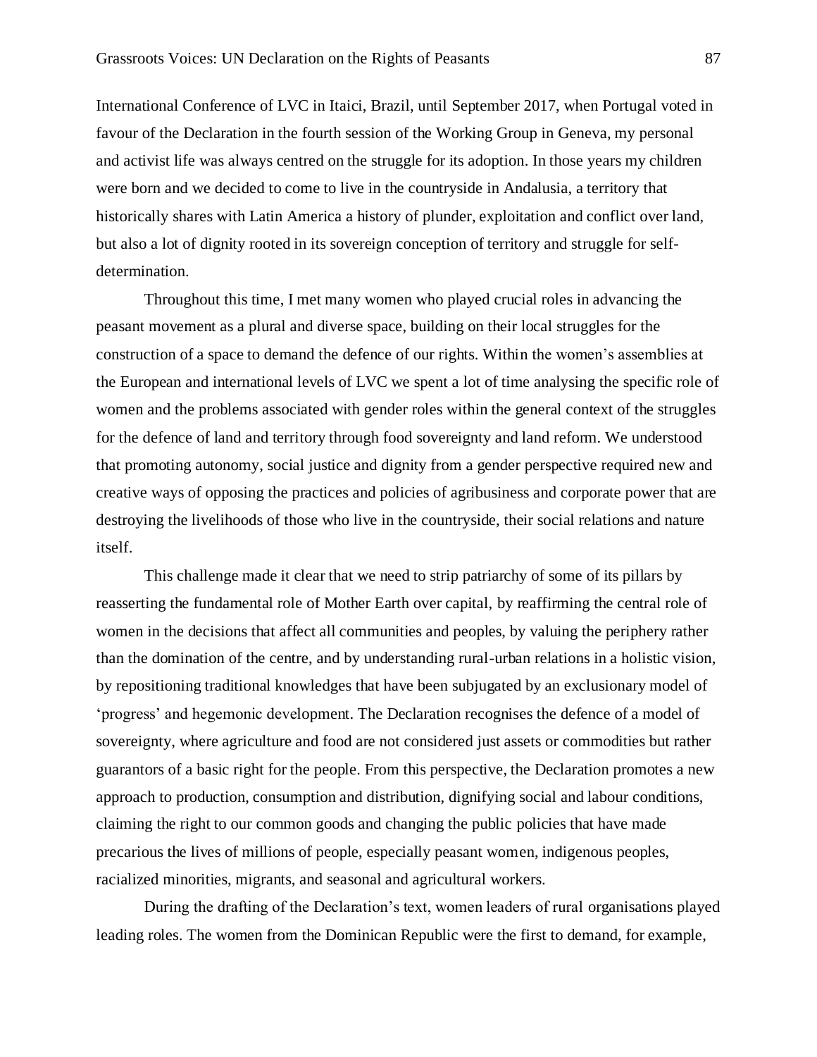International Conference of LVC in Itaici, Brazil, until September 2017, when Portugal voted in favour of the Declaration in the fourth session of the Working Group in Geneva, my personal and activist life was always centred on the struggle for its adoption. In those years my children were born and we decided to come to live in the countryside in Andalusia, a territory that historically shares with Latin America a history of plunder, exploitation and conflict over land, but also a lot of dignity rooted in its sovereign conception of territory and struggle for self-determination.

Throughout this time, I met many women who played crucial roles in advancing the peasant movement as a plural and diverse space, building on their local struggles for the construction of a space to demand the defence of our rights. Within the women's assemblies at the European and international levels of LVC we spent a lot of time analysing the specific role of women and the problems associated with gender roles within the general context of the struggles for the defence of land and territory through food sovereignty and land reform. We understood that promoting autonomy, social justice and dignity from a gender perspective required new and creative ways of opposing the practices and policies of agribusiness and corporate power that are destroying the livelihoods of those who live in the countryside, their social relations and nature itself.

This challenge made it clear that we need to strip patriarchy of some of its pillars by reasserting the fundamental role of Mother Earth over capital, by reaffirming the central role of women in the decisions that affect all communities and peoples, by valuing the periphery rather than the domination of the centre, and by understanding rural-urban relations in a holistic vision, by repositioning traditional knowledges that have been subjugated by an exclusionary model of 'progress' and hegemonic development. The Declaration recognises the defence of a model of sovereignty, where agriculture and food are not considered just assets or commodities but rather guarantors of a basic right for the people. From this perspective, the Declaration promotes a new approach to production, consumption and distribution, dignifying social and labour conditions, claiming the right to our common goods and changing the public policies that have made precarious the lives of millions of people, especially peasant women, indigenous peoples, racialized minorities, migrants, and seasonal and agricultural workers.

During the drafting of the Declaration's text, women leaders of rural organisations played leading roles. The women from the Dominican Republic were the first to demand, for example,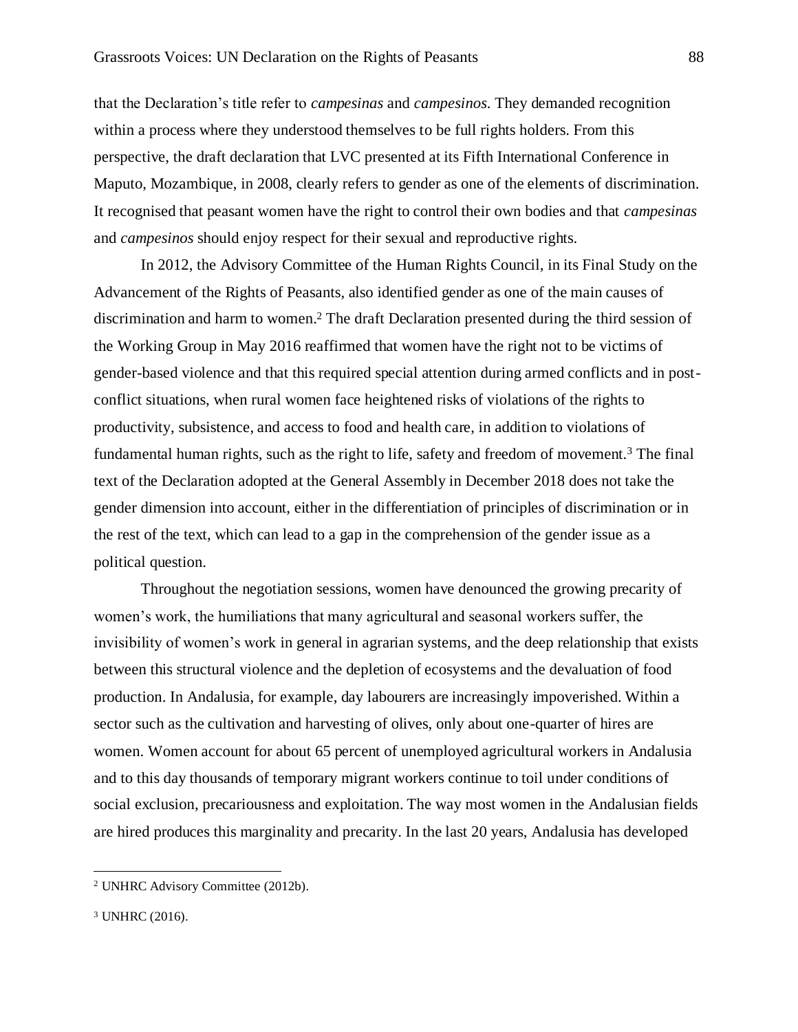that the Declaration's title refer to *campesinas* and *campesinos*. They demanded recognition within a process where they understood themselves to be full rights holders. From this perspective, the draft declaration that LVC presented at its Fifth International Conference in Maputo, Mozambique, in 2008, clearly refers to gender as one of the elements of discrimination. It recognised that peasant women have the right to control their own bodies and that *campesinas* and *campesinos* should enjoy respect for their sexual and reproductive rights.

In 2012, the Advisory Committee of the Human Rights Council, in its Final Study on the Advancement of the Rights of Peasants, also identified gender as one of the main causes of discrimination and harm to women.[2] The draft Declaration presented during the third session of the Working Group in May 2016 reaffirmed that women have the right not to be victims of gender-based violence and that this required special attention during armed conflicts and in post-conflict situations, when rural women face heightened risks of violations of the rights to productivity, subsistence, and access to food and health care, in addition to violations of fundamental human rights, such as the right to life, safety and freedom of movement.[3] The final text of the Declaration adopted at the General Assembly in December 2018 does not take the gender dimension into account, either in the differentiation of principles of discrimination or in the rest of the text, which can lead to a gap in the comprehension of the gender issue as a political question.

Throughout the negotiation sessions, women have denounced the growing precarity of women's work, the humiliations that many agricultural and seasonal workers suffer, the invisibility of women's work in general in agrarian systems, and the deep relationship that exists between this structural violence and the depletion of ecosystems and the devaluation of food production. In Andalusia, for example, day labourers are increasingly impoverished. Within a sector such as the cultivation and harvesting of olives, only about one-quarter of hires are women. Women account for about 65 percent of unemployed agricultural workers in Andalusia and to this day thousands of temporary migrant workers continue to toil under conditions of social exclusion, precariousness and exploitation. The way most women in the Andalusian fields are hired produces this marginality and precarity. In the last 20 years, Andalusia has developed

---

[2] UNHRC Advisory Committee (2012b).

[3] UNHRC (2016).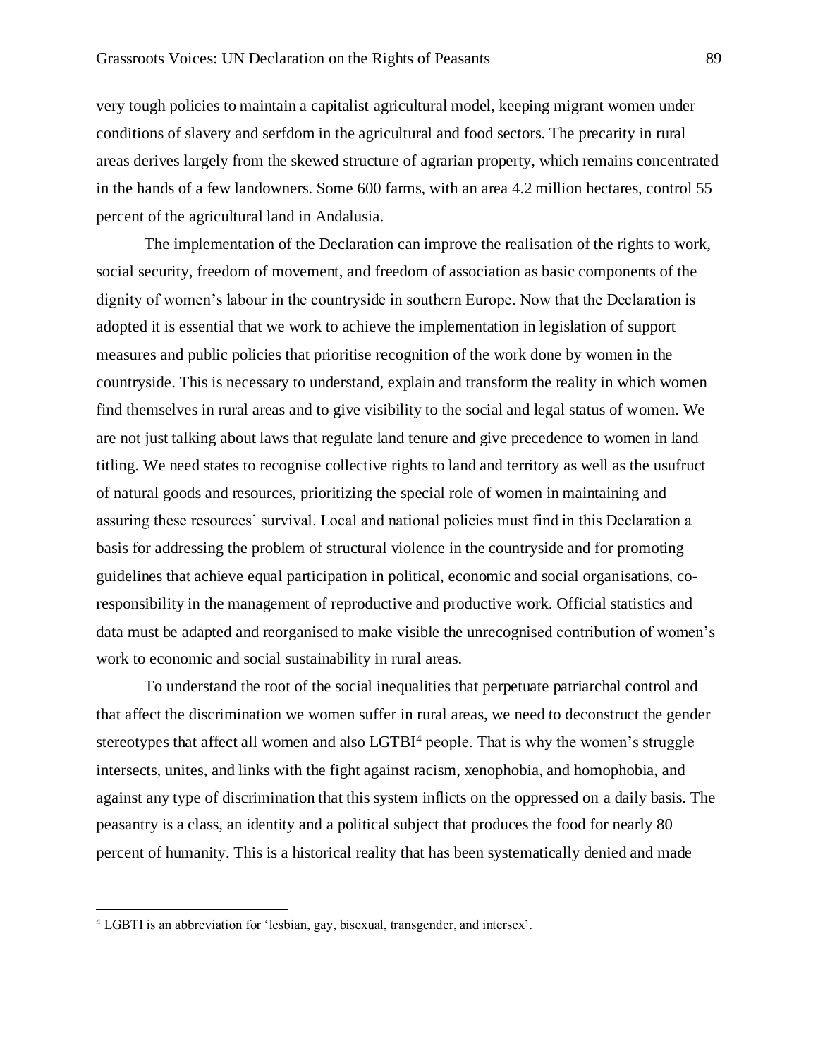very tough policies to maintain a capitalist agricultural model, keeping migrant women under conditions of slavery and serfdom in the agricultural and food sectors. The precarity in rural areas derives largely from the skewed structure of agrarian property, which remains concentrated in the hands of a few landowners. Some 600 farms, with an area 4.2 million hectares, control 55 percent of the agricultural land in Andalusia.

The implementation of the Declaration can improve the realisation of the rights to work, social security, freedom of movement, and freedom of association as basic components of the dignity of women's labour in the countryside in southern Europe. Now that the Declaration is adopted it is essential that we work to achieve the implementation in legislation of support measures and public policies that prioritise recognition of the work done by women in the countryside. This is necessary to understand, explain and transform the reality in which women find themselves in rural areas and to give visibility to the social and legal status of women. We are not just talking about laws that regulate land tenure and give precedence to women in land titling. We need states to recognise collective rights to land and territory as well as the usufruct of natural goods and resources, prioritizing the special role of women in maintaining and assuring these resources' survival. Local and national policies must find in this Declaration a basis for addressing the problem of structural violence in the countryside and for promoting guidelines that achieve equal participation in political, economic and social organisations, co-responsibility in the management of reproductive and productive work. Official statistics and data must be adapted and reorganised to make visible the unrecognised contribution of women's work to economic and social sustainability in rural areas.

To understand the root of the social inequalities that perpetuate patriarchal control and that affect the discrimination we women suffer in rural areas, we need to deconstruct the gender stereotypes that affect all women and also LGTBI[4] people. That is why the women's struggle intersects, unites, and links with the fight against racism, xenophobia, and homophobia, and against any type of discrimination that this system inflicts on the oppressed on a daily basis. The peasantry is a class, an identity and a political subject that produces the food for nearly 80 percent of humanity. This is a historical reality that has been systematically denied and made

---

[4] LGBTI is an abbreviation for 'lesbian, gay, bisexual, transgender, and intersex'.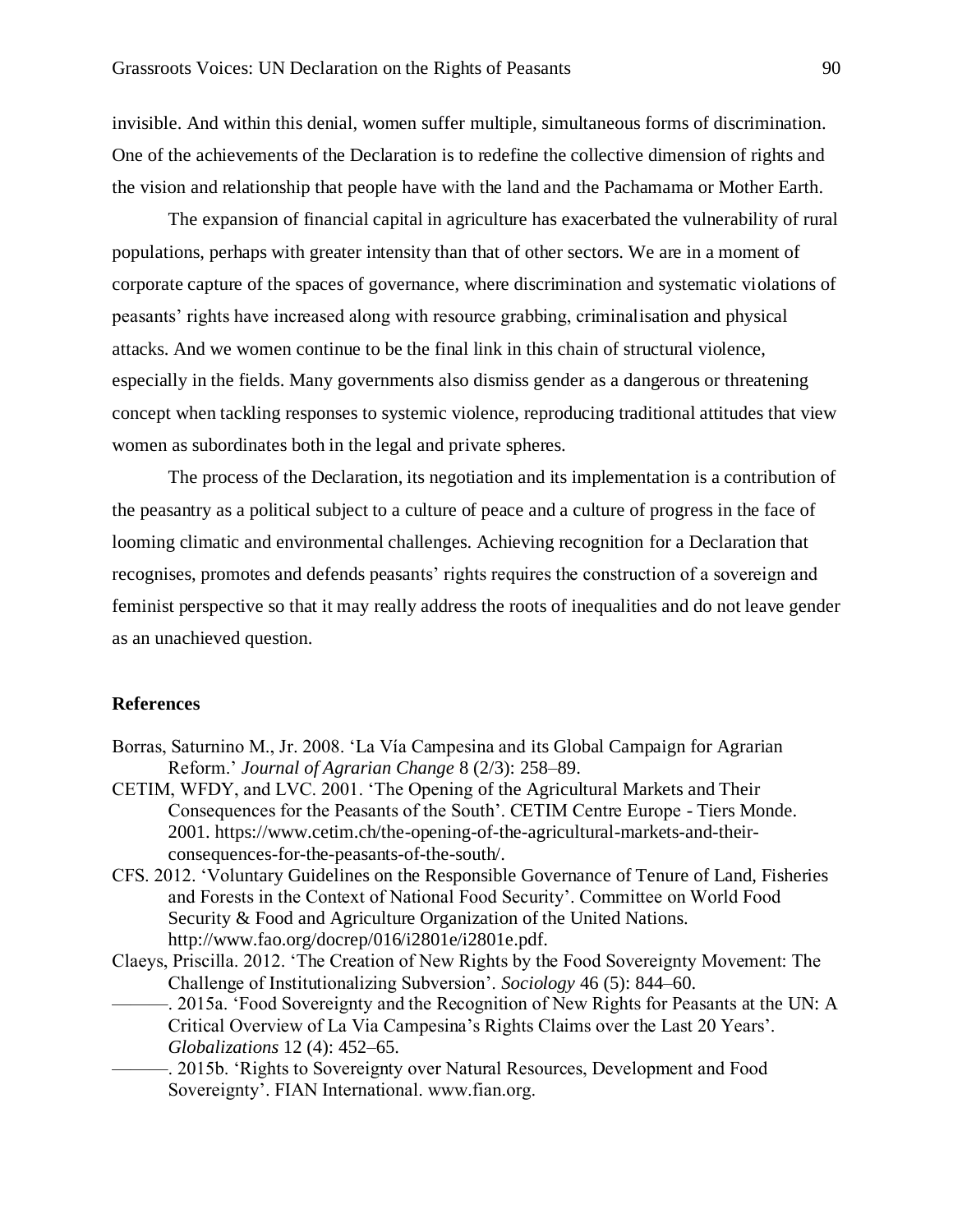invisible. And within this denial, women suffer multiple, simultaneous forms of discrimination. One of the achievements of the Declaration is to redefine the collective dimension of rights and the vision and relationship that people have with the land and the Pachamama or Mother Earth.

The expansion of financial capital in agriculture has exacerbated the vulnerability of rural populations, perhaps with greater intensity than that of other sectors. We are in a moment of corporate capture of the spaces of governance, where discrimination and systematic violations of peasants' rights have increased along with resource grabbing, criminalisation and physical attacks. And we women continue to be the final link in this chain of structural violence, especially in the fields. Many governments also dismiss gender as a dangerous or threatening concept when tackling responses to systemic violence, reproducing traditional attitudes that view women as subordinates both in the legal and private spheres.

The process of the Declaration, its negotiation and its implementation is a contribution of the peasantry as a political subject to a culture of peace and a culture of progress in the face of looming climatic and environmental challenges. Achieving recognition for a Declaration that recognises, promotes and defends peasants' rights requires the construction of a sovereign and feminist perspective so that it may really address the roots of inequalities and do not leave gender as an unachieved question.

**References**

Borras, Saturnino M., Jr. 2008. 'La Vía Campesina and its Global Campaign for Agrarian Reform.' *Journal of Agrarian Change* 8 (2/3): 258–89.

CETIM, WFDY, and LVC. 2001. 'The Opening of the Agricultural Markets and Their Consequences for the Peasants of the South'. CETIM Centre Europe - Tiers Monde. 2001. https://www.cetim.ch/the-opening-of-the-agricultural-markets-and-their-consequences-for-the-peasants-of-the-south/.

CFS. 2012. 'Voluntary Guidelines on the Responsible Governance of Tenure of Land, Fisheries and Forests in the Context of National Food Security'. Committee on World Food Security & Food and Agriculture Organization of the United Nations. http://www.fao.org/docrep/016/i2801e/i2801e.pdf.

Claeys, Priscilla. 2012. 'The Creation of New Rights by the Food Sovereignty Movement: The Challenge of Institutionalizing Subversion'. *Sociology* 46 (5): 844–60.

———. 2015a. 'Food Sovereignty and the Recognition of New Rights for Peasants at the UN: A Critical Overview of La Via Campesina's Rights Claims over the Last 20 Years'. *Globalizations* 12 (4): 452–65.

———. 2015b. 'Rights to Sovereignty over Natural Resources, Development and Food Sovereignty'. FIAN International. www.fian.org.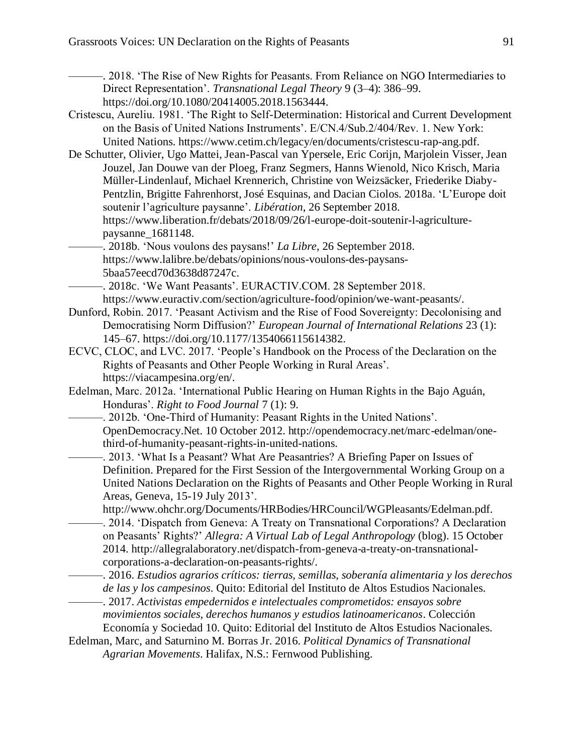———. 2018. 'The Rise of New Rights for Peasants. From Reliance on NGO Intermediaries to Direct Representation'. *Transnational Legal Theory* 9 (3–4): 386–99. https://doi.org/10.1080/20414005.2018.1563444.

Cristescu, Aureliu. 1981. 'The Right to Self-Determination: Historical and Current Development on the Basis of United Nations Instruments'. E/CN.4/Sub.2/404/Rev. 1. New York: United Nations. https://www.cetim.ch/legacy/en/documents/cristescu-rap-ang.pdf.

De Schutter, Olivier, Ugo Mattei, Jean-Pascal van Ypersele, Eric Corijn, Marjolein Visser, Jean Jouzel, Jan Douwe van der Ploeg, Franz Segmers, Hanns Wienold, Nico Krisch, Maria Müller-Lindenlauf, Michael Krennerich, Christine von Weizsäcker, Friederike Diaby-Pentzlin, Brigitte Fahrenhorst, José Esquinas, and Dacian Ciolos. 2018a. 'L'Europe doit soutenir l'agriculture paysanne'. *Libération*, 26 September 2018. https://www.liberation.fr/debats/2018/09/26/l-europe-doit-soutenir-l-agriculture-paysanne_1681148.

———. 2018b. 'Nous voulons des paysans!' *La Libre*, 26 September 2018. https://www.lalibre.be/debats/opinions/nous-voulons-des-paysans-5baa57eecd70d3638d87247c.

———. 2018c. 'We Want Peasants'. EURACTIV.COM. 28 September 2018. https://www.euractiv.com/section/agriculture-food/opinion/we-want-peasants/.

Dunford, Robin. 2017. 'Peasant Activism and the Rise of Food Sovereignty: Decolonising and Democratising Norm Diffusion?' *European Journal of International Relations* 23 (1): 145–67. https://doi.org/10.1177/1354066115614382.

ECVC, CLOC, and LVC. 2017. 'People's Handbook on the Process of the Declaration on the Rights of Peasants and Other People Working in Rural Areas'. https://viacampesina.org/en/.

Edelman, Marc. 2012a. 'International Public Hearing on Human Rights in the Bajo Aguán, Honduras'. *Right to Food Journal* 7 (1): 9.

———. 2012b. 'One-Third of Humanity: Peasant Rights in the United Nations'. OpenDemocracy.Net. 10 October 2012. http://opendemocracy.net/marc-edelman/one-third-of-humanity-peasant-rights-in-united-nations.

———. 2013. 'What Is a Peasant? What Are Peasantries? A Briefing Paper on Issues of Definition. Prepared for the First Session of the Intergovernmental Working Group on a United Nations Declaration on the Rights of Peasants and Other People Working in Rural Areas, Geneva, 15-19 July 2013'. http://www.ohchr.org/Documents/HRBodies/HRCouncil/WGPleasants/Edelman.pdf.

———. 2014. 'Dispatch from Geneva: A Treaty on Transnational Corporations? A Declaration on Peasants' Rights?' *Allegra: A Virtual Lab of Legal Anthropology* (blog). 15 October 2014. http://allegralaboratory.net/dispatch-from-geneva-a-treaty-on-transnational-corporations-a-declaration-on-peasants-rights/.

———. 2016. *Estudios agrarios críticos: tierras, semillas, soberanía alimentaria y los derechos de las y los campesinos*. Quito: Editorial del Instituto de Altos Estudios Nacionales.

———. 2017. *Activistas empedernidos e intelectuales comprometidos: ensayos sobre movimientos sociales, derechos humanos y estudios latinoamericanos*. Colección Economía y Sociedad 10. Quito: Editorial del Instituto de Altos Estudios Nacionales.

Edelman, Marc, and Saturnino M. Borras Jr. 2016. *Political Dynamics of Transnational Agrarian Movements*. Halifax, N.S.: Fernwood Publishing.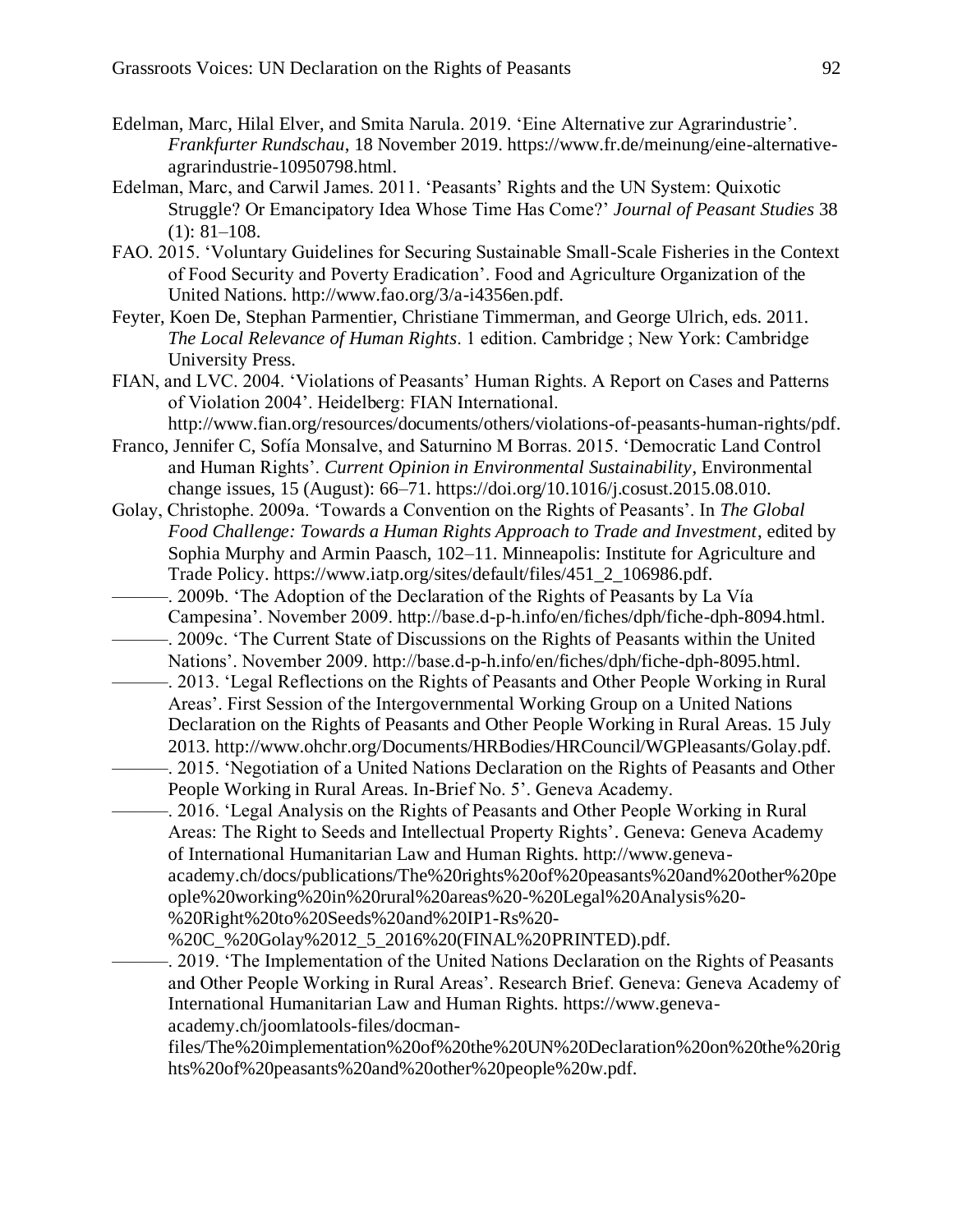Edelman, Marc, Hilal Elver, and Smita Narula. 2019. 'Eine Alternative zur Agrarindustrie'. *Frankfurter Rundschau*, 18 November 2019. https://www.fr.de/meinung/eine-alternative-agrarindustrie-10950798.html.

Edelman, Marc, and Carwil James. 2011. 'Peasants' Rights and the UN System: Quixotic Struggle? Or Emancipatory Idea Whose Time Has Come?' *Journal of Peasant Studies* 38 (1): 81–108.

FAO. 2015. 'Voluntary Guidelines for Securing Sustainable Small-Scale Fisheries in the Context of Food Security and Poverty Eradication'. Food and Agriculture Organization of the United Nations. http://www.fao.org/3/a-i4356en.pdf.

Feyter, Koen De, Stephan Parmentier, Christiane Timmerman, and George Ulrich, eds. 2011. *The Local Relevance of Human Rights*. 1 edition. Cambridge ; New York: Cambridge University Press.

FIAN, and LVC. 2004. 'Violations of Peasants' Human Rights. A Report on Cases and Patterns of Violation 2004'. Heidelberg: FIAN International. http://www.fian.org/resources/documents/others/violations-of-peasants-human-rights/pdf.

Franco, Jennifer C, Sofía Monsalve, and Saturnino M Borras. 2015. 'Democratic Land Control and Human Rights'. *Current Opinion in Environmental Sustainability*, Environmental change issues, 15 (August): 66–71. https://doi.org/10.1016/j.cosust.2015.08.010.

Golay, Christophe. 2009a. 'Towards a Convention on the Rights of Peasants'. In *The Global Food Challenge: Towards a Human Rights Approach to Trade and Investment*, edited by Sophia Murphy and Armin Paasch, 102–11. Minneapolis: Institute for Agriculture and Trade Policy. https://www.iatp.org/sites/default/files/451_2_106986.pdf.

———. 2009b. 'The Adoption of the Declaration of the Rights of Peasants by La Vía Campesina'. November 2009. http://base.d-p-h.info/en/fiches/dph/fiche-dph-8094.html.

———. 2009c. 'The Current State of Discussions on the Rights of Peasants within the United Nations'. November 2009. http://base.d-p-h.info/en/fiches/dph/fiche-dph-8095.html.

———. 2013. 'Legal Reflections on the Rights of Peasants and Other People Working in Rural Areas'. First Session of the Intergovernmental Working Group on a United Nations Declaration on the Rights of Peasants and Other People Working in Rural Areas. 15 July 2013. http://www.ohchr.org/Documents/HRBodies/HRCouncil/WGPleasants/Golay.pdf.

———. 2015. 'Negotiation of a United Nations Declaration on the Rights of Peasants and Other People Working in Rural Areas. In-Brief No. 5'. Geneva Academy.

———. 2016. 'Legal Analysis on the Rights of Peasants and Other People Working in Rural Areas: The Right to Seeds and Intellectual Property Rights'. Geneva: Geneva Academy of International Humanitarian Law and Human Rights. http://www.geneva-academy.ch/docs/publications/The%20rights%20of%20peasants%20and%20other%20people%20working%20in%20rural%20areas%20-%20Legal%20Analysis%20-%20Right%20to%20Seeds%20and%20IP1-Rs%20-%20C_%20Golay%2012_5_2016%20(FINAL%20PRINTED).pdf.

———. 2019. 'The Implementation of the United Nations Declaration on the Rights of Peasants and Other People Working in Rural Areas'. Research Brief. Geneva: Geneva Academy of International Humanitarian Law and Human Rights. https://www.geneva-academy.ch/joomlatools-files/docman-files/The%20implementation%20of%20the%20UN%20Declaration%20on%20the%20rights%20of%20peasants%20and%20other%20people%20w.pdf.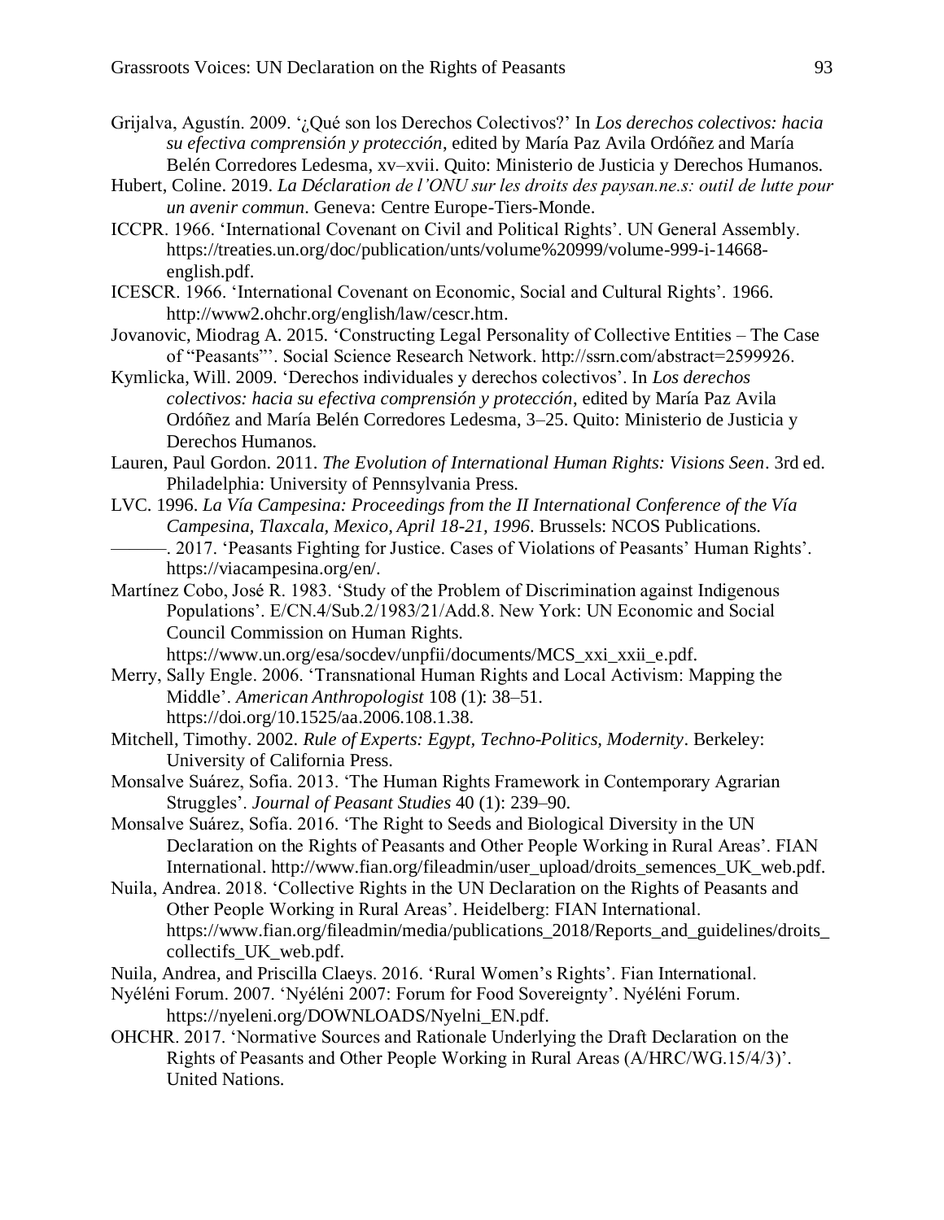Grijalva, Agustín. 2009. '¿Qué son los Derechos Colectivos?' In *Los derechos colectivos: hacia su efectiva comprensión y protección*, edited by María Paz Avila Ordóñez and María Belén Corredores Ledesma, xv–xvii. Quito: Ministerio de Justicia y Derechos Humanos.

Hubert, Coline. 2019. *La Déclaration de l'ONU sur les droits des paysan.ne.s: outil de lutte pour un avenir commun*. Geneva: Centre Europe-Tiers-Monde.

ICCPR. 1966. 'International Covenant on Civil and Political Rights'. UN General Assembly. https://treaties.un.org/doc/publication/unts/volume%20999/volume-999-i-14668-english.pdf.

ICESCR. 1966. 'International Covenant on Economic, Social and Cultural Rights'. 1966. http://www2.ohchr.org/english/law/cescr.htm.

Jovanovic, Miodrag A. 2015. 'Constructing Legal Personality of Collective Entities – The Case of "Peasants"'. Social Science Research Network. http://ssrn.com/abstract=2599926.

Kymlicka, Will. 2009. 'Derechos individuales y derechos colectivos'. In *Los derechos colectivos: hacia su efectiva comprensión y protección*, edited by María Paz Avila Ordóñez and María Belén Corredores Ledesma, 3–25. Quito: Ministerio de Justicia y Derechos Humanos.

Lauren, Paul Gordon. 2011. *The Evolution of International Human Rights: Visions Seen*. 3rd ed. Philadelphia: University of Pennsylvania Press.

LVC. 1996. *La Vía Campesina: Proceedings from the II International Conference of the Vía Campesina, Tlaxcala, Mexico, April 18-21, 1996*. Brussels: NCOS Publications.

———. 2017. 'Peasants Fighting for Justice. Cases of Violations of Peasants' Human Rights'. https://viacampesina.org/en/.

Martínez Cobo, José R. 1983. 'Study of the Problem of Discrimination against Indigenous Populations'. E/CN.4/Sub.2/1983/21/Add.8. New York: UN Economic and Social Council Commission on Human Rights. https://www.un.org/esa/socdev/unpfii/documents/MCS_xxi_xxii_e.pdf.

Merry, Sally Engle. 2006. 'Transnational Human Rights and Local Activism: Mapping the Middle'. *American Anthropologist* 108 (1): 38–51. https://doi.org/10.1525/aa.2006.108.1.38.

Mitchell, Timothy. 2002. *Rule of Experts: Egypt, Techno-Politics, Modernity*. Berkeley: University of California Press.

Monsalve Suárez, Sofia. 2013. 'The Human Rights Framework in Contemporary Agrarian Struggles'. *Journal of Peasant Studies* 40 (1): 239–90.

Monsalve Suárez, Sofía. 2016. 'The Right to Seeds and Biological Diversity in the UN Declaration on the Rights of Peasants and Other People Working in Rural Areas'. FIAN International. http://www.fian.org/fileadmin/user_upload/droits_semences_UK_web.pdf.

Nuila, Andrea. 2018. 'Collective Rights in the UN Declaration on the Rights of Peasants and Other People Working in Rural Areas'. Heidelberg: FIAN International. https://www.fian.org/fileadmin/media/publications_2018/Reports_and_guidelines/droits_collectifs_UK_web.pdf.

Nuila, Andrea, and Priscilla Claeys. 2016. 'Rural Women's Rights'. Fian International.

Nyéléni Forum. 2007. 'Nyéléni 2007: Forum for Food Sovereignty'. Nyéléni Forum. https://nyeleni.org/DOWNLOADS/Nyelni_EN.pdf.

OHCHR. 2017. 'Normative Sources and Rationale Underlying the Draft Declaration on the Rights of Peasants and Other People Working in Rural Areas (A/HRC/WG.15/4/3)'. United Nations.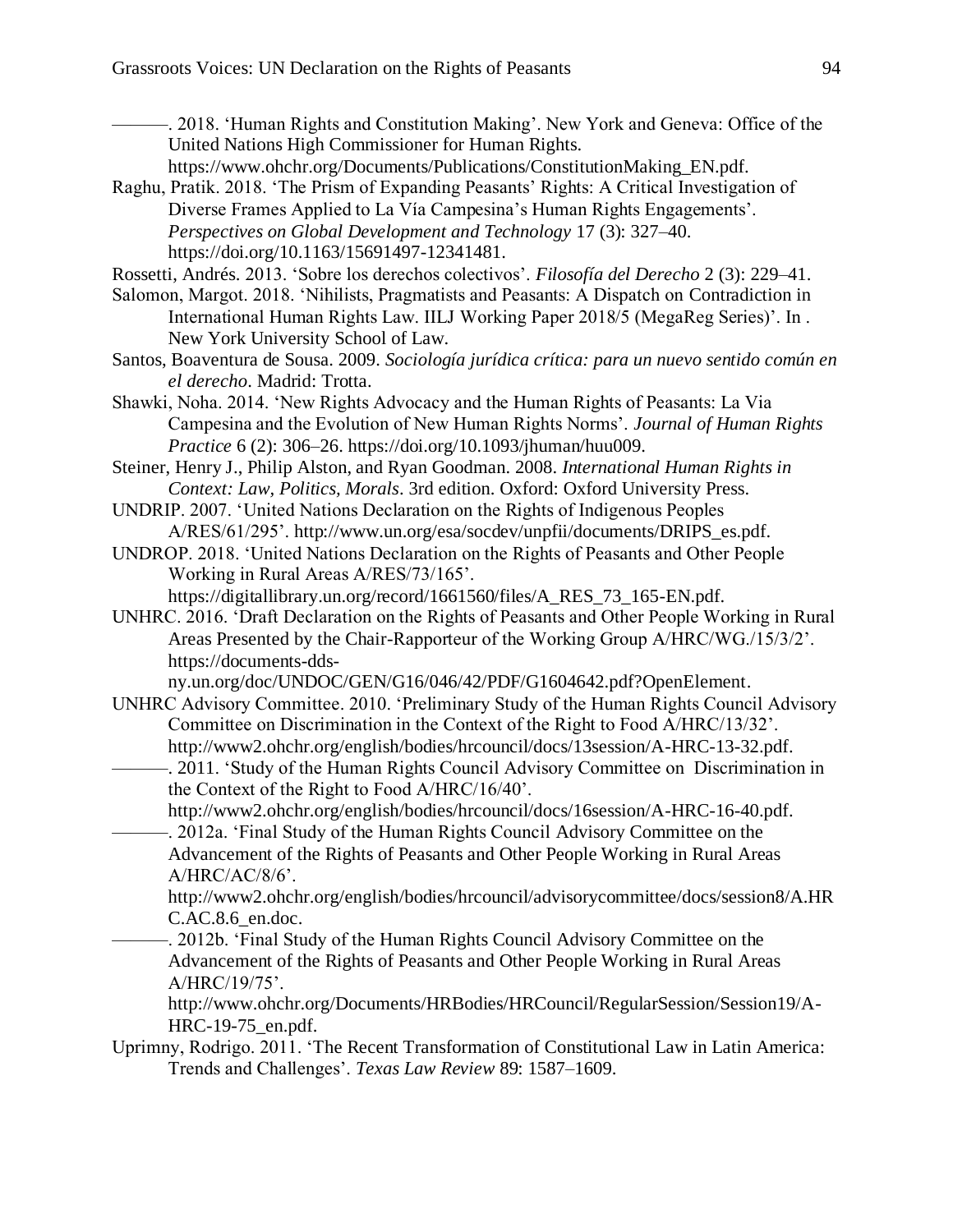———. 2018. 'Human Rights and Constitution Making'. New York and Geneva: Office of the United Nations High Commissioner for Human Rights. https://www.ohchr.org/Documents/Publications/ConstitutionMaking_EN.pdf.

Raghu, Pratik. 2018. 'The Prism of Expanding Peasants' Rights: A Critical Investigation of Diverse Frames Applied to La Vía Campesina's Human Rights Engagements'. *Perspectives on Global Development and Technology* 17 (3): 327–40. https://doi.org/10.1163/15691497-12341481.

Rossetti, Andrés. 2013. 'Sobre los derechos colectivos'. *Filosofía del Derecho* 2 (3): 229–41.

Salomon, Margot. 2018. 'Nihilists, Pragmatists and Peasants: A Dispatch on Contradiction in International Human Rights Law. IILJ Working Paper 2018/5 (MegaReg Series)'. In . New York University School of Law.

Santos, Boaventura de Sousa. 2009. *Sociología jurídica crítica: para un nuevo sentido común en el derecho*. Madrid: Trotta.

Shawki, Noha. 2014. 'New Rights Advocacy and the Human Rights of Peasants: La Via Campesina and the Evolution of New Human Rights Norms'. *Journal of Human Rights Practice* 6 (2): 306–26. https://doi.org/10.1093/jhuman/huu009.

Steiner, Henry J., Philip Alston, and Ryan Goodman. 2008. *International Human Rights in Context: Law, Politics, Morals*. 3rd edition. Oxford: Oxford University Press.

UNDRIP. 2007. 'United Nations Declaration on the Rights of Indigenous Peoples A/RES/61/295'. http://www.un.org/esa/socdev/unpfii/documents/DRIPS_es.pdf.

UNDROP. 2018. 'United Nations Declaration on the Rights of Peasants and Other People Working in Rural Areas A/RES/73/165'. https://digitallibrary.un.org/record/1661560/files/A_RES_73_165-EN.pdf.

UNHRC. 2016. 'Draft Declaration on the Rights of Peasants and Other People Working in Rural Areas Presented by the Chair-Rapporteur of the Working Group A/HRC/WG./15/3/2'. https://documents-dds-ny.un.org/doc/UNDOC/GEN/G16/046/42/PDF/G1604642.pdf?OpenElement.

UNHRC Advisory Committee. 2010. 'Preliminary Study of the Human Rights Council Advisory Committee on Discrimination in the Context of the Right to Food A/HRC/13/32'. http://www2.ohchr.org/english/bodies/hrcouncil/docs/13session/A-HRC-13-32.pdf.

———. 2011. 'Study of the Human Rights Council Advisory Committee on Discrimination in the Context of the Right to Food A/HRC/16/40'. http://www2.ohchr.org/english/bodies/hrcouncil/docs/16session/A-HRC-16-40.pdf.

———. 2012a. 'Final Study of the Human Rights Council Advisory Committee on the Advancement of the Rights of Peasants and Other People Working in Rural Areas A/HRC/AC/8/6'. http://www2.ohchr.org/english/bodies/hrcouncil/advisorycommittee/docs/session8/A.HRC.AC.8.6_en.doc.

———. 2012b. 'Final Study of the Human Rights Council Advisory Committee on the Advancement of the Rights of Peasants and Other People Working in Rural Areas A/HRC/19/75'. http://www.ohchr.org/Documents/HRBodies/HRCouncil/RegularSession/Session19/A-HRC-19-75_en.pdf.

Uprimny, Rodrigo. 2011. 'The Recent Transformation of Constitutional Law in Latin America: Trends and Challenges'. *Texas Law Review* 89: 1587–1609.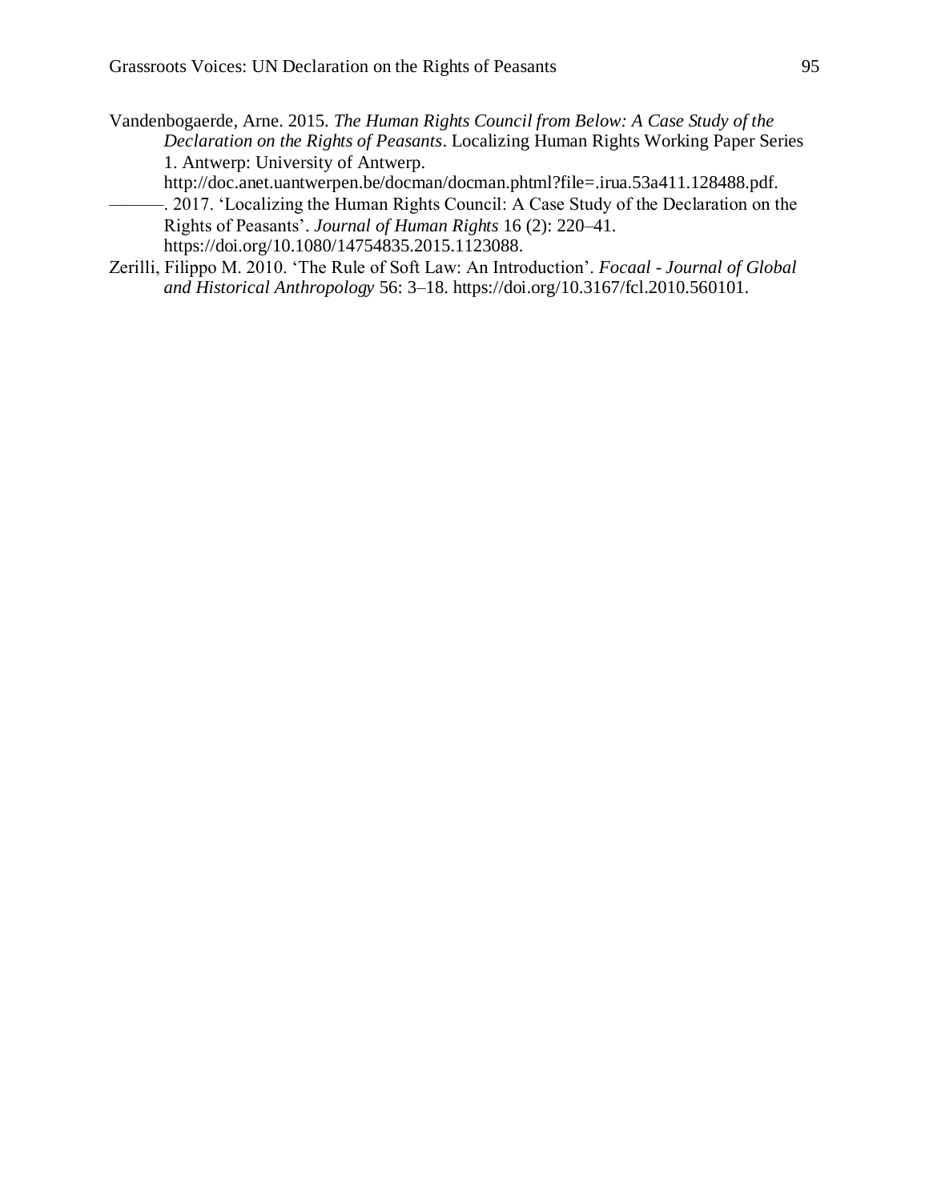Vandenbogaerde, Arne. 2015. *The Human Rights Council from Below: A Case Study of the Declaration on the Rights of Peasants*. Localizing Human Rights Working Paper Series 1. Antwerp: University of Antwerp. http://doc.anet.uantwerpen.be/docman/docman.phtml?file=.irua.53a411.128488.pdf.

———. 2017. 'Localizing the Human Rights Council: A Case Study of the Declaration on the Rights of Peasants'. *Journal of Human Rights* 16 (2): 220–41. https://doi.org/10.1080/14754835.2015.1123088.

Zerilli, Filippo M. 2010. 'The Rule of Soft Law: An Introduction'. *Focaal - Journal of Global and Historical Anthropology* 56: 3–18. https://doi.org/10.3167/fcl.2010.560101.